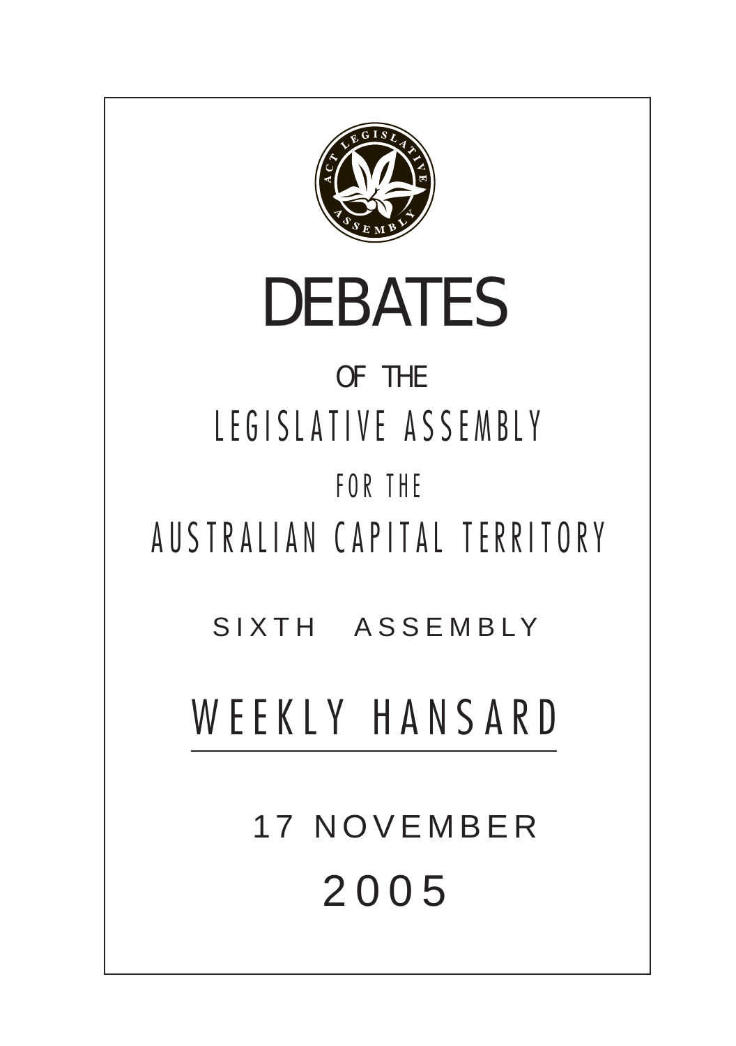# DEBATES

OF THE

LEGISLATIVE ASSEMBLY

FOR THE

AUSTRALIAN CAPITAL TERRITORY

SIXTH ASSEMBLY

## WEEKLY HANSARD

17 NOVEMBER

2005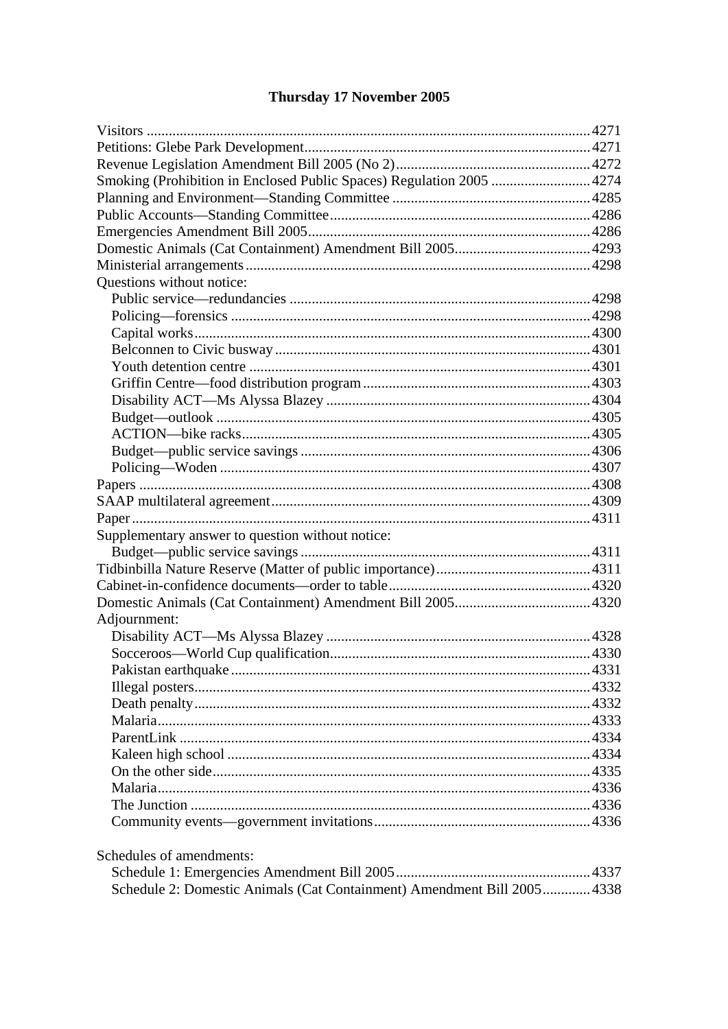# Thursday 17 November 2005

Visitors ........................................................................................................ 4271
Petitions: Glebe Park Development ............................................................. 4271
Revenue Legislation Amendment Bill 2005 (No 2) ....................................... 4272
Smoking (Prohibition in Enclosed Public Spaces) Regulation 2005 ............... 4274
Planning and Environment—Standing Committee ......................................... 4285
Public Accounts—Standing Committee ......................................................... 4286
Emergencies Amendment Bill 2005 .............................................................. 4286
Domestic Animals (Cat Containment) Amendment Bill 2005 ........................ 4293
Ministerial arrangements .............................................................................. 4298
Questions without notice:
- Public service—redundancies ................................................................. 4298
- Policing—forensics ................................................................................. 4298
- Capital works .......................................................................................... 4300
- Belconnen to Civic busway ...................................................................... 4301
- Youth detention centre ............................................................................ 4301
- Griffin Centre—food distribution program .............................................. 4303
- Disability ACT—Ms Alyssa Blazey ......................................................... 4304
- Budget—outlook ..................................................................................... 4305
- ACTION—bike racks ............................................................................... 4305
- Budget—public service savings ............................................................... 4306
- Policing—Woden ..................................................................................... 4307

Papers .......................................................................................................... 4308
SAAP multilateral agreement ....................................................................... 4309
Paper ............................................................................................................ 4311
Supplementary answer to question without notice:
- Budget—public service savings ............................................................... 4311

Tidbinbilla Nature Reserve (Matter of public importance) ............................ 4311
Cabinet-in-confidence documents—order to table ........................................ 4320
Domestic Animals (Cat Containment) Amendment Bill 2005 ........................ 4320
Adjournment:
- Disability ACT—Ms Alyssa Blazey ......................................................... 4328
- Socceroos—World Cup qualification ....................................................... 4330
- Pakistan earthquake ................................................................................. 4331
- Illegal posters ........................................................................................... 4332
- Death penalty ........................................................................................... 4332
- Malaria ..................................................................................................... 4333
- ParentLink ............................................................................................... 4334
- Kaleen high school .................................................................................. 4334
- On the other side ...................................................................................... 4335
- Malaria ..................................................................................................... 4336
- The Junction ............................................................................................ 4336
- Community events—government invitations ........................................... 4336

Schedules of amendments:
- Schedule 1: Emergencies Amendment Bill 2005 ..................................... 4337
- Schedule 2: Domestic Animals (Cat Containment) Amendment Bill 2005 ............. 4338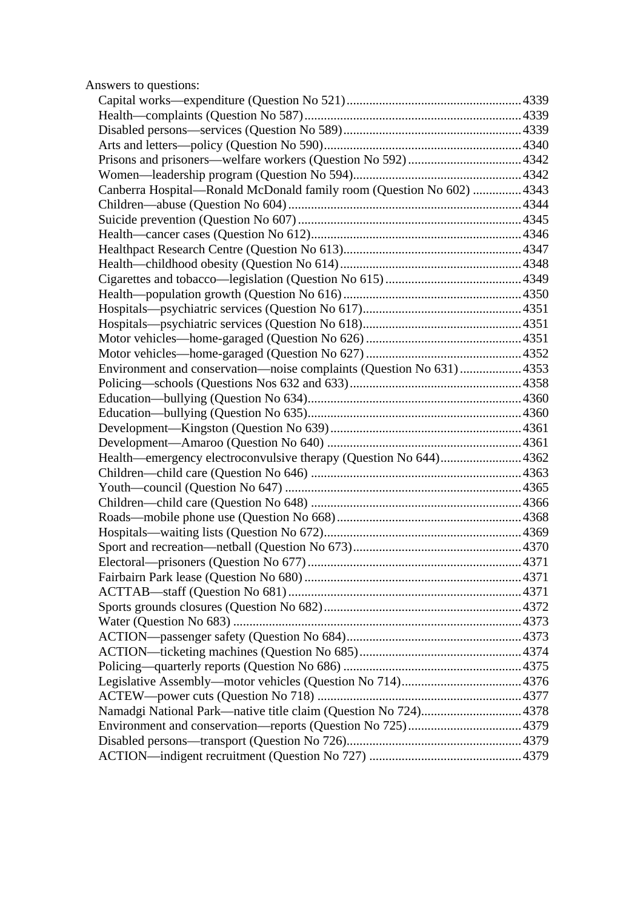Answers to questions:

- Capital works—expenditure (Question No 521) ..................................................... 4339
- Health—complaints (Question No 587) ..................................................... 4339
- Disabled persons—services (Question No 589) ..................................................... 4339
- Arts and letters—policy (Question No 590) ..................................................... 4340
- Prisons and prisoners—welfare workers (Question No 592) ..................................................... 4342
- Women—leadership program (Question No 594) ..................................................... 4342
- Canberra Hospital—Ronald McDonald family room (Question No 602) ..................................................... 4343
- Children—abuse (Question No 604) ..................................................... 4344
- Suicide prevention (Question No 607) ..................................................... 4345
- Health—cancer cases (Question No 612) ..................................................... 4346
- Healthpact Research Centre (Question No 613) ..................................................... 4347
- Health—childhood obesity (Question No 614) ..................................................... 4348
- Cigarettes and tobacco—legislation (Question No 615) ..................................................... 4349
- Health—population growth (Question No 616) ..................................................... 4350
- Hospitals—psychiatric services (Question No 617) ..................................................... 4351
- Hospitals—psychiatric services (Question No 618) ..................................................... 4351
- Motor vehicles—home-garaged (Question No 626) ..................................................... 4351
- Motor vehicles—home-garaged (Question No 627) ..................................................... 4352
- Environment and conservation—noise complaints (Question No 631) ..................................................... 4353
- Policing—schools (Questions Nos 632 and 633) ..................................................... 4358
- Education—bullying (Question No 634) ..................................................... 4360
- Education—bullying (Question No 635) ..................................................... 4360
- Development—Kingston (Question No 639) ..................................................... 4361
- Development—Amaroo (Question No 640) ..................................................... 4361
- Health—emergency electroconvulsive therapy (Question No 644) ..................................................... 4362
- Children—child care (Question No 646) ..................................................... 4363
- Youth—council (Question No 647) ..................................................... 4365
- Children—child care (Question No 648) ..................................................... 4366
- Roads—mobile phone use (Question No 668) ..................................................... 4368
- Hospitals—waiting lists (Question No 672) ..................................................... 4369
- Sport and recreation—netball (Question No 673) ..................................................... 4370
- Electoral—prisoners (Question No 677) ..................................................... 4371
- Fairbairn Park lease (Question No 680) ..................................................... 4371
- ACTTAB—staff (Question No 681) ..................................................... 4371
- Sports grounds closures (Question No 682) ..................................................... 4372
- Water (Question No 683) ..................................................... 4373
- ACTION—passenger safety (Question No 684) ..................................................... 4373
- ACTION—ticketing machines (Question No 685) ..................................................... 4374
- Policing—quarterly reports (Question No 686) ..................................................... 4375
- Legislative Assembly—motor vehicles (Question No 714) ..................................................... 4376
- ACTEW—power cuts (Question No 718) ..................................................... 4377
- Namadgi National Park—native title claim (Question No 724) ..................................................... 4378
- Environment and conservation—reports (Question No 725) ..................................................... 4379
- Disabled persons—transport (Question No 726) ..................................................... 4379
- ACTION—indigent recruitment (Question No 727) ..................................................... 4379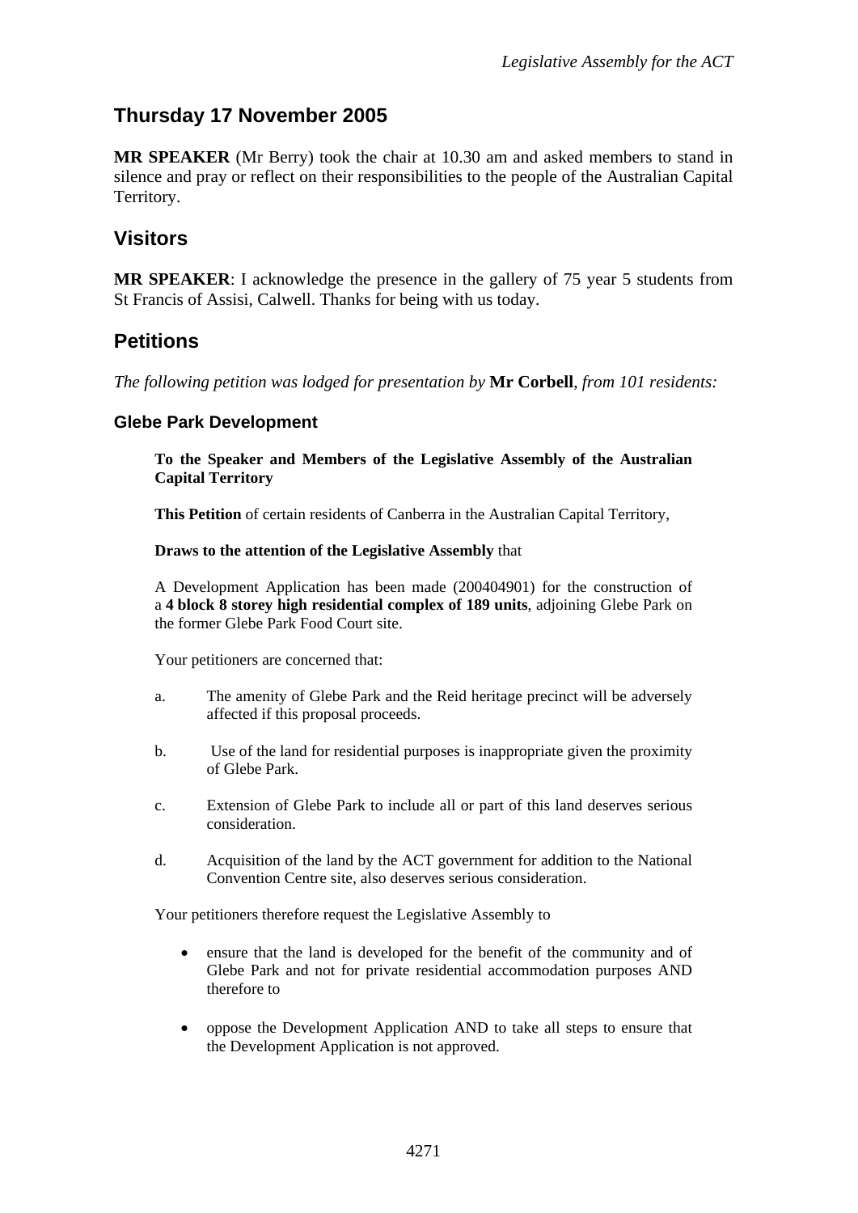## Thursday 17 November 2005

**MR SPEAKER** (Mr Berry) took the chair at 10.30 am and asked members to stand in silence and pray or reflect on their responsibilities to the people of the Australian Capital Territory.

## Visitors

**MR SPEAKER**: I acknowledge the presence in the gallery of 75 year 5 students from St Francis of Assisi, Calwell. Thanks for being with us today.

## Petitions

*The following petition was lodged for presentation by* **Mr Corbell**, *from 101 residents:*

### Glebe Park Development

**To the Speaker and Members of the Legislative Assembly of the Australian Capital Territory**

**This Petition** of certain residents of Canberra in the Australian Capital Territory,

**Draws to the attention of the Legislative Assembly** that

A Development Application has been made (200404901) for the construction of a **4 block 8 storey high residential complex of 189 units**, adjoining Glebe Park on the former Glebe Park Food Court site.

Your petitioners are concerned that:

a. The amenity of Glebe Park and the Reid heritage precinct will be adversely affected if this proposal proceeds.

b. Use of the land for residential purposes is inappropriate given the proximity of Glebe Park.

c. Extension of Glebe Park to include all or part of this land deserves serious consideration.

d. Acquisition of the land by the ACT government for addition to the National Convention Centre site, also deserves serious consideration.

Your petitioners therefore request the Legislative Assembly to

- ensure that the land is developed for the benefit of the community and of Glebe Park and not for private residential accommodation purposes AND therefore to
- oppose the Development Application AND to take all steps to ensure that the Development Application is not approved.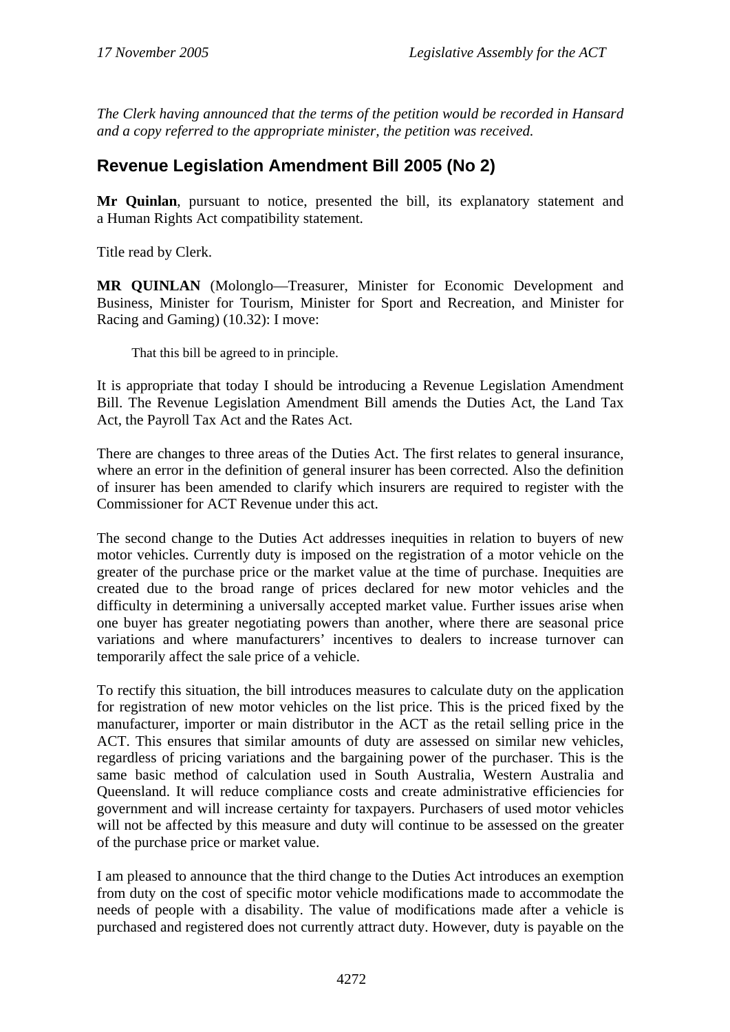*The Clerk having announced that the terms of the petition would be recorded in Hansard and a copy referred to the appropriate minister, the petition was received.*

## Revenue Legislation Amendment Bill 2005 (No 2)

**Mr Quinlan**, pursuant to notice, presented the bill, its explanatory statement and a Human Rights Act compatibility statement.

Title read by Clerk.

**MR QUINLAN** (Molonglo—Treasurer, Minister for Economic Development and Business, Minister for Tourism, Minister for Sport and Recreation, and Minister for Racing and Gaming) (10.32): I move:

> That this bill be agreed to in principle.

It is appropriate that today I should be introducing a Revenue Legislation Amendment Bill. The Revenue Legislation Amendment Bill amends the Duties Act, the Land Tax Act, the Payroll Tax Act and the Rates Act.

There are changes to three areas of the Duties Act. The first relates to general insurance, where an error in the definition of general insurer has been corrected. Also the definition of insurer has been amended to clarify which insurers are required to register with the Commissioner for ACT Revenue under this act.

The second change to the Duties Act addresses inequities in relation to buyers of new motor vehicles. Currently duty is imposed on the registration of a motor vehicle on the greater of the purchase price or the market value at the time of purchase. Inequities are created due to the broad range of prices declared for new motor vehicles and the difficulty in determining a universally accepted market value. Further issues arise when one buyer has greater negotiating powers than another, where there are seasonal price variations and where manufacturers' incentives to dealers to increase turnover can temporarily affect the sale price of a vehicle.

To rectify this situation, the bill introduces measures to calculate duty on the application for registration of new motor vehicles on the list price. This is the priced fixed by the manufacturer, importer or main distributor in the ACT as the retail selling price in the ACT. This ensures that similar amounts of duty are assessed on similar new vehicles, regardless of pricing variations and the bargaining power of the purchaser. This is the same basic method of calculation used in South Australia, Western Australia and Queensland. It will reduce compliance costs and create administrative efficiencies for government and will increase certainty for taxpayers. Purchasers of used motor vehicles will not be affected by this measure and duty will continue to be assessed on the greater of the purchase price or market value.

I am pleased to announce that the third change to the Duties Act introduces an exemption from duty on the cost of specific motor vehicle modifications made to accommodate the needs of people with a disability. The value of modifications made after a vehicle is purchased and registered does not currently attract duty. However, duty is payable on the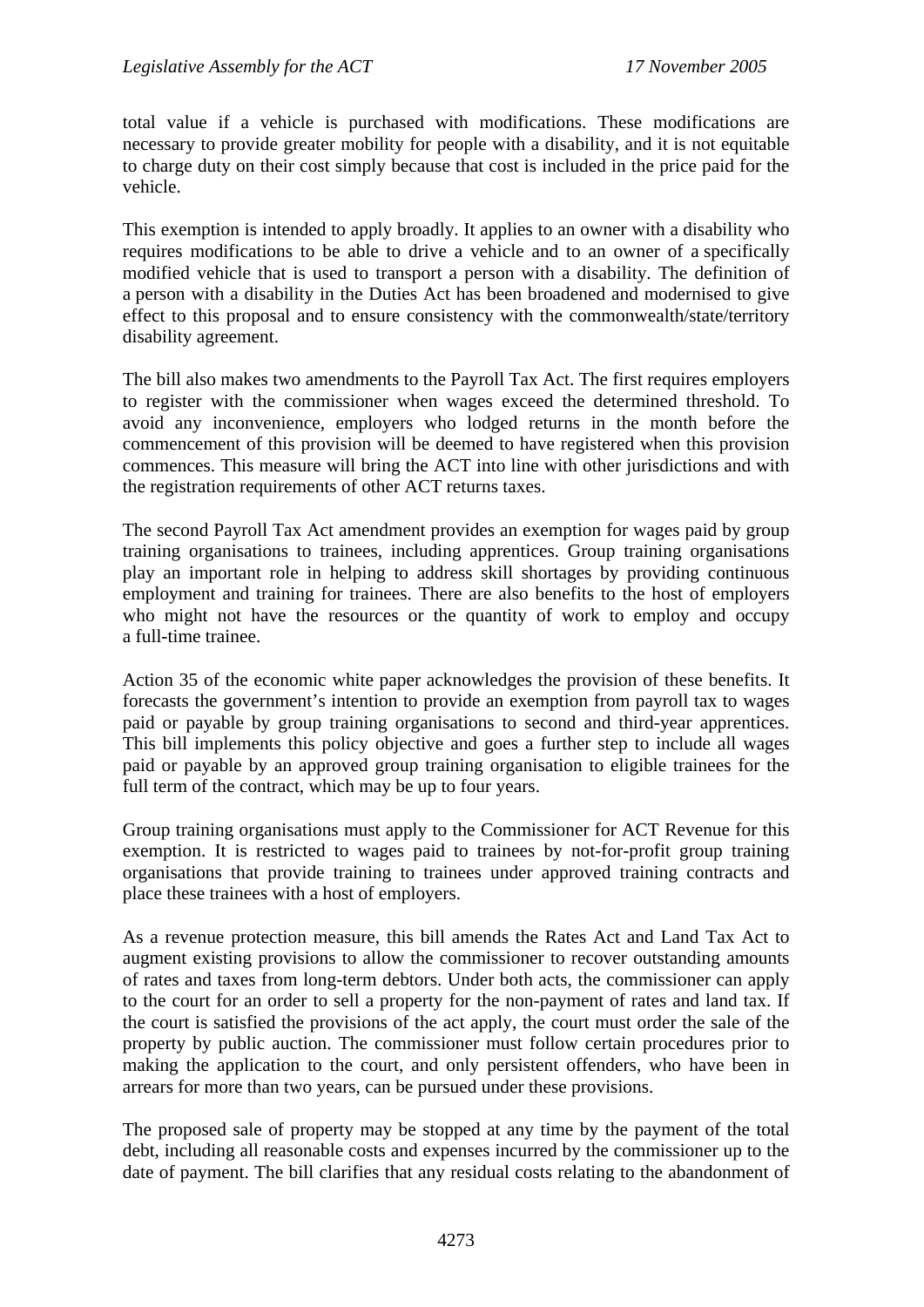total value if a vehicle is purchased with modifications. These modifications are necessary to provide greater mobility for people with a disability, and it is not equitable to charge duty on their cost simply because that cost is included in the price paid for the vehicle.

This exemption is intended to apply broadly. It applies to an owner with a disability who requires modifications to be able to drive a vehicle and to an owner of a specifically modified vehicle that is used to transport a person with a disability. The definition of a person with a disability in the Duties Act has been broadened and modernised to give effect to this proposal and to ensure consistency with the commonwealth/state/territory disability agreement.

The bill also makes two amendments to the Payroll Tax Act. The first requires employers to register with the commissioner when wages exceed the determined threshold. To avoid any inconvenience, employers who lodged returns in the month before the commencement of this provision will be deemed to have registered when this provision commences. This measure will bring the ACT into line with other jurisdictions and with the registration requirements of other ACT returns taxes.

The second Payroll Tax Act amendment provides an exemption for wages paid by group training organisations to trainees, including apprentices. Group training organisations play an important role in helping to address skill shortages by providing continuous employment and training for trainees. There are also benefits to the host of employers who might not have the resources or the quantity of work to employ and occupy a full-time trainee.

Action 35 of the economic white paper acknowledges the provision of these benefits. It forecasts the government's intention to provide an exemption from payroll tax to wages paid or payable by group training organisations to second and third-year apprentices. This bill implements this policy objective and goes a further step to include all wages paid or payable by an approved group training organisation to eligible trainees for the full term of the contract, which may be up to four years.

Group training organisations must apply to the Commissioner for ACT Revenue for this exemption. It is restricted to wages paid to trainees by not-for-profit group training organisations that provide training to trainees under approved training contracts and place these trainees with a host of employers.

As a revenue protection measure, this bill amends the Rates Act and Land Tax Act to augment existing provisions to allow the commissioner to recover outstanding amounts of rates and taxes from long-term debtors. Under both acts, the commissioner can apply to the court for an order to sell a property for the non-payment of rates and land tax. If the court is satisfied the provisions of the act apply, the court must order the sale of the property by public auction. The commissioner must follow certain procedures prior to making the application to the court, and only persistent offenders, who have been in arrears for more than two years, can be pursued under these provisions.

The proposed sale of property may be stopped at any time by the payment of the total debt, including all reasonable costs and expenses incurred by the commissioner up to the date of payment. The bill clarifies that any residual costs relating to the abandonment of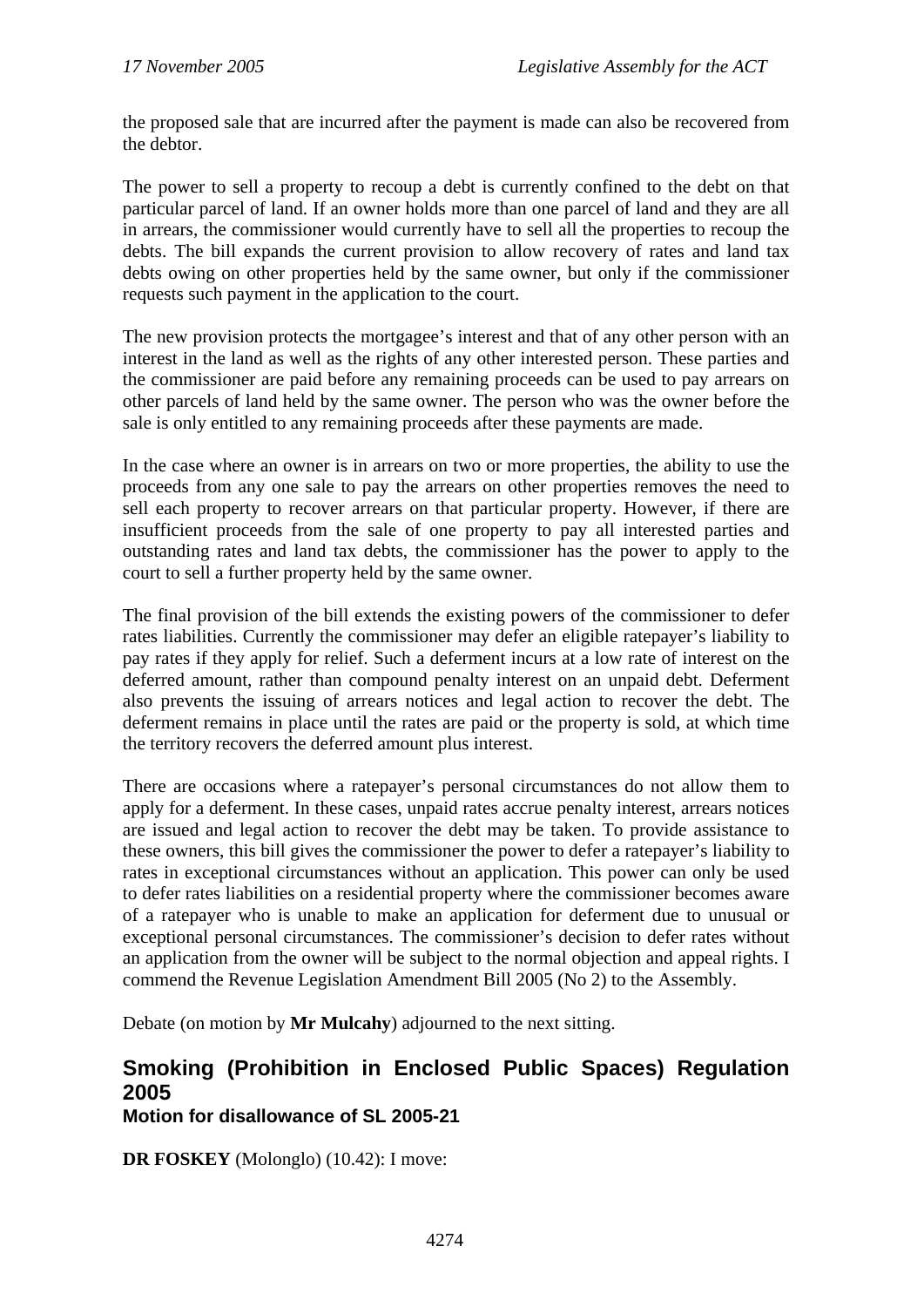the proposed sale that are incurred after the payment is made can also be recovered from the debtor.

The power to sell a property to recoup a debt is currently confined to the debt on that particular parcel of land. If an owner holds more than one parcel of land and they are all in arrears, the commissioner would currently have to sell all the properties to recoup the debts. The bill expands the current provision to allow recovery of rates and land tax debts owing on other properties held by the same owner, but only if the commissioner requests such payment in the application to the court.

The new provision protects the mortgagee's interest and that of any other person with an interest in the land as well as the rights of any other interested person. These parties and the commissioner are paid before any remaining proceeds can be used to pay arrears on other parcels of land held by the same owner. The person who was the owner before the sale is only entitled to any remaining proceeds after these payments are made.

In the case where an owner is in arrears on two or more properties, the ability to use the proceeds from any one sale to pay the arrears on other properties removes the need to sell each property to recover arrears on that particular property. However, if there are insufficient proceeds from the sale of one property to pay all interested parties and outstanding rates and land tax debts, the commissioner has the power to apply to the court to sell a further property held by the same owner.

The final provision of the bill extends the existing powers of the commissioner to defer rates liabilities. Currently the commissioner may defer an eligible ratepayer's liability to pay rates if they apply for relief. Such a deferment incurs at a low rate of interest on the deferred amount, rather than compound penalty interest on an unpaid debt. Deferment also prevents the issuing of arrears notices and legal action to recover the debt. The deferment remains in place until the rates are paid or the property is sold, at which time the territory recovers the deferred amount plus interest.

There are occasions where a ratepayer's personal circumstances do not allow them to apply for a deferment. In these cases, unpaid rates accrue penalty interest, arrears notices are issued and legal action to recover the debt may be taken. To provide assistance to these owners, this bill gives the commissioner the power to defer a ratepayer's liability to rates in exceptional circumstances without an application. This power can only be used to defer rates liabilities on a residential property where the commissioner becomes aware of a ratepayer who is unable to make an application for deferment due to unusual or exceptional personal circumstances. The commissioner's decision to defer rates without an application from the owner will be subject to the normal objection and appeal rights. I commend the Revenue Legislation Amendment Bill 2005 (No 2) to the Assembly.

Debate (on motion by **Mr Mulcahy**) adjourned to the next sitting.

## Smoking (Prohibition in Enclosed Public Spaces) Regulation 2005

### Motion for disallowance of SL 2005-21

**DR FOSKEY** (Molonglo) (10.42): I move: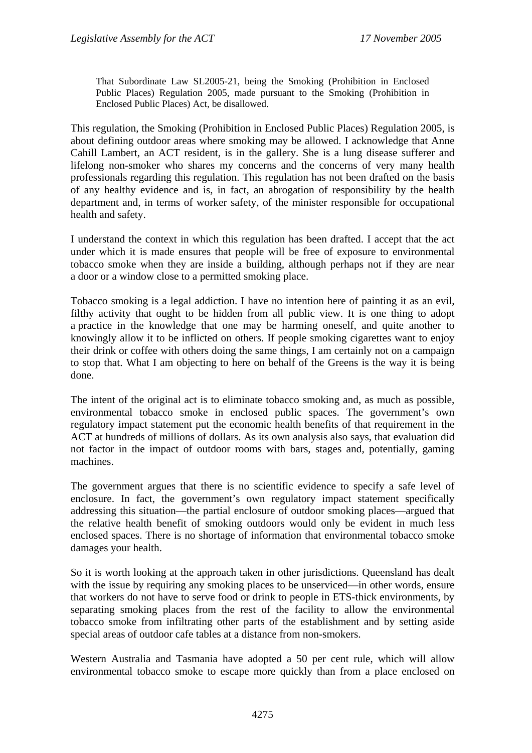> That Subordinate Law SL2005-21, being the Smoking (Prohibition in Enclosed Public Places) Regulation 2005, made pursuant to the Smoking (Prohibition in Enclosed Public Places) Act, be disallowed.

This regulation, the Smoking (Prohibition in Enclosed Public Places) Regulation 2005, is about defining outdoor areas where smoking may be allowed. I acknowledge that Anne Cahill Lambert, an ACT resident, is in the gallery. She is a lung disease sufferer and lifelong non-smoker who shares my concerns and the concerns of very many health professionals regarding this regulation. This regulation has not been drafted on the basis of any healthy evidence and is, in fact, an abrogation of responsibility by the health department and, in terms of worker safety, of the minister responsible for occupational health and safety.

I understand the context in which this regulation has been drafted. I accept that the act under which it is made ensures that people will be free of exposure to environmental tobacco smoke when they are inside a building, although perhaps not if they are near a door or a window close to a permitted smoking place.

Tobacco smoking is a legal addiction. I have no intention here of painting it as an evil, filthy activity that ought to be hidden from all public view. It is one thing to adopt a practice in the knowledge that one may be harming oneself, and quite another to knowingly allow it to be inflicted on others. If people smoking cigarettes want to enjoy their drink or coffee with others doing the same things, I am certainly not on a campaign to stop that. What I am objecting to here on behalf of the Greens is the way it is being done.

The intent of the original act is to eliminate tobacco smoking and, as much as possible, environmental tobacco smoke in enclosed public spaces. The government's own regulatory impact statement put the economic health benefits of that requirement in the ACT at hundreds of millions of dollars. As its own analysis also says, that evaluation did not factor in the impact of outdoor rooms with bars, stages and, potentially, gaming machines.

The government argues that there is no scientific evidence to specify a safe level of enclosure. In fact, the government's own regulatory impact statement specifically addressing this situation—the partial enclosure of outdoor smoking places—argued that the relative health benefit of smoking outdoors would only be evident in much less enclosed spaces. There is no shortage of information that environmental tobacco smoke damages your health.

So it is worth looking at the approach taken in other jurisdictions. Queensland has dealt with the issue by requiring any smoking places to be unserviced—in other words, ensure that workers do not have to serve food or drink to people in ETS-thick environments, by separating smoking places from the rest of the facility to allow the environmental tobacco smoke from infiltrating other parts of the establishment and by setting aside special areas of outdoor cafe tables at a distance from non-smokers.

Western Australia and Tasmania have adopted a 50 per cent rule, which will allow environmental tobacco smoke to escape more quickly than from a place enclosed on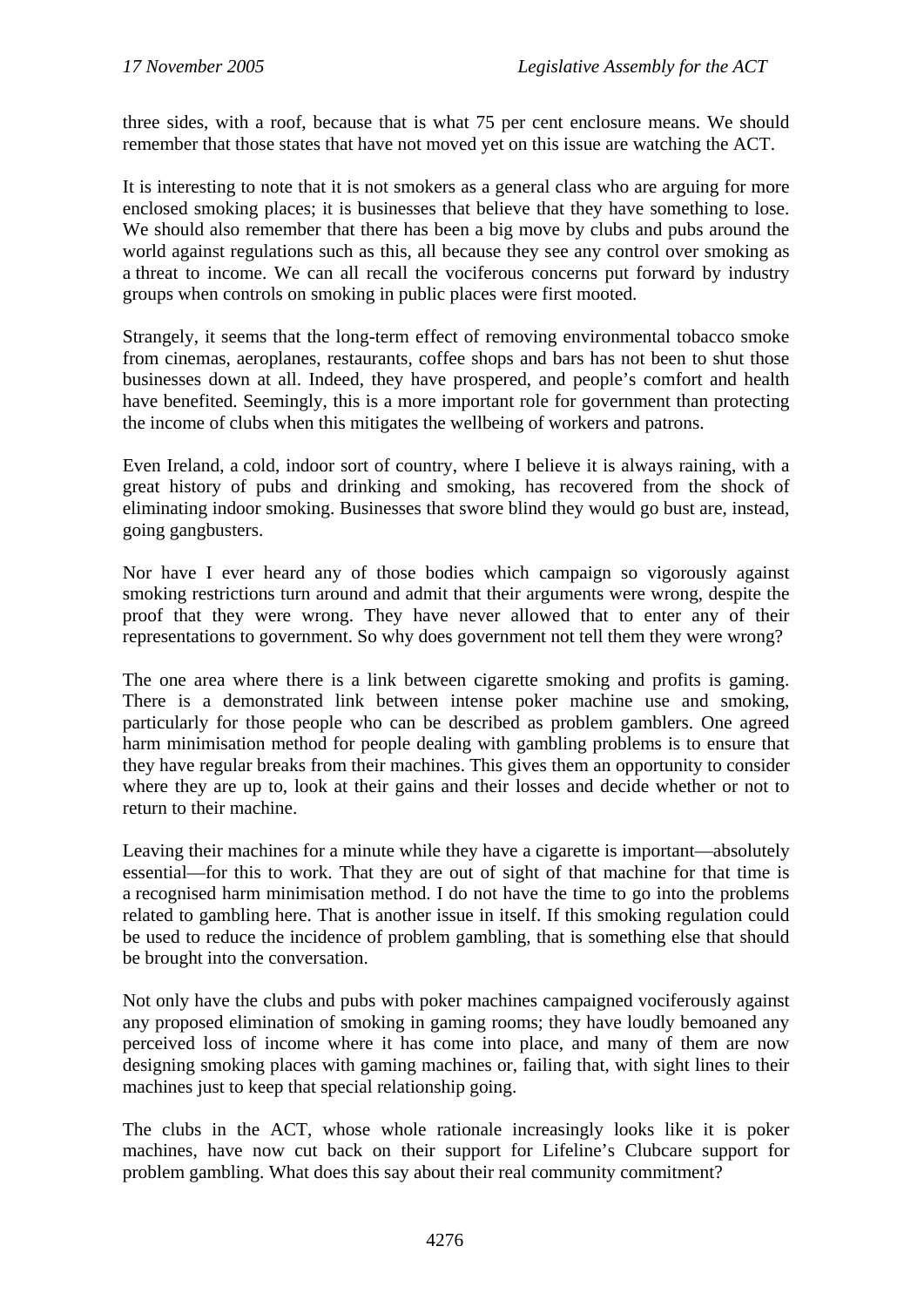three sides, with a roof, because that is what 75 per cent enclosure means. We should remember that those states that have not moved yet on this issue are watching the ACT.

It is interesting to note that it is not smokers as a general class who are arguing for more enclosed smoking places; it is businesses that believe that they have something to lose. We should also remember that there has been a big move by clubs and pubs around the world against regulations such as this, all because they see any control over smoking as a threat to income. We can all recall the vociferous concerns put forward by industry groups when controls on smoking in public places were first mooted.

Strangely, it seems that the long-term effect of removing environmental tobacco smoke from cinemas, aeroplanes, restaurants, coffee shops and bars has not been to shut those businesses down at all. Indeed, they have prospered, and people's comfort and health have benefited. Seemingly, this is a more important role for government than protecting the income of clubs when this mitigates the wellbeing of workers and patrons.

Even Ireland, a cold, indoor sort of country, where I believe it is always raining, with a great history of pubs and drinking and smoking, has recovered from the shock of eliminating indoor smoking. Businesses that swore blind they would go bust are, instead, going gangbusters.

Nor have I ever heard any of those bodies which campaign so vigorously against smoking restrictions turn around and admit that their arguments were wrong, despite the proof that they were wrong. They have never allowed that to enter any of their representations to government. So why does government not tell them they were wrong?

The one area where there is a link between cigarette smoking and profits is gaming. There is a demonstrated link between intense poker machine use and smoking, particularly for those people who can be described as problem gamblers. One agreed harm minimisation method for people dealing with gambling problems is to ensure that they have regular breaks from their machines. This gives them an opportunity to consider where they are up to, look at their gains and their losses and decide whether or not to return to their machine.

Leaving their machines for a minute while they have a cigarette is important—absolutely essential—for this to work. That they are out of sight of that machine for that time is a recognised harm minimisation method. I do not have the time to go into the problems related to gambling here. That is another issue in itself. If this smoking regulation could be used to reduce the incidence of problem gambling, that is something else that should be brought into the conversation.

Not only have the clubs and pubs with poker machines campaigned vociferously against any proposed elimination of smoking in gaming rooms; they have loudly bemoaned any perceived loss of income where it has come into place, and many of them are now designing smoking places with gaming machines or, failing that, with sight lines to their machines just to keep that special relationship going.

The clubs in the ACT, whose whole rationale increasingly looks like it is poker machines, have now cut back on their support for Lifeline's Clubcare support for problem gambling. What does this say about their real community commitment?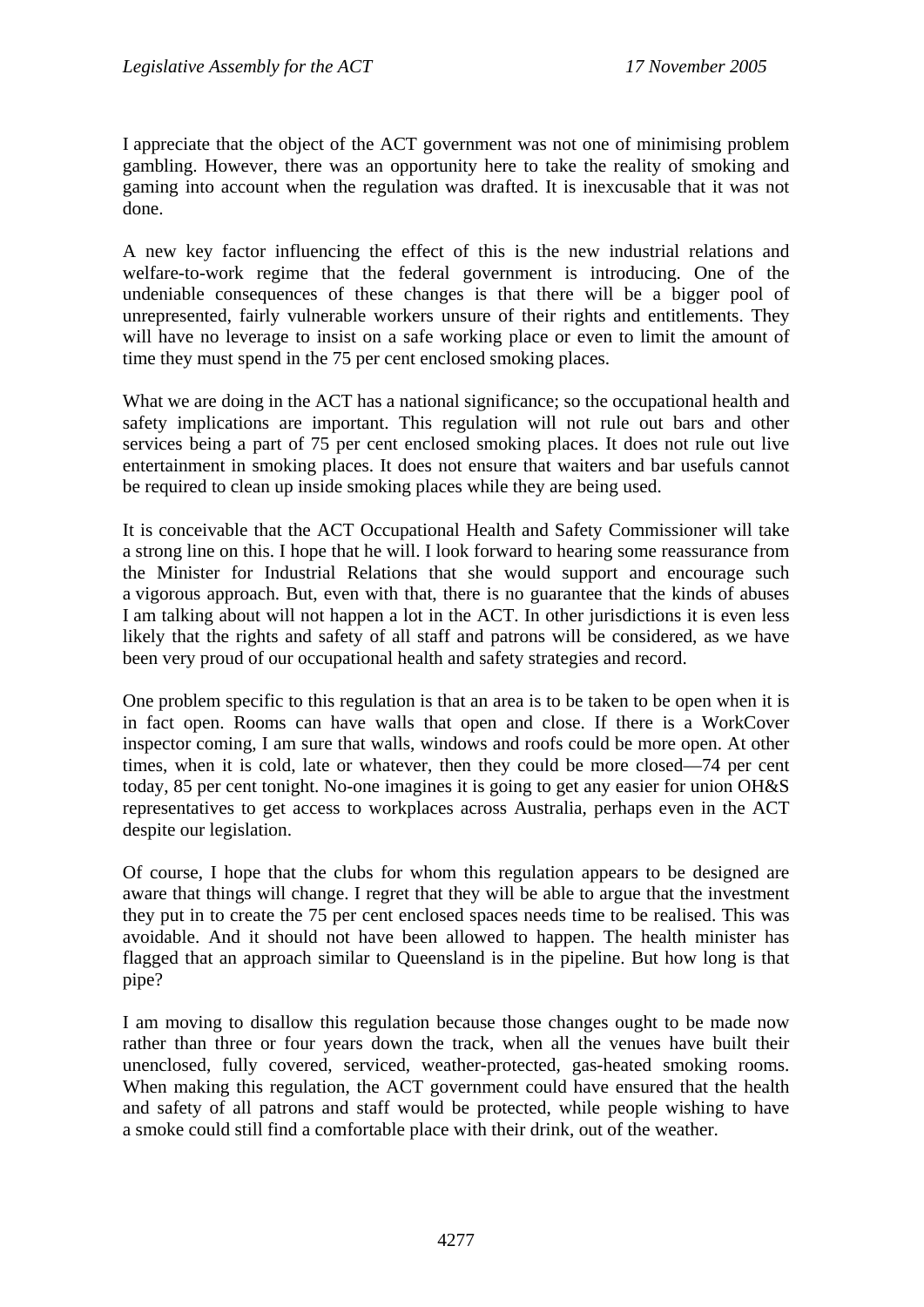I appreciate that the object of the ACT government was not one of minimising problem gambling. However, there was an opportunity here to take the reality of smoking and gaming into account when the regulation was drafted. It is inexcusable that it was not done.

A new key factor influencing the effect of this is the new industrial relations and welfare-to-work regime that the federal government is introducing. One of the undeniable consequences of these changes is that there will be a bigger pool of unrepresented, fairly vulnerable workers unsure of their rights and entitlements. They will have no leverage to insist on a safe working place or even to limit the amount of time they must spend in the 75 per cent enclosed smoking places.

What we are doing in the ACT has a national significance; so the occupational health and safety implications are important. This regulation will not rule out bars and other services being a part of 75 per cent enclosed smoking places. It does not rule out live entertainment in smoking places. It does not ensure that waiters and bar usefuls cannot be required to clean up inside smoking places while they are being used.

It is conceivable that the ACT Occupational Health and Safety Commissioner will take a strong line on this. I hope that he will. I look forward to hearing some reassurance from the Minister for Industrial Relations that she would support and encourage such a vigorous approach. But, even with that, there is no guarantee that the kinds of abuses I am talking about will not happen a lot in the ACT. In other jurisdictions it is even less likely that the rights and safety of all staff and patrons will be considered, as we have been very proud of our occupational health and safety strategies and record.

One problem specific to this regulation is that an area is to be taken to be open when it is in fact open. Rooms can have walls that open and close. If there is a WorkCover inspector coming, I am sure that walls, windows and roofs could be more open. At other times, when it is cold, late or whatever, then they could be more closed—74 per cent today, 85 per cent tonight. No-one imagines it is going to get any easier for union OH&S representatives to get access to workplaces across Australia, perhaps even in the ACT despite our legislation.

Of course, I hope that the clubs for whom this regulation appears to be designed are aware that things will change. I regret that they will be able to argue that the investment they put in to create the 75 per cent enclosed spaces needs time to be realised. This was avoidable. And it should not have been allowed to happen. The health minister has flagged that an approach similar to Queensland is in the pipeline. But how long is that pipe?

I am moving to disallow this regulation because those changes ought to be made now rather than three or four years down the track, when all the venues have built their unenclosed, fully covered, serviced, weather-protected, gas-heated smoking rooms. When making this regulation, the ACT government could have ensured that the health and safety of all patrons and staff would be protected, while people wishing to have a smoke could still find a comfortable place with their drink, out of the weather.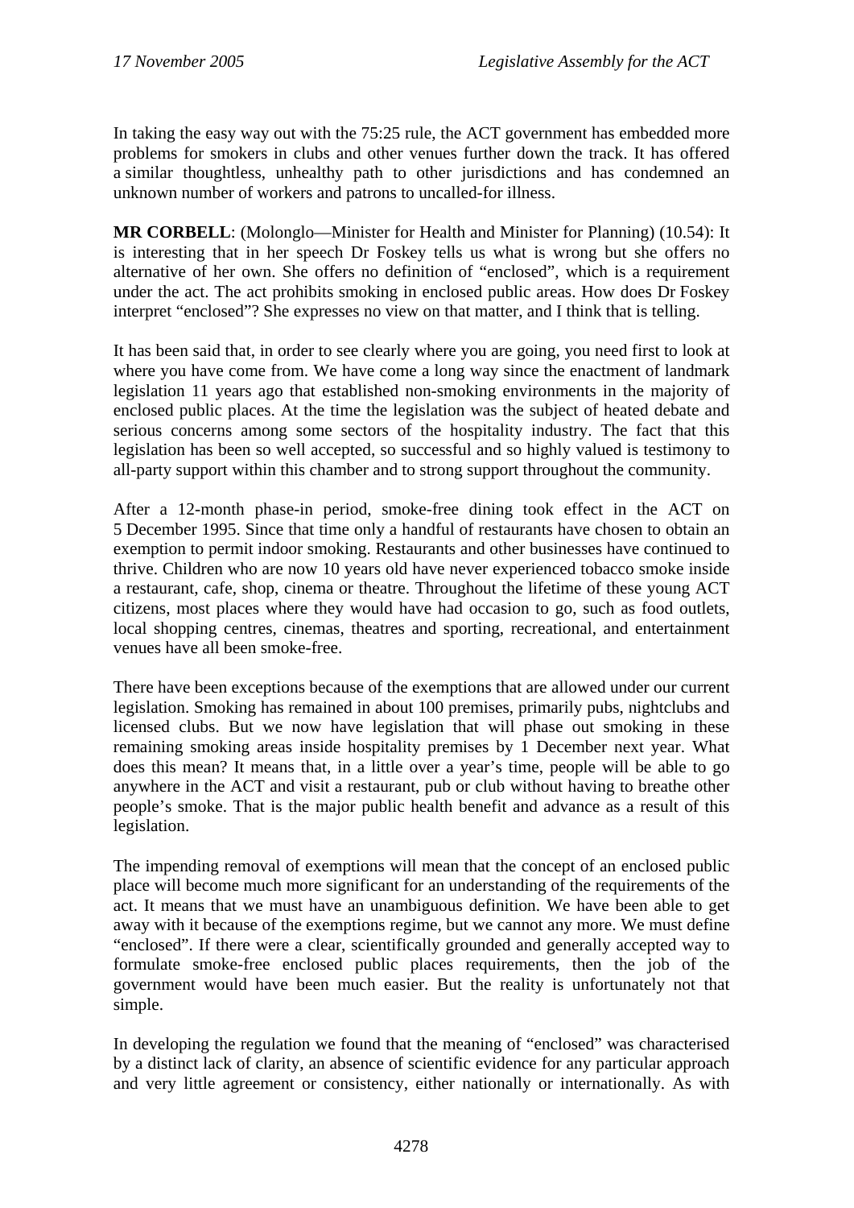In taking the easy way out with the 75:25 rule, the ACT government has embedded more problems for smokers in clubs and other venues further down the track. It has offered a similar thoughtless, unhealthy path to other jurisdictions and has condemned an unknown number of workers and patrons to uncalled-for illness.

**MR CORBELL**: (Molonglo—Minister for Health and Minister for Planning) (10.54): It is interesting that in her speech Dr Foskey tells us what is wrong but she offers no alternative of her own. She offers no definition of "enclosed", which is a requirement under the act. The act prohibits smoking in enclosed public areas. How does Dr Foskey interpret "enclosed"? She expresses no view on that matter, and I think that is telling.

It has been said that, in order to see clearly where you are going, you need first to look at where you have come from. We have come a long way since the enactment of landmark legislation 11 years ago that established non-smoking environments in the majority of enclosed public places. At the time the legislation was the subject of heated debate and serious concerns among some sectors of the hospitality industry. The fact that this legislation has been so well accepted, so successful and so highly valued is testimony to all-party support within this chamber and to strong support throughout the community.

After a 12-month phase-in period, smoke-free dining took effect in the ACT on 5 December 1995. Since that time only a handful of restaurants have chosen to obtain an exemption to permit indoor smoking. Restaurants and other businesses have continued to thrive. Children who are now 10 years old have never experienced tobacco smoke inside a restaurant, cafe, shop, cinema or theatre. Throughout the lifetime of these young ACT citizens, most places where they would have had occasion to go, such as food outlets, local shopping centres, cinemas, theatres and sporting, recreational, and entertainment venues have all been smoke-free.

There have been exceptions because of the exemptions that are allowed under our current legislation. Smoking has remained in about 100 premises, primarily pubs, nightclubs and licensed clubs. But we now have legislation that will phase out smoking in these remaining smoking areas inside hospitality premises by 1 December next year. What does this mean? It means that, in a little over a year's time, people will be able to go anywhere in the ACT and visit a restaurant, pub or club without having to breathe other people's smoke. That is the major public health benefit and advance as a result of this legislation.

The impending removal of exemptions will mean that the concept of an enclosed public place will become much more significant for an understanding of the requirements of the act. It means that we must have an unambiguous definition. We have been able to get away with it because of the exemptions regime, but we cannot any more. We must define "enclosed". If there were a clear, scientifically grounded and generally accepted way to formulate smoke-free enclosed public places requirements, then the job of the government would have been much easier. But the reality is unfortunately not that simple.

In developing the regulation we found that the meaning of "enclosed" was characterised by a distinct lack of clarity, an absence of scientific evidence for any particular approach and very little agreement or consistency, either nationally or internationally. As with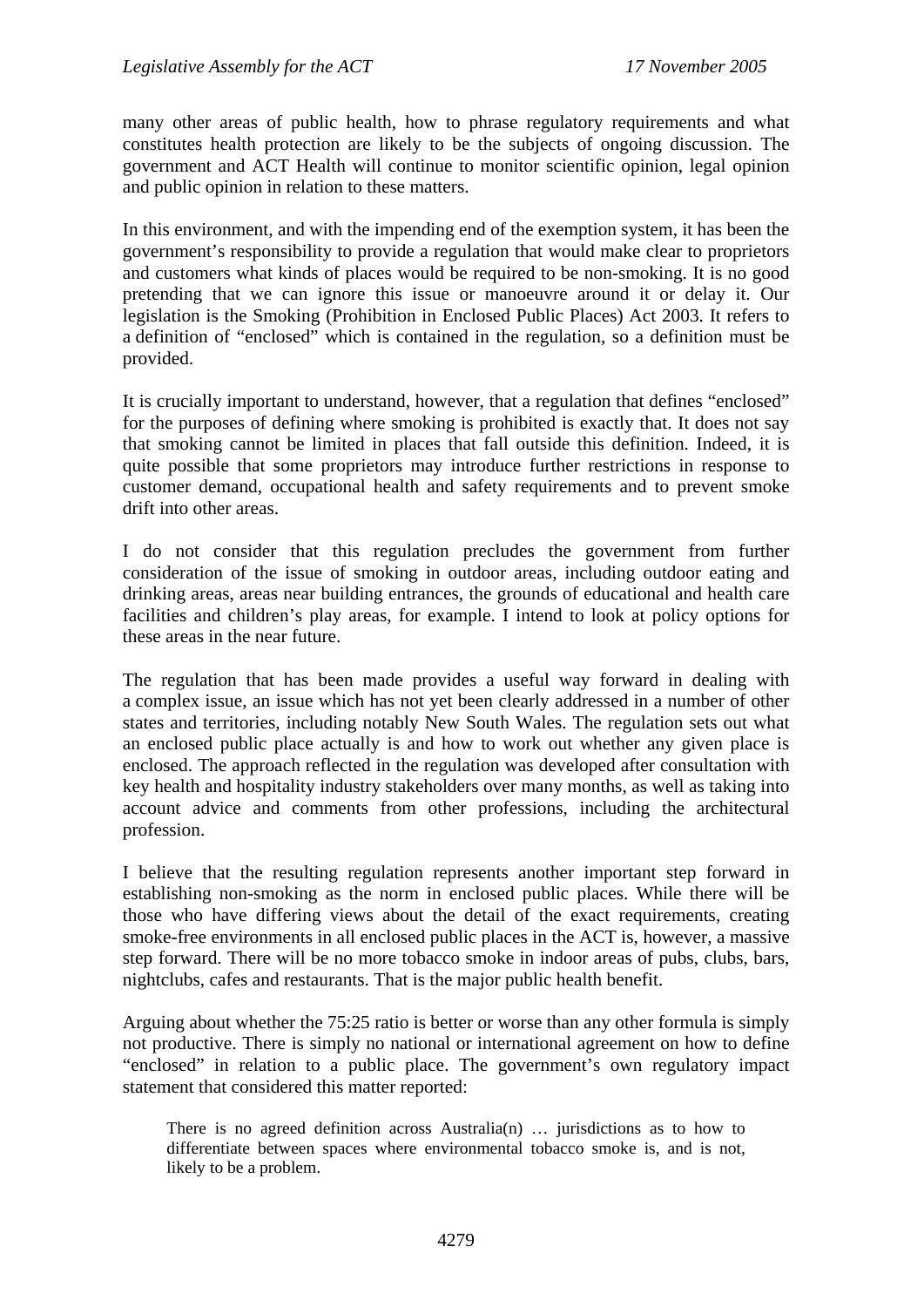many other areas of public health, how to phrase regulatory requirements and what constitutes health protection are likely to be the subjects of ongoing discussion. The government and ACT Health will continue to monitor scientific opinion, legal opinion and public opinion in relation to these matters.

In this environment, and with the impending end of the exemption system, it has been the government's responsibility to provide a regulation that would make clear to proprietors and customers what kinds of places would be required to be non-smoking. It is no good pretending that we can ignore this issue or manoeuvre around it or delay it. Our legislation is the Smoking (Prohibition in Enclosed Public Places) Act 2003. It refers to a definition of "enclosed" which is contained in the regulation, so a definition must be provided.

It is crucially important to understand, however, that a regulation that defines "enclosed" for the purposes of defining where smoking is prohibited is exactly that. It does not say that smoking cannot be limited in places that fall outside this definition. Indeed, it is quite possible that some proprietors may introduce further restrictions in response to customer demand, occupational health and safety requirements and to prevent smoke drift into other areas.

I do not consider that this regulation precludes the government from further consideration of the issue of smoking in outdoor areas, including outdoor eating and drinking areas, areas near building entrances, the grounds of educational and health care facilities and children's play areas, for example. I intend to look at policy options for these areas in the near future.

The regulation that has been made provides a useful way forward in dealing with a complex issue, an issue which has not yet been clearly addressed in a number of other states and territories, including notably New South Wales. The regulation sets out what an enclosed public place actually is and how to work out whether any given place is enclosed. The approach reflected in the regulation was developed after consultation with key health and hospitality industry stakeholders over many months, as well as taking into account advice and comments from other professions, including the architectural profession.

I believe that the resulting regulation represents another important step forward in establishing non-smoking as the norm in enclosed public places. While there will be those who have differing views about the detail of the exact requirements, creating smoke-free environments in all enclosed public places in the ACT is, however, a massive step forward. There will be no more tobacco smoke in indoor areas of pubs, clubs, bars, nightclubs, cafes and restaurants. That is the major public health benefit.

Arguing about whether the 75:25 ratio is better or worse than any other formula is simply not productive. There is simply no national or international agreement on how to define "enclosed" in relation to a public place. The government's own regulatory impact statement that considered this matter reported:

> There is no agreed definition across Australia(n) … jurisdictions as to how to differentiate between spaces where environmental tobacco smoke is, and is not, likely to be a problem.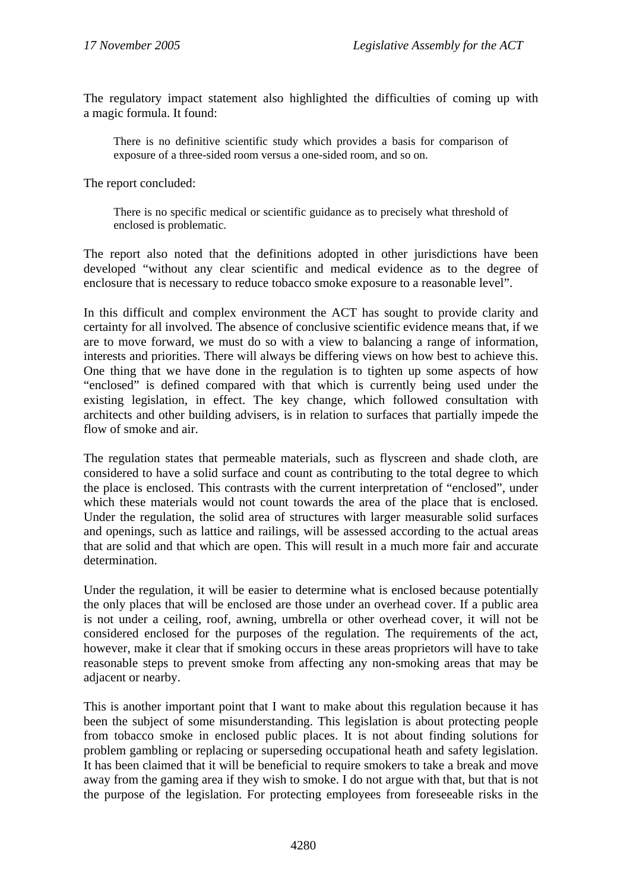The regulatory impact statement also highlighted the difficulties of coming up with a magic formula. It found:

> There is no definitive scientific study which provides a basis for comparison of exposure of a three-sided room versus a one-sided room, and so on.

The report concluded:

> There is no specific medical or scientific guidance as to precisely what threshold of enclosed is problematic.

The report also noted that the definitions adopted in other jurisdictions have been developed "without any clear scientific and medical evidence as to the degree of enclosure that is necessary to reduce tobacco smoke exposure to a reasonable level".

In this difficult and complex environment the ACT has sought to provide clarity and certainty for all involved. The absence of conclusive scientific evidence means that, if we are to move forward, we must do so with a view to balancing a range of information, interests and priorities. There will always be differing views on how best to achieve this. One thing that we have done in the regulation is to tighten up some aspects of how "enclosed" is defined compared with that which is currently being used under the existing legislation, in effect. The key change, which followed consultation with architects and other building advisers, is in relation to surfaces that partially impede the flow of smoke and air.

The regulation states that permeable materials, such as flyscreen and shade cloth, are considered to have a solid surface and count as contributing to the total degree to which the place is enclosed. This contrasts with the current interpretation of "enclosed", under which these materials would not count towards the area of the place that is enclosed. Under the regulation, the solid area of structures with larger measurable solid surfaces and openings, such as lattice and railings, will be assessed according to the actual areas that are solid and that which are open. This will result in a much more fair and accurate determination.

Under the regulation, it will be easier to determine what is enclosed because potentially the only places that will be enclosed are those under an overhead cover. If a public area is not under a ceiling, roof, awning, umbrella or other overhead cover, it will not be considered enclosed for the purposes of the regulation. The requirements of the act, however, make it clear that if smoking occurs in these areas proprietors will have to take reasonable steps to prevent smoke from affecting any non-smoking areas that may be adjacent or nearby.

This is another important point that I want to make about this regulation because it has been the subject of some misunderstanding. This legislation is about protecting people from tobacco smoke in enclosed public places. It is not about finding solutions for problem gambling or replacing or superseding occupational heath and safety legislation. It has been claimed that it will be beneficial to require smokers to take a break and move away from the gaming area if they wish to smoke. I do not argue with that, but that is not the purpose of the legislation. For protecting employees from foreseeable risks in the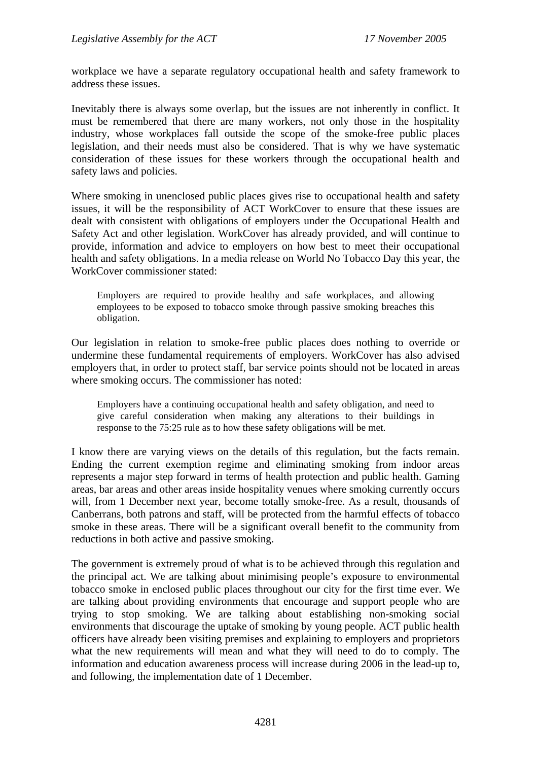workplace we have a separate regulatory occupational health and safety framework to address these issues.

Inevitably there is always some overlap, but the issues are not inherently in conflict. It must be remembered that there are many workers, not only those in the hospitality industry, whose workplaces fall outside the scope of the smoke-free public places legislation, and their needs must also be considered. That is why we have systematic consideration of these issues for these workers through the occupational health and safety laws and policies.

Where smoking in unenclosed public places gives rise to occupational health and safety issues, it will be the responsibility of ACT WorkCover to ensure that these issues are dealt with consistent with obligations of employers under the Occupational Health and Safety Act and other legislation. WorkCover has already provided, and will continue to provide, information and advice to employers on how best to meet their occupational health and safety obligations. In a media release on World No Tobacco Day this year, the WorkCover commissioner stated:

> Employers are required to provide healthy and safe workplaces, and allowing employees to be exposed to tobacco smoke through passive smoking breaches this obligation.

Our legislation in relation to smoke-free public places does nothing to override or undermine these fundamental requirements of employers. WorkCover has also advised employers that, in order to protect staff, bar service points should not be located in areas where smoking occurs. The commissioner has noted:

> Employers have a continuing occupational health and safety obligation, and need to give careful consideration when making any alterations to their buildings in response to the 75:25 rule as to how these safety obligations will be met.

I know there are varying views on the details of this regulation, but the facts remain. Ending the current exemption regime and eliminating smoking from indoor areas represents a major step forward in terms of health protection and public health. Gaming areas, bar areas and other areas inside hospitality venues where smoking currently occurs will, from 1 December next year, become totally smoke-free. As a result, thousands of Canberrans, both patrons and staff, will be protected from the harmful effects of tobacco smoke in these areas. There will be a significant overall benefit to the community from reductions in both active and passive smoking.

The government is extremely proud of what is to be achieved through this regulation and the principal act. We are talking about minimising people's exposure to environmental tobacco smoke in enclosed public places throughout our city for the first time ever. We are talking about providing environments that encourage and support people who are trying to stop smoking. We are talking about establishing non-smoking social environments that discourage the uptake of smoking by young people. ACT public health officers have already been visiting premises and explaining to employers and proprietors what the new requirements will mean and what they will need to do to comply. The information and education awareness process will increase during 2006 in the lead-up to, and following, the implementation date of 1 December.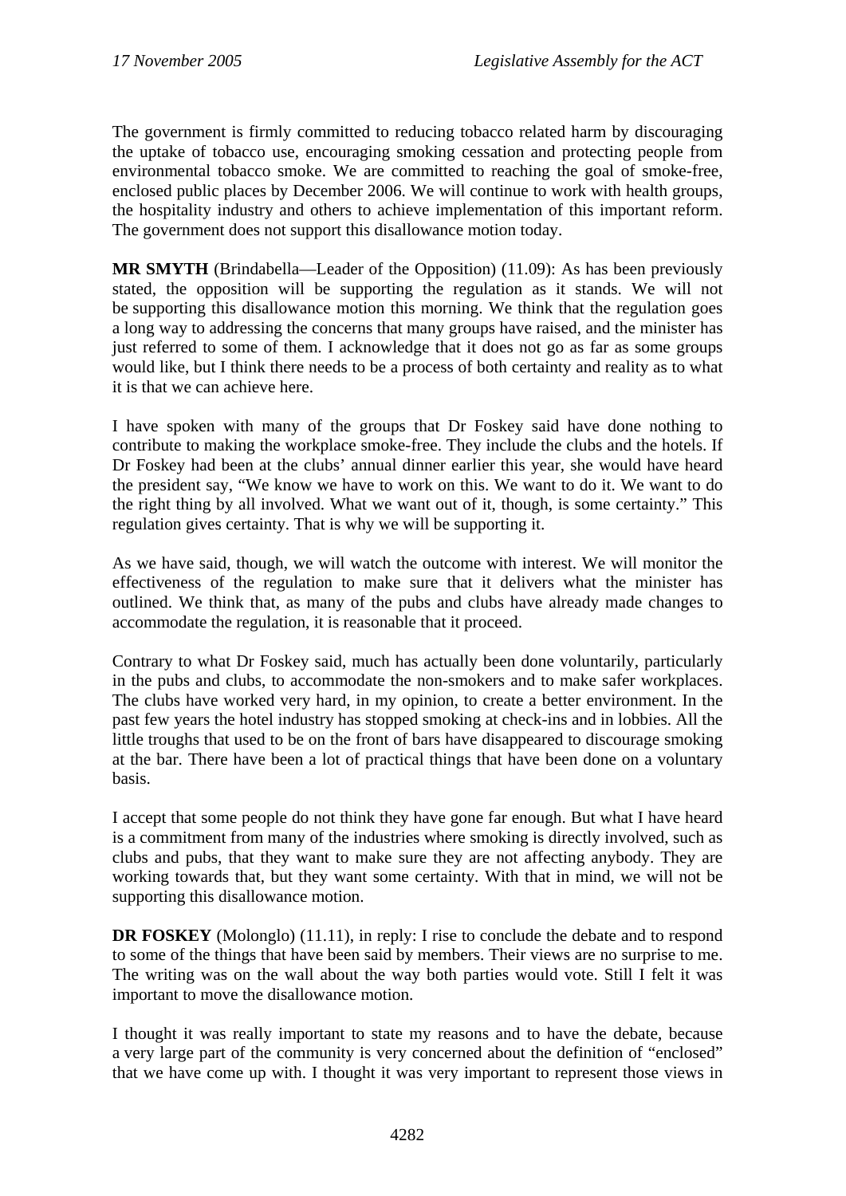The government is firmly committed to reducing tobacco related harm by discouraging the uptake of tobacco use, encouraging smoking cessation and protecting people from environmental tobacco smoke. We are committed to reaching the goal of smoke-free, enclosed public places by December 2006. We will continue to work with health groups, the hospitality industry and others to achieve implementation of this important reform. The government does not support this disallowance motion today.

**MR SMYTH** (Brindabella—Leader of the Opposition) (11.09): As has been previously stated, the opposition will be supporting the regulation as it stands. We will not be supporting this disallowance motion this morning. We think that the regulation goes a long way to addressing the concerns that many groups have raised, and the minister has just referred to some of them. I acknowledge that it does not go as far as some groups would like, but I think there needs to be a process of both certainty and reality as to what it is that we can achieve here.

I have spoken with many of the groups that Dr Foskey said have done nothing to contribute to making the workplace smoke-free. They include the clubs and the hotels. If Dr Foskey had been at the clubs' annual dinner earlier this year, she would have heard the president say, "We know we have to work on this. We want to do it. We want to do the right thing by all involved. What we want out of it, though, is some certainty." This regulation gives certainty. That is why we will be supporting it.

As we have said, though, we will watch the outcome with interest. We will monitor the effectiveness of the regulation to make sure that it delivers what the minister has outlined. We think that, as many of the pubs and clubs have already made changes to accommodate the regulation, it is reasonable that it proceed.

Contrary to what Dr Foskey said, much has actually been done voluntarily, particularly in the pubs and clubs, to accommodate the non-smokers and to make safer workplaces. The clubs have worked very hard, in my opinion, to create a better environment. In the past few years the hotel industry has stopped smoking at check-ins and in lobbies. All the little troughs that used to be on the front of bars have disappeared to discourage smoking at the bar. There have been a lot of practical things that have been done on a voluntary basis.

I accept that some people do not think they have gone far enough. But what I have heard is a commitment from many of the industries where smoking is directly involved, such as clubs and pubs, that they want to make sure they are not affecting anybody. They are working towards that, but they want some certainty. With that in mind, we will not be supporting this disallowance motion.

**DR FOSKEY** (Molonglo) (11.11), in reply: I rise to conclude the debate and to respond to some of the things that have been said by members. Their views are no surprise to me. The writing was on the wall about the way both parties would vote. Still I felt it was important to move the disallowance motion.

I thought it was really important to state my reasons and to have the debate, because a very large part of the community is very concerned about the definition of "enclosed" that we have come up with. I thought it was very important to represent those views in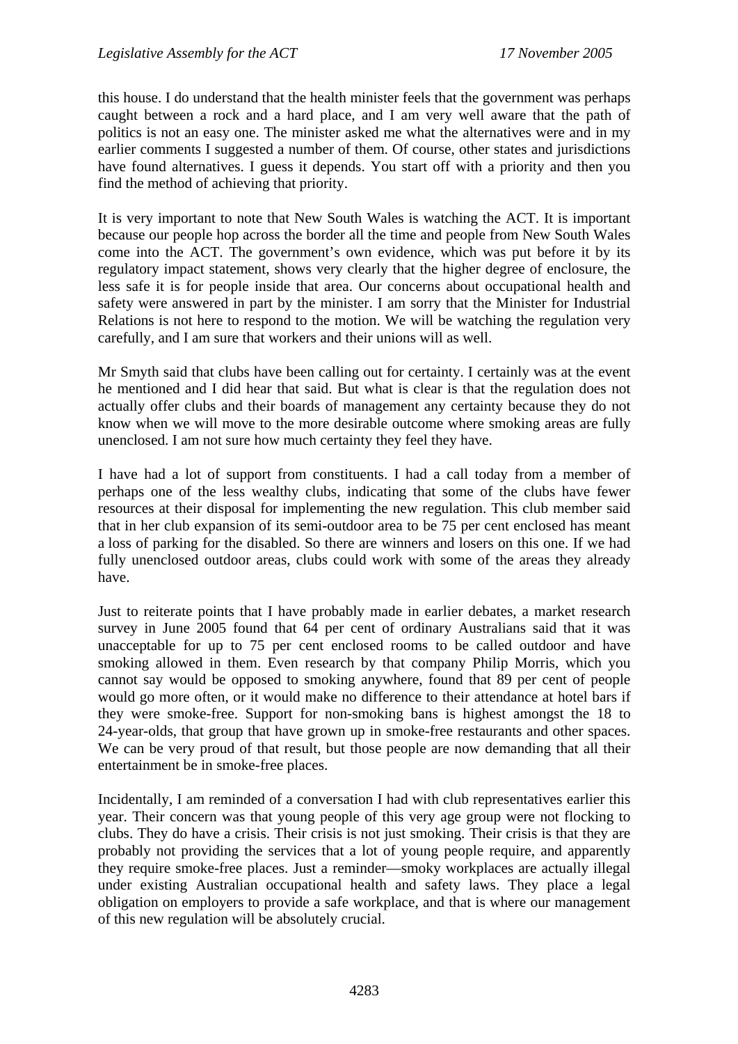this house. I do understand that the health minister feels that the government was perhaps caught between a rock and a hard place, and I am very well aware that the path of politics is not an easy one. The minister asked me what the alternatives were and in my earlier comments I suggested a number of them. Of course, other states and jurisdictions have found alternatives. I guess it depends. You start off with a priority and then you find the method of achieving that priority.

It is very important to note that New South Wales is watching the ACT. It is important because our people hop across the border all the time and people from New South Wales come into the ACT. The government's own evidence, which was put before it by its regulatory impact statement, shows very clearly that the higher degree of enclosure, the less safe it is for people inside that area. Our concerns about occupational health and safety were answered in part by the minister. I am sorry that the Minister for Industrial Relations is not here to respond to the motion. We will be watching the regulation very carefully, and I am sure that workers and their unions will as well.

Mr Smyth said that clubs have been calling out for certainty. I certainly was at the event he mentioned and I did hear that said. But what is clear is that the regulation does not actually offer clubs and their boards of management any certainty because they do not know when we will move to the more desirable outcome where smoking areas are fully unenclosed. I am not sure how much certainty they feel they have.

I have had a lot of support from constituents. I had a call today from a member of perhaps one of the less wealthy clubs, indicating that some of the clubs have fewer resources at their disposal for implementing the new regulation. This club member said that in her club expansion of its semi-outdoor area to be 75 per cent enclosed has meant a loss of parking for the disabled. So there are winners and losers on this one. If we had fully unenclosed outdoor areas, clubs could work with some of the areas they already have.

Just to reiterate points that I have probably made in earlier debates, a market research survey in June 2005 found that 64 per cent of ordinary Australians said that it was unacceptable for up to 75 per cent enclosed rooms to be called outdoor and have smoking allowed in them. Even research by that company Philip Morris, which you cannot say would be opposed to smoking anywhere, found that 89 per cent of people would go more often, or it would make no difference to their attendance at hotel bars if they were smoke-free. Support for non-smoking bans is highest amongst the 18 to 24-year-olds, that group that have grown up in smoke-free restaurants and other spaces. We can be very proud of that result, but those people are now demanding that all their entertainment be in smoke-free places.

Incidentally, I am reminded of a conversation I had with club representatives earlier this year. Their concern was that young people of this very age group were not flocking to clubs. They do have a crisis. Their crisis is not just smoking. Their crisis is that they are probably not providing the services that a lot of young people require, and apparently they require smoke-free places. Just a reminder—smoky workplaces are actually illegal under existing Australian occupational health and safety laws. They place a legal obligation on employers to provide a safe workplace, and that is where our management of this new regulation will be absolutely crucial.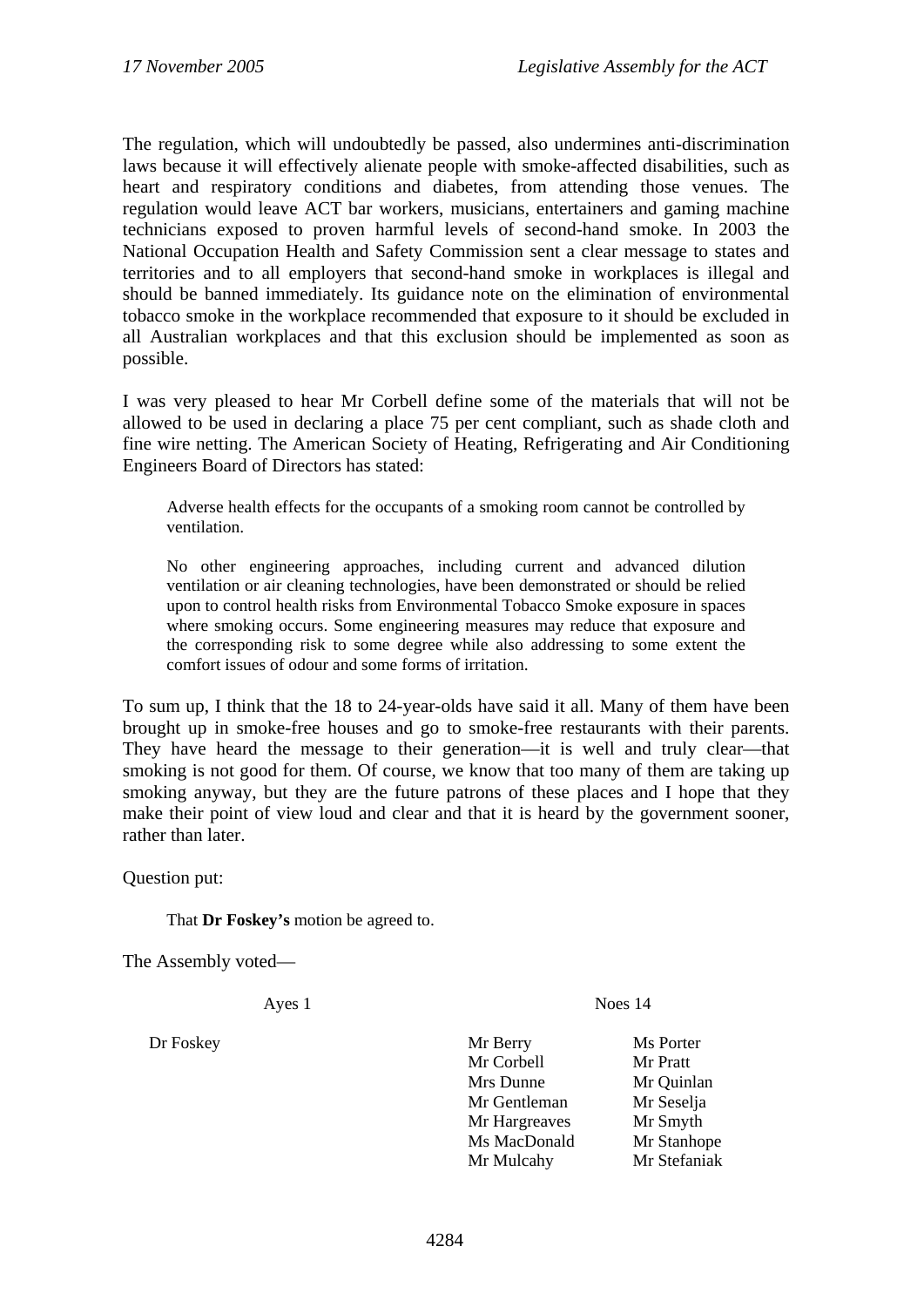The regulation, which will undoubtedly be passed, also undermines anti-discrimination laws because it will effectively alienate people with smoke-affected disabilities, such as heart and respiratory conditions and diabetes, from attending those venues. The regulation would leave ACT bar workers, musicians, entertainers and gaming machine technicians exposed to proven harmful levels of second-hand smoke. In 2003 the National Occupation Health and Safety Commission sent a clear message to states and territories and to all employers that second-hand smoke in workplaces is illegal and should be banned immediately. Its guidance note on the elimination of environmental tobacco smoke in the workplace recommended that exposure to it should be excluded in all Australian workplaces and that this exclusion should be implemented as soon as possible.

I was very pleased to hear Mr Corbell define some of the materials that will not be allowed to be used in declaring a place 75 per cent compliant, such as shade cloth and fine wire netting. The American Society of Heating, Refrigerating and Air Conditioning Engineers Board of Directors has stated:

> Adverse health effects for the occupants of a smoking room cannot be controlled by ventilation.
>
> No other engineering approaches, including current and advanced dilution ventilation or air cleaning technologies, have been demonstrated or should be relied upon to control health risks from Environmental Tobacco Smoke exposure in spaces where smoking occurs. Some engineering measures may reduce that exposure and the corresponding risk to some degree while also addressing to some extent the comfort issues of odour and some forms of irritation.

To sum up, I think that the 18 to 24-year-olds have said it all. Many of them have been brought up in smoke-free houses and go to smoke-free restaurants with their parents. They have heard the message to their generation—it is well and truly clear—that smoking is not good for them. Of course, we know that too many of them are taking up smoking anyway, but they are the future patrons of these places and I hope that they make their point of view loud and clear and that it is heard by the government sooner, rather than later.

Question put:

> That **Dr Foskey's** motion be agreed to.

The Assembly voted—

| Ayes 1 | Noes 14 | |
|---|---|---|
| Dr Foskey | Mr Berry | Ms Porter |
| | Mr Corbell | Mr Pratt |
| | Mrs Dunne | Mr Quinlan |
| | Mr Gentleman | Mr Seselja |
| | Mr Hargreaves | Mr Smyth |
| | Ms MacDonald | Mr Stanhope |
| | Mr Mulcahy | Mr Stefaniak |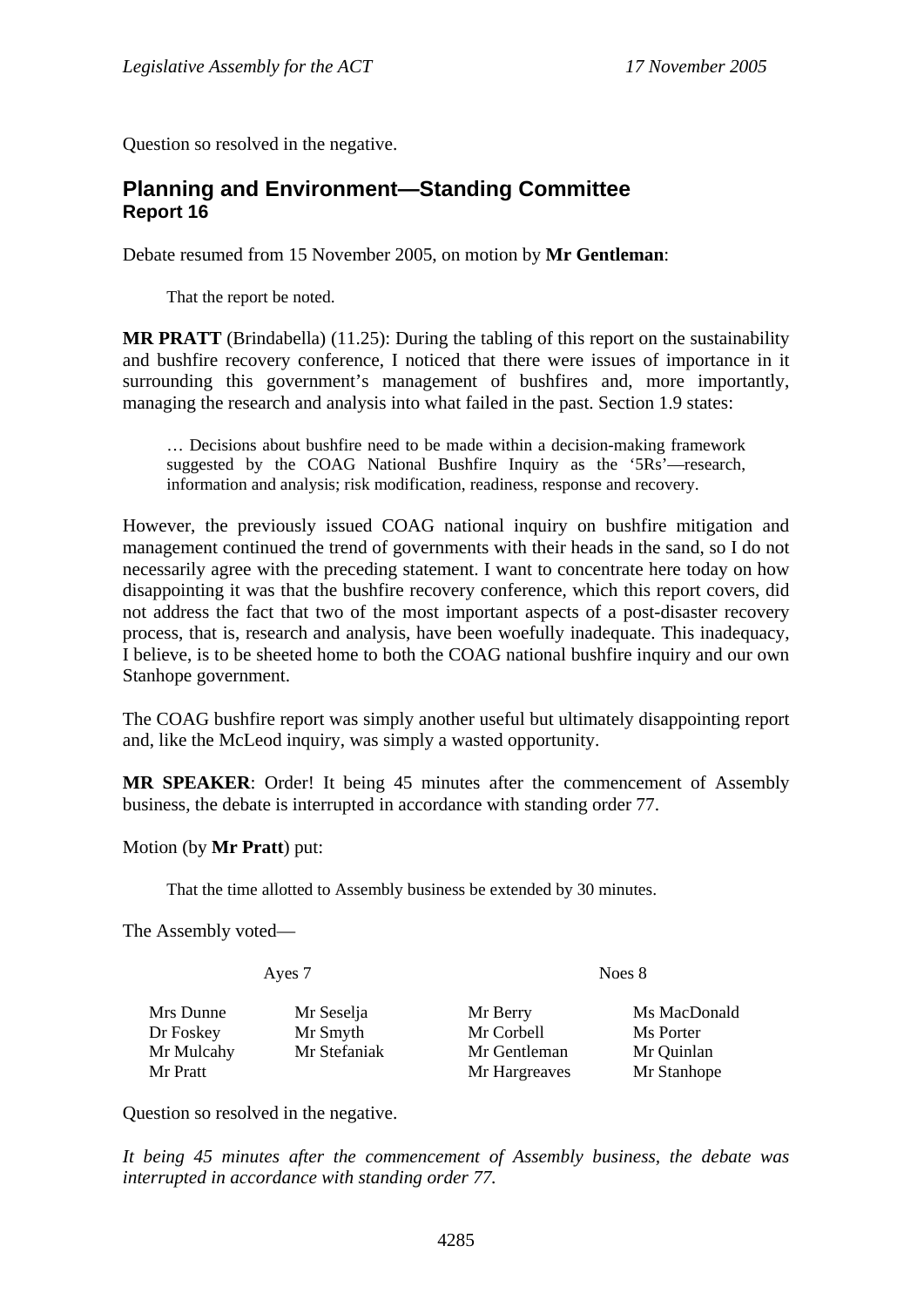Question so resolved in the negative.

## Planning and Environment—Standing Committee
### Report 16

Debate resumed from 15 November 2005, on motion by **Mr Gentleman**:

> That the report be noted.

**MR PRATT** (Brindabella) (11.25): During the tabling of this report on the sustainability and bushfire recovery conference, I noticed that there were issues of importance in it surrounding this government's management of bushfires and, more importantly, managing the research and analysis into what failed in the past. Section 1.9 states:

> … Decisions about bushfire need to be made within a decision-making framework suggested by the COAG National Bushfire Inquiry as the '5Rs'—research, information and analysis; risk modification, readiness, response and recovery.

However, the previously issued COAG national inquiry on bushfire mitigation and management continued the trend of governments with their heads in the sand, so I do not necessarily agree with the preceding statement. I want to concentrate here today on how disappointing it was that the bushfire recovery conference, which this report covers, did not address the fact that two of the most important aspects of a post-disaster recovery process, that is, research and analysis, have been woefully inadequate. This inadequacy, I believe, is to be sheeted home to both the COAG national bushfire inquiry and our own Stanhope government.

The COAG bushfire report was simply another useful but ultimately disappointing report and, like the McLeod inquiry, was simply a wasted opportunity.

**MR SPEAKER**: Order! It being 45 minutes after the commencement of Assembly business, the debate is interrupted in accordance with standing order 77.

Motion (by **Mr Pratt**) put:

> That the time allotted to Assembly business be extended by 30 minutes.

The Assembly voted—

| Ayes 7 | | Noes 8 | |
|---|---|---|---|
| Mrs Dunne | Mr Seselja | Mr Berry | Ms MacDonald |
| Dr Foskey | Mr Smyth | Mr Corbell | Ms Porter |
| Mr Mulcahy | Mr Stefaniak | Mr Gentleman | Mr Quinlan |
| Mr Pratt | | Mr Hargreaves | Mr Stanhope |

Question so resolved in the negative.

*It being 45 minutes after the commencement of Assembly business, the debate was interrupted in accordance with standing order 77.*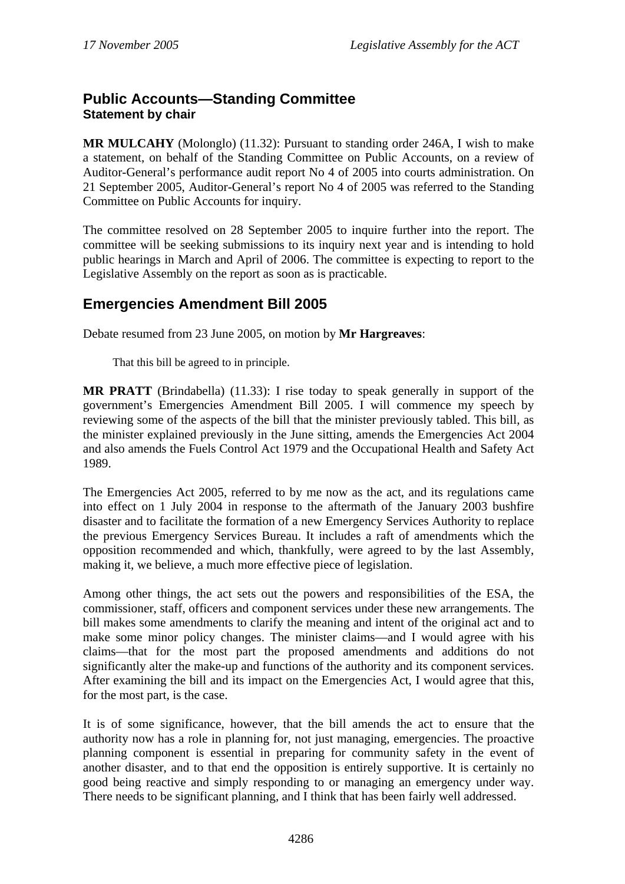## Public Accounts—Standing Committee

### Statement by chair

**MR MULCAHY** (Molonglo) (11.32): Pursuant to standing order 246A, I wish to make a statement, on behalf of the Standing Committee on Public Accounts, on a review of Auditor-General's performance audit report No 4 of 2005 into courts administration. On 21 September 2005, Auditor-General's report No 4 of 2005 was referred to the Standing Committee on Public Accounts for inquiry.

The committee resolved on 28 September 2005 to inquire further into the report. The committee will be seeking submissions to its inquiry next year and is intending to hold public hearings in March and April of 2006. The committee is expecting to report to the Legislative Assembly on the report as soon as is practicable.

## Emergencies Amendment Bill 2005

Debate resumed from 23 June 2005, on motion by **Mr Hargreaves**:

> That this bill be agreed to in principle.

**MR PRATT** (Brindabella) (11.33): I rise today to speak generally in support of the government's Emergencies Amendment Bill 2005. I will commence my speech by reviewing some of the aspects of the bill that the minister previously tabled. This bill, as the minister explained previously in the June sitting, amends the Emergencies Act 2004 and also amends the Fuels Control Act 1979 and the Occupational Health and Safety Act 1989.

The Emergencies Act 2005, referred to by me now as the act, and its regulations came into effect on 1 July 2004 in response to the aftermath of the January 2003 bushfire disaster and to facilitate the formation of a new Emergency Services Authority to replace the previous Emergency Services Bureau. It includes a raft of amendments which the opposition recommended and which, thankfully, were agreed to by the last Assembly, making it, we believe, a much more effective piece of legislation.

Among other things, the act sets out the powers and responsibilities of the ESA, the commissioner, staff, officers and component services under these new arrangements. The bill makes some amendments to clarify the meaning and intent of the original act and to make some minor policy changes. The minister claims—and I would agree with his claims—that for the most part the proposed amendments and additions do not significantly alter the make-up and functions of the authority and its component services. After examining the bill and its impact on the Emergencies Act, I would agree that this, for the most part, is the case.

It is of some significance, however, that the bill amends the act to ensure that the authority now has a role in planning for, not just managing, emergencies. The proactive planning component is essential in preparing for community safety in the event of another disaster, and to that end the opposition is entirely supportive. It is certainly no good being reactive and simply responding to or managing an emergency under way. There needs to be significant planning, and I think that has been fairly well addressed.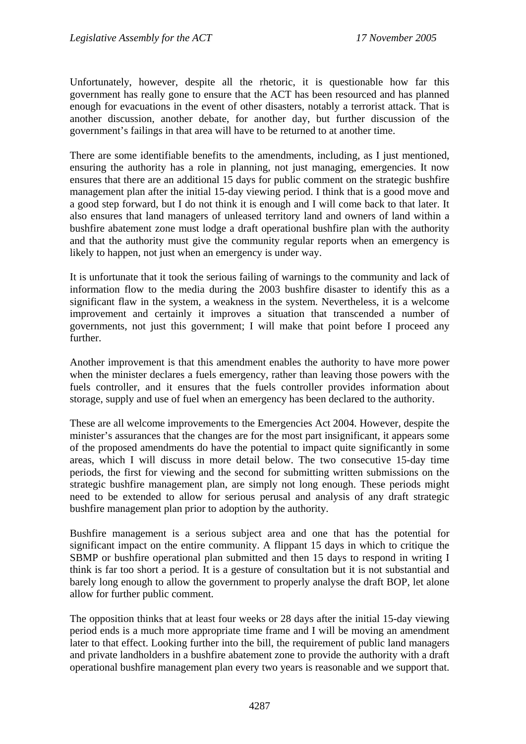Unfortunately, however, despite all the rhetoric, it is questionable how far this government has really gone to ensure that the ACT has been resourced and has planned enough for evacuations in the event of other disasters, notably a terrorist attack. That is another discussion, another debate, for another day, but further discussion of the government's failings in that area will have to be returned to at another time.

There are some identifiable benefits to the amendments, including, as I just mentioned, ensuring the authority has a role in planning, not just managing, emergencies. It now ensures that there are an additional 15 days for public comment on the strategic bushfire management plan after the initial 15-day viewing period. I think that is a good move and a good step forward, but I do not think it is enough and I will come back to that later. It also ensures that land managers of unleased territory land and owners of land within a bushfire abatement zone must lodge a draft operational bushfire plan with the authority and that the authority must give the community regular reports when an emergency is likely to happen, not just when an emergency is under way.

It is unfortunate that it took the serious failing of warnings to the community and lack of information flow to the media during the 2003 bushfire disaster to identify this as a significant flaw in the system, a weakness in the system. Nevertheless, it is a welcome improvement and certainly it improves a situation that transcended a number of governments, not just this government; I will make that point before I proceed any further.

Another improvement is that this amendment enables the authority to have more power when the minister declares a fuels emergency, rather than leaving those powers with the fuels controller, and it ensures that the fuels controller provides information about storage, supply and use of fuel when an emergency has been declared to the authority.

These are all welcome improvements to the Emergencies Act 2004. However, despite the minister's assurances that the changes are for the most part insignificant, it appears some of the proposed amendments do have the potential to impact quite significantly in some areas, which I will discuss in more detail below. The two consecutive 15-day time periods, the first for viewing and the second for submitting written submissions on the strategic bushfire management plan, are simply not long enough. These periods might need to be extended to allow for serious perusal and analysis of any draft strategic bushfire management plan prior to adoption by the authority.

Bushfire management is a serious subject area and one that has the potential for significant impact on the entire community. A flippant 15 days in which to critique the SBMP or bushfire operational plan submitted and then 15 days to respond in writing I think is far too short a period. It is a gesture of consultation but it is not substantial and barely long enough to allow the government to properly analyse the draft BOP, let alone allow for further public comment.

The opposition thinks that at least four weeks or 28 days after the initial 15-day viewing period ends is a much more appropriate time frame and I will be moving an amendment later to that effect. Looking further into the bill, the requirement of public land managers and private landholders in a bushfire abatement zone to provide the authority with a draft operational bushfire management plan every two years is reasonable and we support that.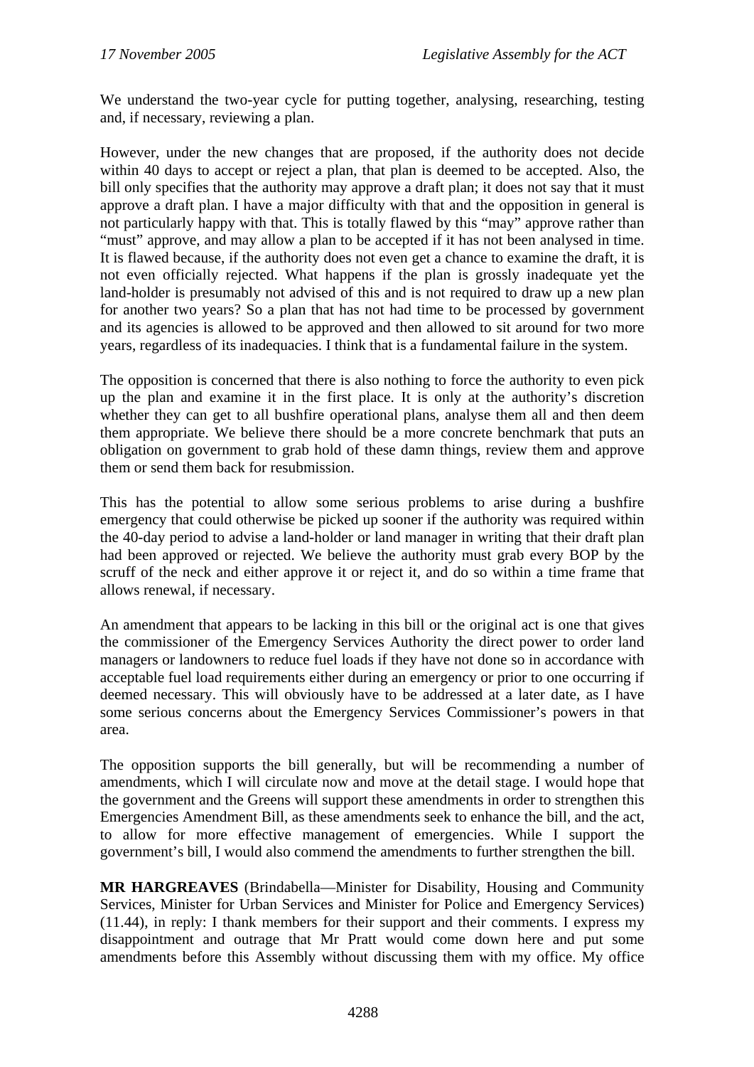We understand the two-year cycle for putting together, analysing, researching, testing and, if necessary, reviewing a plan.

However, under the new changes that are proposed, if the authority does not decide within 40 days to accept or reject a plan, that plan is deemed to be accepted. Also, the bill only specifies that the authority may approve a draft plan; it does not say that it must approve a draft plan. I have a major difficulty with that and the opposition in general is not particularly happy with that. This is totally flawed by this "may" approve rather than "must" approve, and may allow a plan to be accepted if it has not been analysed in time. It is flawed because, if the authority does not even get a chance to examine the draft, it is not even officially rejected. What happens if the plan is grossly inadequate yet the land-holder is presumably not advised of this and is not required to draw up a new plan for another two years? So a plan that has not had time to be processed by government and its agencies is allowed to be approved and then allowed to sit around for two more years, regardless of its inadequacies. I think that is a fundamental failure in the system.

The opposition is concerned that there is also nothing to force the authority to even pick up the plan and examine it in the first place. It is only at the authority's discretion whether they can get to all bushfire operational plans, analyse them all and then deem them appropriate. We believe there should be a more concrete benchmark that puts an obligation on government to grab hold of these damn things, review them and approve them or send them back for resubmission.

This has the potential to allow some serious problems to arise during a bushfire emergency that could otherwise be picked up sooner if the authority was required within the 40-day period to advise a land-holder or land manager in writing that their draft plan had been approved or rejected. We believe the authority must grab every BOP by the scruff of the neck and either approve it or reject it, and do so within a time frame that allows renewal, if necessary.

An amendment that appears to be lacking in this bill or the original act is one that gives the commissioner of the Emergency Services Authority the direct power to order land managers or landowners to reduce fuel loads if they have not done so in accordance with acceptable fuel load requirements either during an emergency or prior to one occurring if deemed necessary. This will obviously have to be addressed at a later date, as I have some serious concerns about the Emergency Services Commissioner's powers in that area.

The opposition supports the bill generally, but will be recommending a number of amendments, which I will circulate now and move at the detail stage. I would hope that the government and the Greens will support these amendments in order to strengthen this Emergencies Amendment Bill, as these amendments seek to enhance the bill, and the act, to allow for more effective management of emergencies. While I support the government's bill, I would also commend the amendments to further strengthen the bill.

**MR HARGREAVES** (Brindabella—Minister for Disability, Housing and Community Services, Minister for Urban Services and Minister for Police and Emergency Services) (11.44), in reply: I thank members for their support and their comments. I express my disappointment and outrage that Mr Pratt would come down here and put some amendments before this Assembly without discussing them with my office. My office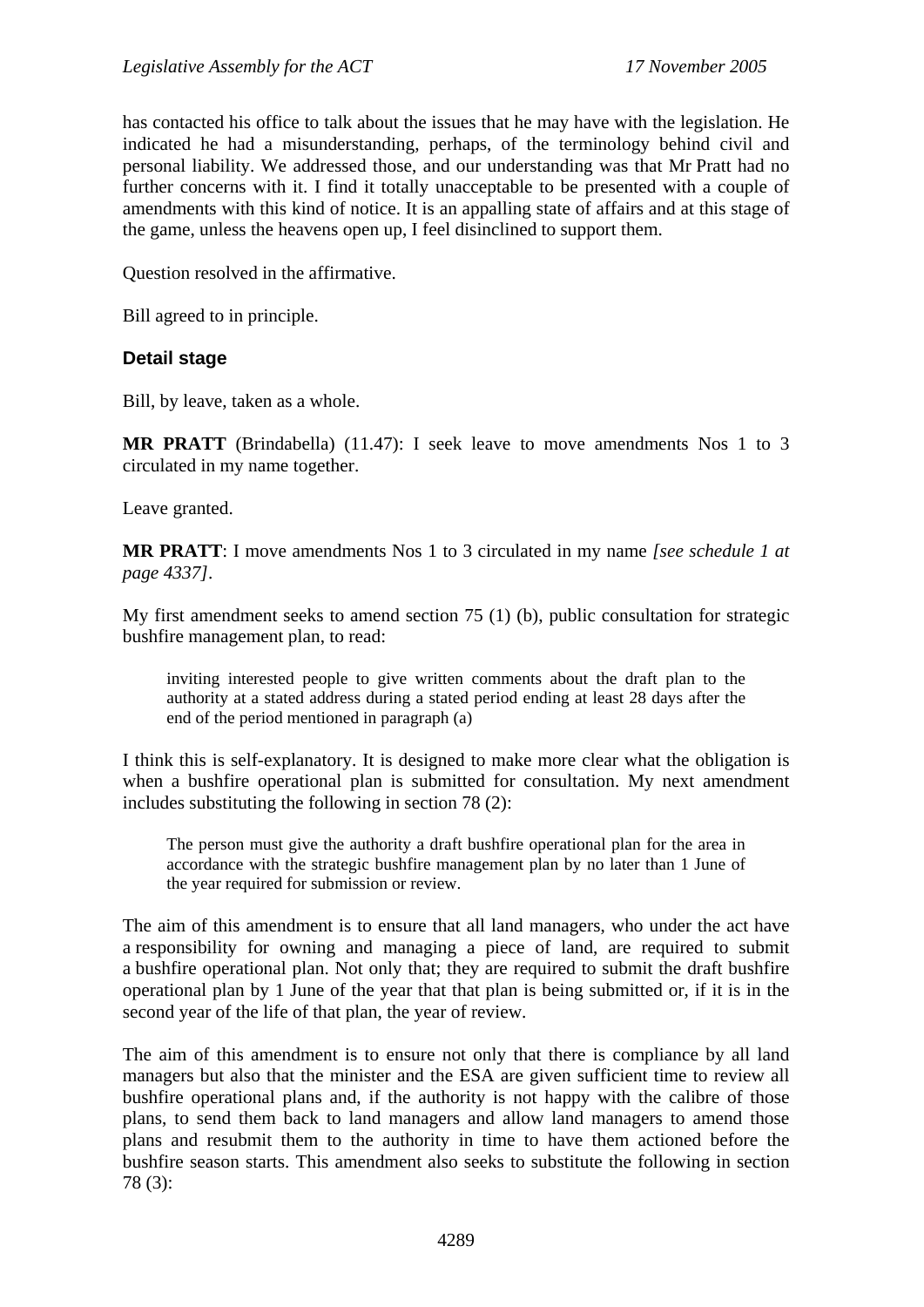has contacted his office to talk about the issues that he may have with the legislation. He indicated he had a misunderstanding, perhaps, of the terminology behind civil and personal liability. We addressed those, and our understanding was that Mr Pratt had no further concerns with it. I find it totally unacceptable to be presented with a couple of amendments with this kind of notice. It is an appalling state of affairs and at this stage of the game, unless the heavens open up, I feel disinclined to support them.

Question resolved in the affirmative.

Bill agreed to in principle.

### Detail stage

Bill, by leave, taken as a whole.

**MR PRATT** (Brindabella) (11.47): I seek leave to move amendments Nos 1 to 3 circulated in my name together.

Leave granted.

**MR PRATT**: I move amendments Nos 1 to 3 circulated in my name *[see schedule 1 at page 4337]*.

My first amendment seeks to amend section 75 (1) (b), public consultation for strategic bushfire management plan, to read:

> inviting interested people to give written comments about the draft plan to the authority at a stated address during a stated period ending at least 28 days after the end of the period mentioned in paragraph (a)

I think this is self-explanatory. It is designed to make more clear what the obligation is when a bushfire operational plan is submitted for consultation. My next amendment includes substituting the following in section 78 (2):

> The person must give the authority a draft bushfire operational plan for the area in accordance with the strategic bushfire management plan by no later than 1 June of the year required for submission or review.

The aim of this amendment is to ensure that all land managers, who under the act have a responsibility for owning and managing a piece of land, are required to submit a bushfire operational plan. Not only that; they are required to submit the draft bushfire operational plan by 1 June of the year that that plan is being submitted or, if it is in the second year of the life of that plan, the year of review.

The aim of this amendment is to ensure not only that there is compliance by all land managers but also that the minister and the ESA are given sufficient time to review all bushfire operational plans and, if the authority is not happy with the calibre of those plans, to send them back to land managers and allow land managers to amend those plans and resubmit them to the authority in time to have them actioned before the bushfire season starts. This amendment also seeks to substitute the following in section 78 (3):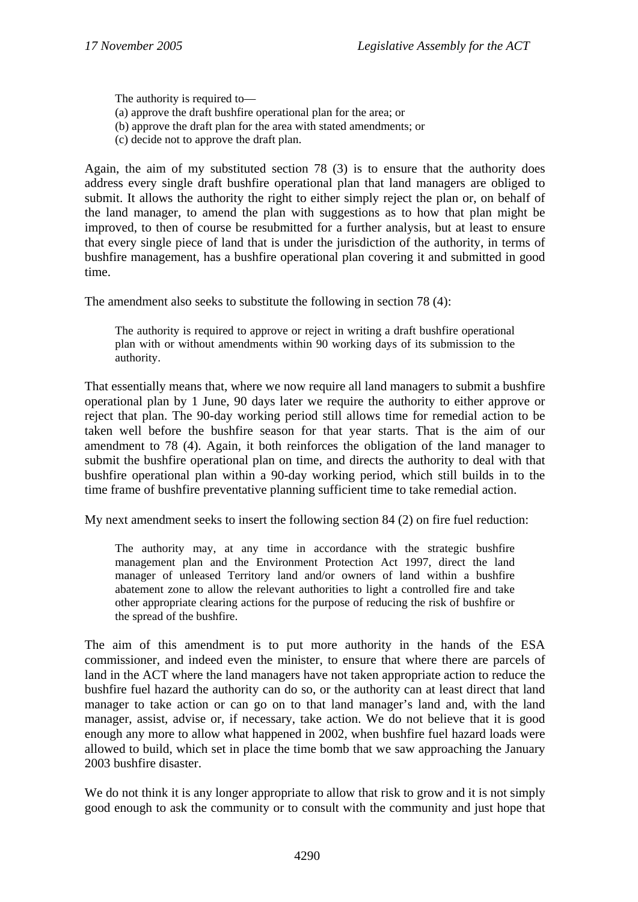> The authority is required to—
> (a) approve the draft bushfire operational plan for the area; or
> (b) approve the draft plan for the area with stated amendments; or
> (c) decide not to approve the draft plan.

Again, the aim of my substituted section 78 (3) is to ensure that the authority does address every single draft bushfire operational plan that land managers are obliged to submit. It allows the authority the right to either simply reject the plan or, on behalf of the land manager, to amend the plan with suggestions as to how that plan might be improved, to then of course be resubmitted for a further analysis, but at least to ensure that every single piece of land that is under the jurisdiction of the authority, in terms of bushfire management, has a bushfire operational plan covering it and submitted in good time.

The amendment also seeks to substitute the following in section 78 (4):

> The authority is required to approve or reject in writing a draft bushfire operational plan with or without amendments within 90 working days of its submission to the authority.

That essentially means that, where we now require all land managers to submit a bushfire operational plan by 1 June, 90 days later we require the authority to either approve or reject that plan. The 90-day working period still allows time for remedial action to be taken well before the bushfire season for that year starts. That is the aim of our amendment to 78 (4). Again, it both reinforces the obligation of the land manager to submit the bushfire operational plan on time, and directs the authority to deal with that bushfire operational plan within a 90-day working period, which still builds in to the time frame of bushfire preventative planning sufficient time to take remedial action.

My next amendment seeks to insert the following section 84 (2) on fire fuel reduction:

> The authority may, at any time in accordance with the strategic bushfire management plan and the Environment Protection Act 1997, direct the land manager of unleased Territory land and/or owners of land within a bushfire abatement zone to allow the relevant authorities to light a controlled fire and take other appropriate clearing actions for the purpose of reducing the risk of bushfire or the spread of the bushfire.

The aim of this amendment is to put more authority in the hands of the ESA commissioner, and indeed even the minister, to ensure that where there are parcels of land in the ACT where the land managers have not taken appropriate action to reduce the bushfire fuel hazard the authority can do so, or the authority can at least direct that land manager to take action or can go on to that land manager's land and, with the land manager, assist, advise or, if necessary, take action. We do not believe that it is good enough any more to allow what happened in 2002, when bushfire fuel hazard loads were allowed to build, which set in place the time bomb that we saw approaching the January 2003 bushfire disaster.

We do not think it is any longer appropriate to allow that risk to grow and it is not simply good enough to ask the community or to consult with the community and just hope that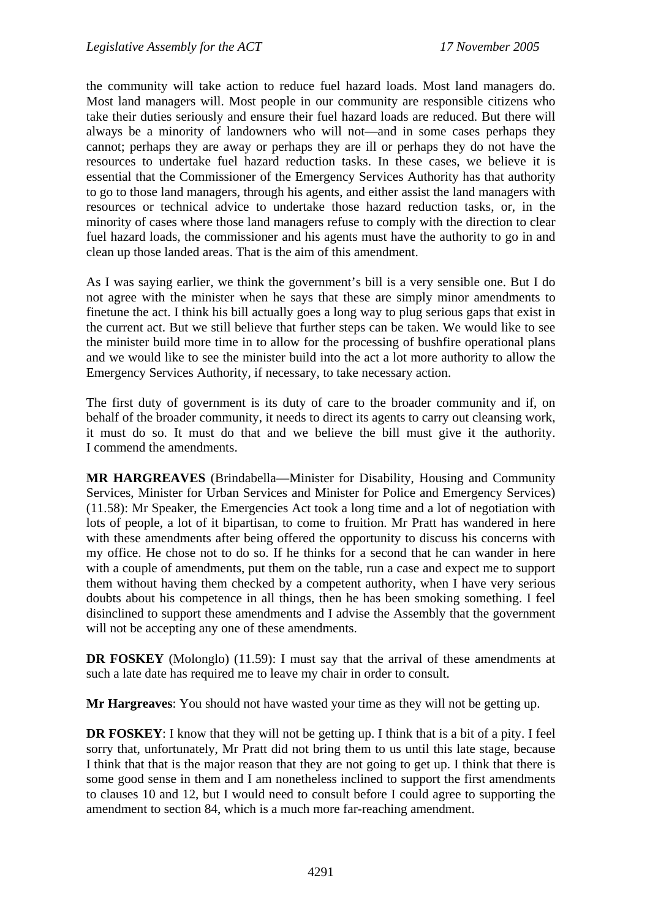the community will take action to reduce fuel hazard loads. Most land managers do. Most land managers will. Most people in our community are responsible citizens who take their duties seriously and ensure their fuel hazard loads are reduced. But there will always be a minority of landowners who will not—and in some cases perhaps they cannot; perhaps they are away or perhaps they are ill or perhaps they do not have the resources to undertake fuel hazard reduction tasks. In these cases, we believe it is essential that the Commissioner of the Emergency Services Authority has that authority to go to those land managers, through his agents, and either assist the land managers with resources or technical advice to undertake those hazard reduction tasks, or, in the minority of cases where those land managers refuse to comply with the direction to clear fuel hazard loads, the commissioner and his agents must have the authority to go in and clean up those landed areas. That is the aim of this amendment.

As I was saying earlier, we think the government's bill is a very sensible one. But I do not agree with the minister when he says that these are simply minor amendments to finetune the act. I think his bill actually goes a long way to plug serious gaps that exist in the current act. But we still believe that further steps can be taken. We would like to see the minister build more time in to allow for the processing of bushfire operational plans and we would like to see the minister build into the act a lot more authority to allow the Emergency Services Authority, if necessary, to take necessary action.

The first duty of government is its duty of care to the broader community and if, on behalf of the broader community, it needs to direct its agents to carry out cleansing work, it must do so. It must do that and we believe the bill must give it the authority. I commend the amendments.

**MR HARGREAVES** (Brindabella—Minister for Disability, Housing and Community Services, Minister for Urban Services and Minister for Police and Emergency Services) (11.58): Mr Speaker, the Emergencies Act took a long time and a lot of negotiation with lots of people, a lot of it bipartisan, to come to fruition. Mr Pratt has wandered in here with these amendments after being offered the opportunity to discuss his concerns with my office. He chose not to do so. If he thinks for a second that he can wander in here with a couple of amendments, put them on the table, run a case and expect me to support them without having them checked by a competent authority, when I have very serious doubts about his competence in all things, then he has been smoking something. I feel disinclined to support these amendments and I advise the Assembly that the government will not be accepting any one of these amendments.

**DR FOSKEY** (Molonglo) (11.59): I must say that the arrival of these amendments at such a late date has required me to leave my chair in order to consult.

**Mr Hargreaves**: You should not have wasted your time as they will not be getting up.

**DR FOSKEY**: I know that they will not be getting up. I think that is a bit of a pity. I feel sorry that, unfortunately, Mr Pratt did not bring them to us until this late stage, because I think that that is the major reason that they are not going to get up. I think that there is some good sense in them and I am nonetheless inclined to support the first amendments to clauses 10 and 12, but I would need to consult before I could agree to supporting the amendment to section 84, which is a much more far-reaching amendment.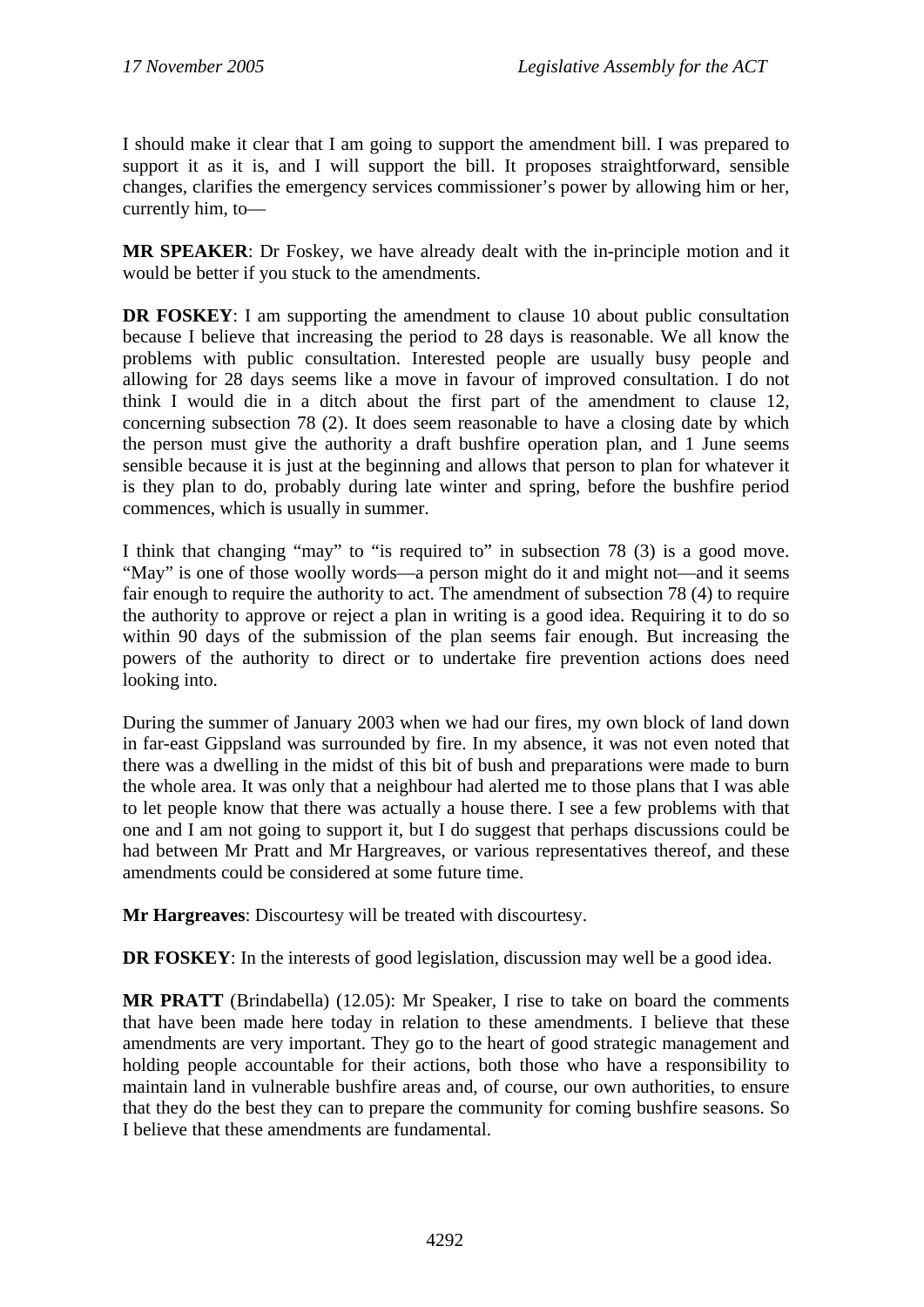I should make it clear that I am going to support the amendment bill. I was prepared to support it as it is, and I will support the bill. It proposes straightforward, sensible changes, clarifies the emergency services commissioner's power by allowing him or her, currently him, to—

**MR SPEAKER**: Dr Foskey, we have already dealt with the in-principle motion and it would be better if you stuck to the amendments.

**DR FOSKEY**: I am supporting the amendment to clause 10 about public consultation because I believe that increasing the period to 28 days is reasonable. We all know the problems with public consultation. Interested people are usually busy people and allowing for 28 days seems like a move in favour of improved consultation. I do not think I would die in a ditch about the first part of the amendment to clause 12, concerning subsection 78 (2). It does seem reasonable to have a closing date by which the person must give the authority a draft bushfire operation plan, and 1 June seems sensible because it is just at the beginning and allows that person to plan for whatever it is they plan to do, probably during late winter and spring, before the bushfire period commences, which is usually in summer.

I think that changing "may" to "is required to" in subsection 78 (3) is a good move. "May" is one of those woolly words—a person might do it and might not—and it seems fair enough to require the authority to act. The amendment of subsection 78 (4) to require the authority to approve or reject a plan in writing is a good idea. Requiring it to do so within 90 days of the submission of the plan seems fair enough. But increasing the powers of the authority to direct or to undertake fire prevention actions does need looking into.

During the summer of January 2003 when we had our fires, my own block of land down in far-east Gippsland was surrounded by fire. In my absence, it was not even noted that there was a dwelling in the midst of this bit of bush and preparations were made to burn the whole area. It was only that a neighbour had alerted me to those plans that I was able to let people know that there was actually a house there. I see a few problems with that one and I am not going to support it, but I do suggest that perhaps discussions could be had between Mr Pratt and Mr Hargreaves, or various representatives thereof, and these amendments could be considered at some future time.

**Mr Hargreaves**: Discourtesy will be treated with discourtesy.

**DR FOSKEY**: In the interests of good legislation, discussion may well be a good idea.

**MR PRATT** (Brindabella) (12.05): Mr Speaker, I rise to take on board the comments that have been made here today in relation to these amendments. I believe that these amendments are very important. They go to the heart of good strategic management and holding people accountable for their actions, both those who have a responsibility to maintain land in vulnerable bushfire areas and, of course, our own authorities, to ensure that they do the best they can to prepare the community for coming bushfire seasons. So I believe that these amendments are fundamental.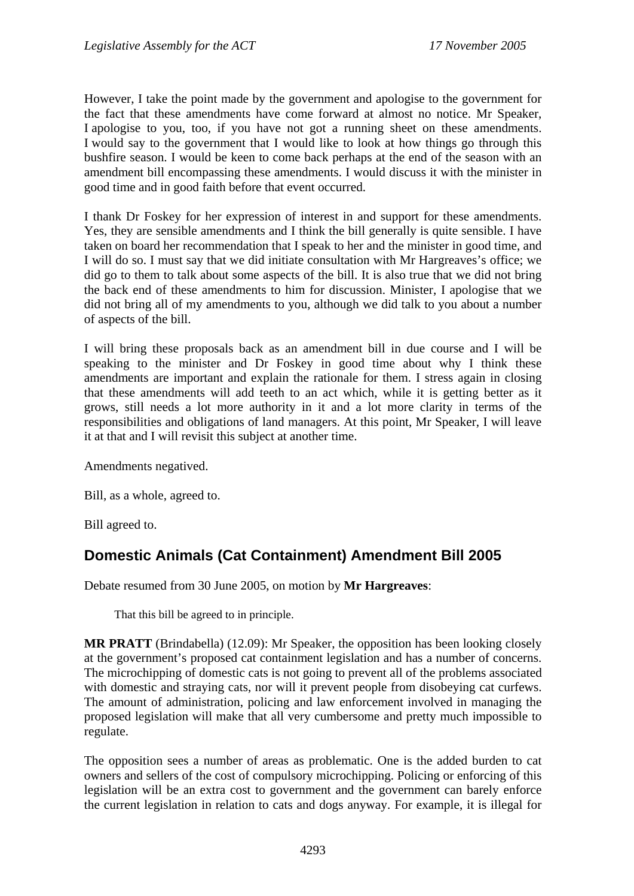However, I take the point made by the government and apologise to the government for the fact that these amendments have come forward at almost no notice. Mr Speaker, I apologise to you, too, if you have not got a running sheet on these amendments. I would say to the government that I would like to look at how things go through this bushfire season. I would be keen to come back perhaps at the end of the season with an amendment bill encompassing these amendments. I would discuss it with the minister in good time and in good faith before that event occurred.

I thank Dr Foskey for her expression of interest in and support for these amendments. Yes, they are sensible amendments and I think the bill generally is quite sensible. I have taken on board her recommendation that I speak to her and the minister in good time, and I will do so. I must say that we did initiate consultation with Mr Hargreaves's office; we did go to them to talk about some aspects of the bill. It is also true that we did not bring the back end of these amendments to him for discussion. Minister, I apologise that we did not bring all of my amendments to you, although we did talk to you about a number of aspects of the bill.

I will bring these proposals back as an amendment bill in due course and I will be speaking to the minister and Dr Foskey in good time about why I think these amendments are important and explain the rationale for them. I stress again in closing that these amendments will add teeth to an act which, while it is getting better as it grows, still needs a lot more authority in it and a lot more clarity in terms of the responsibilities and obligations of land managers. At this point, Mr Speaker, I will leave it at that and I will revisit this subject at another time.

Amendments negatived.

Bill, as a whole, agreed to.

Bill agreed to.

## Domestic Animals (Cat Containment) Amendment Bill 2005

Debate resumed from 30 June 2005, on motion by **Mr Hargreaves**:

> That this bill be agreed to in principle.

**MR PRATT** (Brindabella) (12.09): Mr Speaker, the opposition has been looking closely at the government's proposed cat containment legislation and has a number of concerns. The microchipping of domestic cats is not going to prevent all of the problems associated with domestic and straying cats, nor will it prevent people from disobeying cat curfews. The amount of administration, policing and law enforcement involved in managing the proposed legislation will make that all very cumbersome and pretty much impossible to regulate.

The opposition sees a number of areas as problematic. One is the added burden to cat owners and sellers of the cost of compulsory microchipping. Policing or enforcing of this legislation will be an extra cost to government and the government can barely enforce the current legislation in relation to cats and dogs anyway. For example, it is illegal for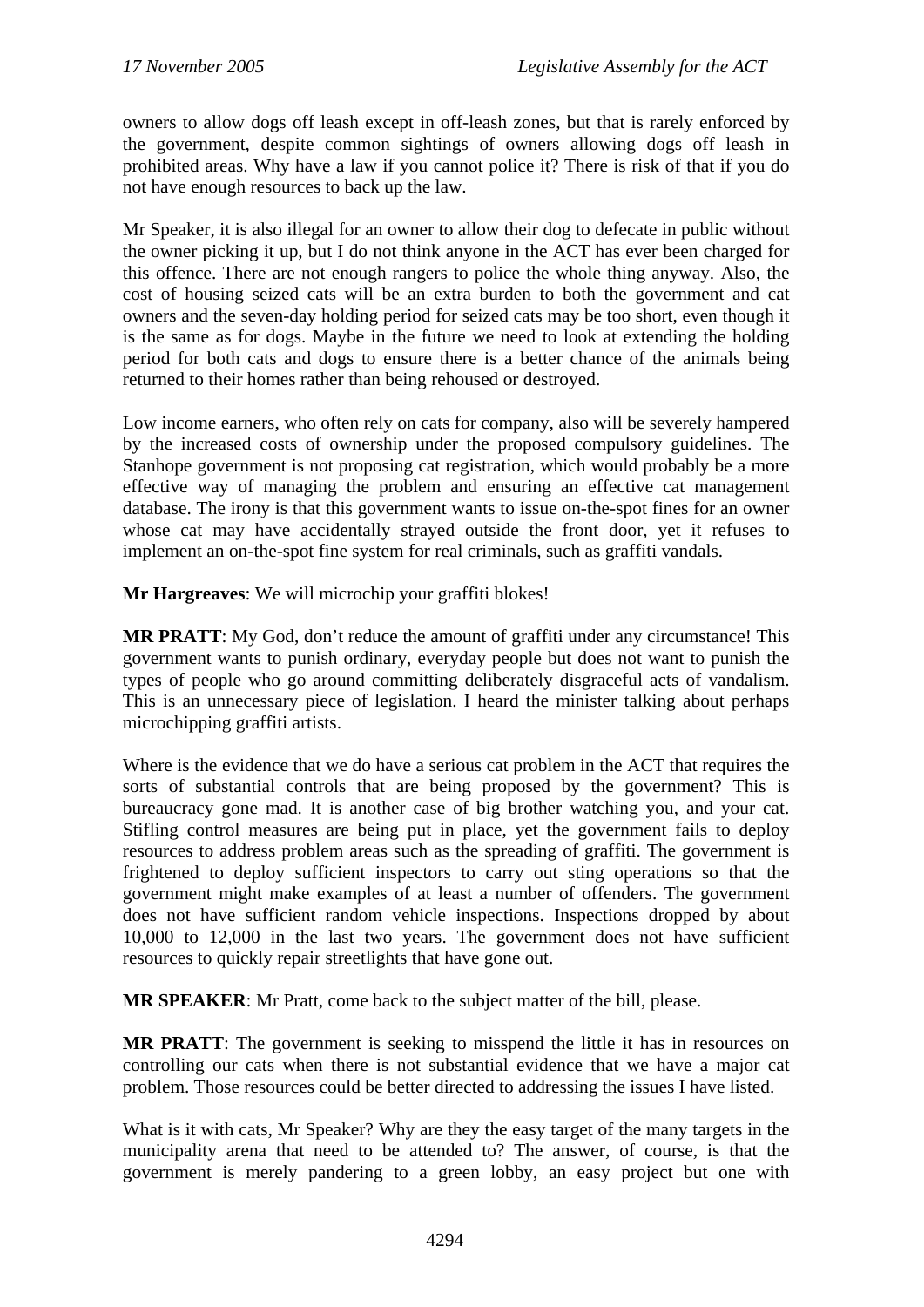owners to allow dogs off leash except in off-leash zones, but that is rarely enforced by the government, despite common sightings of owners allowing dogs off leash in prohibited areas. Why have a law if you cannot police it? There is risk of that if you do not have enough resources to back up the law.

Mr Speaker, it is also illegal for an owner to allow their dog to defecate in public without the owner picking it up, but I do not think anyone in the ACT has ever been charged for this offence. There are not enough rangers to police the whole thing anyway. Also, the cost of housing seized cats will be an extra burden to both the government and cat owners and the seven-day holding period for seized cats may be too short, even though it is the same as for dogs. Maybe in the future we need to look at extending the holding period for both cats and dogs to ensure there is a better chance of the animals being returned to their homes rather than being rehoused or destroyed.

Low income earners, who often rely on cats for company, also will be severely hampered by the increased costs of ownership under the proposed compulsory guidelines. The Stanhope government is not proposing cat registration, which would probably be a more effective way of managing the problem and ensuring an effective cat management database. The irony is that this government wants to issue on-the-spot fines for an owner whose cat may have accidentally strayed outside the front door, yet it refuses to implement an on-the-spot fine system for real criminals, such as graffiti vandals.

**Mr Hargreaves**: We will microchip your graffiti blokes!

**MR PRATT**: My God, don't reduce the amount of graffiti under any circumstance! This government wants to punish ordinary, everyday people but does not want to punish the types of people who go around committing deliberately disgraceful acts of vandalism. This is an unnecessary piece of legislation. I heard the minister talking about perhaps microchipping graffiti artists.

Where is the evidence that we do have a serious cat problem in the ACT that requires the sorts of substantial controls that are being proposed by the government? This is bureaucracy gone mad. It is another case of big brother watching you, and your cat. Stifling control measures are being put in place, yet the government fails to deploy resources to address problem areas such as the spreading of graffiti. The government is frightened to deploy sufficient inspectors to carry out sting operations so that the government might make examples of at least a number of offenders. The government does not have sufficient random vehicle inspections. Inspections dropped by about 10,000 to 12,000 in the last two years. The government does not have sufficient resources to quickly repair streetlights that have gone out.

**MR SPEAKER**: Mr Pratt, come back to the subject matter of the bill, please.

**MR PRATT**: The government is seeking to misspend the little it has in resources on controlling our cats when there is not substantial evidence that we have a major cat problem. Those resources could be better directed to addressing the issues I have listed.

What is it with cats, Mr Speaker? Why are they the easy target of the many targets in the municipality arena that need to be attended to? The answer, of course, is that the government is merely pandering to a green lobby, an easy project but one with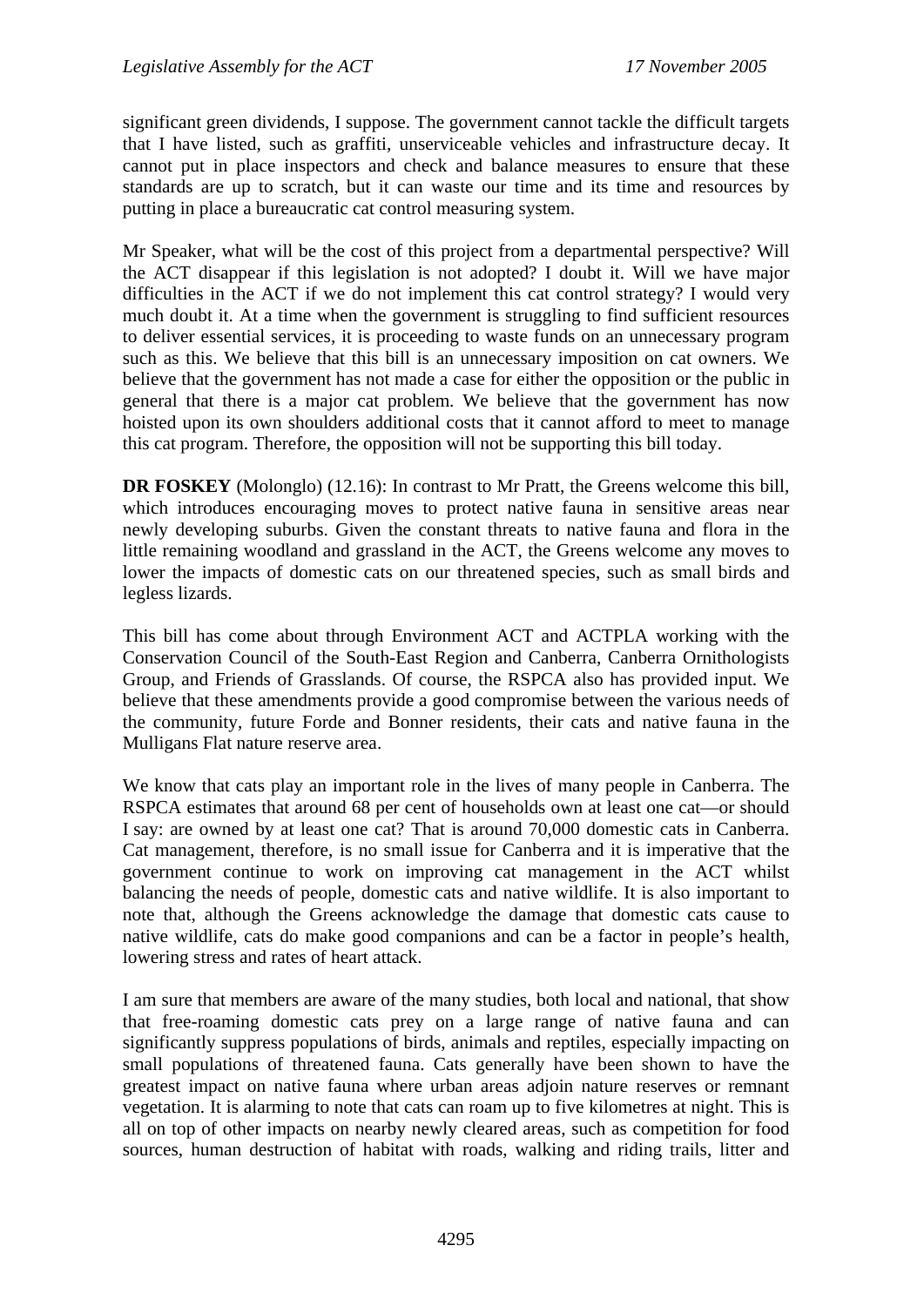significant green dividends, I suppose. The government cannot tackle the difficult targets that I have listed, such as graffiti, unserviceable vehicles and infrastructure decay. It cannot put in place inspectors and check and balance measures to ensure that these standards are up to scratch, but it can waste our time and its time and resources by putting in place a bureaucratic cat control measuring system.

Mr Speaker, what will be the cost of this project from a departmental perspective? Will the ACT disappear if this legislation is not adopted? I doubt it. Will we have major difficulties in the ACT if we do not implement this cat control strategy? I would very much doubt it. At a time when the government is struggling to find sufficient resources to deliver essential services, it is proceeding to waste funds on an unnecessary program such as this. We believe that this bill is an unnecessary imposition on cat owners. We believe that the government has not made a case for either the opposition or the public in general that there is a major cat problem. We believe that the government has now hoisted upon its own shoulders additional costs that it cannot afford to meet to manage this cat program. Therefore, the opposition will not be supporting this bill today.

**DR FOSKEY** (Molonglo) (12.16): In contrast to Mr Pratt, the Greens welcome this bill, which introduces encouraging moves to protect native fauna in sensitive areas near newly developing suburbs. Given the constant threats to native fauna and flora in the little remaining woodland and grassland in the ACT, the Greens welcome any moves to lower the impacts of domestic cats on our threatened species, such as small birds and legless lizards.

This bill has come about through Environment ACT and ACTPLA working with the Conservation Council of the South-East Region and Canberra, Canberra Ornithologists Group, and Friends of Grasslands. Of course, the RSPCA also has provided input. We believe that these amendments provide a good compromise between the various needs of the community, future Forde and Bonner residents, their cats and native fauna in the Mulligans Flat nature reserve area.

We know that cats play an important role in the lives of many people in Canberra. The RSPCA estimates that around 68 per cent of households own at least one cat—or should I say: are owned by at least one cat? That is around 70,000 domestic cats in Canberra. Cat management, therefore, is no small issue for Canberra and it is imperative that the government continue to work on improving cat management in the ACT whilst balancing the needs of people, domestic cats and native wildlife. It is also important to note that, although the Greens acknowledge the damage that domestic cats cause to native wildlife, cats do make good companions and can be a factor in people's health, lowering stress and rates of heart attack.

I am sure that members are aware of the many studies, both local and national, that show that free-roaming domestic cats prey on a large range of native fauna and can significantly suppress populations of birds, animals and reptiles, especially impacting on small populations of threatened fauna. Cats generally have been shown to have the greatest impact on native fauna where urban areas adjoin nature reserves or remnant vegetation. It is alarming to note that cats can roam up to five kilometres at night. This is all on top of other impacts on nearby newly cleared areas, such as competition for food sources, human destruction of habitat with roads, walking and riding trails, litter and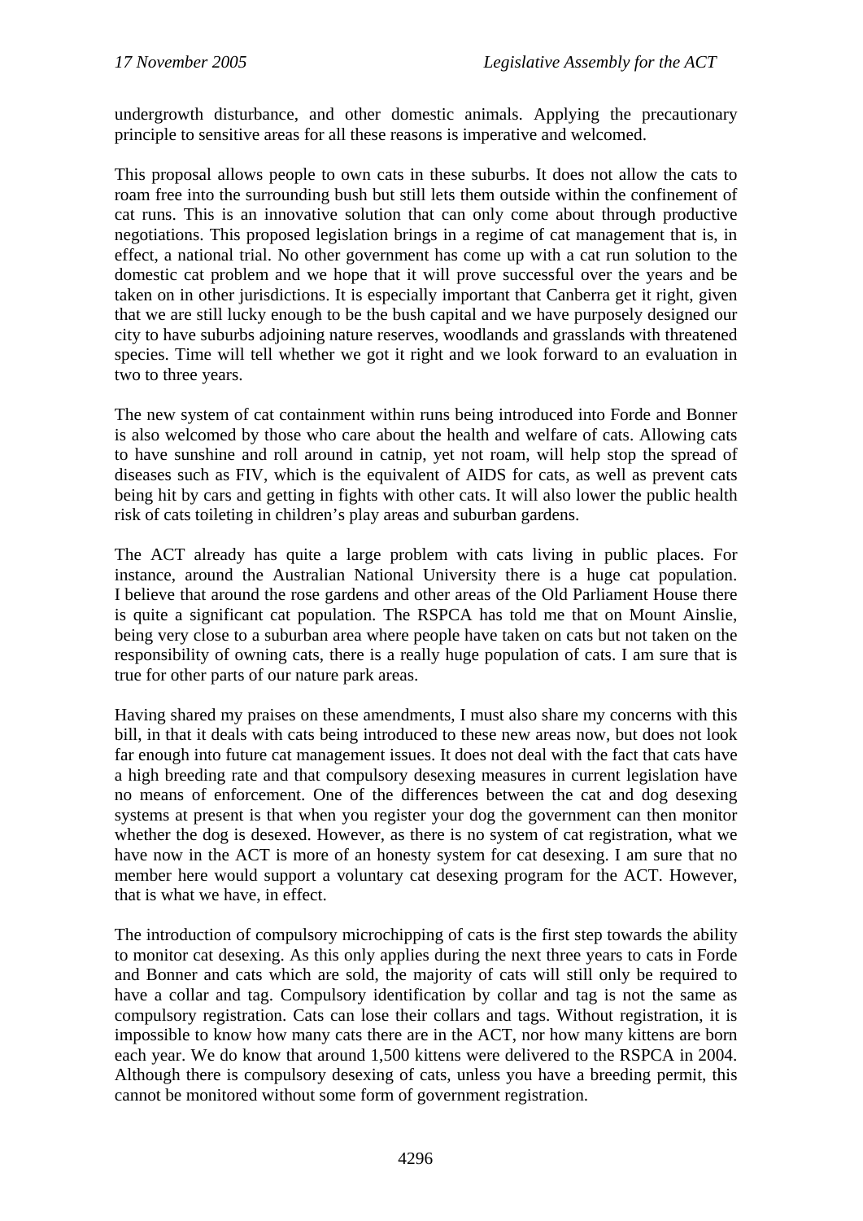undergrowth disturbance, and other domestic animals. Applying the precautionary principle to sensitive areas for all these reasons is imperative and welcomed.

This proposal allows people to own cats in these suburbs. It does not allow the cats to roam free into the surrounding bush but still lets them outside within the confinement of cat runs. This is an innovative solution that can only come about through productive negotiations. This proposed legislation brings in a regime of cat management that is, in effect, a national trial. No other government has come up with a cat run solution to the domestic cat problem and we hope that it will prove successful over the years and be taken on in other jurisdictions. It is especially important that Canberra get it right, given that we are still lucky enough to be the bush capital and we have purposely designed our city to have suburbs adjoining nature reserves, woodlands and grasslands with threatened species. Time will tell whether we got it right and we look forward to an evaluation in two to three years.

The new system of cat containment within runs being introduced into Forde and Bonner is also welcomed by those who care about the health and welfare of cats. Allowing cats to have sunshine and roll around in catnip, yet not roam, will help stop the spread of diseases such as FIV, which is the equivalent of AIDS for cats, as well as prevent cats being hit by cars and getting in fights with other cats. It will also lower the public health risk of cats toileting in children's play areas and suburban gardens.

The ACT already has quite a large problem with cats living in public places. For instance, around the Australian National University there is a huge cat population. I believe that around the rose gardens and other areas of the Old Parliament House there is quite a significant cat population. The RSPCA has told me that on Mount Ainslie, being very close to a suburban area where people have taken on cats but not taken on the responsibility of owning cats, there is a really huge population of cats. I am sure that is true for other parts of our nature park areas.

Having shared my praises on these amendments, I must also share my concerns with this bill, in that it deals with cats being introduced to these new areas now, but does not look far enough into future cat management issues. It does not deal with the fact that cats have a high breeding rate and that compulsory desexing measures in current legislation have no means of enforcement. One of the differences between the cat and dog desexing systems at present is that when you register your dog the government can then monitor whether the dog is desexed. However, as there is no system of cat registration, what we have now in the ACT is more of an honesty system for cat desexing. I am sure that no member here would support a voluntary cat desexing program for the ACT. However, that is what we have, in effect.

The introduction of compulsory microchipping of cats is the first step towards the ability to monitor cat desexing. As this only applies during the next three years to cats in Forde and Bonner and cats which are sold, the majority of cats will still only be required to have a collar and tag. Compulsory identification by collar and tag is not the same as compulsory registration. Cats can lose their collars and tags. Without registration, it is impossible to know how many cats there are in the ACT, nor how many kittens are born each year. We do know that around 1,500 kittens were delivered to the RSPCA in 2004. Although there is compulsory desexing of cats, unless you have a breeding permit, this cannot be monitored without some form of government registration.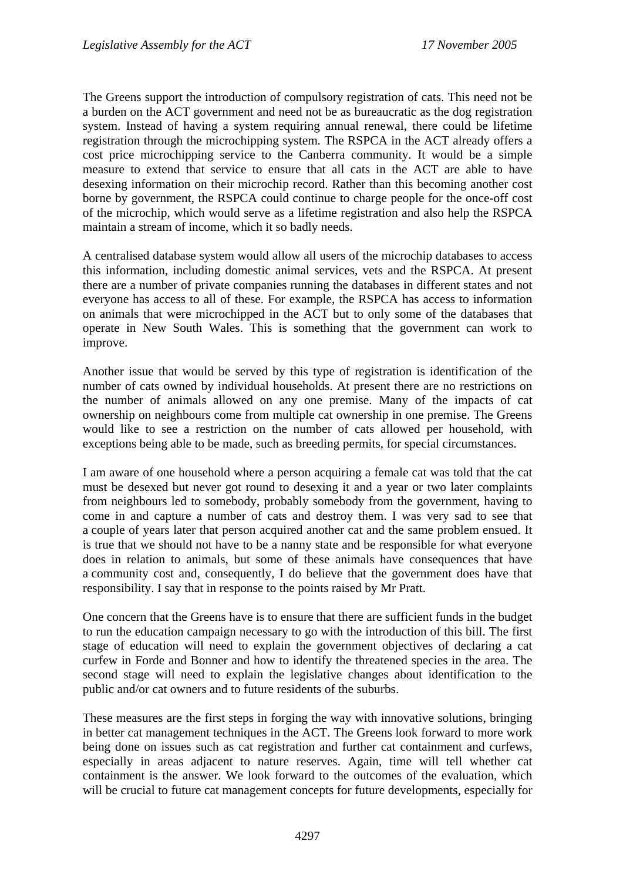The Greens support the introduction of compulsory registration of cats. This need not be a burden on the ACT government and need not be as bureaucratic as the dog registration system. Instead of having a system requiring annual renewal, there could be lifetime registration through the microchipping system. The RSPCA in the ACT already offers a cost price microchipping service to the Canberra community. It would be a simple measure to extend that service to ensure that all cats in the ACT are able to have desexing information on their microchip record. Rather than this becoming another cost borne by government, the RSPCA could continue to charge people for the once-off cost of the microchip, which would serve as a lifetime registration and also help the RSPCA maintain a stream of income, which it so badly needs.

A centralised database system would allow all users of the microchip databases to access this information, including domestic animal services, vets and the RSPCA. At present there are a number of private companies running the databases in different states and not everyone has access to all of these. For example, the RSPCA has access to information on animals that were microchipped in the ACT but to only some of the databases that operate in New South Wales. This is something that the government can work to improve.

Another issue that would be served by this type of registration is identification of the number of cats owned by individual households. At present there are no restrictions on the number of animals allowed on any one premise. Many of the impacts of cat ownership on neighbours come from multiple cat ownership in one premise. The Greens would like to see a restriction on the number of cats allowed per household, with exceptions being able to be made, such as breeding permits, for special circumstances.

I am aware of one household where a person acquiring a female cat was told that the cat must be desexed but never got round to desexing it and a year or two later complaints from neighbours led to somebody, probably somebody from the government, having to come in and capture a number of cats and destroy them. I was very sad to see that a couple of years later that person acquired another cat and the same problem ensued. It is true that we should not have to be a nanny state and be responsible for what everyone does in relation to animals, but some of these animals have consequences that have a community cost and, consequently, I do believe that the government does have that responsibility. I say that in response to the points raised by Mr Pratt.

One concern that the Greens have is to ensure that there are sufficient funds in the budget to run the education campaign necessary to go with the introduction of this bill. The first stage of education will need to explain the government objectives of declaring a cat curfew in Forde and Bonner and how to identify the threatened species in the area. The second stage will need to explain the legislative changes about identification to the public and/or cat owners and to future residents of the suburbs.

These measures are the first steps in forging the way with innovative solutions, bringing in better cat management techniques in the ACT. The Greens look forward to more work being done on issues such as cat registration and further cat containment and curfews, especially in areas adjacent to nature reserves. Again, time will tell whether cat containment is the answer. We look forward to the outcomes of the evaluation, which will be crucial to future cat management concepts for future developments, especially for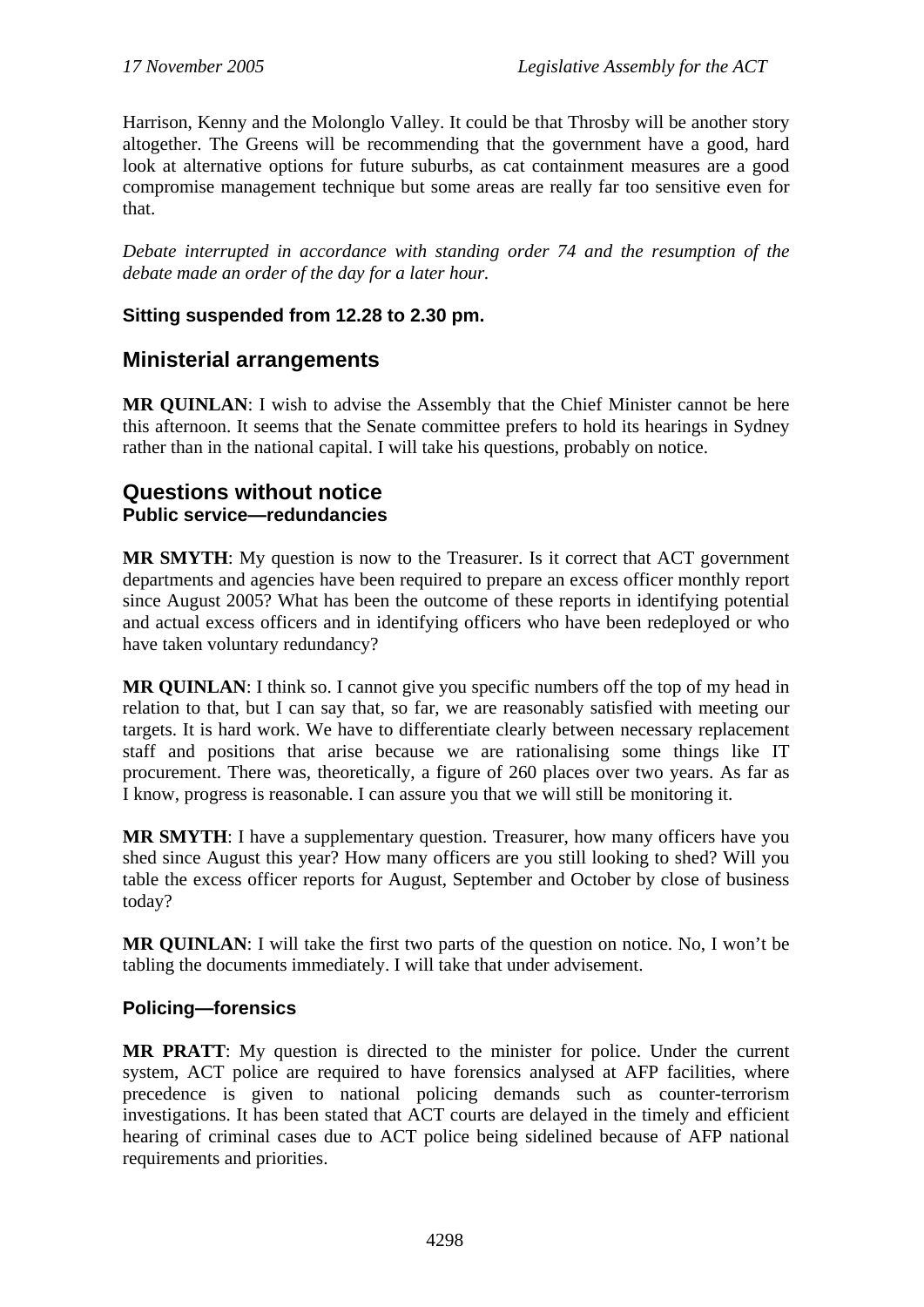Harrison, Kenny and the Molonglo Valley. It could be that Throsby will be another story altogether. The Greens will be recommending that the government have a good, hard look at alternative options for future suburbs, as cat containment measures are a good compromise management technique but some areas are really far too sensitive even for that.

*Debate interrupted in accordance with standing order 74 and the resumption of the debate made an order of the day for a later hour.*

**Sitting suspended from 12.28 to 2.30 pm.**

## Ministerial arrangements

**MR QUINLAN**: I wish to advise the Assembly that the Chief Minister cannot be here this afternoon. It seems that the Senate committee prefers to hold its hearings in Sydney rather than in the national capital. I will take his questions, probably on notice.

## Questions without notice

### Public service—redundancies

**MR SMYTH**: My question is now to the Treasurer. Is it correct that ACT government departments and agencies have been required to prepare an excess officer monthly report since August 2005? What has been the outcome of these reports in identifying potential and actual excess officers and in identifying officers who have been redeployed or who have taken voluntary redundancy?

**MR QUINLAN**: I think so. I cannot give you specific numbers off the top of my head in relation to that, but I can say that, so far, we are reasonably satisfied with meeting our targets. It is hard work. We have to differentiate clearly between necessary replacement staff and positions that arise because we are rationalising some things like IT procurement. There was, theoretically, a figure of 260 places over two years. As far as I know, progress is reasonable. I can assure you that we will still be monitoring it.

**MR SMYTH**: I have a supplementary question. Treasurer, how many officers have you shed since August this year? How many officers are you still looking to shed? Will you table the excess officer reports for August, September and October by close of business today?

**MR QUINLAN**: I will take the first two parts of the question on notice. No, I won't be tabling the documents immediately. I will take that under advisement.

### Policing—forensics

**MR PRATT**: My question is directed to the minister for police. Under the current system, ACT police are required to have forensics analysed at AFP facilities, where precedence is given to national policing demands such as counter-terrorism investigations. It has been stated that ACT courts are delayed in the timely and efficient hearing of criminal cases due to ACT police being sidelined because of AFP national requirements and priorities.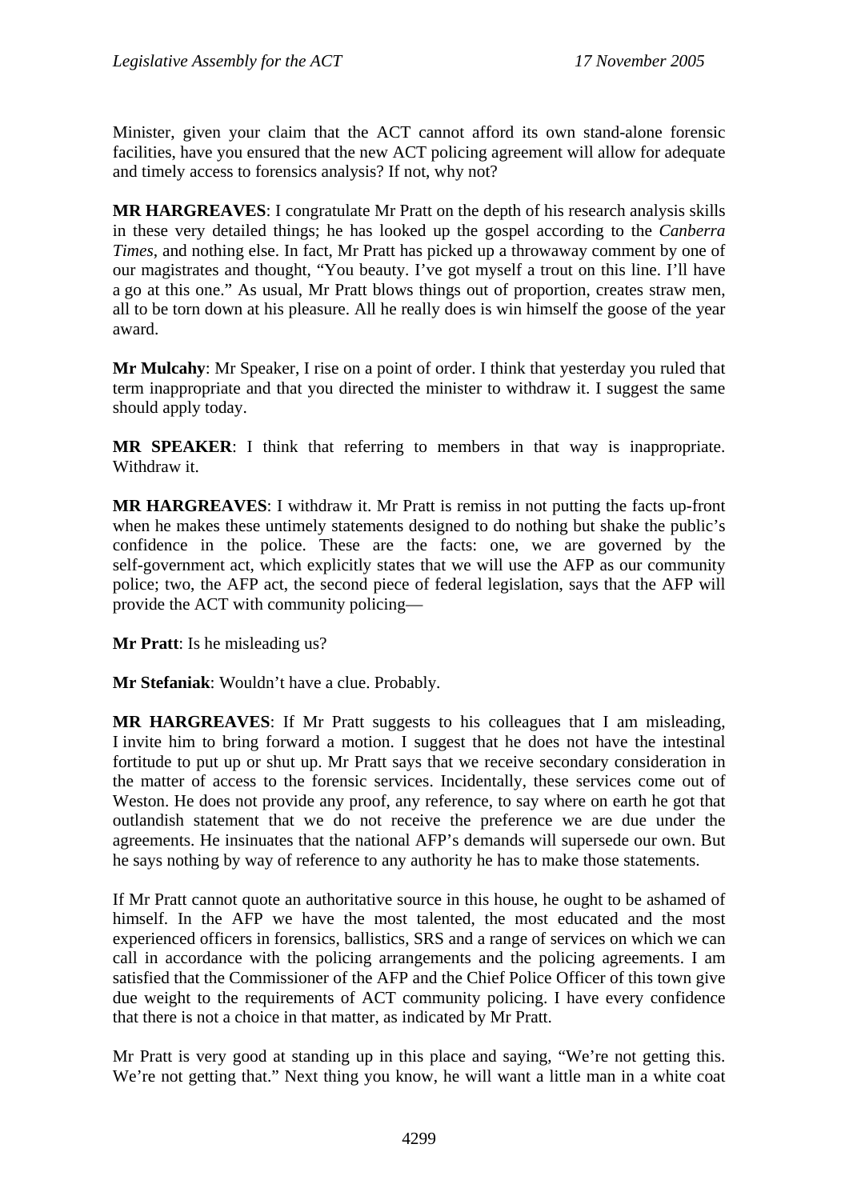Minister, given your claim that the ACT cannot afford its own stand-alone forensic facilities, have you ensured that the new ACT policing agreement will allow for adequate and timely access to forensics analysis? If not, why not?

**MR HARGREAVES**: I congratulate Mr Pratt on the depth of his research analysis skills in these very detailed things; he has looked up the gospel according to the *Canberra Times*, and nothing else. In fact, Mr Pratt has picked up a throwaway comment by one of our magistrates and thought, "You beauty. I've got myself a trout on this line. I'll have a go at this one." As usual, Mr Pratt blows things out of proportion, creates straw men, all to be torn down at his pleasure. All he really does is win himself the goose of the year award.

**Mr Mulcahy**: Mr Speaker, I rise on a point of order. I think that yesterday you ruled that term inappropriate and that you directed the minister to withdraw it. I suggest the same should apply today.

**MR SPEAKER**: I think that referring to members in that way is inappropriate. Withdraw it.

**MR HARGREAVES**: I withdraw it. Mr Pratt is remiss in not putting the facts up-front when he makes these untimely statements designed to do nothing but shake the public's confidence in the police. These are the facts: one, we are governed by the self-government act, which explicitly states that we will use the AFP as our community police; two, the AFP act, the second piece of federal legislation, says that the AFP will provide the ACT with community policing—

**Mr Pratt**: Is he misleading us?

**Mr Stefaniak**: Wouldn't have a clue. Probably.

**MR HARGREAVES**: If Mr Pratt suggests to his colleagues that I am misleading, I invite him to bring forward a motion. I suggest that he does not have the intestinal fortitude to put up or shut up. Mr Pratt says that we receive secondary consideration in the matter of access to the forensic services. Incidentally, these services come out of Weston. He does not provide any proof, any reference, to say where on earth he got that outlandish statement that we do not receive the preference we are due under the agreements. He insinuates that the national AFP's demands will supersede our own. But he says nothing by way of reference to any authority he has to make those statements.

If Mr Pratt cannot quote an authoritative source in this house, he ought to be ashamed of himself. In the AFP we have the most talented, the most educated and the most experienced officers in forensics, ballistics, SRS and a range of services on which we can call in accordance with the policing arrangements and the policing agreements. I am satisfied that the Commissioner of the AFP and the Chief Police Officer of this town give due weight to the requirements of ACT community policing. I have every confidence that there is not a choice in that matter, as indicated by Mr Pratt.

Mr Pratt is very good at standing up in this place and saying, "We're not getting this. We're not getting that." Next thing you know, he will want a little man in a white coat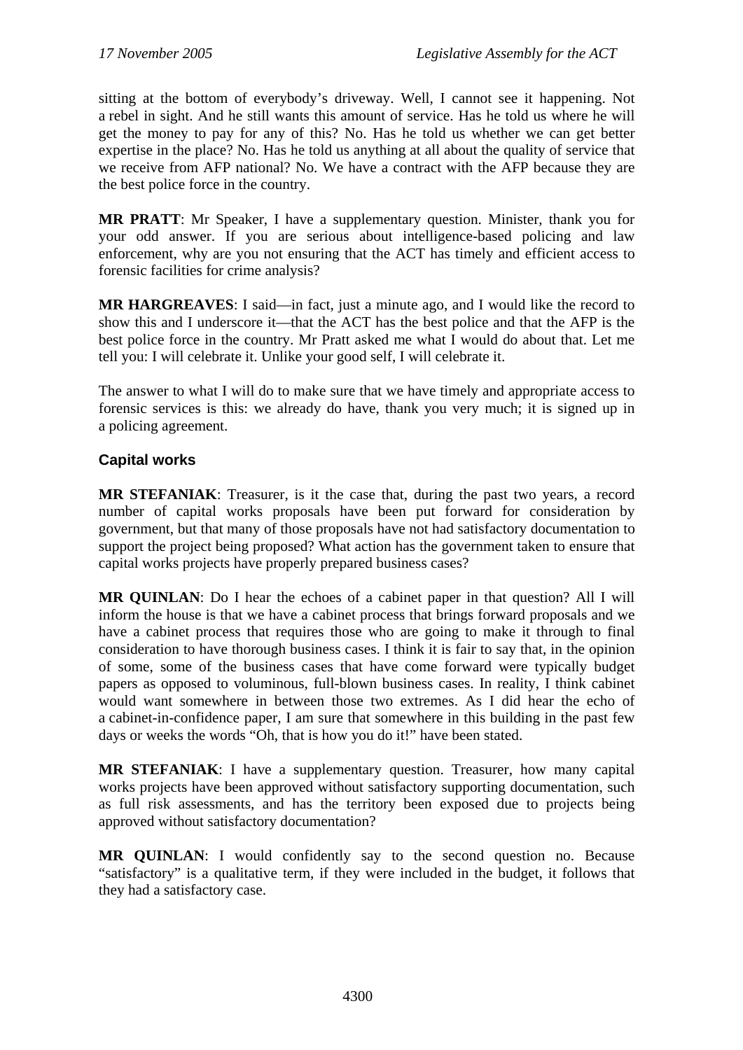sitting at the bottom of everybody's driveway. Well, I cannot see it happening. Not a rebel in sight. And he still wants this amount of service. Has he told us where he will get the money to pay for any of this? No. Has he told us whether we can get better expertise in the place? No. Has he told us anything at all about the quality of service that we receive from AFP national? No. We have a contract with the AFP because they are the best police force in the country.

**MR PRATT**: Mr Speaker, I have a supplementary question. Minister, thank you for your odd answer. If you are serious about intelligence-based policing and law enforcement, why are you not ensuring that the ACT has timely and efficient access to forensic facilities for crime analysis?

**MR HARGREAVES**: I said—in fact, just a minute ago, and I would like the record to show this and I underscore it—that the ACT has the best police and that the AFP is the best police force in the country. Mr Pratt asked me what I would do about that. Let me tell you: I will celebrate it. Unlike your good self, I will celebrate it.

The answer to what I will do to make sure that we have timely and appropriate access to forensic services is this: we already do have, thank you very much; it is signed up in a policing agreement.

### Capital works

**MR STEFANIAK**: Treasurer, is it the case that, during the past two years, a record number of capital works proposals have been put forward for consideration by government, but that many of those proposals have not had satisfactory documentation to support the project being proposed? What action has the government taken to ensure that capital works projects have properly prepared business cases?

**MR QUINLAN**: Do I hear the echoes of a cabinet paper in that question? All I will inform the house is that we have a cabinet process that brings forward proposals and we have a cabinet process that requires those who are going to make it through to final consideration to have thorough business cases. I think it is fair to say that, in the opinion of some, some of the business cases that have come forward were typically budget papers as opposed to voluminous, full-blown business cases. In reality, I think cabinet would want somewhere in between those two extremes. As I did hear the echo of a cabinet-in-confidence paper, I am sure that somewhere in this building in the past few days or weeks the words "Oh, that is how you do it!" have been stated.

**MR STEFANIAK**: I have a supplementary question. Treasurer, how many capital works projects have been approved without satisfactory supporting documentation, such as full risk assessments, and has the territory been exposed due to projects being approved without satisfactory documentation?

**MR QUINLAN**: I would confidently say to the second question no. Because "satisfactory" is a qualitative term, if they were included in the budget, it follows that they had a satisfactory case.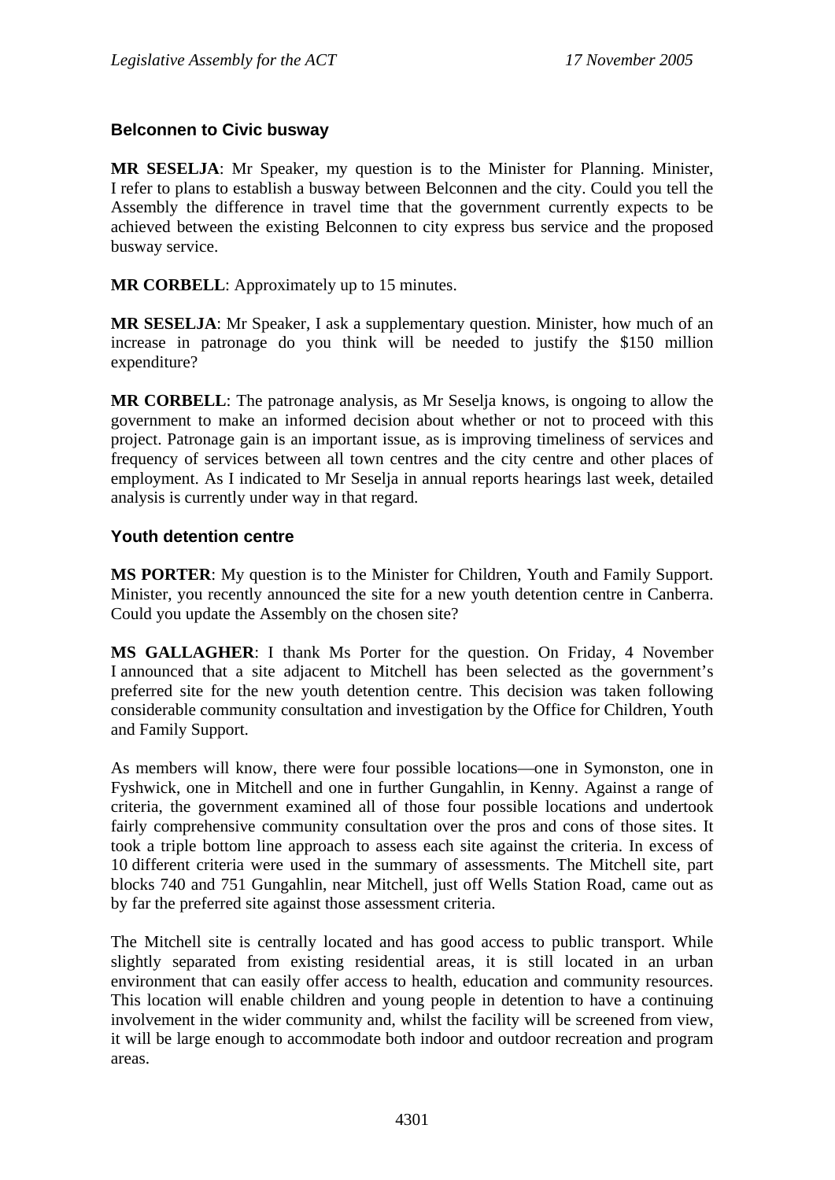### Belconnen to Civic busway

**MR SESELJA**: Mr Speaker, my question is to the Minister for Planning. Minister, I refer to plans to establish a busway between Belconnen and the city. Could you tell the Assembly the difference in travel time that the government currently expects to be achieved between the existing Belconnen to city express bus service and the proposed busway service.

**MR CORBELL**: Approximately up to 15 minutes.

**MR SESELJA**: Mr Speaker, I ask a supplementary question. Minister, how much of an increase in patronage do you think will be needed to justify the $150 million expenditure?

**MR CORBELL**: The patronage analysis, as Mr Seselja knows, is ongoing to allow the government to make an informed decision about whether or not to proceed with this project. Patronage gain is an important issue, as is improving timeliness of services and frequency of services between all town centres and the city centre and other places of employment. As I indicated to Mr Seselja in annual reports hearings last week, detailed analysis is currently under way in that regard.

### Youth detention centre

**MS PORTER**: My question is to the Minister for Children, Youth and Family Support. Minister, you recently announced the site for a new youth detention centre in Canberra. Could you update the Assembly on the chosen site?

**MS GALLAGHER**: I thank Ms Porter for the question. On Friday, 4 November I announced that a site adjacent to Mitchell has been selected as the government's preferred site for the new youth detention centre. This decision was taken following considerable community consultation and investigation by the Office for Children, Youth and Family Support.

As members will know, there were four possible locations—one in Symonston, one in Fyshwick, one in Mitchell and one in further Gungahlin, in Kenny. Against a range of criteria, the government examined all of those four possible locations and undertook fairly comprehensive community consultation over the pros and cons of those sites. It took a triple bottom line approach to assess each site against the criteria. In excess of 10 different criteria were used in the summary of assessments. The Mitchell site, part blocks 740 and 751 Gungahlin, near Mitchell, just off Wells Station Road, came out as by far the preferred site against those assessment criteria.

The Mitchell site is centrally located and has good access to public transport. While slightly separated from existing residential areas, it is still located in an urban environment that can easily offer access to health, education and community resources. This location will enable children and young people in detention to have a continuing involvement in the wider community and, whilst the facility will be screened from view, it will be large enough to accommodate both indoor and outdoor recreation and program areas.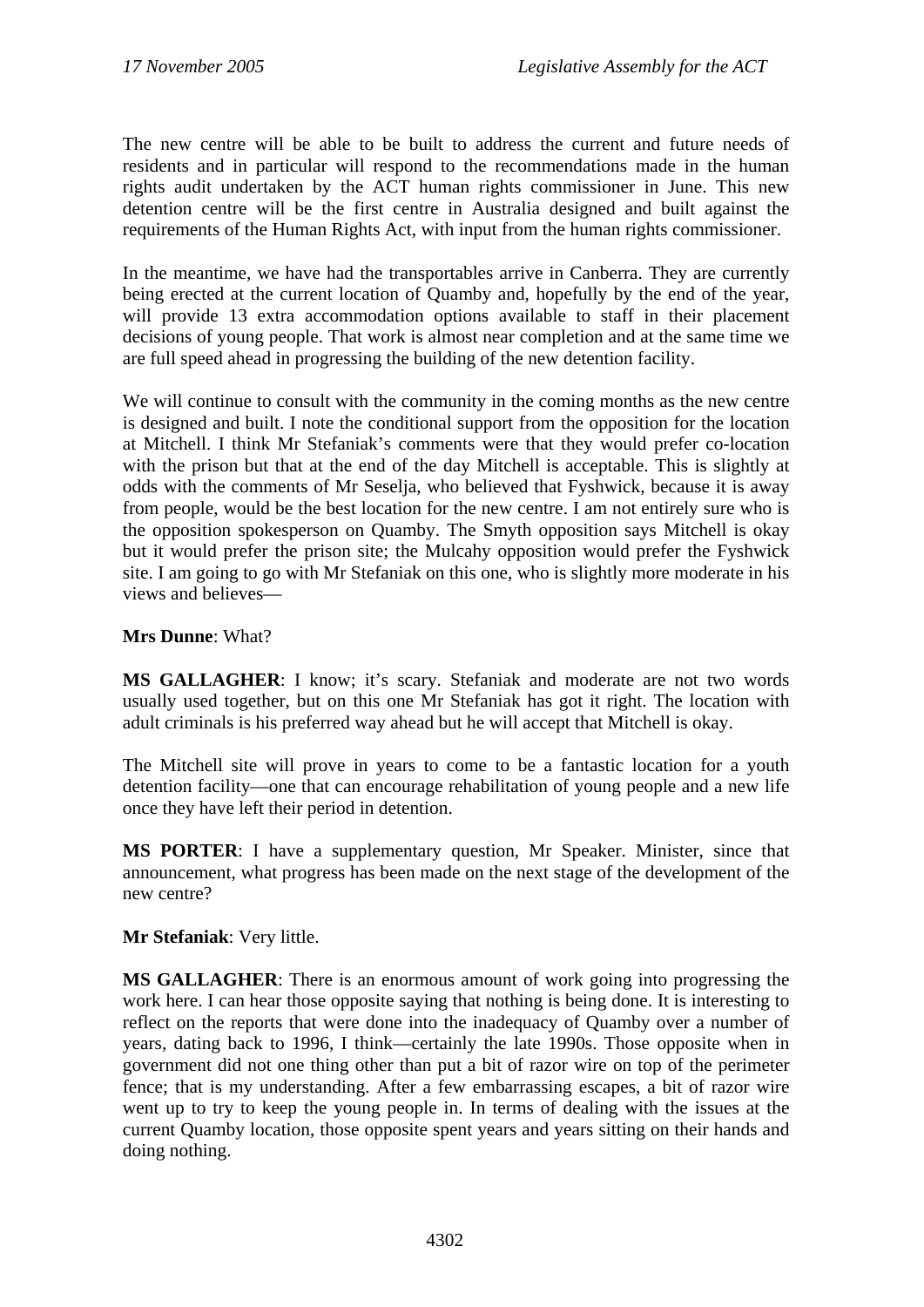The new centre will be able to be built to address the current and future needs of residents and in particular will respond to the recommendations made in the human rights audit undertaken by the ACT human rights commissioner in June. This new detention centre will be the first centre in Australia designed and built against the requirements of the Human Rights Act, with input from the human rights commissioner.

In the meantime, we have had the transportables arrive in Canberra. They are currently being erected at the current location of Quamby and, hopefully by the end of the year, will provide 13 extra accommodation options available to staff in their placement decisions of young people. That work is almost near completion and at the same time we are full speed ahead in progressing the building of the new detention facility.

We will continue to consult with the community in the coming months as the new centre is designed and built. I note the conditional support from the opposition for the location at Mitchell. I think Mr Stefaniak's comments were that they would prefer co-location with the prison but that at the end of the day Mitchell is acceptable. This is slightly at odds with the comments of Mr Seselja, who believed that Fyshwick, because it is away from people, would be the best location for the new centre. I am not entirely sure who is the opposition spokesperson on Quamby. The Smyth opposition says Mitchell is okay but it would prefer the prison site; the Mulcahy opposition would prefer the Fyshwick site. I am going to go with Mr Stefaniak on this one, who is slightly more moderate in his views and believes—

**Mrs Dunne**: What?

**MS GALLAGHER**: I know; it's scary. Stefaniak and moderate are not two words usually used together, but on this one Mr Stefaniak has got it right. The location with adult criminals is his preferred way ahead but he will accept that Mitchell is okay.

The Mitchell site will prove in years to come to be a fantastic location for a youth detention facility—one that can encourage rehabilitation of young people and a new life once they have left their period in detention.

**MS PORTER**: I have a supplementary question, Mr Speaker. Minister, since that announcement, what progress has been made on the next stage of the development of the new centre?

**Mr Stefaniak**: Very little.

**MS GALLAGHER**: There is an enormous amount of work going into progressing the work here. I can hear those opposite saying that nothing is being done. It is interesting to reflect on the reports that were done into the inadequacy of Quamby over a number of years, dating back to 1996, I think—certainly the late 1990s. Those opposite when in government did not one thing other than put a bit of razor wire on top of the perimeter fence; that is my understanding. After a few embarrassing escapes, a bit of razor wire went up to try to keep the young people in. In terms of dealing with the issues at the current Quamby location, those opposite spent years and years sitting on their hands and doing nothing.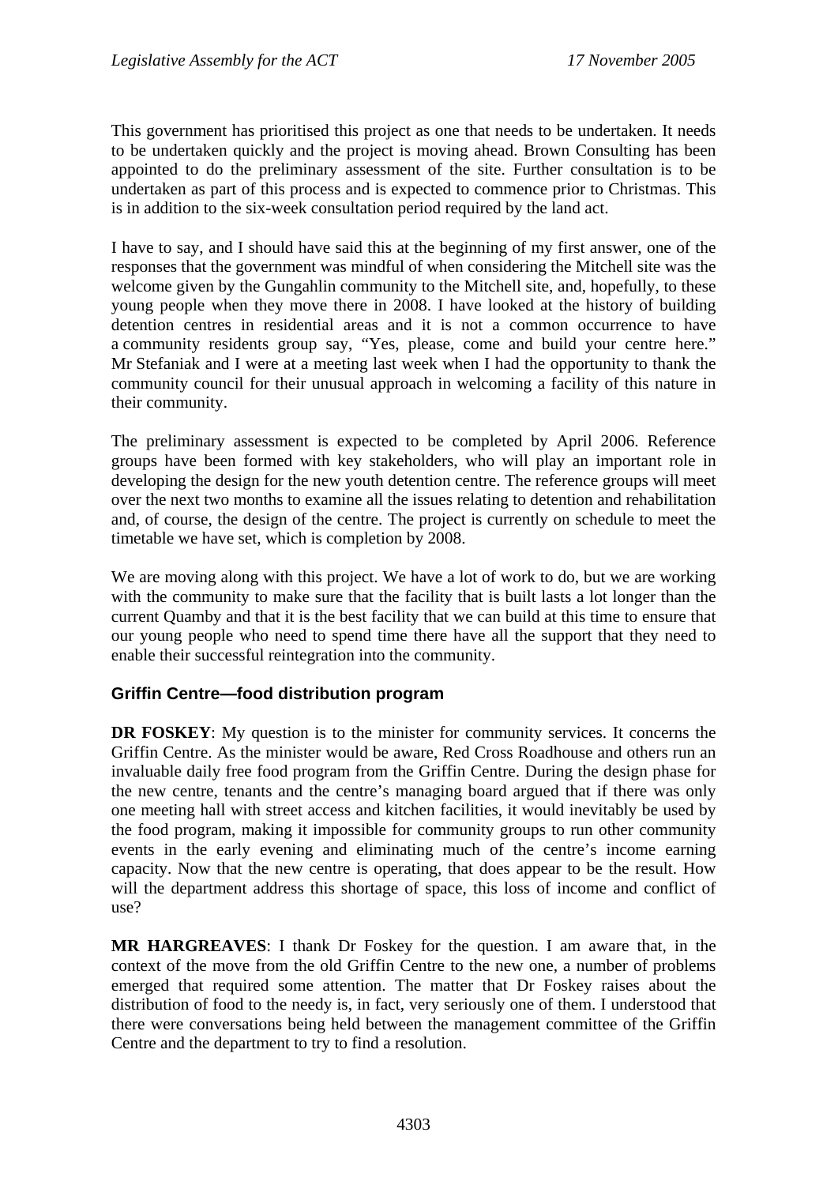This government has prioritised this project as one that needs to be undertaken. It needs to be undertaken quickly and the project is moving ahead. Brown Consulting has been appointed to do the preliminary assessment of the site. Further consultation is to be undertaken as part of this process and is expected to commence prior to Christmas. This is in addition to the six-week consultation period required by the land act.

I have to say, and I should have said this at the beginning of my first answer, one of the responses that the government was mindful of when considering the Mitchell site was the welcome given by the Gungahlin community to the Mitchell site, and, hopefully, to these young people when they move there in 2008. I have looked at the history of building detention centres in residential areas and it is not a common occurrence to have a community residents group say, "Yes, please, come and build your centre here." Mr Stefaniak and I were at a meeting last week when I had the opportunity to thank the community council for their unusual approach in welcoming a facility of this nature in their community.

The preliminary assessment is expected to be completed by April 2006. Reference groups have been formed with key stakeholders, who will play an important role in developing the design for the new youth detention centre. The reference groups will meet over the next two months to examine all the issues relating to detention and rehabilitation and, of course, the design of the centre. The project is currently on schedule to meet the timetable we have set, which is completion by 2008.

We are moving along with this project. We have a lot of work to do, but we are working with the community to make sure that the facility that is built lasts a lot longer than the current Quamby and that it is the best facility that we can build at this time to ensure that our young people who need to spend time there have all the support that they need to enable their successful reintegration into the community.

### Griffin Centre—food distribution program

**DR FOSKEY**: My question is to the minister for community services. It concerns the Griffin Centre. As the minister would be aware, Red Cross Roadhouse and others run an invaluable daily free food program from the Griffin Centre. During the design phase for the new centre, tenants and the centre's managing board argued that if there was only one meeting hall with street access and kitchen facilities, it would inevitably be used by the food program, making it impossible for community groups to run other community events in the early evening and eliminating much of the centre's income earning capacity. Now that the new centre is operating, that does appear to be the result. How will the department address this shortage of space, this loss of income and conflict of use?

**MR HARGREAVES**: I thank Dr Foskey for the question. I am aware that, in the context of the move from the old Griffin Centre to the new one, a number of problems emerged that required some attention. The matter that Dr Foskey raises about the distribution of food to the needy is, in fact, very seriously one of them. I understood that there were conversations being held between the management committee of the Griffin Centre and the department to try to find a resolution.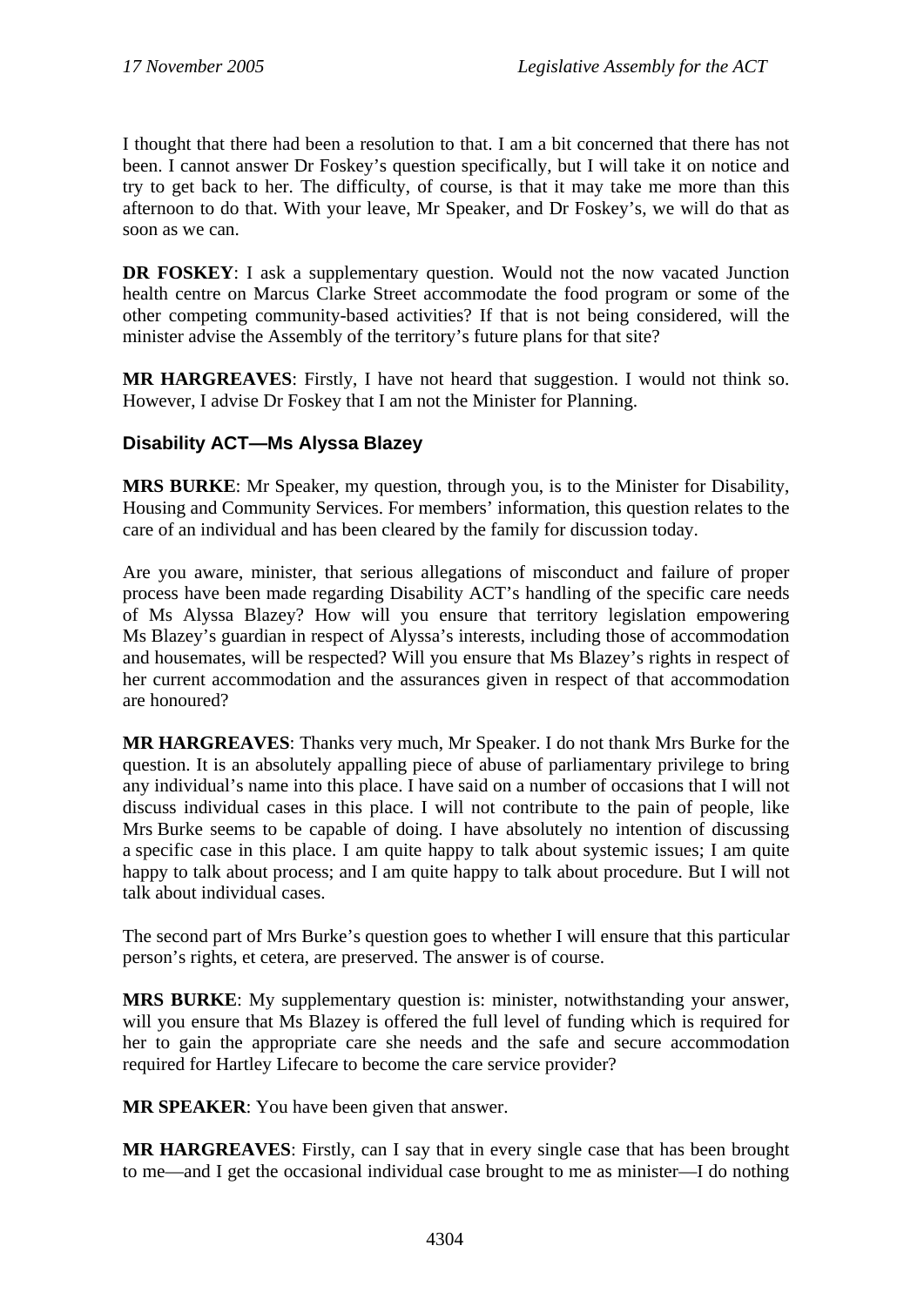I thought that there had been a resolution to that. I am a bit concerned that there has not been. I cannot answer Dr Foskey's question specifically, but I will take it on notice and try to get back to her. The difficulty, of course, is that it may take me more than this afternoon to do that. With your leave, Mr Speaker, and Dr Foskey's, we will do that as soon as we can.

**DR FOSKEY**: I ask a supplementary question. Would not the now vacated Junction health centre on Marcus Clarke Street accommodate the food program or some of the other competing community-based activities? If that is not being considered, will the minister advise the Assembly of the territory's future plans for that site?

**MR HARGREAVES**: Firstly, I have not heard that suggestion. I would not think so. However, I advise Dr Foskey that I am not the Minister for Planning.

### Disability ACT—Ms Alyssa Blazey

**MRS BURKE**: Mr Speaker, my question, through you, is to the Minister for Disability, Housing and Community Services. For members' information, this question relates to the care of an individual and has been cleared by the family for discussion today.

Are you aware, minister, that serious allegations of misconduct and failure of proper process have been made regarding Disability ACT's handling of the specific care needs of Ms Alyssa Blazey? How will you ensure that territory legislation empowering Ms Blazey's guardian in respect of Alyssa's interests, including those of accommodation and housemates, will be respected? Will you ensure that Ms Blazey's rights in respect of her current accommodation and the assurances given in respect of that accommodation are honoured?

**MR HARGREAVES**: Thanks very much, Mr Speaker. I do not thank Mrs Burke for the question. It is an absolutely appalling piece of abuse of parliamentary privilege to bring any individual's name into this place. I have said on a number of occasions that I will not discuss individual cases in this place. I will not contribute to the pain of people, like Mrs Burke seems to be capable of doing. I have absolutely no intention of discussing a specific case in this place. I am quite happy to talk about systemic issues; I am quite happy to talk about process; and I am quite happy to talk about procedure. But I will not talk about individual cases.

The second part of Mrs Burke's question goes to whether I will ensure that this particular person's rights, et cetera, are preserved. The answer is of course.

**MRS BURKE**: My supplementary question is: minister, notwithstanding your answer, will you ensure that Ms Blazey is offered the full level of funding which is required for her to gain the appropriate care she needs and the safe and secure accommodation required for Hartley Lifecare to become the care service provider?

**MR SPEAKER**: You have been given that answer.

**MR HARGREAVES**: Firstly, can I say that in every single case that has been brought to me—and I get the occasional individual case brought to me as minister—I do nothing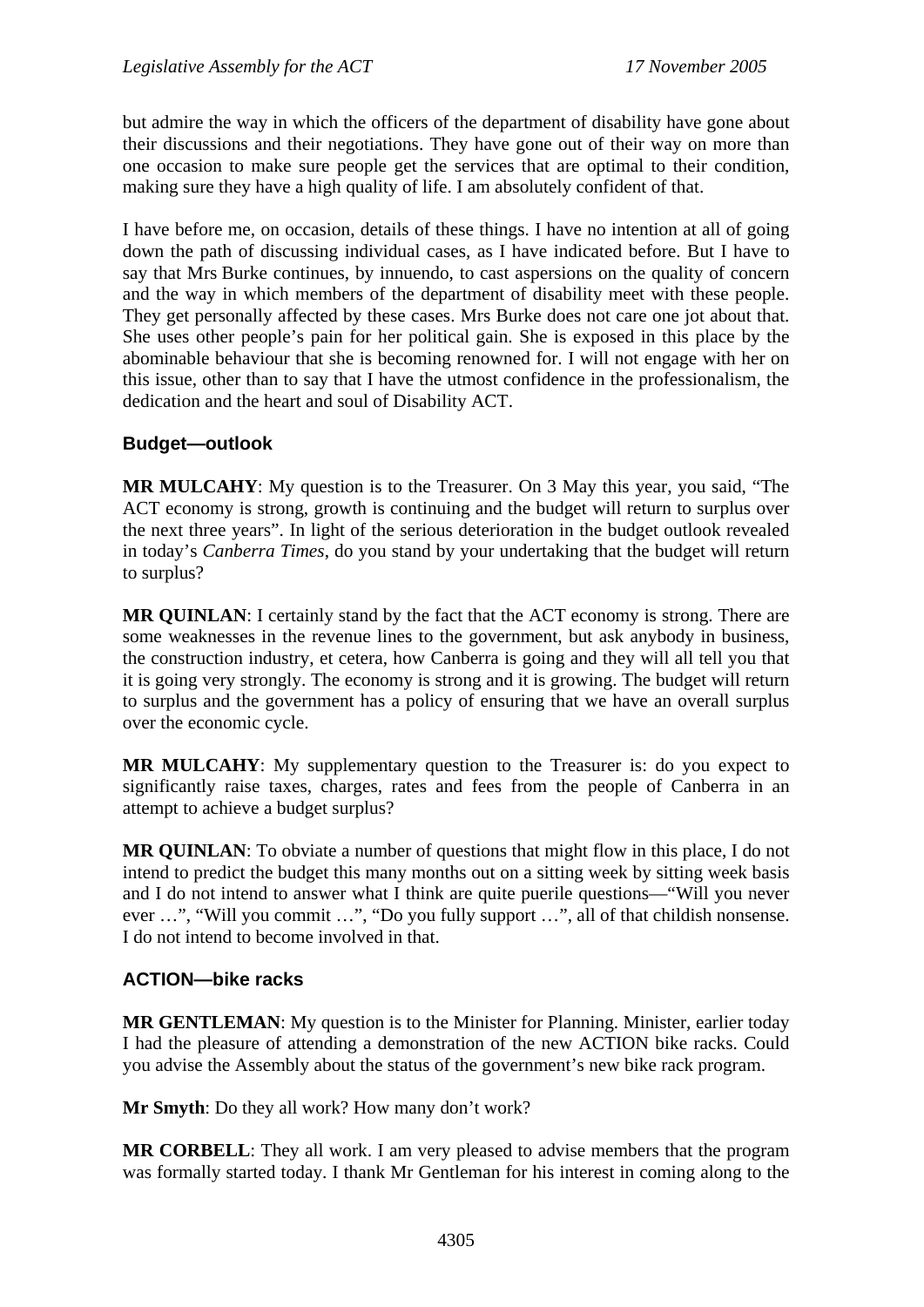but admire the way in which the officers of the department of disability have gone about their discussions and their negotiations. They have gone out of their way on more than one occasion to make sure people get the services that are optimal to their condition, making sure they have a high quality of life. I am absolutely confident of that.

I have before me, on occasion, details of these things. I have no intention at all of going down the path of discussing individual cases, as I have indicated before. But I have to say that Mrs Burke continues, by innuendo, to cast aspersions on the quality of concern and the way in which members of the department of disability meet with these people. They get personally affected by these cases. Mrs Burke does not care one jot about that. She uses other people's pain for her political gain. She is exposed in this place by the abominable behaviour that she is becoming renowned for. I will not engage with her on this issue, other than to say that I have the utmost confidence in the professionalism, the dedication and the heart and soul of Disability ACT.

### Budget—outlook

**MR MULCAHY**: My question is to the Treasurer. On 3 May this year, you said, "The ACT economy is strong, growth is continuing and the budget will return to surplus over the next three years". In light of the serious deterioration in the budget outlook revealed in today's *Canberra Times*, do you stand by your undertaking that the budget will return to surplus?

**MR QUINLAN**: I certainly stand by the fact that the ACT economy is strong. There are some weaknesses in the revenue lines to the government, but ask anybody in business, the construction industry, et cetera, how Canberra is going and they will all tell you that it is going very strongly. The economy is strong and it is growing. The budget will return to surplus and the government has a policy of ensuring that we have an overall surplus over the economic cycle.

**MR MULCAHY**: My supplementary question to the Treasurer is: do you expect to significantly raise taxes, charges, rates and fees from the people of Canberra in an attempt to achieve a budget surplus?

**MR QUINLAN**: To obviate a number of questions that might flow in this place, I do not intend to predict the budget this many months out on a sitting week by sitting week basis and I do not intend to answer what I think are quite puerile questions—"Will you never ever …", "Will you commit …", "Do you fully support …", all of that childish nonsense. I do not intend to become involved in that.

### ACTION—bike racks

**MR GENTLEMAN**: My question is to the Minister for Planning. Minister, earlier today I had the pleasure of attending a demonstration of the new ACTION bike racks. Could you advise the Assembly about the status of the government's new bike rack program.

**Mr Smyth**: Do they all work? How many don't work?

**MR CORBELL**: They all work. I am very pleased to advise members that the program was formally started today. I thank Mr Gentleman for his interest in coming along to the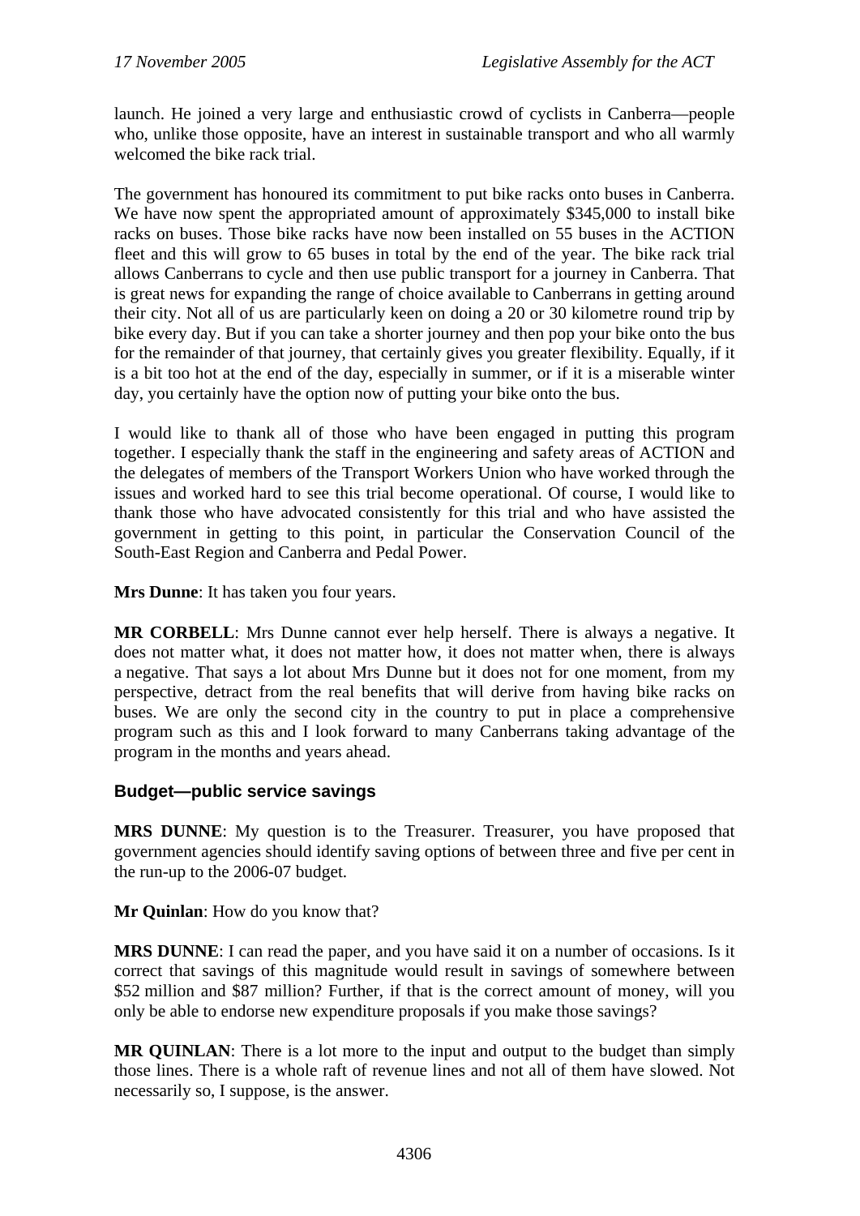launch. He joined a very large and enthusiastic crowd of cyclists in Canberra—people who, unlike those opposite, have an interest in sustainable transport and who all warmly welcomed the bike rack trial.

The government has honoured its commitment to put bike racks onto buses in Canberra. We have now spent the appropriated amount of approximately $345,000 to install bike racks on buses. Those bike racks have now been installed on 55 buses in the ACTION fleet and this will grow to 65 buses in total by the end of the year. The bike rack trial allows Canberrans to cycle and then use public transport for a journey in Canberra. That is great news for expanding the range of choice available to Canberrans in getting around their city. Not all of us are particularly keen on doing a 20 or 30 kilometre round trip by bike every day. But if you can take a shorter journey and then pop your bike onto the bus for the remainder of that journey, that certainly gives you greater flexibility. Equally, if it is a bit too hot at the end of the day, especially in summer, or if it is a miserable winter day, you certainly have the option now of putting your bike onto the bus.

I would like to thank all of those who have been engaged in putting this program together. I especially thank the staff in the engineering and safety areas of ACTION and the delegates of members of the Transport Workers Union who have worked through the issues and worked hard to see this trial become operational. Of course, I would like to thank those who have advocated consistently for this trial and who have assisted the government in getting to this point, in particular the Conservation Council of the South-East Region and Canberra and Pedal Power.

**Mrs Dunne**: It has taken you four years.

**MR CORBELL**: Mrs Dunne cannot ever help herself. There is always a negative. It does not matter what, it does not matter how, it does not matter when, there is always a negative. That says a lot about Mrs Dunne but it does not for one moment, from my perspective, detract from the real benefits that will derive from having bike racks on buses. We are only the second city in the country to put in place a comprehensive program such as this and I look forward to many Canberrans taking advantage of the program in the months and years ahead.

## Budget—public service savings

**MRS DUNNE**: My question is to the Treasurer. Treasurer, you have proposed that government agencies should identify saving options of between three and five per cent in the run-up to the 2006-07 budget.

**Mr Quinlan**: How do you know that?

**MRS DUNNE**: I can read the paper, and you have said it on a number of occasions. Is it correct that savings of this magnitude would result in savings of somewhere between $52 million and $87 million? Further, if that is the correct amount of money, will you only be able to endorse new expenditure proposals if you make those savings?

**MR QUINLAN**: There is a lot more to the input and output to the budget than simply those lines. There is a whole raft of revenue lines and not all of them have slowed. Not necessarily so, I suppose, is the answer.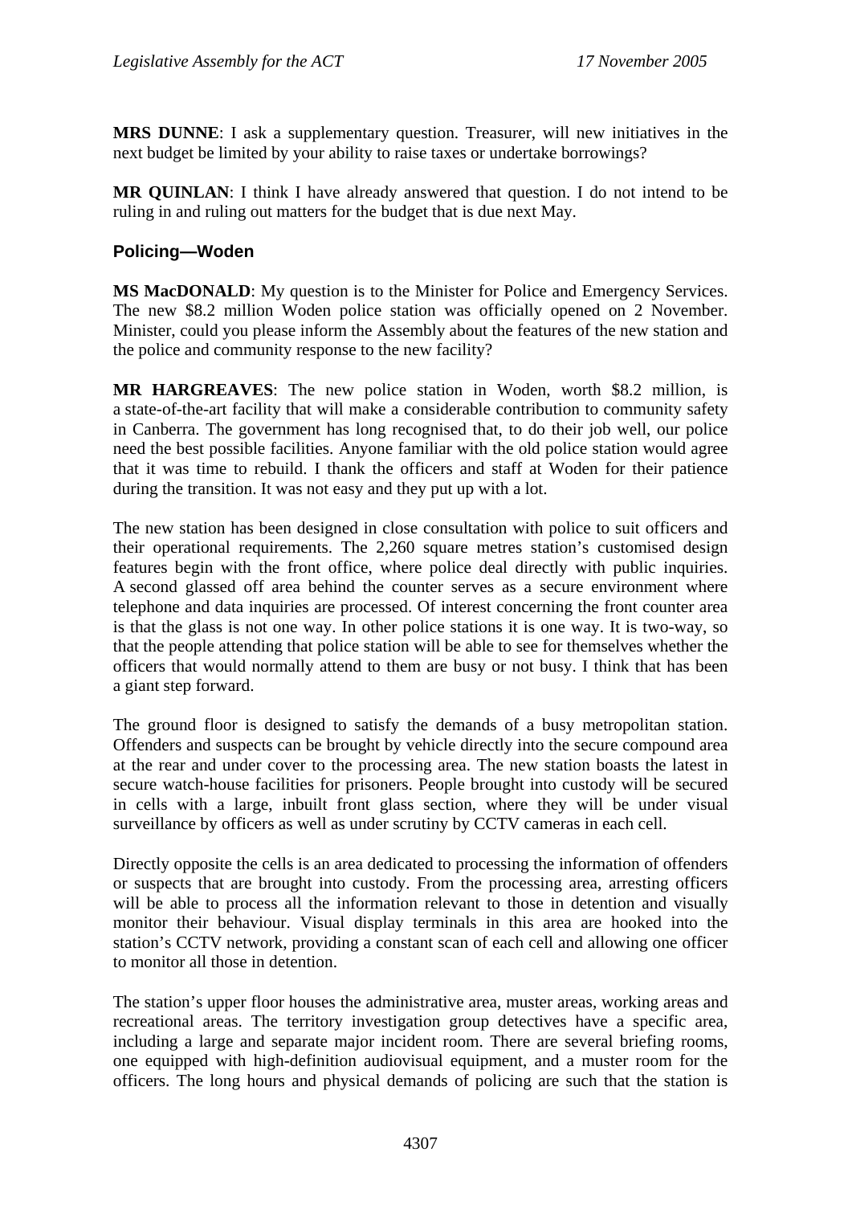**MRS DUNNE**: I ask a supplementary question. Treasurer, will new initiatives in the next budget be limited by your ability to raise taxes or undertake borrowings?

**MR QUINLAN**: I think I have already answered that question. I do not intend to be ruling in and ruling out matters for the budget that is due next May.

### Policing—Woden

**MS MacDONALD**: My question is to the Minister for Police and Emergency Services. The new $8.2 million Woden police station was officially opened on 2 November. Minister, could you please inform the Assembly about the features of the new station and the police and community response to the new facility?

**MR HARGREAVES**: The new police station in Woden, worth $8.2 million, is a state-of-the-art facility that will make a considerable contribution to community safety in Canberra. The government has long recognised that, to do their job well, our police need the best possible facilities. Anyone familiar with the old police station would agree that it was time to rebuild. I thank the officers and staff at Woden for their patience during the transition. It was not easy and they put up with a lot.

The new station has been designed in close consultation with police to suit officers and their operational requirements. The 2,260 square metres station's customised design features begin with the front office, where police deal directly with public inquiries. A second glassed off area behind the counter serves as a secure environment where telephone and data inquiries are processed. Of interest concerning the front counter area is that the glass is not one way. In other police stations it is one way. It is two-way, so that the people attending that police station will be able to see for themselves whether the officers that would normally attend to them are busy or not busy. I think that has been a giant step forward.

The ground floor is designed to satisfy the demands of a busy metropolitan station. Offenders and suspects can be brought by vehicle directly into the secure compound area at the rear and under cover to the processing area. The new station boasts the latest in secure watch-house facilities for prisoners. People brought into custody will be secured in cells with a large, inbuilt front glass section, where they will be under visual surveillance by officers as well as under scrutiny by CCTV cameras in each cell.

Directly opposite the cells is an area dedicated to processing the information of offenders or suspects that are brought into custody. From the processing area, arresting officers will be able to process all the information relevant to those in detention and visually monitor their behaviour. Visual display terminals in this area are hooked into the station's CCTV network, providing a constant scan of each cell and allowing one officer to monitor all those in detention.

The station's upper floor houses the administrative area, muster areas, working areas and recreational areas. The territory investigation group detectives have a specific area, including a large and separate major incident room. There are several briefing rooms, one equipped with high-definition audiovisual equipment, and a muster room for the officers. The long hours and physical demands of policing are such that the station is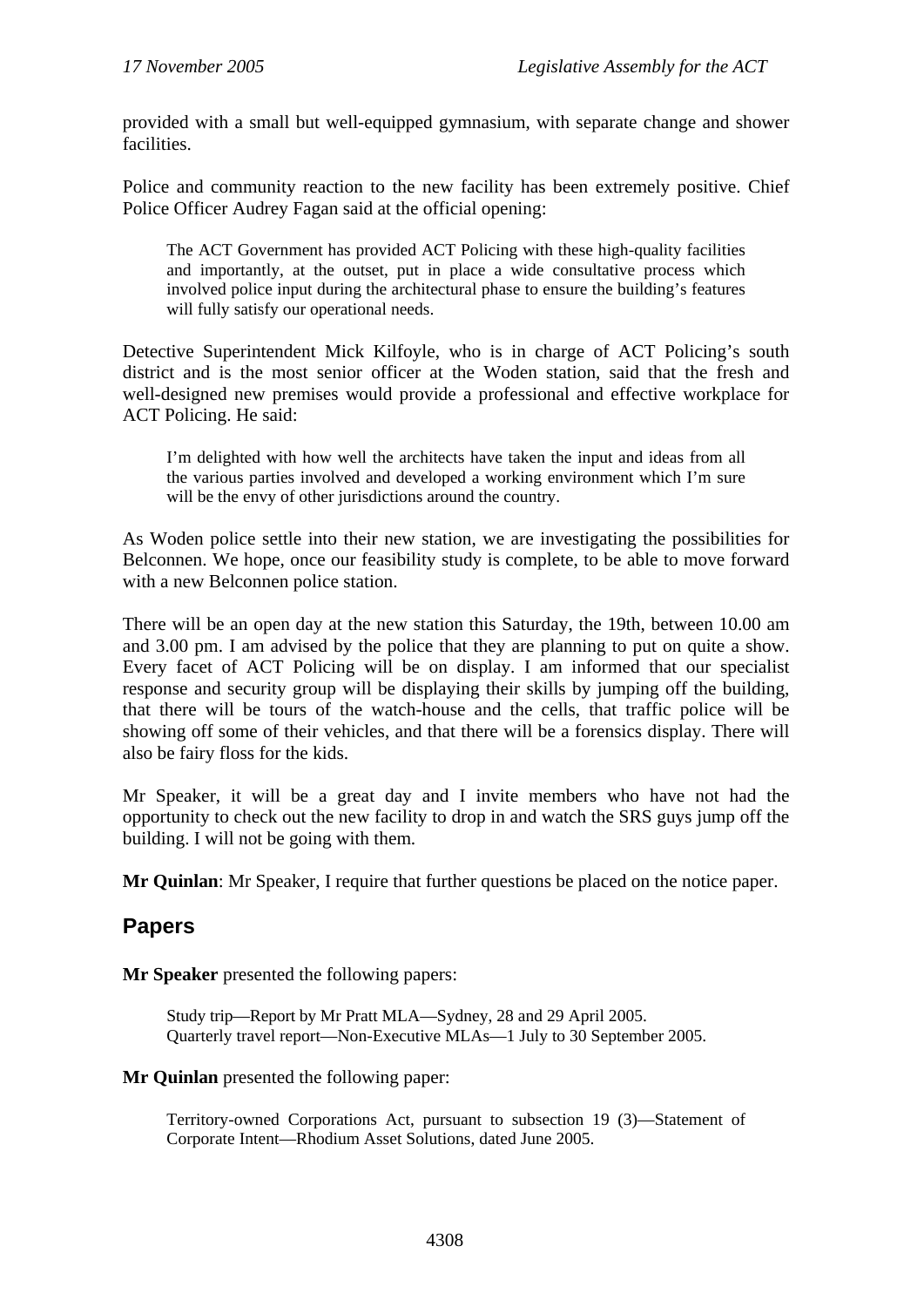provided with a small but well-equipped gymnasium, with separate change and shower facilities.

Police and community reaction to the new facility has been extremely positive. Chief Police Officer Audrey Fagan said at the official opening:

> The ACT Government has provided ACT Policing with these high-quality facilities and importantly, at the outset, put in place a wide consultative process which involved police input during the architectural phase to ensure the building's features will fully satisfy our operational needs.

Detective Superintendent Mick Kilfoyle, who is in charge of ACT Policing's south district and is the most senior officer at the Woden station, said that the fresh and well-designed new premises would provide a professional and effective workplace for ACT Policing. He said:

> I'm delighted with how well the architects have taken the input and ideas from all the various parties involved and developed a working environment which I'm sure will be the envy of other jurisdictions around the country.

As Woden police settle into their new station, we are investigating the possibilities for Belconnen. We hope, once our feasibility study is complete, to be able to move forward with a new Belconnen police station.

There will be an open day at the new station this Saturday, the 19th, between 10.00 am and 3.00 pm. I am advised by the police that they are planning to put on quite a show. Every facet of ACT Policing will be on display. I am informed that our specialist response and security group will be displaying their skills by jumping off the building, that there will be tours of the watch-house and the cells, that traffic police will be showing off some of their vehicles, and that there will be a forensics display. There will also be fairy floss for the kids.

Mr Speaker, it will be a great day and I invite members who have not had the opportunity to check out the new facility to drop in and watch the SRS guys jump off the building. I will not be going with them.

**Mr Quinlan**: Mr Speaker, I require that further questions be placed on the notice paper.

## Papers

**Mr Speaker** presented the following papers:

> Study trip—Report by Mr Pratt MLA—Sydney, 28 and 29 April 2005.
> Quarterly travel report—Non-Executive MLAs—1 July to 30 September 2005.

**Mr Quinlan** presented the following paper:

> Territory-owned Corporations Act, pursuant to subsection 19 (3)—Statement of Corporate Intent—Rhodium Asset Solutions, dated June 2005.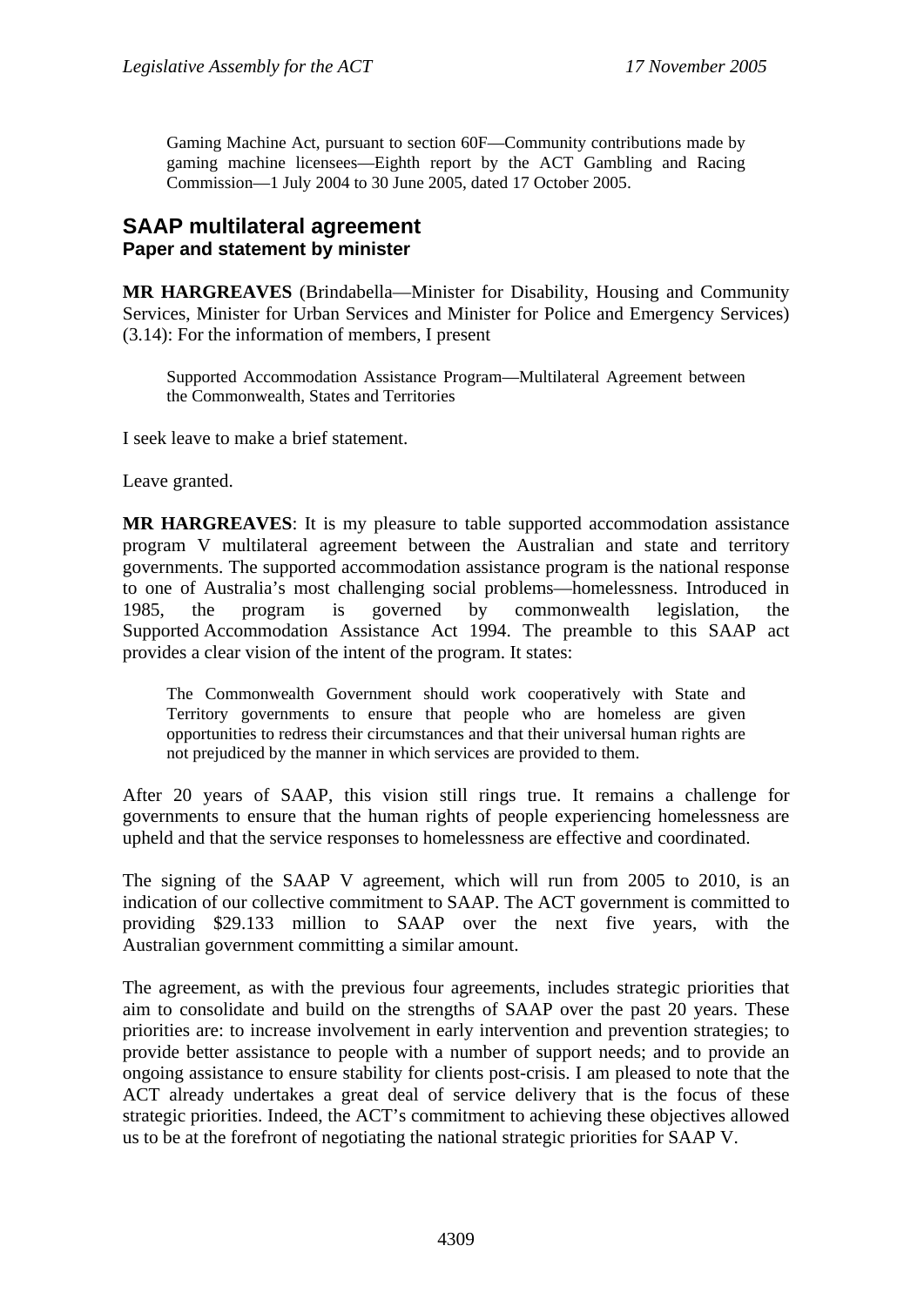Gaming Machine Act, pursuant to section 60F—Community contributions made by gaming machine licensees—Eighth report by the ACT Gambling and Racing Commission—1 July 2004 to 30 June 2005, dated 17 October 2005.

## SAAP multilateral agreement
### Paper and statement by minister

**MR HARGREAVES** (Brindabella—Minister for Disability, Housing and Community Services, Minister for Urban Services and Minister for Police and Emergency Services) (3.14): For the information of members, I present

> Supported Accommodation Assistance Program—Multilateral Agreement between the Commonwealth, States and Territories

I seek leave to make a brief statement.

Leave granted.

**MR HARGREAVES**: It is my pleasure to table supported accommodation assistance program V multilateral agreement between the Australian and state and territory governments. The supported accommodation assistance program is the national response to one of Australia's most challenging social problems—homelessness. Introduced in 1985, the program is governed by commonwealth legislation, the Supported Accommodation Assistance Act 1994. The preamble to this SAAP act provides a clear vision of the intent of the program. It states:

> The Commonwealth Government should work cooperatively with State and Territory governments to ensure that people who are homeless are given opportunities to redress their circumstances and that their universal human rights are not prejudiced by the manner in which services are provided to them.

After 20 years of SAAP, this vision still rings true. It remains a challenge for governments to ensure that the human rights of people experiencing homelessness are upheld and that the service responses to homelessness are effective and coordinated.

The signing of the SAAP V agreement, which will run from 2005 to 2010, is an indication of our collective commitment to SAAP. The ACT government is committed to providing $29.133 million to SAAP over the next five years, with the Australian government committing a similar amount.

The agreement, as with the previous four agreements, includes strategic priorities that aim to consolidate and build on the strengths of SAAP over the past 20 years. These priorities are: to increase involvement in early intervention and prevention strategies; to provide better assistance to people with a number of support needs; and to provide an ongoing assistance to ensure stability for clients post-crisis. I am pleased to note that the ACT already undertakes a great deal of service delivery that is the focus of these strategic priorities. Indeed, the ACT's commitment to achieving these objectives allowed us to be at the forefront of negotiating the national strategic priorities for SAAP V.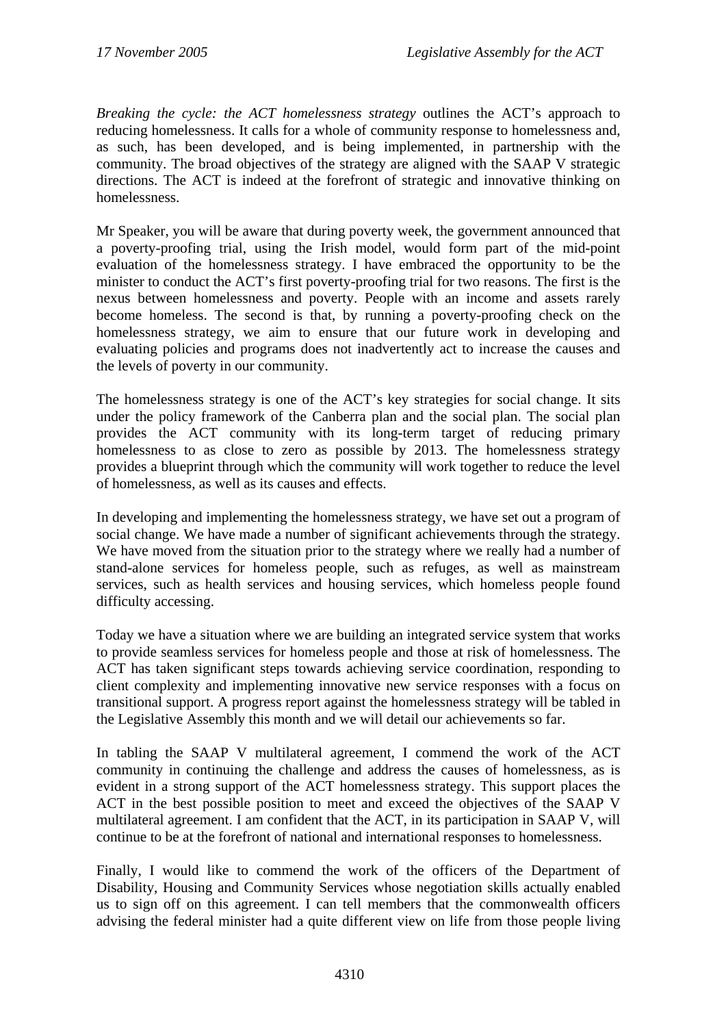*Breaking the cycle: the ACT homelessness strategy* outlines the ACT's approach to reducing homelessness. It calls for a whole of community response to homelessness and, as such, has been developed, and is being implemented, in partnership with the community. The broad objectives of the strategy are aligned with the SAAP V strategic directions. The ACT is indeed at the forefront of strategic and innovative thinking on homelessness.

Mr Speaker, you will be aware that during poverty week, the government announced that a poverty-proofing trial, using the Irish model, would form part of the mid-point evaluation of the homelessness strategy. I have embraced the opportunity to be the minister to conduct the ACT's first poverty-proofing trial for two reasons. The first is the nexus between homelessness and poverty. People with an income and assets rarely become homeless. The second is that, by running a poverty-proofing check on the homelessness strategy, we aim to ensure that our future work in developing and evaluating policies and programs does not inadvertently act to increase the causes and the levels of poverty in our community.

The homelessness strategy is one of the ACT's key strategies for social change. It sits under the policy framework of the Canberra plan and the social plan. The social plan provides the ACT community with its long-term target of reducing primary homelessness to as close to zero as possible by 2013. The homelessness strategy provides a blueprint through which the community will work together to reduce the level of homelessness, as well as its causes and effects.

In developing and implementing the homelessness strategy, we have set out a program of social change. We have made a number of significant achievements through the strategy. We have moved from the situation prior to the strategy where we really had a number of stand-alone services for homeless people, such as refuges, as well as mainstream services, such as health services and housing services, which homeless people found difficulty accessing.

Today we have a situation where we are building an integrated service system that works to provide seamless services for homeless people and those at risk of homelessness. The ACT has taken significant steps towards achieving service coordination, responding to client complexity and implementing innovative new service responses with a focus on transitional support. A progress report against the homelessness strategy will be tabled in the Legislative Assembly this month and we will detail our achievements so far.

In tabling the SAAP V multilateral agreement, I commend the work of the ACT community in continuing the challenge and address the causes of homelessness, as is evident in a strong support of the ACT homelessness strategy. This support places the ACT in the best possible position to meet and exceed the objectives of the SAAP V multilateral agreement. I am confident that the ACT, in its participation in SAAP V, will continue to be at the forefront of national and international responses to homelessness.

Finally, I would like to commend the work of the officers of the Department of Disability, Housing and Community Services whose negotiation skills actually enabled us to sign off on this agreement. I can tell members that the commonwealth officers advising the federal minister had a quite different view on life from those people living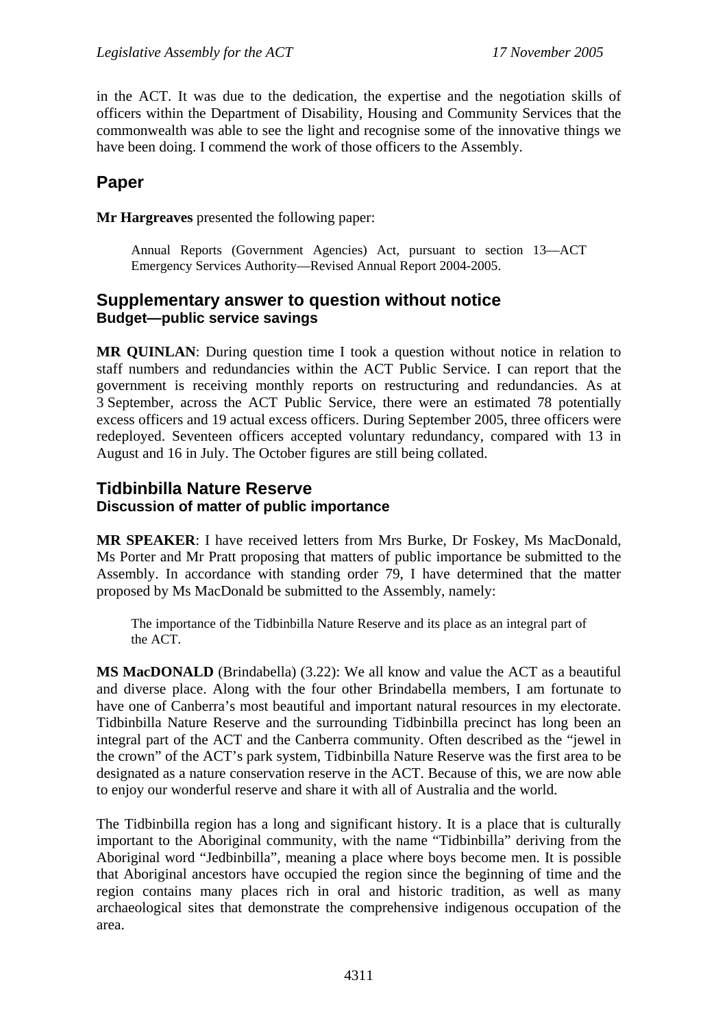in the ACT. It was due to the dedication, the expertise and the negotiation skills of officers within the Department of Disability, Housing and Community Services that the commonwealth was able to see the light and recognise some of the innovative things we have been doing. I commend the work of those officers to the Assembly.

## Paper

**Mr Hargreaves** presented the following paper:

> Annual Reports (Government Agencies) Act, pursuant to section 13—ACT Emergency Services Authority—Revised Annual Report 2004-2005.

## Supplementary answer to question without notice
### Budget—public service savings

**MR QUINLAN**: During question time I took a question without notice in relation to staff numbers and redundancies within the ACT Public Service. I can report that the government is receiving monthly reports on restructuring and redundancies. As at 3 September, across the ACT Public Service, there were an estimated 78 potentially excess officers and 19 actual excess officers. During September 2005, three officers were redeployed. Seventeen officers accepted voluntary redundancy, compared with 13 in August and 16 in July. The October figures are still being collated.

## Tidbinbilla Nature Reserve
### Discussion of matter of public importance

**MR SPEAKER**: I have received letters from Mrs Burke, Dr Foskey, Ms MacDonald, Ms Porter and Mr Pratt proposing that matters of public importance be submitted to the Assembly. In accordance with standing order 79, I have determined that the matter proposed by Ms MacDonald be submitted to the Assembly, namely:

> The importance of the Tidbinbilla Nature Reserve and its place as an integral part of the ACT.

**MS MacDONALD** (Brindabella) (3.22): We all know and value the ACT as a beautiful and diverse place. Along with the four other Brindabella members, I am fortunate to have one of Canberra's most beautiful and important natural resources in my electorate. Tidbinbilla Nature Reserve and the surrounding Tidbinbilla precinct has long been an integral part of the ACT and the Canberra community. Often described as the "jewel in the crown" of the ACT's park system, Tidbinbilla Nature Reserve was the first area to be designated as a nature conservation reserve in the ACT. Because of this, we are now able to enjoy our wonderful reserve and share it with all of Australia and the world.

The Tidbinbilla region has a long and significant history. It is a place that is culturally important to the Aboriginal community, with the name "Tidbinbilla" deriving from the Aboriginal word "Jedbinbilla", meaning a place where boys become men. It is possible that Aboriginal ancestors have occupied the region since the beginning of time and the region contains many places rich in oral and historic tradition, as well as many archaeological sites that demonstrate the comprehensive indigenous occupation of the area.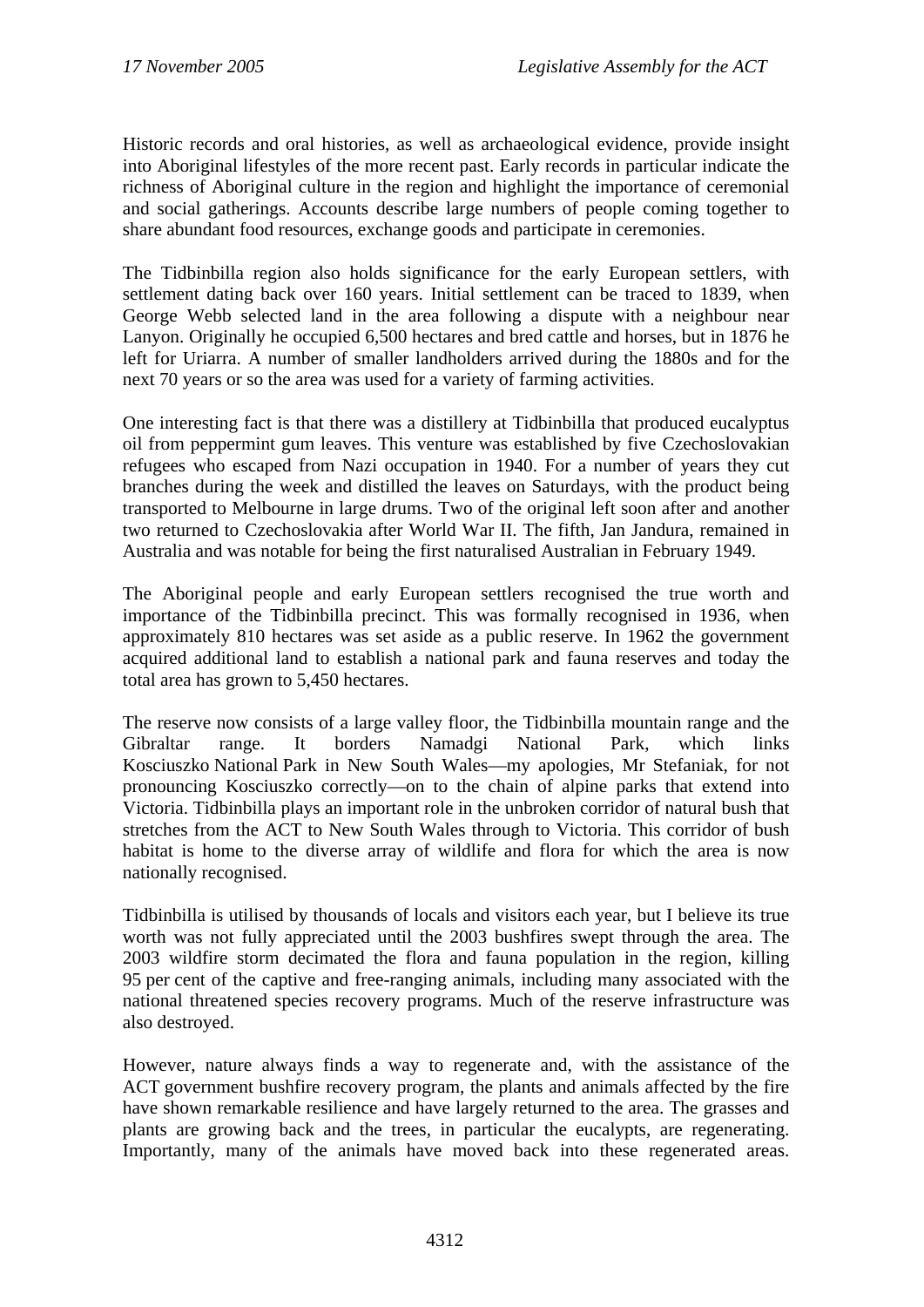Historic records and oral histories, as well as archaeological evidence, provide insight into Aboriginal lifestyles of the more recent past. Early records in particular indicate the richness of Aboriginal culture in the region and highlight the importance of ceremonial and social gatherings. Accounts describe large numbers of people coming together to share abundant food resources, exchange goods and participate in ceremonies.

The Tidbinbilla region also holds significance for the early European settlers, with settlement dating back over 160 years. Initial settlement can be traced to 1839, when George Webb selected land in the area following a dispute with a neighbour near Lanyon. Originally he occupied 6,500 hectares and bred cattle and horses, but in 1876 he left for Uriarra. A number of smaller landholders arrived during the 1880s and for the next 70 years or so the area was used for a variety of farming activities.

One interesting fact is that there was a distillery at Tidbinbilla that produced eucalyptus oil from peppermint gum leaves. This venture was established by five Czechoslovakian refugees who escaped from Nazi occupation in 1940. For a number of years they cut branches during the week and distilled the leaves on Saturdays, with the product being transported to Melbourne in large drums. Two of the original left soon after and another two returned to Czechoslovakia after World War II. The fifth, Jan Jandura, remained in Australia and was notable for being the first naturalised Australian in February 1949.

The Aboriginal people and early European settlers recognised the true worth and importance of the Tidbinbilla precinct. This was formally recognised in 1936, when approximately 810 hectares was set aside as a public reserve. In 1962 the government acquired additional land to establish a national park and fauna reserves and today the total area has grown to 5,450 hectares.

The reserve now consists of a large valley floor, the Tidbinbilla mountain range and the Gibraltar range. It borders Namadgi National Park, which links Kosciuszko National Park in New South Wales—my apologies, Mr Stefaniak, for not pronouncing Kosciuszko correctly—on to the chain of alpine parks that extend into Victoria. Tidbinbilla plays an important role in the unbroken corridor of natural bush that stretches from the ACT to New South Wales through to Victoria. This corridor of bush habitat is home to the diverse array of wildlife and flora for which the area is now nationally recognised.

Tidbinbilla is utilised by thousands of locals and visitors each year, but I believe its true worth was not fully appreciated until the 2003 bushfires swept through the area. The 2003 wildfire storm decimated the flora and fauna population in the region, killing 95 per cent of the captive and free-ranging animals, including many associated with the national threatened species recovery programs. Much of the reserve infrastructure was also destroyed.

However, nature always finds a way to regenerate and, with the assistance of the ACT government bushfire recovery program, the plants and animals affected by the fire have shown remarkable resilience and have largely returned to the area. The grasses and plants are growing back and the trees, in particular the eucalypts, are regenerating. Importantly, many of the animals have moved back into these regenerated areas.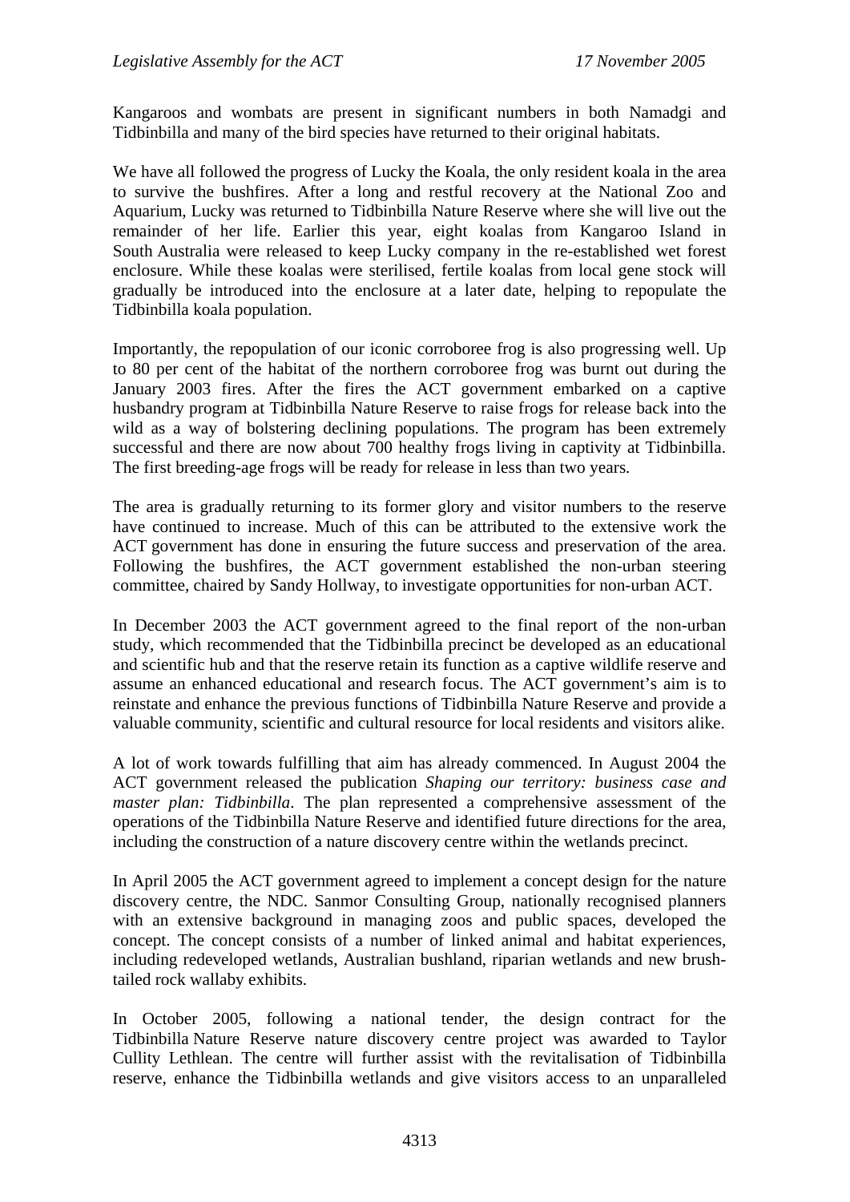Kangaroos and wombats are present in significant numbers in both Namadgi and Tidbinbilla and many of the bird species have returned to their original habitats.

We have all followed the progress of Lucky the Koala, the only resident koala in the area to survive the bushfires. After a long and restful recovery at the National Zoo and Aquarium, Lucky was returned to Tidbinbilla Nature Reserve where she will live out the remainder of her life. Earlier this year, eight koalas from Kangaroo Island in South Australia were released to keep Lucky company in the re-established wet forest enclosure. While these koalas were sterilised, fertile koalas from local gene stock will gradually be introduced into the enclosure at a later date, helping to repopulate the Tidbinbilla koala population.

Importantly, the repopulation of our iconic corroboree frog is also progressing well. Up to 80 per cent of the habitat of the northern corroboree frog was burnt out during the January 2003 fires. After the fires the ACT government embarked on a captive husbandry program at Tidbinbilla Nature Reserve to raise frogs for release back into the wild as a way of bolstering declining populations. The program has been extremely successful and there are now about 700 healthy frogs living in captivity at Tidbinbilla. The first breeding-age frogs will be ready for release in less than two years.

The area is gradually returning to its former glory and visitor numbers to the reserve have continued to increase. Much of this can be attributed to the extensive work the ACT government has done in ensuring the future success and preservation of the area. Following the bushfires, the ACT government established the non-urban steering committee, chaired by Sandy Hollway, to investigate opportunities for non-urban ACT.

In December 2003 the ACT government agreed to the final report of the non-urban study, which recommended that the Tidbinbilla precinct be developed as an educational and scientific hub and that the reserve retain its function as a captive wildlife reserve and assume an enhanced educational and research focus. The ACT government's aim is to reinstate and enhance the previous functions of Tidbinbilla Nature Reserve and provide a valuable community, scientific and cultural resource for local residents and visitors alike.

A lot of work towards fulfilling that aim has already commenced. In August 2004 the ACT government released the publication *Shaping our territory: business case and master plan: Tidbinbilla*. The plan represented a comprehensive assessment of the operations of the Tidbinbilla Nature Reserve and identified future directions for the area, including the construction of a nature discovery centre within the wetlands precinct.

In April 2005 the ACT government agreed to implement a concept design for the nature discovery centre, the NDC. Sanmor Consulting Group, nationally recognised planners with an extensive background in managing zoos and public spaces, developed the concept. The concept consists of a number of linked animal and habitat experiences, including redeveloped wetlands, Australian bushland, riparian wetlands and new brush-tailed rock wallaby exhibits.

In October 2005, following a national tender, the design contract for the Tidbinbilla Nature Reserve nature discovery centre project was awarded to Taylor Cullity Lethlean. The centre will further assist with the revitalisation of Tidbinbilla reserve, enhance the Tidbinbilla wetlands and give visitors access to an unparalleled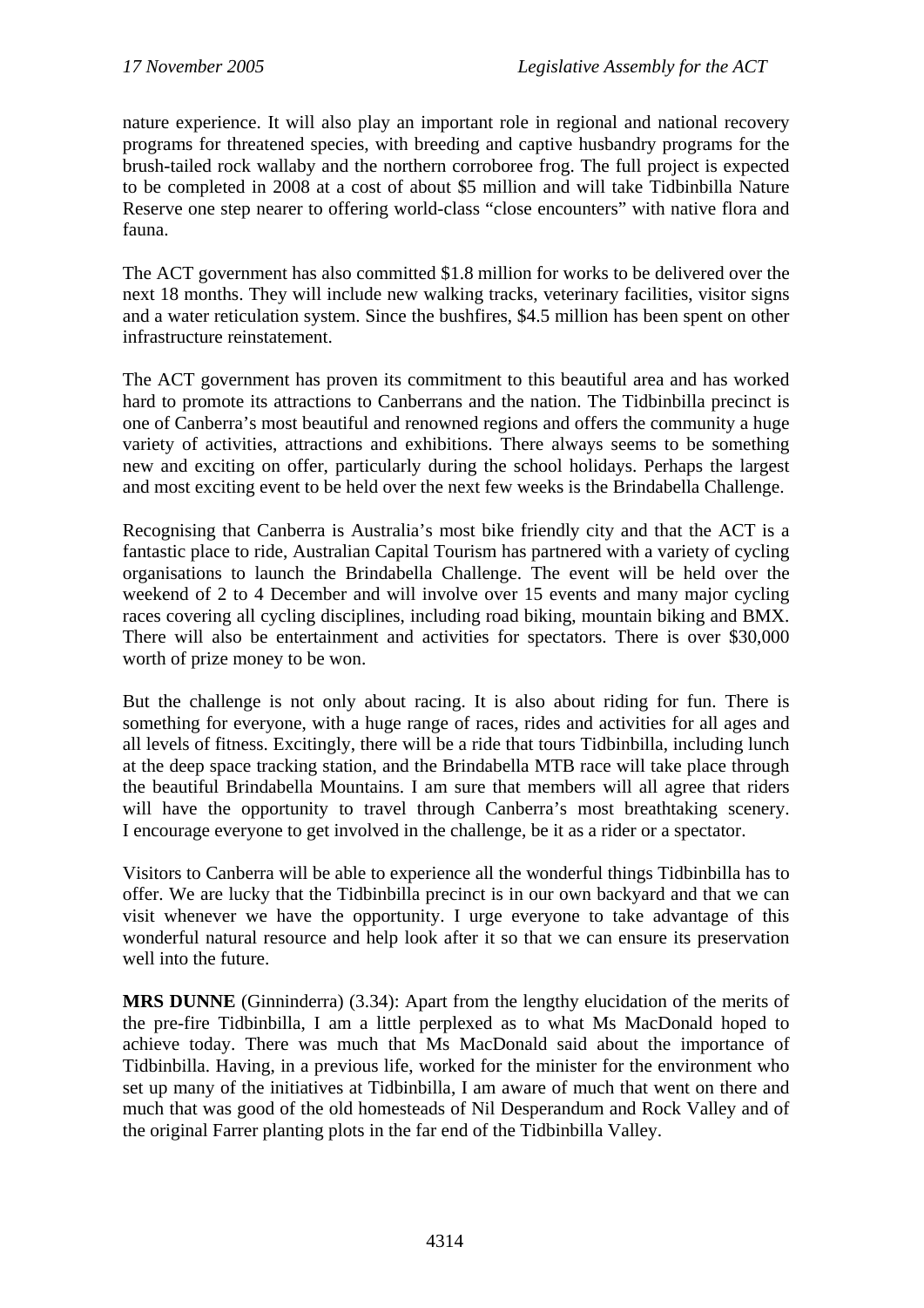nature experience. It will also play an important role in regional and national recovery programs for threatened species, with breeding and captive husbandry programs for the brush-tailed rock wallaby and the northern corroboree frog. The full project is expected to be completed in 2008 at a cost of about $5 million and will take Tidbinbilla Nature Reserve one step nearer to offering world-class "close encounters" with native flora and fauna.

The ACT government has also committed $1.8 million for works to be delivered over the next 18 months. They will include new walking tracks, veterinary facilities, visitor signs and a water reticulation system. Since the bushfires, $4.5 million has been spent on other infrastructure reinstatement.

The ACT government has proven its commitment to this beautiful area and has worked hard to promote its attractions to Canberrans and the nation. The Tidbinbilla precinct is one of Canberra's most beautiful and renowned regions and offers the community a huge variety of activities, attractions and exhibitions. There always seems to be something new and exciting on offer, particularly during the school holidays. Perhaps the largest and most exciting event to be held over the next few weeks is the Brindabella Challenge.

Recognising that Canberra is Australia's most bike friendly city and that the ACT is a fantastic place to ride, Australian Capital Tourism has partnered with a variety of cycling organisations to launch the Brindabella Challenge. The event will be held over the weekend of 2 to 4 December and will involve over 15 events and many major cycling races covering all cycling disciplines, including road biking, mountain biking and BMX. There will also be entertainment and activities for spectators. There is over $30,000 worth of prize money to be won.

But the challenge is not only about racing. It is also about riding for fun. There is something for everyone, with a huge range of races, rides and activities for all ages and all levels of fitness. Excitingly, there will be a ride that tours Tidbinbilla, including lunch at the deep space tracking station, and the Brindabella MTB race will take place through the beautiful Brindabella Mountains. I am sure that members will all agree that riders will have the opportunity to travel through Canberra's most breathtaking scenery. I encourage everyone to get involved in the challenge, be it as a rider or a spectator.

Visitors to Canberra will be able to experience all the wonderful things Tidbinbilla has to offer. We are lucky that the Tidbinbilla precinct is in our own backyard and that we can visit whenever we have the opportunity. I urge everyone to take advantage of this wonderful natural resource and help look after it so that we can ensure its preservation well into the future.

**MRS DUNNE** (Ginninderra) (3.34): Apart from the lengthy elucidation of the merits of the pre-fire Tidbinbilla, I am a little perplexed as to what Ms MacDonald hoped to achieve today. There was much that Ms MacDonald said about the importance of Tidbinbilla. Having, in a previous life, worked for the minister for the environment who set up many of the initiatives at Tidbinbilla, I am aware of much that went on there and much that was good of the old homesteads of Nil Desperandum and Rock Valley and of the original Farrer planting plots in the far end of the Tidbinbilla Valley.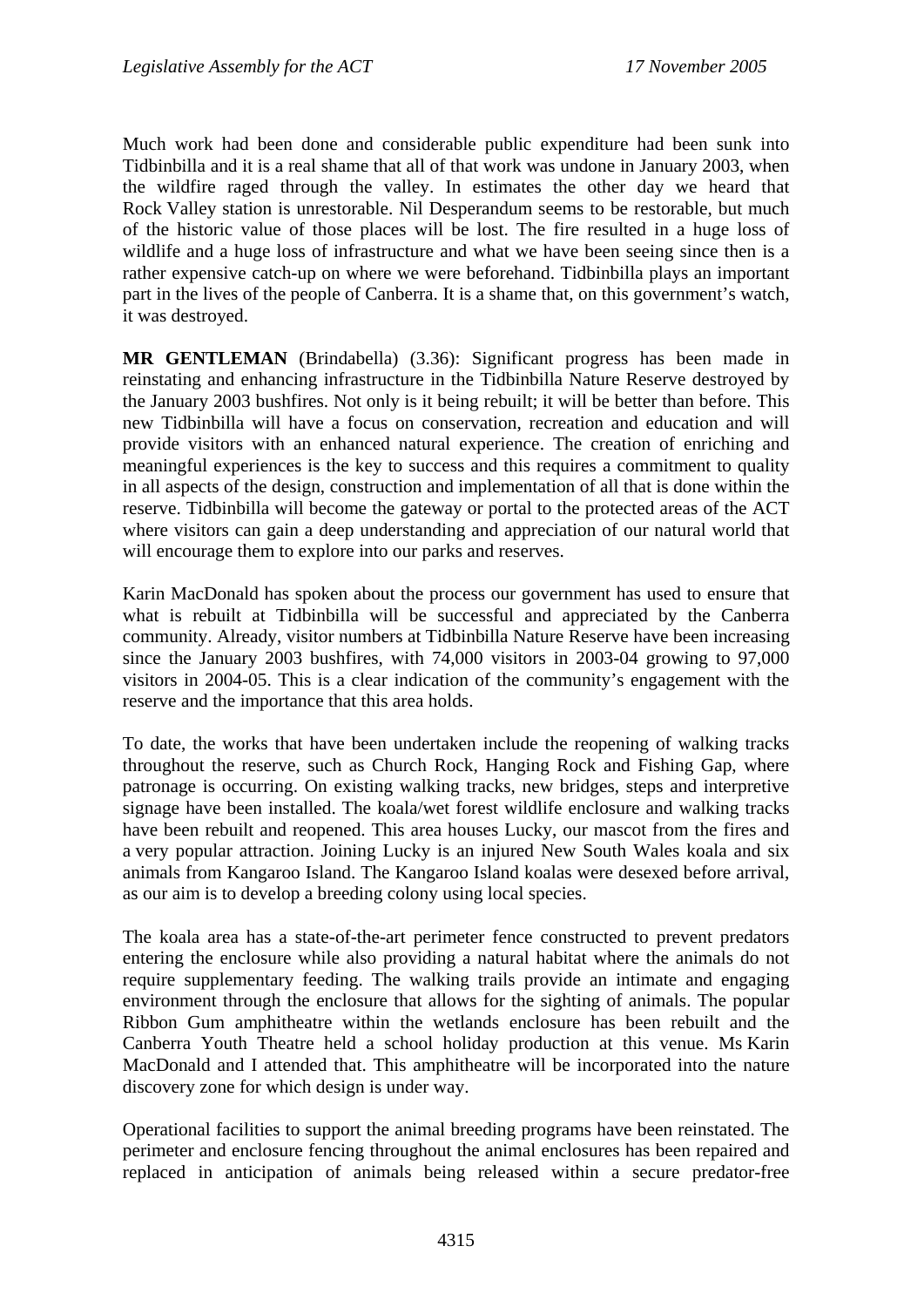Much work had been done and considerable public expenditure had been sunk into Tidbinbilla and it is a real shame that all of that work was undone in January 2003, when the wildfire raged through the valley. In estimates the other day we heard that Rock Valley station is unrestorable. Nil Desperandum seems to be restorable, but much of the historic value of those places will be lost. The fire resulted in a huge loss of wildlife and a huge loss of infrastructure and what we have been seeing since then is a rather expensive catch-up on where we were beforehand. Tidbinbilla plays an important part in the lives of the people of Canberra. It is a shame that, on this government's watch, it was destroyed.

**MR GENTLEMAN** (Brindabella) (3.36): Significant progress has been made in reinstating and enhancing infrastructure in the Tidbinbilla Nature Reserve destroyed by the January 2003 bushfires. Not only is it being rebuilt; it will be better than before. This new Tidbinbilla will have a focus on conservation, recreation and education and will provide visitors with an enhanced natural experience. The creation of enriching and meaningful experiences is the key to success and this requires a commitment to quality in all aspects of the design, construction and implementation of all that is done within the reserve. Tidbinbilla will become the gateway or portal to the protected areas of the ACT where visitors can gain a deep understanding and appreciation of our natural world that will encourage them to explore into our parks and reserves.

Karin MacDonald has spoken about the process our government has used to ensure that what is rebuilt at Tidbinbilla will be successful and appreciated by the Canberra community. Already, visitor numbers at Tidbinbilla Nature Reserve have been increasing since the January 2003 bushfires, with 74,000 visitors in 2003-04 growing to 97,000 visitors in 2004-05. This is a clear indication of the community's engagement with the reserve and the importance that this area holds.

To date, the works that have been undertaken include the reopening of walking tracks throughout the reserve, such as Church Rock, Hanging Rock and Fishing Gap, where patronage is occurring. On existing walking tracks, new bridges, steps and interpretive signage have been installed. The koala/wet forest wildlife enclosure and walking tracks have been rebuilt and reopened. This area houses Lucky, our mascot from the fires and a very popular attraction. Joining Lucky is an injured New South Wales koala and six animals from Kangaroo Island. The Kangaroo Island koalas were desexed before arrival, as our aim is to develop a breeding colony using local species.

The koala area has a state-of-the-art perimeter fence constructed to prevent predators entering the enclosure while also providing a natural habitat where the animals do not require supplementary feeding. The walking trails provide an intimate and engaging environment through the enclosure that allows for the sighting of animals. The popular Ribbon Gum amphitheatre within the wetlands enclosure has been rebuilt and the Canberra Youth Theatre held a school holiday production at this venue. Ms Karin MacDonald and I attended that. This amphitheatre will be incorporated into the nature discovery zone for which design is under way.

Operational facilities to support the animal breeding programs have been reinstated. The perimeter and enclosure fencing throughout the animal enclosures has been repaired and replaced in anticipation of animals being released within a secure predator-free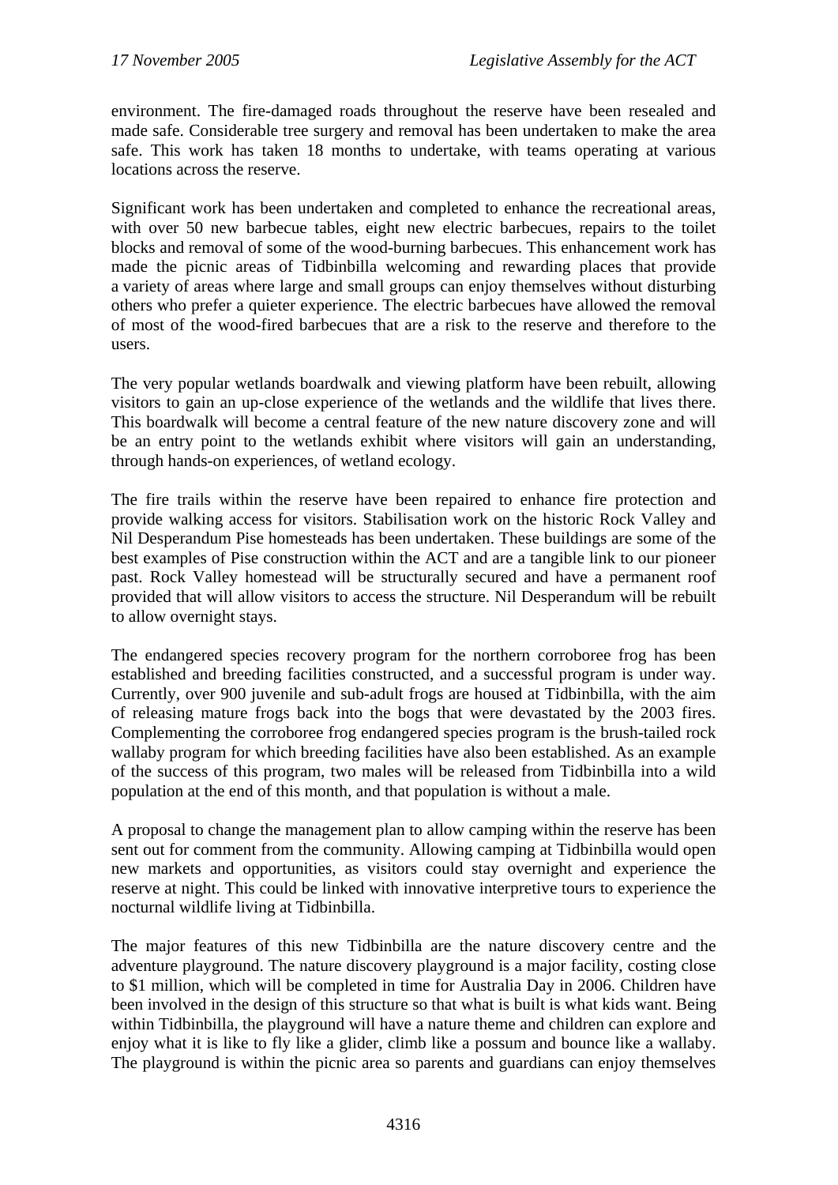environment. The fire-damaged roads throughout the reserve have been resealed and made safe. Considerable tree surgery and removal has been undertaken to make the area safe. This work has taken 18 months to undertake, with teams operating at various locations across the reserve.

Significant work has been undertaken and completed to enhance the recreational areas, with over 50 new barbecue tables, eight new electric barbecues, repairs to the toilet blocks and removal of some of the wood-burning barbecues. This enhancement work has made the picnic areas of Tidbinbilla welcoming and rewarding places that provide a variety of areas where large and small groups can enjoy themselves without disturbing others who prefer a quieter experience. The electric barbecues have allowed the removal of most of the wood-fired barbecues that are a risk to the reserve and therefore to the users.

The very popular wetlands boardwalk and viewing platform have been rebuilt, allowing visitors to gain an up-close experience of the wetlands and the wildlife that lives there. This boardwalk will become a central feature of the new nature discovery zone and will be an entry point to the wetlands exhibit where visitors will gain an understanding, through hands-on experiences, of wetland ecology.

The fire trails within the reserve have been repaired to enhance fire protection and provide walking access for visitors. Stabilisation work on the historic Rock Valley and Nil Desperandum Pise homesteads has been undertaken. These buildings are some of the best examples of Pise construction within the ACT and are a tangible link to our pioneer past. Rock Valley homestead will be structurally secured and have a permanent roof provided that will allow visitors to access the structure. Nil Desperandum will be rebuilt to allow overnight stays.

The endangered species recovery program for the northern corroboree frog has been established and breeding facilities constructed, and a successful program is under way. Currently, over 900 juvenile and sub-adult frogs are housed at Tidbinbilla, with the aim of releasing mature frogs back into the bogs that were devastated by the 2003 fires. Complementing the corroboree frog endangered species program is the brush-tailed rock wallaby program for which breeding facilities have also been established. As an example of the success of this program, two males will be released from Tidbinbilla into a wild population at the end of this month, and that population is without a male.

A proposal to change the management plan to allow camping within the reserve has been sent out for comment from the community. Allowing camping at Tidbinbilla would open new markets and opportunities, as visitors could stay overnight and experience the reserve at night. This could be linked with innovative interpretive tours to experience the nocturnal wildlife living at Tidbinbilla.

The major features of this new Tidbinbilla are the nature discovery centre and the adventure playground. The nature discovery playground is a major facility, costing close to $1 million, which will be completed in time for Australia Day in 2006. Children have been involved in the design of this structure so that what is built is what kids want. Being within Tidbinbilla, the playground will have a nature theme and children can explore and enjoy what it is like to fly like a glider, climb like a possum and bounce like a wallaby. The playground is within the picnic area so parents and guardians can enjoy themselves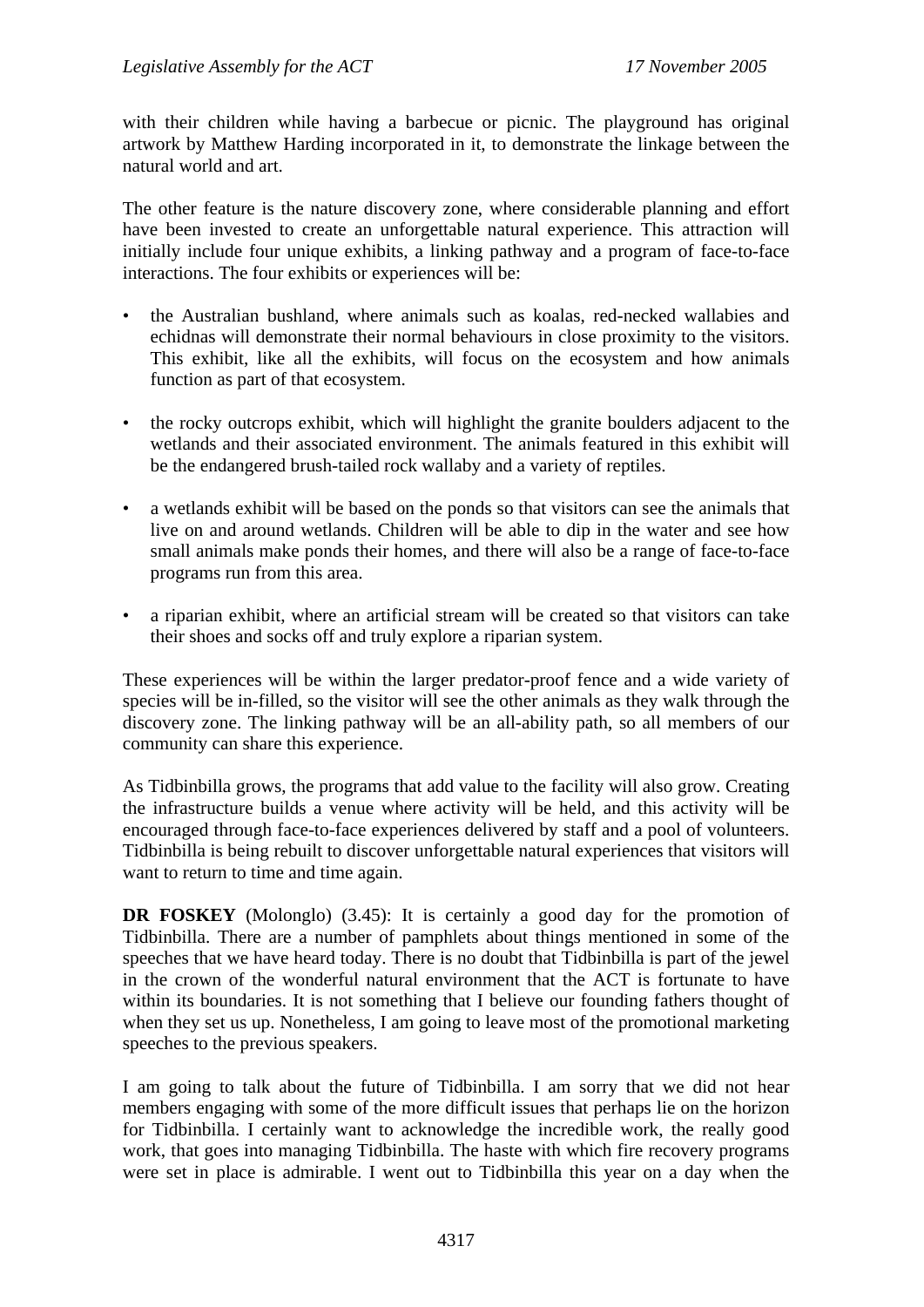with their children while having a barbecue or picnic. The playground has original artwork by Matthew Harding incorporated in it, to demonstrate the linkage between the natural world and art.

The other feature is the nature discovery zone, where considerable planning and effort have been invested to create an unforgettable natural experience. This attraction will initially include four unique exhibits, a linking pathway and a program of face-to-face interactions. The four exhibits or experiences will be:

- the Australian bushland, where animals such as koalas, red-necked wallabies and echidnas will demonstrate their normal behaviours in close proximity to the visitors. This exhibit, like all the exhibits, will focus on the ecosystem and how animals function as part of that ecosystem.
- the rocky outcrops exhibit, which will highlight the granite boulders adjacent to the wetlands and their associated environment. The animals featured in this exhibit will be the endangered brush-tailed rock wallaby and a variety of reptiles.
- a wetlands exhibit will be based on the ponds so that visitors can see the animals that live on and around wetlands. Children will be able to dip in the water and see how small animals make ponds their homes, and there will also be a range of face-to-face programs run from this area.
- a riparian exhibit, where an artificial stream will be created so that visitors can take their shoes and socks off and truly explore a riparian system.

These experiences will be within the larger predator-proof fence and a wide variety of species will be in-filled, so the visitor will see the other animals as they walk through the discovery zone. The linking pathway will be an all-ability path, so all members of our community can share this experience.

As Tidbinbilla grows, the programs that add value to the facility will also grow. Creating the infrastructure builds a venue where activity will be held, and this activity will be encouraged through face-to-face experiences delivered by staff and a pool of volunteers. Tidbinbilla is being rebuilt to discover unforgettable natural experiences that visitors will want to return to time and time again.

**DR FOSKEY** (Molonglo) (3.45): It is certainly a good day for the promotion of Tidbinbilla. There are a number of pamphlets about things mentioned in some of the speeches that we have heard today. There is no doubt that Tidbinbilla is part of the jewel in the crown of the wonderful natural environment that the ACT is fortunate to have within its boundaries. It is not something that I believe our founding fathers thought of when they set us up. Nonetheless, I am going to leave most of the promotional marketing speeches to the previous speakers.

I am going to talk about the future of Tidbinbilla. I am sorry that we did not hear members engaging with some of the more difficult issues that perhaps lie on the horizon for Tidbinbilla. I certainly want to acknowledge the incredible work, the really good work, that goes into managing Tidbinbilla. The haste with which fire recovery programs were set in place is admirable. I went out to Tidbinbilla this year on a day when the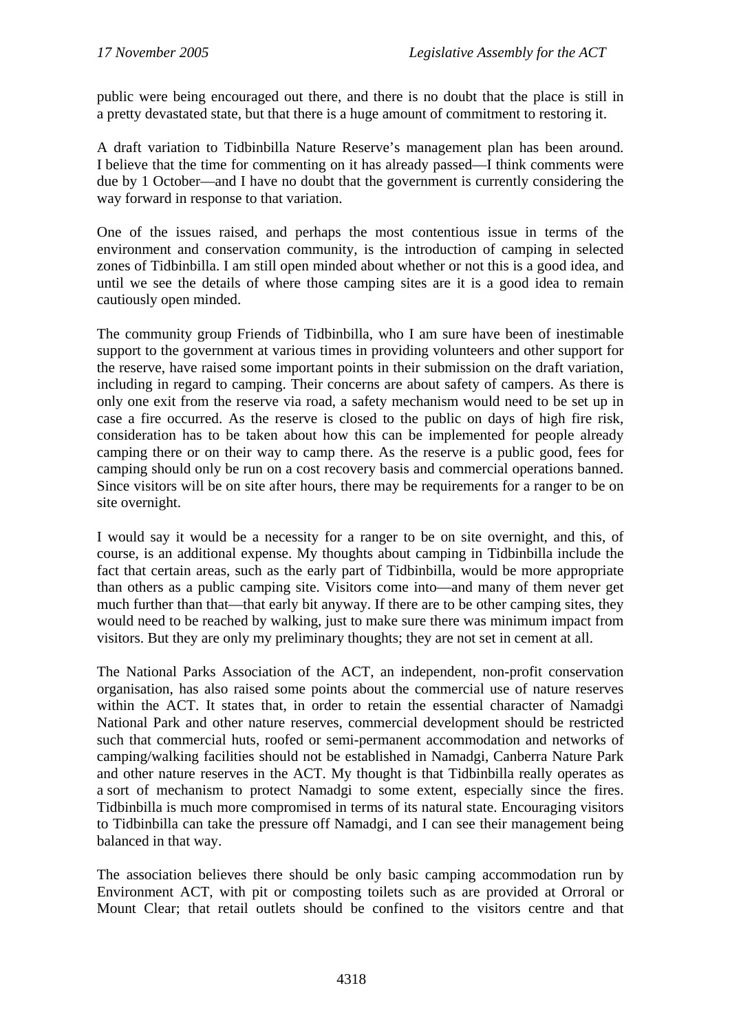public were being encouraged out there, and there is no doubt that the place is still in a pretty devastated state, but that there is a huge amount of commitment to restoring it.

A draft variation to Tidbinbilla Nature Reserve's management plan has been around. I believe that the time for commenting on it has already passed—I think comments were due by 1 October—and I have no doubt that the government is currently considering the way forward in response to that variation.

One of the issues raised, and perhaps the most contentious issue in terms of the environment and conservation community, is the introduction of camping in selected zones of Tidbinbilla. I am still open minded about whether or not this is a good idea, and until we see the details of where those camping sites are it is a good idea to remain cautiously open minded.

The community group Friends of Tidbinbilla, who I am sure have been of inestimable support to the government at various times in providing volunteers and other support for the reserve, have raised some important points in their submission on the draft variation, including in regard to camping. Their concerns are about safety of campers. As there is only one exit from the reserve via road, a safety mechanism would need to be set up in case a fire occurred. As the reserve is closed to the public on days of high fire risk, consideration has to be taken about how this can be implemented for people already camping there or on their way to camp there. As the reserve is a public good, fees for camping should only be run on a cost recovery basis and commercial operations banned. Since visitors will be on site after hours, there may be requirements for a ranger to be on site overnight.

I would say it would be a necessity for a ranger to be on site overnight, and this, of course, is an additional expense. My thoughts about camping in Tidbinbilla include the fact that certain areas, such as the early part of Tidbinbilla, would be more appropriate than others as a public camping site. Visitors come into—and many of them never get much further than that—that early bit anyway. If there are to be other camping sites, they would need to be reached by walking, just to make sure there was minimum impact from visitors. But they are only my preliminary thoughts; they are not set in cement at all.

The National Parks Association of the ACT, an independent, non-profit conservation organisation, has also raised some points about the commercial use of nature reserves within the ACT. It states that, in order to retain the essential character of Namadgi National Park and other nature reserves, commercial development should be restricted such that commercial huts, roofed or semi-permanent accommodation and networks of camping/walking facilities should not be established in Namadgi, Canberra Nature Park and other nature reserves in the ACT. My thought is that Tidbinbilla really operates as a sort of mechanism to protect Namadgi to some extent, especially since the fires. Tidbinbilla is much more compromised in terms of its natural state. Encouraging visitors to Tidbinbilla can take the pressure off Namadgi, and I can see their management being balanced in that way.

The association believes there should be only basic camping accommodation run by Environment ACT, with pit or composting toilets such as are provided at Orroral or Mount Clear; that retail outlets should be confined to the visitors centre and that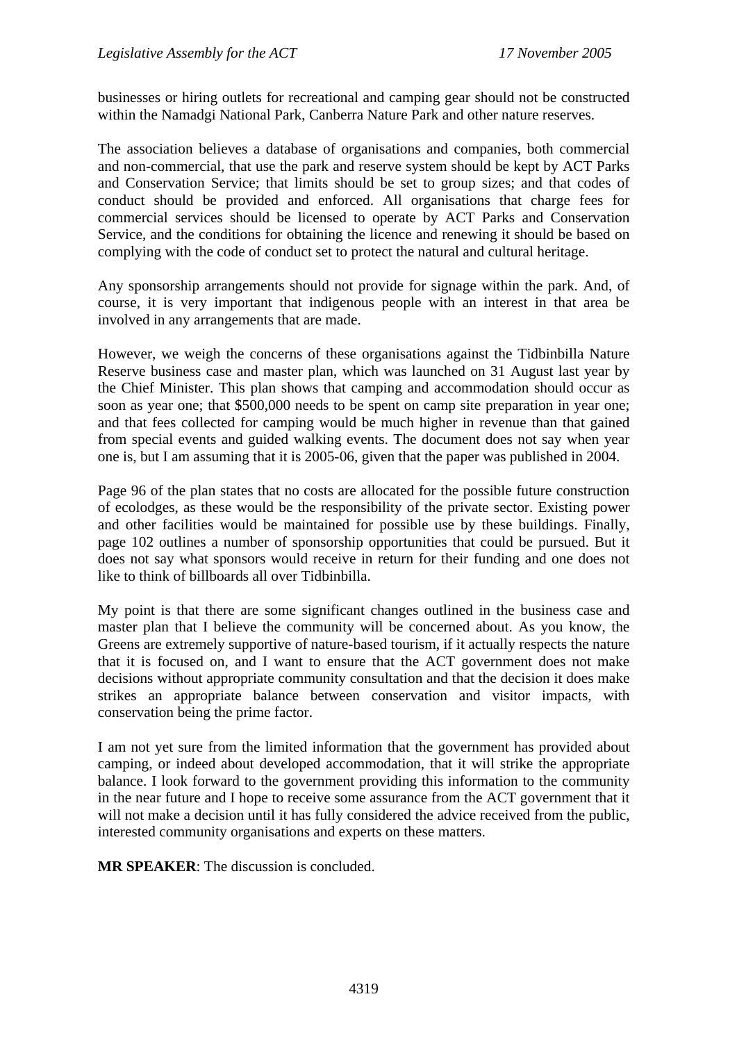businesses or hiring outlets for recreational and camping gear should not be constructed within the Namadgi National Park, Canberra Nature Park and other nature reserves.

The association believes a database of organisations and companies, both commercial and non-commercial, that use the park and reserve system should be kept by ACT Parks and Conservation Service; that limits should be set to group sizes; and that codes of conduct should be provided and enforced. All organisations that charge fees for commercial services should be licensed to operate by ACT Parks and Conservation Service, and the conditions for obtaining the licence and renewing it should be based on complying with the code of conduct set to protect the natural and cultural heritage.

Any sponsorship arrangements should not provide for signage within the park. And, of course, it is very important that indigenous people with an interest in that area be involved in any arrangements that are made.

However, we weigh the concerns of these organisations against the Tidbinbilla Nature Reserve business case and master plan, which was launched on 31 August last year by the Chief Minister. This plan shows that camping and accommodation should occur as soon as year one; that $500,000 needs to be spent on camp site preparation in year one; and that fees collected for camping would be much higher in revenue than that gained from special events and guided walking events. The document does not say when year one is, but I am assuming that it is 2005-06, given that the paper was published in 2004.

Page 96 of the plan states that no costs are allocated for the possible future construction of ecolodges, as these would be the responsibility of the private sector. Existing power and other facilities would be maintained for possible use by these buildings. Finally, page 102 outlines a number of sponsorship opportunities that could be pursued. But it does not say what sponsors would receive in return for their funding and one does not like to think of billboards all over Tidbinbilla.

My point is that there are some significant changes outlined in the business case and master plan that I believe the community will be concerned about. As you know, the Greens are extremely supportive of nature-based tourism, if it actually respects the nature that it is focused on, and I want to ensure that the ACT government does not make decisions without appropriate community consultation and that the decision it does make strikes an appropriate balance between conservation and visitor impacts, with conservation being the prime factor.

I am not yet sure from the limited information that the government has provided about camping, or indeed about developed accommodation, that it will strike the appropriate balance. I look forward to the government providing this information to the community in the near future and I hope to receive some assurance from the ACT government that it will not make a decision until it has fully considered the advice received from the public, interested community organisations and experts on these matters.

**MR SPEAKER**: The discussion is concluded.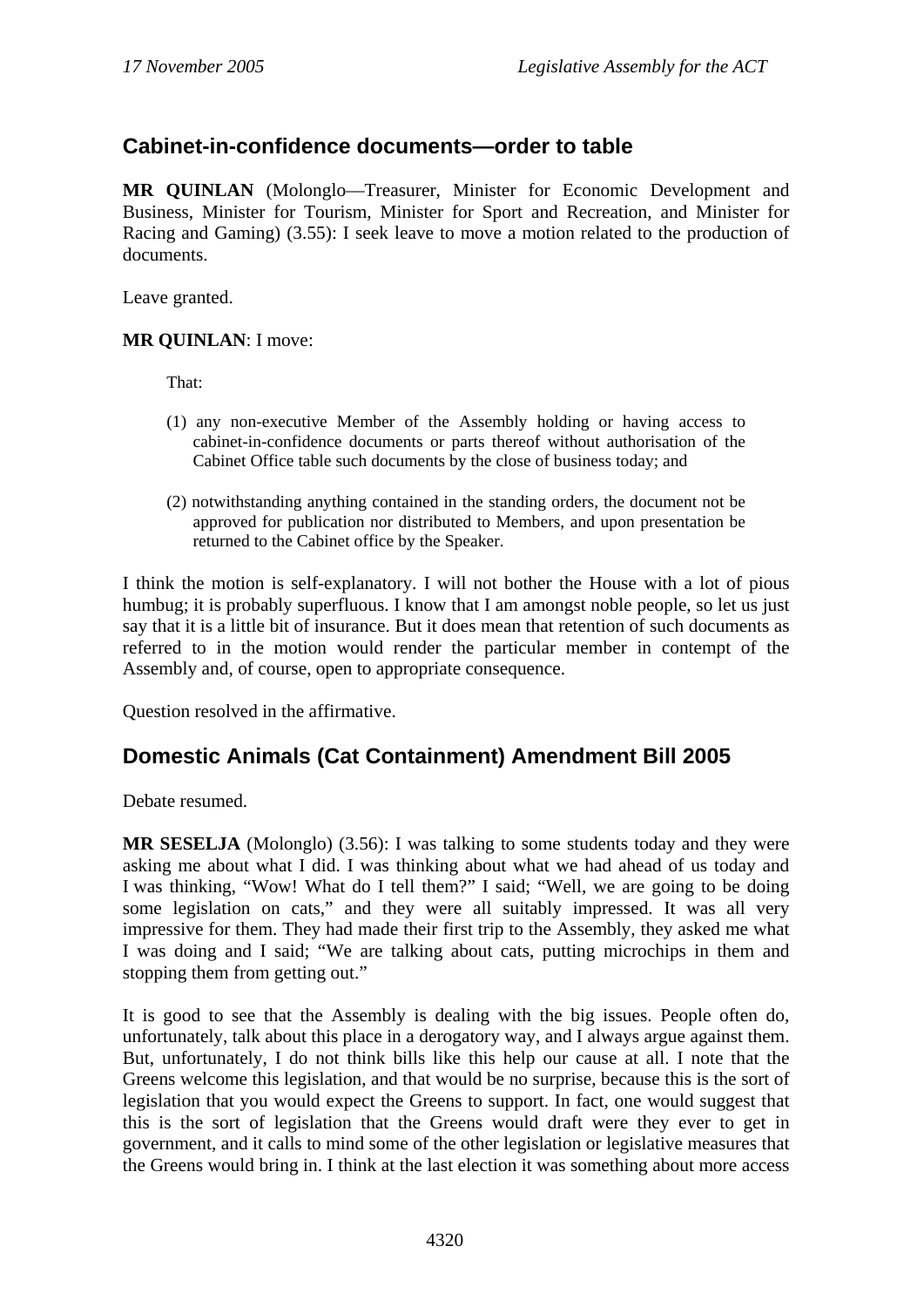## Cabinet-in-confidence documents—order to table

**MR QUINLAN** (Molonglo—Treasurer, Minister for Economic Development and Business, Minister for Tourism, Minister for Sport and Recreation, and Minister for Racing and Gaming) (3.55): I seek leave to move a motion related to the production of documents.

Leave granted.

**MR QUINLAN**: I move:

> That:
>
> (1) any non-executive Member of the Assembly holding or having access to cabinet-in-confidence documents or parts thereof without authorisation of the Cabinet Office table such documents by the close of business today; and
>
> (2) notwithstanding anything contained in the standing orders, the document not be approved for publication nor distributed to Members, and upon presentation be returned to the Cabinet office by the Speaker.

I think the motion is self-explanatory. I will not bother the House with a lot of pious humbug; it is probably superfluous. I know that I am amongst noble people, so let us just say that it is a little bit of insurance. But it does mean that retention of such documents as referred to in the motion would render the particular member in contempt of the Assembly and, of course, open to appropriate consequence.

Question resolved in the affirmative.

## Domestic Animals (Cat Containment) Amendment Bill 2005

Debate resumed.

**MR SESELJA** (Molonglo) (3.56): I was talking to some students today and they were asking me about what I did. I was thinking about what we had ahead of us today and I was thinking, "Wow! What do I tell them?" I said; "Well, we are going to be doing some legislation on cats," and they were all suitably impressed. It was all very impressive for them. They had made their first trip to the Assembly, they asked me what I was doing and I said; "We are talking about cats, putting microchips in them and stopping them from getting out."

It is good to see that the Assembly is dealing with the big issues. People often do, unfortunately, talk about this place in a derogatory way, and I always argue against them. But, unfortunately, I do not think bills like this help our cause at all. I note that the Greens welcome this legislation, and that would be no surprise, because this is the sort of legislation that you would expect the Greens to support. In fact, one would suggest that this is the sort of legislation that the Greens would draft were they ever to get in government, and it calls to mind some of the other legislation or legislative measures that the Greens would bring in. I think at the last election it was something about more access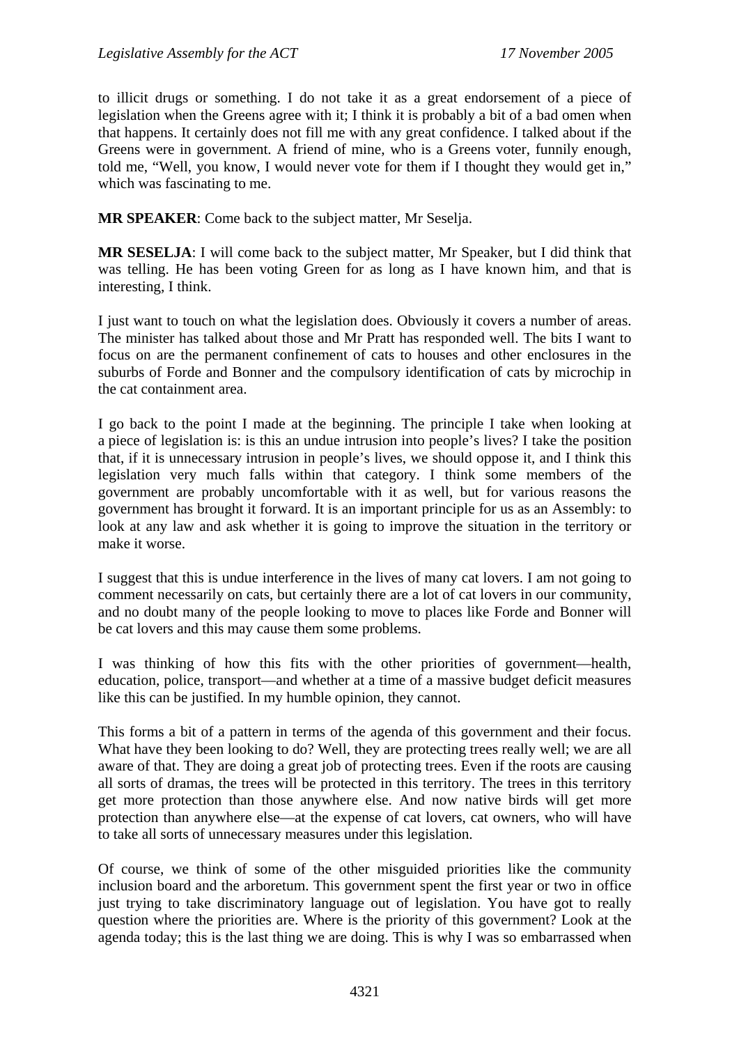to illicit drugs or something. I do not take it as a great endorsement of a piece of legislation when the Greens agree with it; I think it is probably a bit of a bad omen when that happens. It certainly does not fill me with any great confidence. I talked about if the Greens were in government. A friend of mine, who is a Greens voter, funnily enough, told me, "Well, you know, I would never vote for them if I thought they would get in," which was fascinating to me.

**MR SPEAKER**: Come back to the subject matter, Mr Seselja.

**MR SESELJA**: I will come back to the subject matter, Mr Speaker, but I did think that was telling. He has been voting Green for as long as I have known him, and that is interesting, I think.

I just want to touch on what the legislation does. Obviously it covers a number of areas. The minister has talked about those and Mr Pratt has responded well. The bits I want to focus on are the permanent confinement of cats to houses and other enclosures in the suburbs of Forde and Bonner and the compulsory identification of cats by microchip in the cat containment area.

I go back to the point I made at the beginning. The principle I take when looking at a piece of legislation is: is this an undue intrusion into people's lives? I take the position that, if it is unnecessary intrusion in people's lives, we should oppose it, and I think this legislation very much falls within that category. I think some members of the government are probably uncomfortable with it as well, but for various reasons the government has brought it forward. It is an important principle for us as an Assembly: to look at any law and ask whether it is going to improve the situation in the territory or make it worse.

I suggest that this is undue interference in the lives of many cat lovers. I am not going to comment necessarily on cats, but certainly there are a lot of cat lovers in our community, and no doubt many of the people looking to move to places like Forde and Bonner will be cat lovers and this may cause them some problems.

I was thinking of how this fits with the other priorities of government—health, education, police, transport—and whether at a time of a massive budget deficit measures like this can be justified. In my humble opinion, they cannot.

This forms a bit of a pattern in terms of the agenda of this government and their focus. What have they been looking to do? Well, they are protecting trees really well; we are all aware of that. They are doing a great job of protecting trees. Even if the roots are causing all sorts of dramas, the trees will be protected in this territory. The trees in this territory get more protection than those anywhere else. And now native birds will get more protection than anywhere else—at the expense of cat lovers, cat owners, who will have to take all sorts of unnecessary measures under this legislation.

Of course, we think of some of the other misguided priorities like the community inclusion board and the arboretum. This government spent the first year or two in office just trying to take discriminatory language out of legislation. You have got to really question where the priorities are. Where is the priority of this government? Look at the agenda today; this is the last thing we are doing. This is why I was so embarrassed when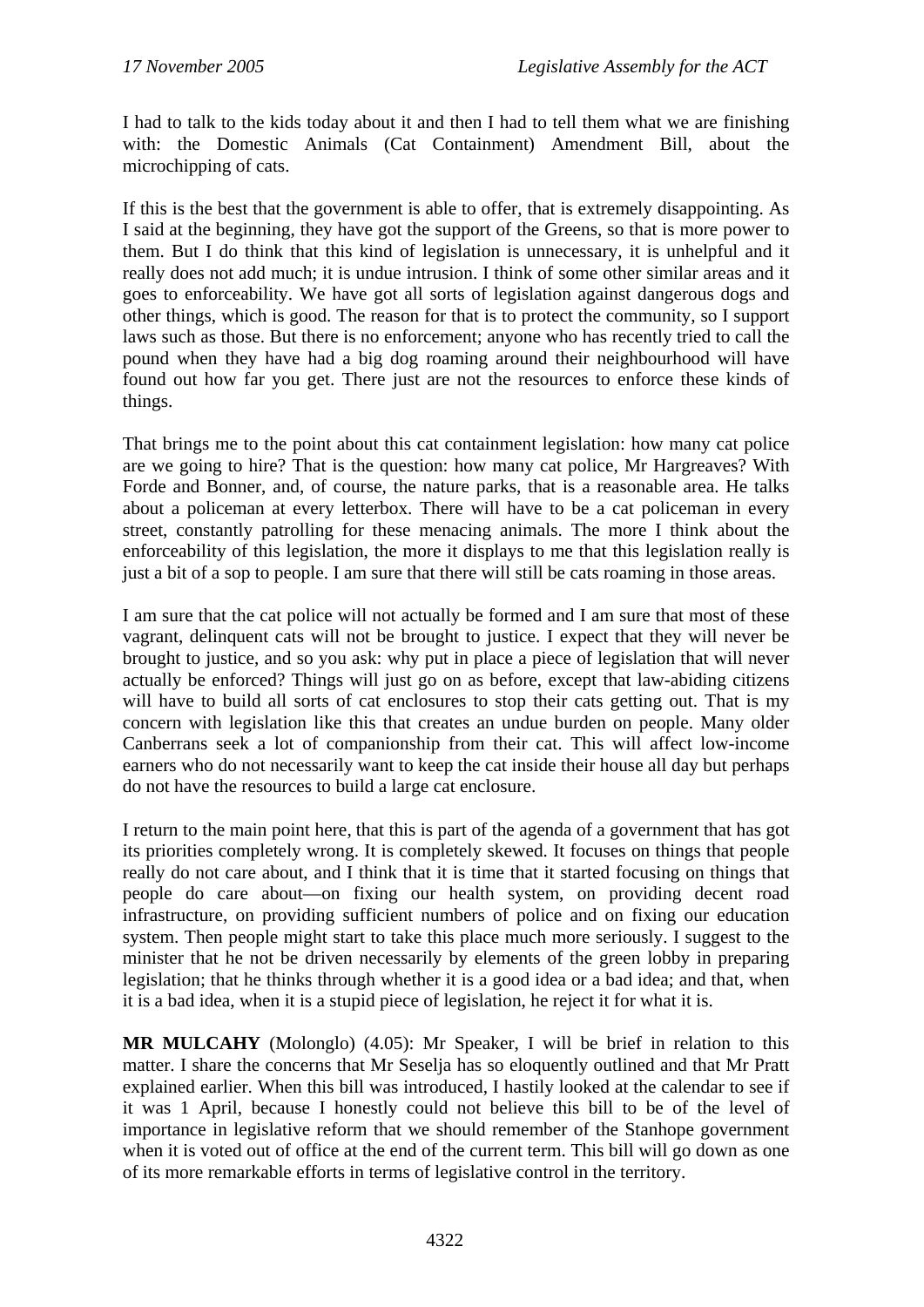I had to talk to the kids today about it and then I had to tell them what we are finishing with: the Domestic Animals (Cat Containment) Amendment Bill, about the microchipping of cats.

If this is the best that the government is able to offer, that is extremely disappointing. As I said at the beginning, they have got the support of the Greens, so that is more power to them. But I do think that this kind of legislation is unnecessary, it is unhelpful and it really does not add much; it is undue intrusion. I think of some other similar areas and it goes to enforceability. We have got all sorts of legislation against dangerous dogs and other things, which is good. The reason for that is to protect the community, so I support laws such as those. But there is no enforcement; anyone who has recently tried to call the pound when they have had a big dog roaming around their neighbourhood will have found out how far you get. There just are not the resources to enforce these kinds of things.

That brings me to the point about this cat containment legislation: how many cat police are we going to hire? That is the question: how many cat police, Mr Hargreaves? With Forde and Bonner, and, of course, the nature parks, that is a reasonable area. He talks about a policeman at every letterbox. There will have to be a cat policeman in every street, constantly patrolling for these menacing animals. The more I think about the enforceability of this legislation, the more it displays to me that this legislation really is just a bit of a sop to people. I am sure that there will still be cats roaming in those areas.

I am sure that the cat police will not actually be formed and I am sure that most of these vagrant, delinquent cats will not be brought to justice. I expect that they will never be brought to justice, and so you ask: why put in place a piece of legislation that will never actually be enforced? Things will just go on as before, except that law-abiding citizens will have to build all sorts of cat enclosures to stop their cats getting out. That is my concern with legislation like this that creates an undue burden on people. Many older Canberrans seek a lot of companionship from their cat. This will affect low-income earners who do not necessarily want to keep the cat inside their house all day but perhaps do not have the resources to build a large cat enclosure.

I return to the main point here, that this is part of the agenda of a government that has got its priorities completely wrong. It is completely skewed. It focuses on things that people really do not care about, and I think that it is time that it started focusing on things that people do care about—on fixing our health system, on providing decent road infrastructure, on providing sufficient numbers of police and on fixing our education system. Then people might start to take this place much more seriously. I suggest to the minister that he not be driven necessarily by elements of the green lobby in preparing legislation; that he thinks through whether it is a good idea or a bad idea; and that, when it is a bad idea, when it is a stupid piece of legislation, he reject it for what it is.

**MR MULCAHY** (Molonglo) (4.05): Mr Speaker, I will be brief in relation to this matter. I share the concerns that Mr Seselja has so eloquently outlined and that Mr Pratt explained earlier. When this bill was introduced, I hastily looked at the calendar to see if it was 1 April, because I honestly could not believe this bill to be of the level of importance in legislative reform that we should remember of the Stanhope government when it is voted out of office at the end of the current term. This bill will go down as one of its more remarkable efforts in terms of legislative control in the territory.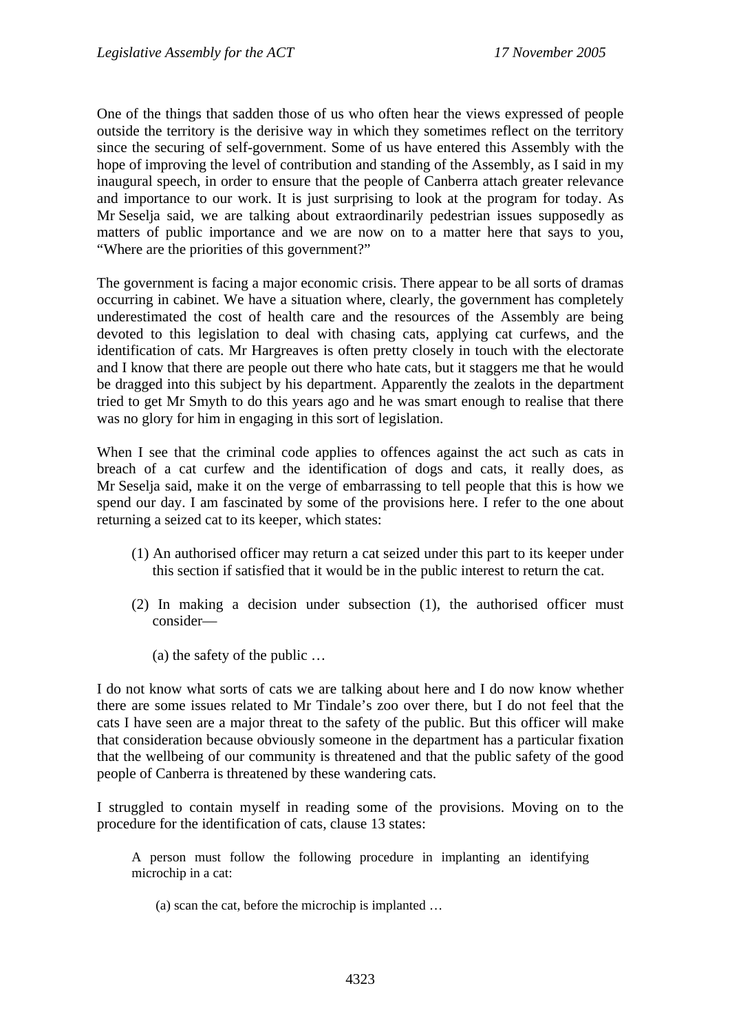One of the things that sadden those of us who often hear the views expressed of people outside the territory is the derisive way in which they sometimes reflect on the territory since the securing of self-government. Some of us have entered this Assembly with the hope of improving the level of contribution and standing of the Assembly, as I said in my inaugural speech, in order to ensure that the people of Canberra attach greater relevance and importance to our work. It is just surprising to look at the program for today. As Mr Seselja said, we are talking about extraordinarily pedestrian issues supposedly as matters of public importance and we are now on to a matter here that says to you, "Where are the priorities of this government?"

The government is facing a major economic crisis. There appear to be all sorts of dramas occurring in cabinet. We have a situation where, clearly, the government has completely underestimated the cost of health care and the resources of the Assembly are being devoted to this legislation to deal with chasing cats, applying cat curfews, and the identification of cats. Mr Hargreaves is often pretty closely in touch with the electorate and I know that there are people out there who hate cats, but it staggers me that he would be dragged into this subject by his department. Apparently the zealots in the department tried to get Mr Smyth to do this years ago and he was smart enough to realise that there was no glory for him in engaging in this sort of legislation.

When I see that the criminal code applies to offences against the act such as cats in breach of a cat curfew and the identification of dogs and cats, it really does, as Mr Seselja said, make it on the verge of embarrassing to tell people that this is how we spend our day. I am fascinated by some of the provisions here. I refer to the one about returning a seized cat to its keeper, which states:

> (1) An authorised officer may return a cat seized under this part to its keeper under this section if satisfied that it would be in the public interest to return the cat.
>
> (2) In making a decision under subsection (1), the authorised officer must consider—
>
> (a) the safety of the public …

I do not know what sorts of cats we are talking about here and I do now know whether there are some issues related to Mr Tindale's zoo over there, but I do not feel that the cats I have seen are a major threat to the safety of the public. But this officer will make that consideration because obviously someone in the department has a particular fixation that the wellbeing of our community is threatened and that the public safety of the good people of Canberra is threatened by these wandering cats.

I struggled to contain myself in reading some of the provisions. Moving on to the procedure for the identification of cats, clause 13 states:

> A person must follow the following procedure in implanting an identifying microchip in a cat:
>
> (a) scan the cat, before the microchip is implanted …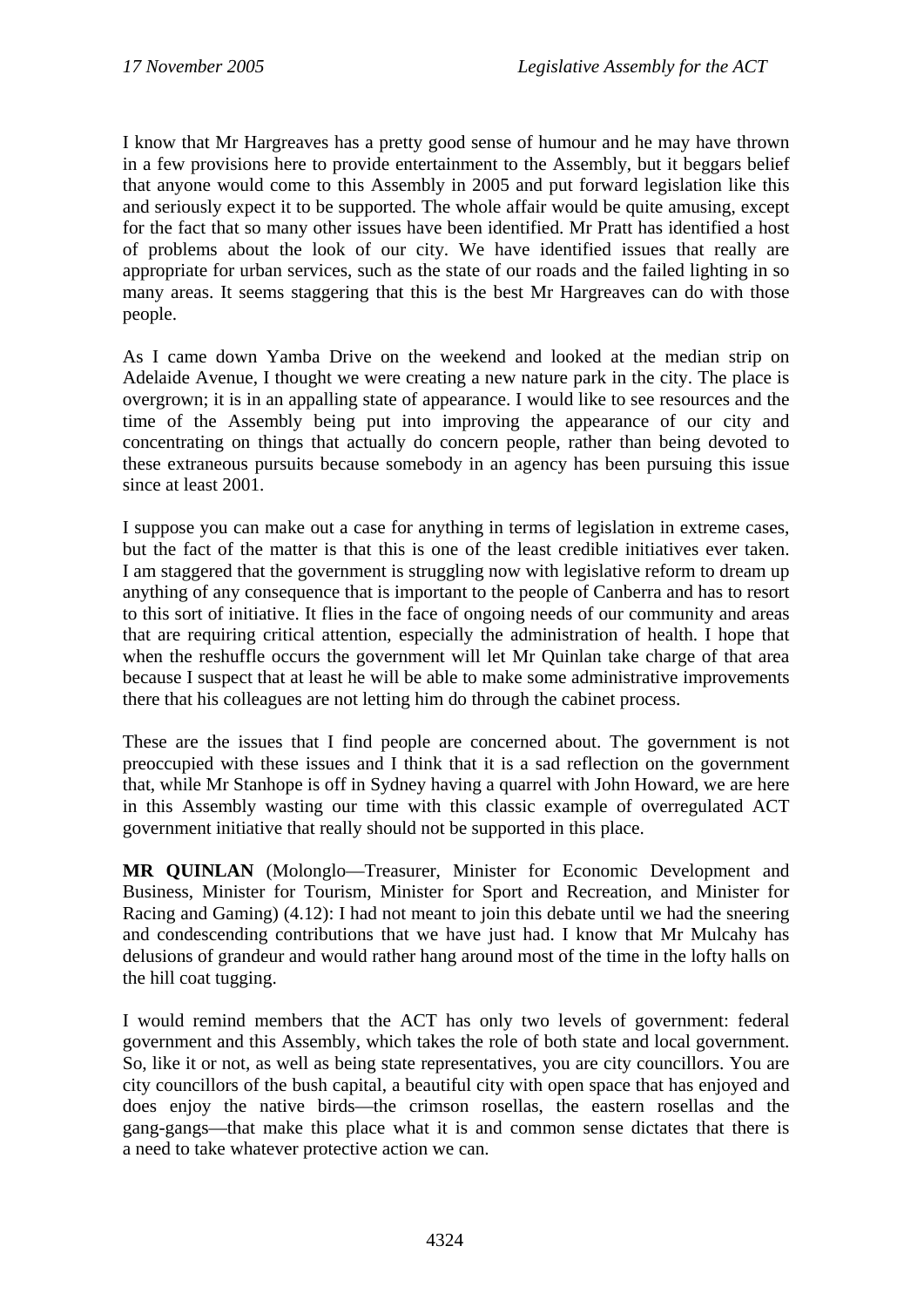I know that Mr Hargreaves has a pretty good sense of humour and he may have thrown in a few provisions here to provide entertainment to the Assembly, but it beggars belief that anyone would come to this Assembly in 2005 and put forward legislation like this and seriously expect it to be supported. The whole affair would be quite amusing, except for the fact that so many other issues have been identified. Mr Pratt has identified a host of problems about the look of our city. We have identified issues that really are appropriate for urban services, such as the state of our roads and the failed lighting in so many areas. It seems staggering that this is the best Mr Hargreaves can do with those people.

As I came down Yamba Drive on the weekend and looked at the median strip on Adelaide Avenue, I thought we were creating a new nature park in the city. The place is overgrown; it is in an appalling state of appearance. I would like to see resources and the time of the Assembly being put into improving the appearance of our city and concentrating on things that actually do concern people, rather than being devoted to these extraneous pursuits because somebody in an agency has been pursuing this issue since at least 2001.

I suppose you can make out a case for anything in terms of legislation in extreme cases, but the fact of the matter is that this is one of the least credible initiatives ever taken. I am staggered that the government is struggling now with legislative reform to dream up anything of any consequence that is important to the people of Canberra and has to resort to this sort of initiative. It flies in the face of ongoing needs of our community and areas that are requiring critical attention, especially the administration of health. I hope that when the reshuffle occurs the government will let Mr Quinlan take charge of that area because I suspect that at least he will be able to make some administrative improvements there that his colleagues are not letting him do through the cabinet process.

These are the issues that I find people are concerned about. The government is not preoccupied with these issues and I think that it is a sad reflection on the government that, while Mr Stanhope is off in Sydney having a quarrel with John Howard, we are here in this Assembly wasting our time with this classic example of overregulated ACT government initiative that really should not be supported in this place.

**MR QUINLAN** (Molonglo—Treasurer, Minister for Economic Development and Business, Minister for Tourism, Minister for Sport and Recreation, and Minister for Racing and Gaming) (4.12): I had not meant to join this debate until we had the sneering and condescending contributions that we have just had. I know that Mr Mulcahy has delusions of grandeur and would rather hang around most of the time in the lofty halls on the hill coat tugging.

I would remind members that the ACT has only two levels of government: federal government and this Assembly, which takes the role of both state and local government. So, like it or not, as well as being state representatives, you are city councillors. You are city councillors of the bush capital, a beautiful city with open space that has enjoyed and does enjoy the native birds—the crimson rosellas, the eastern rosellas and the gang-gangs—that make this place what it is and common sense dictates that there is a need to take whatever protective action we can.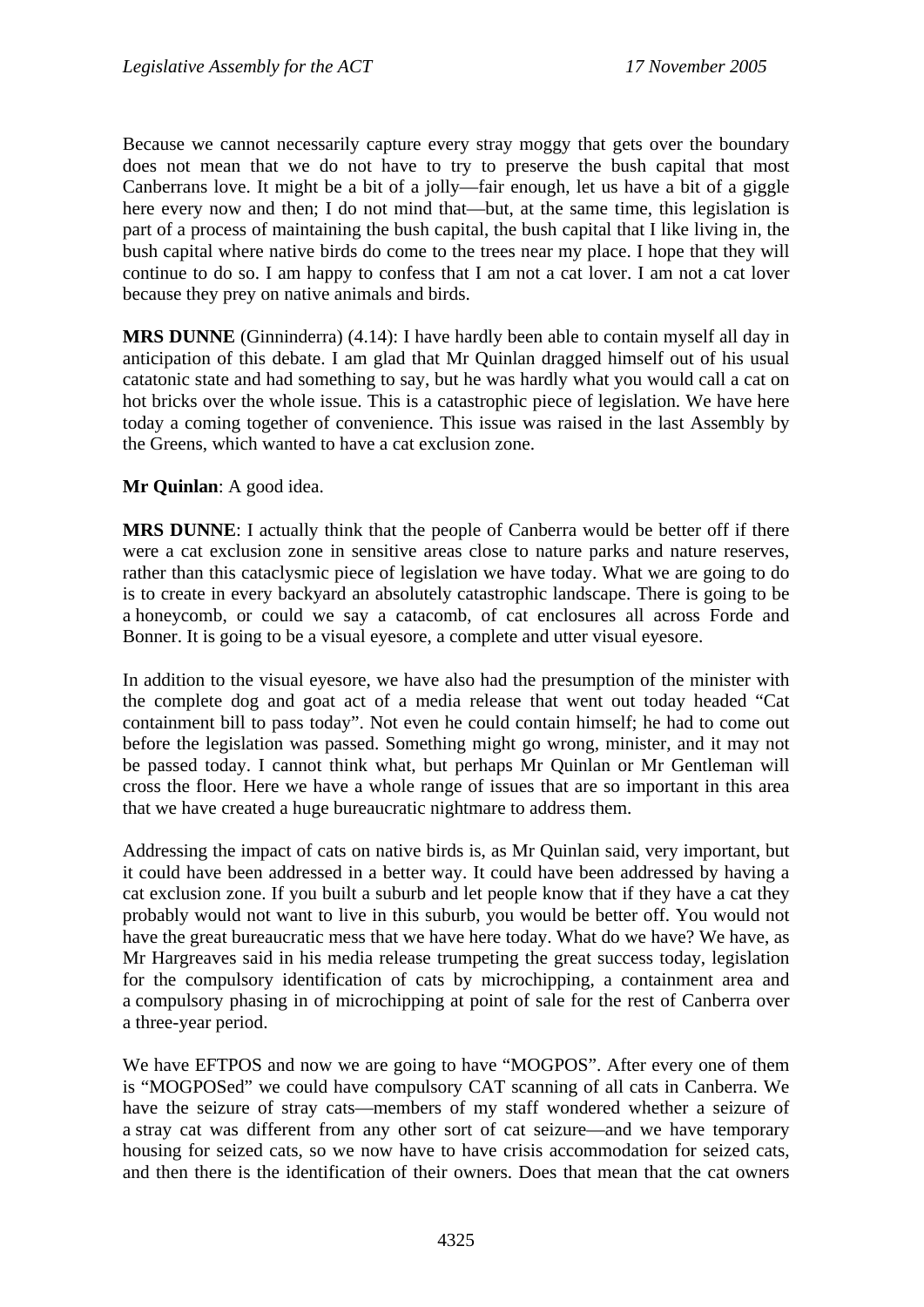Because we cannot necessarily capture every stray moggy that gets over the boundary does not mean that we do not have to try to preserve the bush capital that most Canberrans love. It might be a bit of a jolly—fair enough, let us have a bit of a giggle here every now and then; I do not mind that—but, at the same time, this legislation is part of a process of maintaining the bush capital, the bush capital that I like living in, the bush capital where native birds do come to the trees near my place. I hope that they will continue to do so. I am happy to confess that I am not a cat lover. I am not a cat lover because they prey on native animals and birds.

**MRS DUNNE** (Ginninderra) (4.14): I have hardly been able to contain myself all day in anticipation of this debate. I am glad that Mr Quinlan dragged himself out of his usual catatonic state and had something to say, but he was hardly what you would call a cat on hot bricks over the whole issue. This is a catastrophic piece of legislation. We have here today a coming together of convenience. This issue was raised in the last Assembly by the Greens, which wanted to have a cat exclusion zone.

**Mr Quinlan**: A good idea.

**MRS DUNNE**: I actually think that the people of Canberra would be better off if there were a cat exclusion zone in sensitive areas close to nature parks and nature reserves, rather than this cataclysmic piece of legislation we have today. What we are going to do is to create in every backyard an absolutely catastrophic landscape. There is going to be a honeycomb, or could we say a catacomb, of cat enclosures all across Forde and Bonner. It is going to be a visual eyesore, a complete and utter visual eyesore.

In addition to the visual eyesore, we have also had the presumption of the minister with the complete dog and goat act of a media release that went out today headed "Cat containment bill to pass today". Not even he could contain himself; he had to come out before the legislation was passed. Something might go wrong, minister, and it may not be passed today. I cannot think what, but perhaps Mr Quinlan or Mr Gentleman will cross the floor. Here we have a whole range of issues that are so important in this area that we have created a huge bureaucratic nightmare to address them.

Addressing the impact of cats on native birds is, as Mr Quinlan said, very important, but it could have been addressed in a better way. It could have been addressed by having a cat exclusion zone. If you built a suburb and let people know that if they have a cat they probably would not want to live in this suburb, you would be better off. You would not have the great bureaucratic mess that we have here today. What do we have? We have, as Mr Hargreaves said in his media release trumpeting the great success today, legislation for the compulsory identification of cats by microchipping, a containment area and a compulsory phasing in of microchipping at point of sale for the rest of Canberra over a three-year period.

We have EFTPOS and now we are going to have "MOGPOS". After every one of them is "MOGPOSed" we could have compulsory CAT scanning of all cats in Canberra. We have the seizure of stray cats—members of my staff wondered whether a seizure of a stray cat was different from any other sort of cat seizure—and we have temporary housing for seized cats, so we now have to have crisis accommodation for seized cats, and then there is the identification of their owners. Does that mean that the cat owners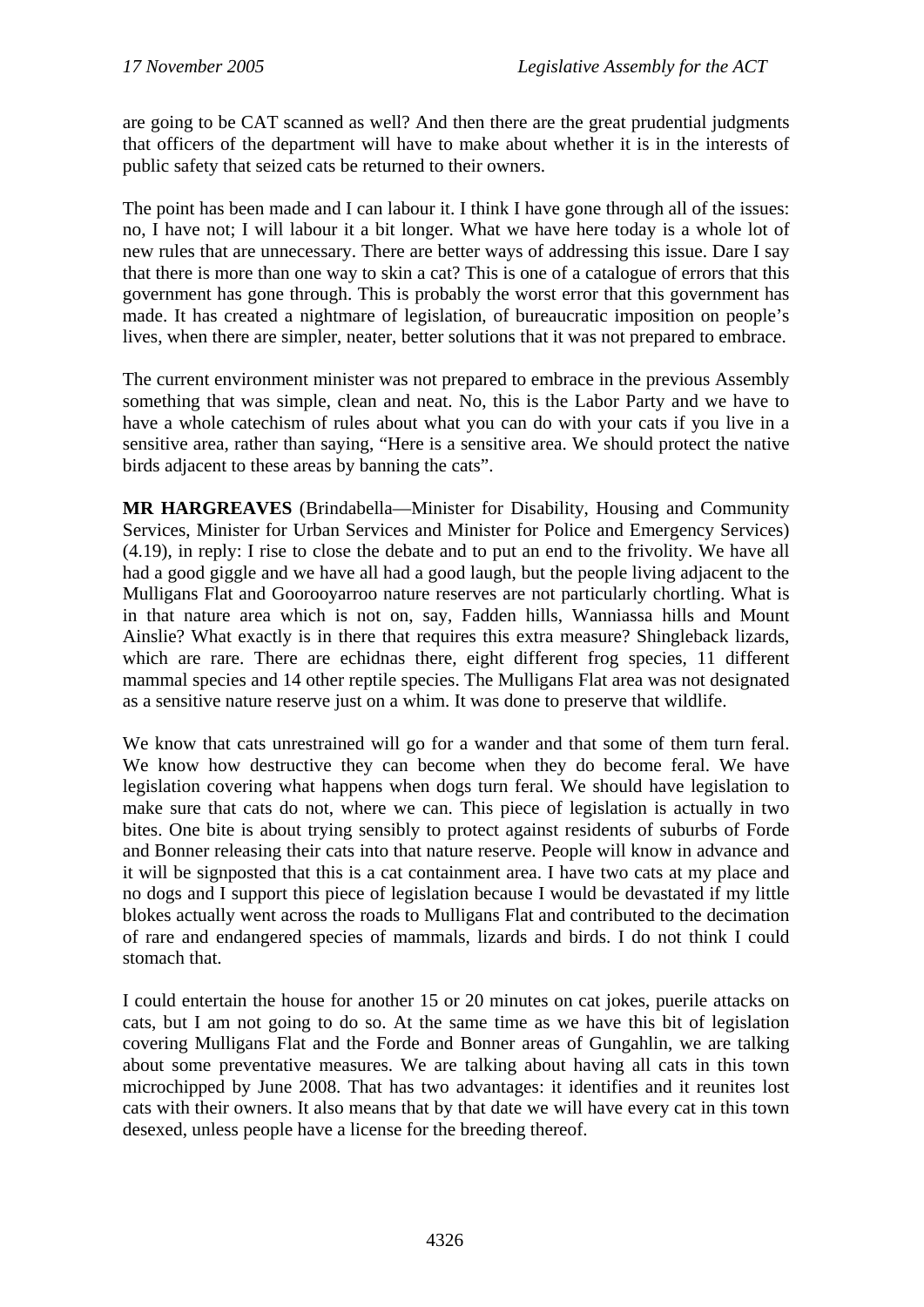are going to be CAT scanned as well? And then there are the great prudential judgments that officers of the department will have to make about whether it is in the interests of public safety that seized cats be returned to their owners.

The point has been made and I can labour it. I think I have gone through all of the issues: no, I have not; I will labour it a bit longer. What we have here today is a whole lot of new rules that are unnecessary. There are better ways of addressing this issue. Dare I say that there is more than one way to skin a cat? This is one of a catalogue of errors that this government has gone through. This is probably the worst error that this government has made. It has created a nightmare of legislation, of bureaucratic imposition on people's lives, when there are simpler, neater, better solutions that it was not prepared to embrace.

The current environment minister was not prepared to embrace in the previous Assembly something that was simple, clean and neat. No, this is the Labor Party and we have to have a whole catechism of rules about what you can do with your cats if you live in a sensitive area, rather than saying, "Here is a sensitive area. We should protect the native birds adjacent to these areas by banning the cats".

**MR HARGREAVES** (Brindabella—Minister for Disability, Housing and Community Services, Minister for Urban Services and Minister for Police and Emergency Services) (4.19), in reply: I rise to close the debate and to put an end to the frivolity. We have all had a good giggle and we have all had a good laugh, but the people living adjacent to the Mulligans Flat and Goorooyarroo nature reserves are not particularly chortling. What is in that nature area which is not on, say, Fadden hills, Wanniassa hills and Mount Ainslie? What exactly is in there that requires this extra measure? Shingleback lizards, which are rare. There are echidnas there, eight different frog species, 11 different mammal species and 14 other reptile species. The Mulligans Flat area was not designated as a sensitive nature reserve just on a whim. It was done to preserve that wildlife.

We know that cats unrestrained will go for a wander and that some of them turn feral. We know how destructive they can become when they do become feral. We have legislation covering what happens when dogs turn feral. We should have legislation to make sure that cats do not, where we can. This piece of legislation is actually in two bites. One bite is about trying sensibly to protect against residents of suburbs of Forde and Bonner releasing their cats into that nature reserve. People will know in advance and it will be signposted that this is a cat containment area. I have two cats at my place and no dogs and I support this piece of legislation because I would be devastated if my little blokes actually went across the roads to Mulligans Flat and contributed to the decimation of rare and endangered species of mammals, lizards and birds. I do not think I could stomach that.

I could entertain the house for another 15 or 20 minutes on cat jokes, puerile attacks on cats, but I am not going to do so. At the same time as we have this bit of legislation covering Mulligans Flat and the Forde and Bonner areas of Gungahlin, we are talking about some preventative measures. We are talking about having all cats in this town microchipped by June 2008. That has two advantages: it identifies and it reunites lost cats with their owners. It also means that by that date we will have every cat in this town desexed, unless people have a license for the breeding thereof.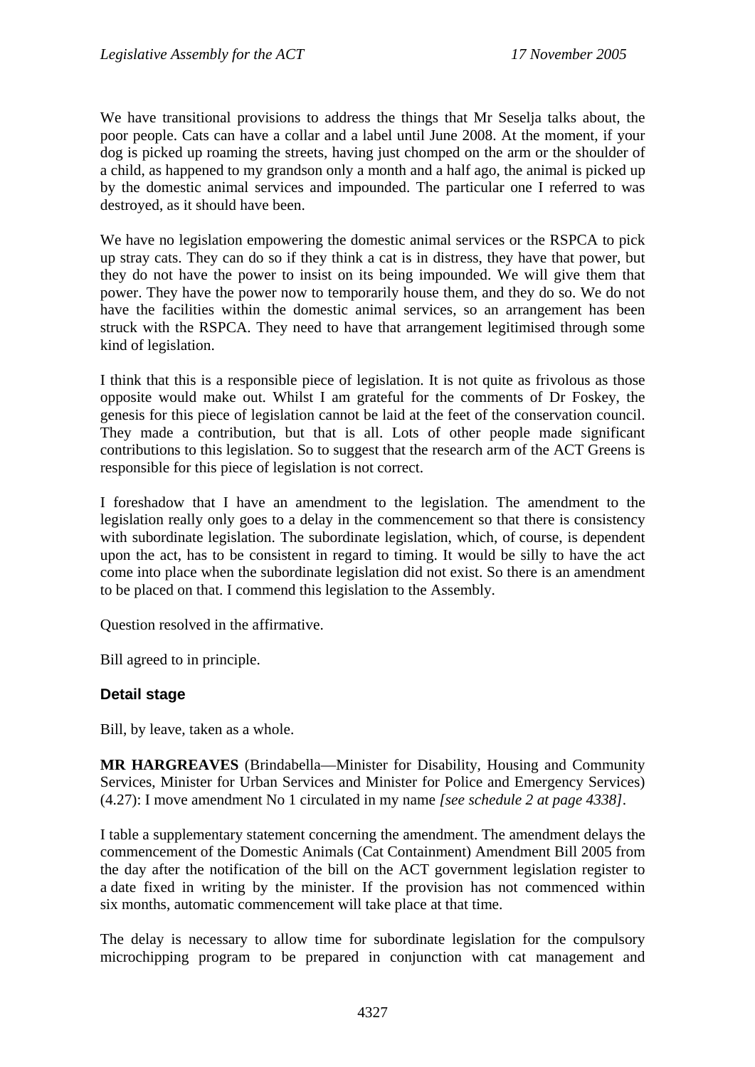We have transitional provisions to address the things that Mr Seselja talks about, the poor people. Cats can have a collar and a label until June 2008. At the moment, if your dog is picked up roaming the streets, having just chomped on the arm or the shoulder of a child, as happened to my grandson only a month and a half ago, the animal is picked up by the domestic animal services and impounded. The particular one I referred to was destroyed, as it should have been.

We have no legislation empowering the domestic animal services or the RSPCA to pick up stray cats. They can do so if they think a cat is in distress, they have that power, but they do not have the power to insist on its being impounded. We will give them that power. They have the power now to temporarily house them, and they do so. We do not have the facilities within the domestic animal services, so an arrangement has been struck with the RSPCA. They need to have that arrangement legitimised through some kind of legislation.

I think that this is a responsible piece of legislation. It is not quite as frivolous as those opposite would make out. Whilst I am grateful for the comments of Dr Foskey, the genesis for this piece of legislation cannot be laid at the feet of the conservation council. They made a contribution, but that is all. Lots of other people made significant contributions to this legislation. So to suggest that the research arm of the ACT Greens is responsible for this piece of legislation is not correct.

I foreshadow that I have an amendment to the legislation. The amendment to the legislation really only goes to a delay in the commencement so that there is consistency with subordinate legislation. The subordinate legislation, which, of course, is dependent upon the act, has to be consistent in regard to timing. It would be silly to have the act come into place when the subordinate legislation did not exist. So there is an amendment to be placed on that. I commend this legislation to the Assembly.

Question resolved in the affirmative.

Bill agreed to in principle.

### Detail stage

Bill, by leave, taken as a whole.

**MR HARGREAVES** (Brindabella—Minister for Disability, Housing and Community Services, Minister for Urban Services and Minister for Police and Emergency Services) (4.27): I move amendment No 1 circulated in my name *[see schedule 2 at page 4338]*.

I table a supplementary statement concerning the amendment. The amendment delays the commencement of the Domestic Animals (Cat Containment) Amendment Bill 2005 from the day after the notification of the bill on the ACT government legislation register to a date fixed in writing by the minister. If the provision has not commenced within six months, automatic commencement will take place at that time.

The delay is necessary to allow time for subordinate legislation for the compulsory microchipping program to be prepared in conjunction with cat management and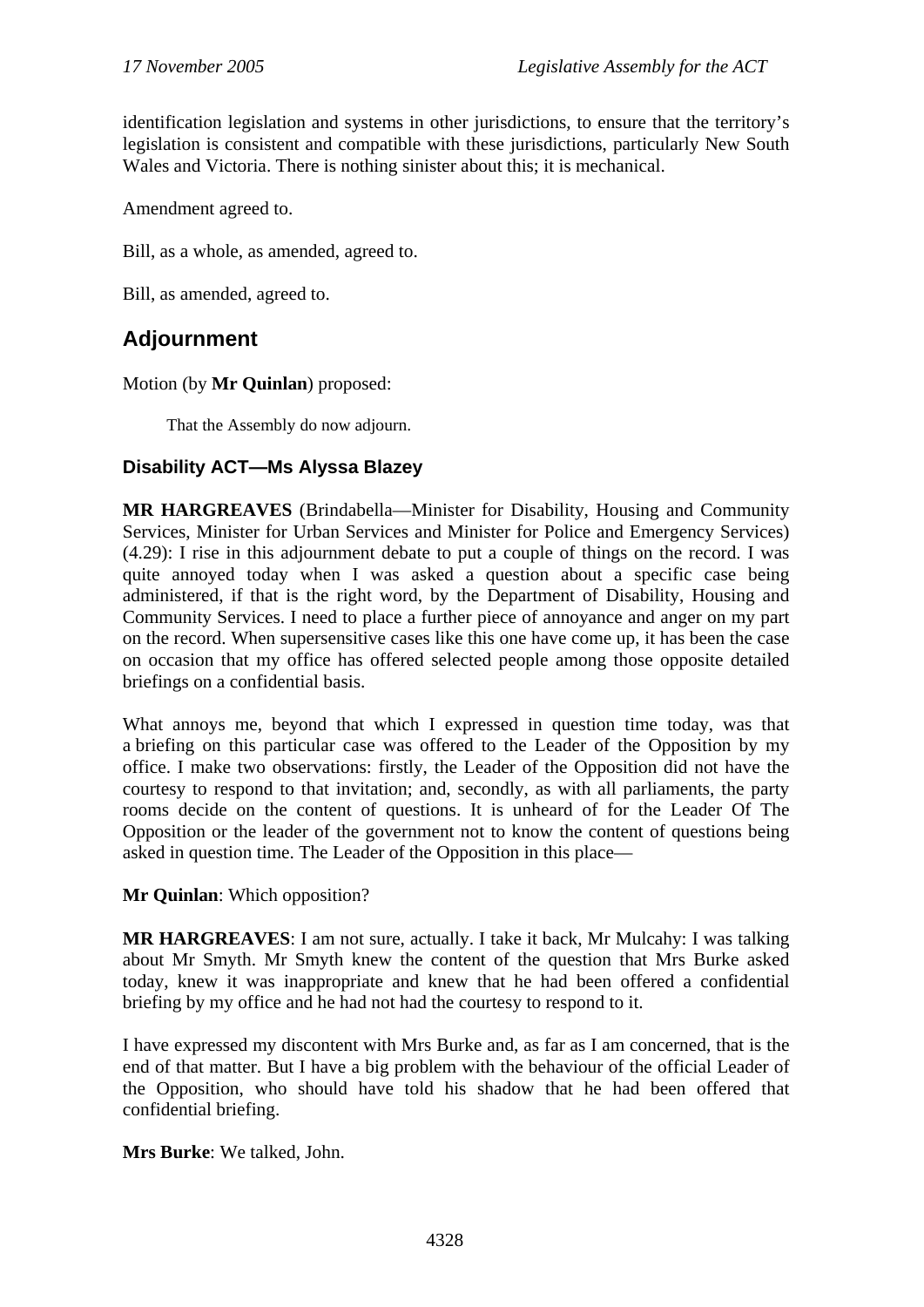identification legislation and systems in other jurisdictions, to ensure that the territory's legislation is consistent and compatible with these jurisdictions, particularly New South Wales and Victoria. There is nothing sinister about this; it is mechanical.

Amendment agreed to.

Bill, as a whole, as amended, agreed to.

Bill, as amended, agreed to.

## Adjournment

Motion (by **Mr Quinlan**) proposed:

> That the Assembly do now adjourn.

### Disability ACT—Ms Alyssa Blazey

**MR HARGREAVES** (Brindabella—Minister for Disability, Housing and Community Services, Minister for Urban Services and Minister for Police and Emergency Services) (4.29): I rise in this adjournment debate to put a couple of things on the record. I was quite annoyed today when I was asked a question about a specific case being administered, if that is the right word, by the Department of Disability, Housing and Community Services. I need to place a further piece of annoyance and anger on my part on the record. When supersensitive cases like this one have come up, it has been the case on occasion that my office has offered selected people among those opposite detailed briefings on a confidential basis.

What annoys me, beyond that which I expressed in question time today, was that a briefing on this particular case was offered to the Leader of the Opposition by my office. I make two observations: firstly, the Leader of the Opposition did not have the courtesy to respond to that invitation; and, secondly, as with all parliaments, the party rooms decide on the content of questions. It is unheard of for the Leader Of The Opposition or the leader of the government not to know the content of questions being asked in question time. The Leader of the Opposition in this place—

**Mr Quinlan**: Which opposition?

**MR HARGREAVES**: I am not sure, actually. I take it back, Mr Mulcahy: I was talking about Mr Smyth. Mr Smyth knew the content of the question that Mrs Burke asked today, knew it was inappropriate and knew that he had been offered a confidential briefing by my office and he had not had the courtesy to respond to it.

I have expressed my discontent with Mrs Burke and, as far as I am concerned, that is the end of that matter. But I have a big problem with the behaviour of the official Leader of the Opposition, who should have told his shadow that he had been offered that confidential briefing.

**Mrs Burke**: We talked, John.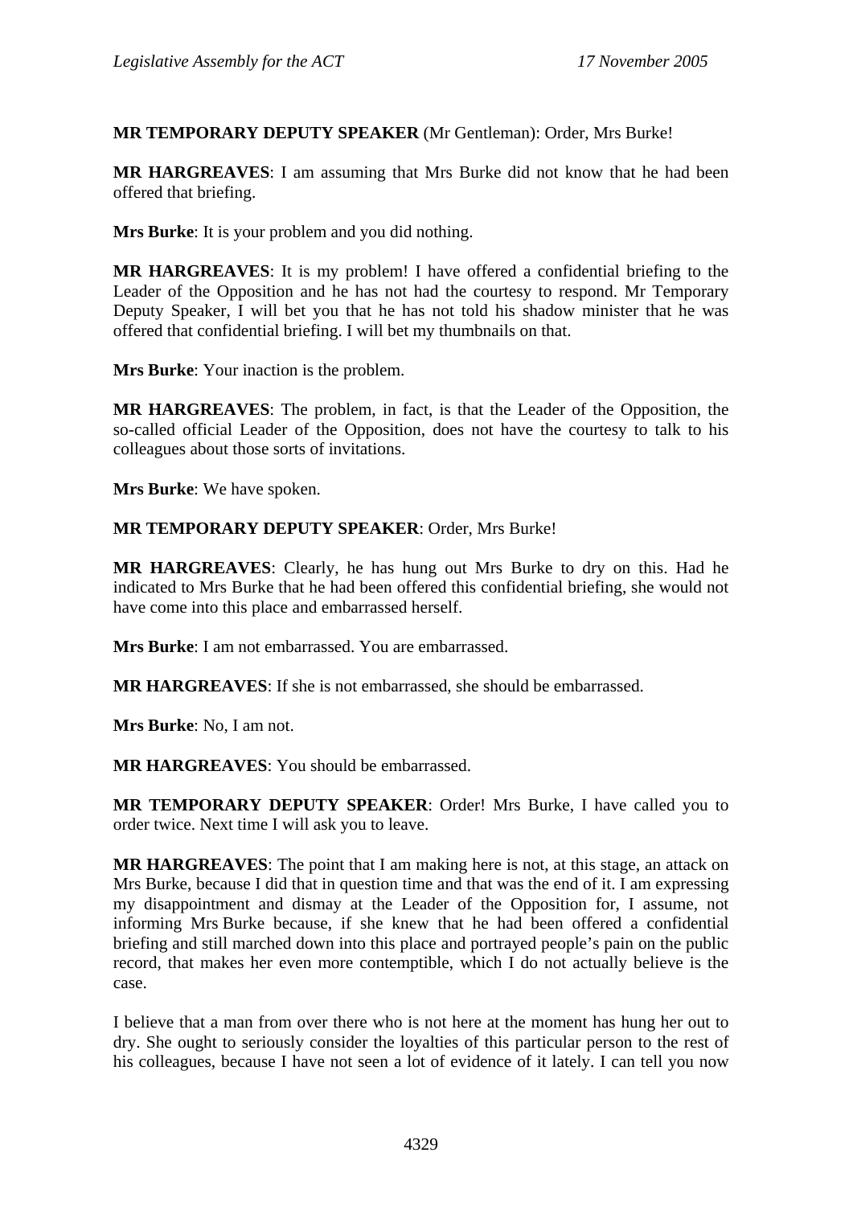**MR TEMPORARY DEPUTY SPEAKER** (Mr Gentleman): Order, Mrs Burke!

**MR HARGREAVES**: I am assuming that Mrs Burke did not know that he had been offered that briefing.

**Mrs Burke**: It is your problem and you did nothing.

**MR HARGREAVES**: It is my problem! I have offered a confidential briefing to the Leader of the Opposition and he has not had the courtesy to respond. Mr Temporary Deputy Speaker, I will bet you that he has not told his shadow minister that he was offered that confidential briefing. I will bet my thumbnails on that.

**Mrs Burke**: Your inaction is the problem.

**MR HARGREAVES**: The problem, in fact, is that the Leader of the Opposition, the so-called official Leader of the Opposition, does not have the courtesy to talk to his colleagues about those sorts of invitations.

**Mrs Burke**: We have spoken.

**MR TEMPORARY DEPUTY SPEAKER**: Order, Mrs Burke!

**MR HARGREAVES**: Clearly, he has hung out Mrs Burke to dry on this. Had he indicated to Mrs Burke that he had been offered this confidential briefing, she would not have come into this place and embarrassed herself.

**Mrs Burke**: I am not embarrassed. You are embarrassed.

**MR HARGREAVES**: If she is not embarrassed, she should be embarrassed.

**Mrs Burke**: No, I am not.

**MR HARGREAVES**: You should be embarrassed.

**MR TEMPORARY DEPUTY SPEAKER**: Order! Mrs Burke, I have called you to order twice. Next time I will ask you to leave.

**MR HARGREAVES**: The point that I am making here is not, at this stage, an attack on Mrs Burke, because I did that in question time and that was the end of it. I am expressing my disappointment and dismay at the Leader of the Opposition for, I assume, not informing Mrs Burke because, if she knew that he had been offered a confidential briefing and still marched down into this place and portrayed people's pain on the public record, that makes her even more contemptible, which I do not actually believe is the case.

I believe that a man from over there who is not here at the moment has hung her out to dry. She ought to seriously consider the loyalties of this particular person to the rest of his colleagues, because I have not seen a lot of evidence of it lately. I can tell you now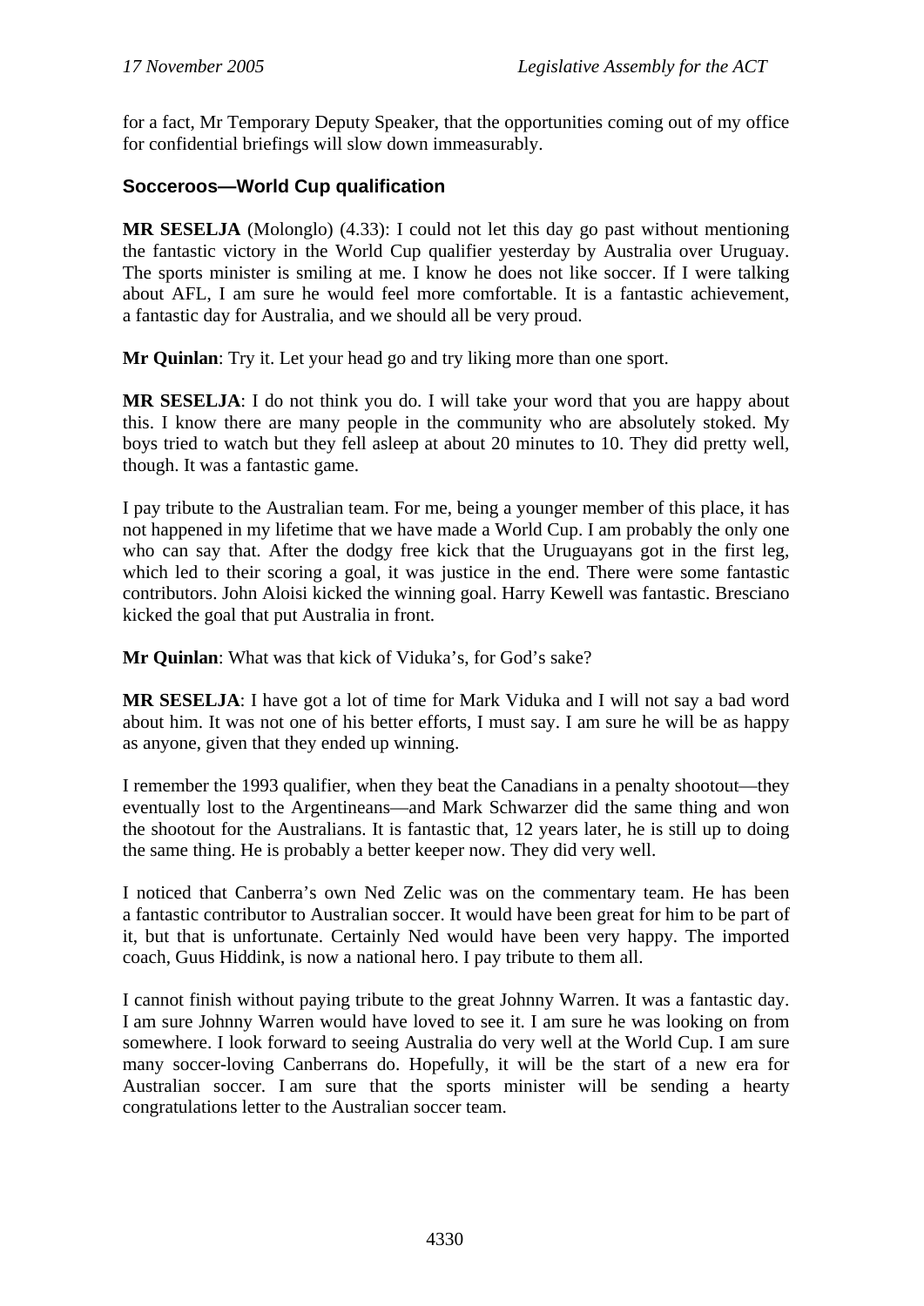for a fact, Mr Temporary Deputy Speaker, that the opportunities coming out of my office for confidential briefings will slow down immeasurably.

### Socceroos—World Cup qualification

**MR SESELJA** (Molonglo) (4.33): I could not let this day go past without mentioning the fantastic victory in the World Cup qualifier yesterday by Australia over Uruguay. The sports minister is smiling at me. I know he does not like soccer. If I were talking about AFL, I am sure he would feel more comfortable. It is a fantastic achievement, a fantastic day for Australia, and we should all be very proud.

**Mr Quinlan**: Try it. Let your head go and try liking more than one sport.

**MR SESELJA**: I do not think you do. I will take your word that you are happy about this. I know there are many people in the community who are absolutely stoked. My boys tried to watch but they fell asleep at about 20 minutes to 10. They did pretty well, though. It was a fantastic game.

I pay tribute to the Australian team. For me, being a younger member of this place, it has not happened in my lifetime that we have made a World Cup. I am probably the only one who can say that. After the dodgy free kick that the Uruguayans got in the first leg, which led to their scoring a goal, it was justice in the end. There were some fantastic contributors. John Aloisi kicked the winning goal. Harry Kewell was fantastic. Bresciano kicked the goal that put Australia in front.

**Mr Quinlan**: What was that kick of Viduka's, for God's sake?

**MR SESELJA**: I have got a lot of time for Mark Viduka and I will not say a bad word about him. It was not one of his better efforts, I must say. I am sure he will be as happy as anyone, given that they ended up winning.

I remember the 1993 qualifier, when they beat the Canadians in a penalty shootout—they eventually lost to the Argentineans—and Mark Schwarzer did the same thing and won the shootout for the Australians. It is fantastic that, 12 years later, he is still up to doing the same thing. He is probably a better keeper now. They did very well.

I noticed that Canberra's own Ned Zelic was on the commentary team. He has been a fantastic contributor to Australian soccer. It would have been great for him to be part of it, but that is unfortunate. Certainly Ned would have been very happy. The imported coach, Guus Hiddink, is now a national hero. I pay tribute to them all.

I cannot finish without paying tribute to the great Johnny Warren. It was a fantastic day. I am sure Johnny Warren would have loved to see it. I am sure he was looking on from somewhere. I look forward to seeing Australia do very well at the World Cup. I am sure many soccer-loving Canberrans do. Hopefully, it will be the start of a new era for Australian soccer. I am sure that the sports minister will be sending a hearty congratulations letter to the Australian soccer team.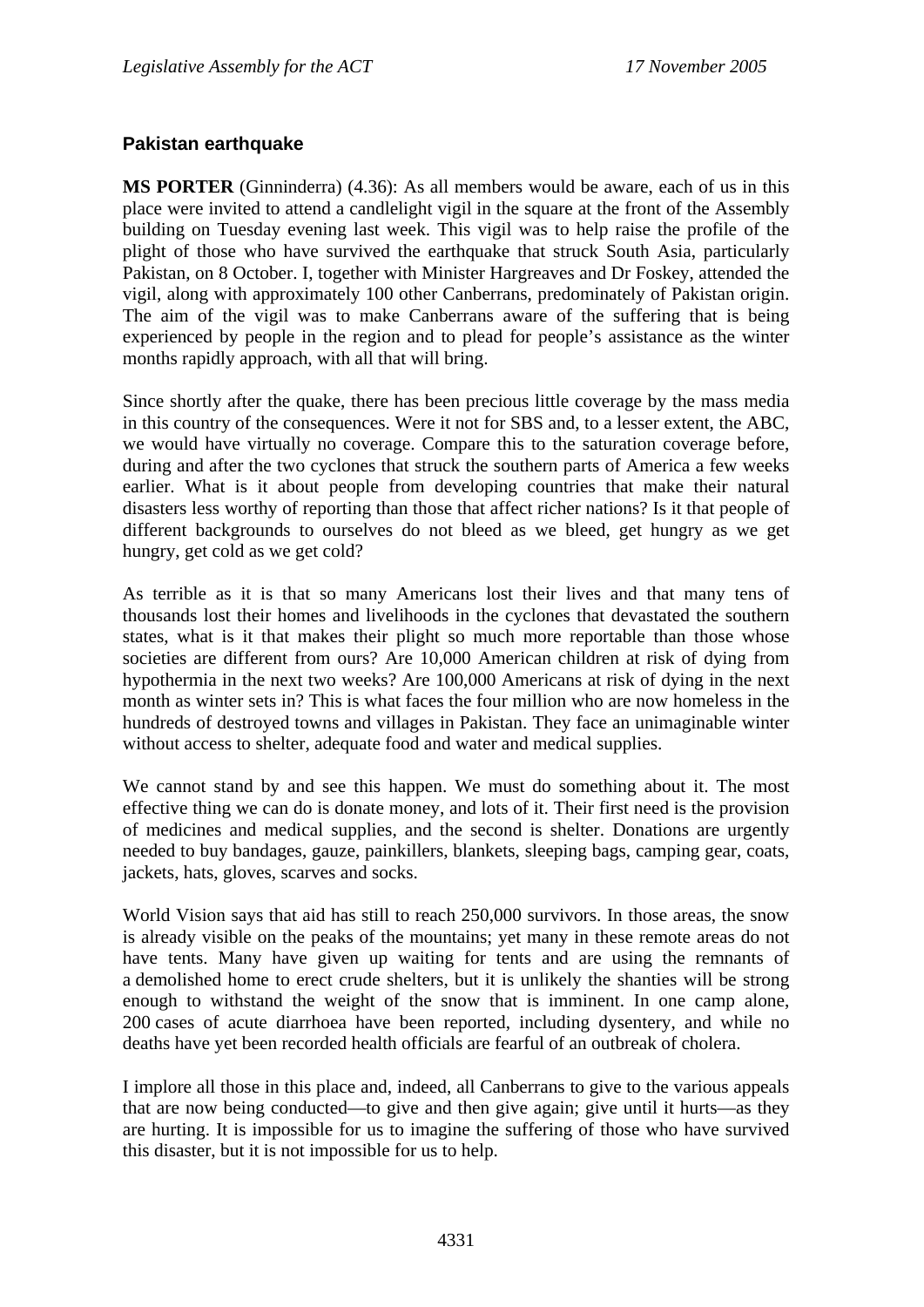### Pakistan earthquake

**MS PORTER** (Ginninderra) (4.36): As all members would be aware, each of us in this place were invited to attend a candlelight vigil in the square at the front of the Assembly building on Tuesday evening last week. This vigil was to help raise the profile of the plight of those who have survived the earthquake that struck South Asia, particularly Pakistan, on 8 October. I, together with Minister Hargreaves and Dr Foskey, attended the vigil, along with approximately 100 other Canberrans, predominately of Pakistan origin. The aim of the vigil was to make Canberrans aware of the suffering that is being experienced by people in the region and to plead for people's assistance as the winter months rapidly approach, with all that will bring.

Since shortly after the quake, there has been precious little coverage by the mass media in this country of the consequences. Were it not for SBS and, to a lesser extent, the ABC, we would have virtually no coverage. Compare this to the saturation coverage before, during and after the two cyclones that struck the southern parts of America a few weeks earlier. What is it about people from developing countries that make their natural disasters less worthy of reporting than those that affect richer nations? Is it that people of different backgrounds to ourselves do not bleed as we bleed, get hungry as we get hungry, get cold as we get cold?

As terrible as it is that so many Americans lost their lives and that many tens of thousands lost their homes and livelihoods in the cyclones that devastated the southern states, what is it that makes their plight so much more reportable than those whose societies are different from ours? Are 10,000 American children at risk of dying from hypothermia in the next two weeks? Are 100,000 Americans at risk of dying in the next month as winter sets in? This is what faces the four million who are now homeless in the hundreds of destroyed towns and villages in Pakistan. They face an unimaginable winter without access to shelter, adequate food and water and medical supplies.

We cannot stand by and see this happen. We must do something about it. The most effective thing we can do is donate money, and lots of it. Their first need is the provision of medicines and medical supplies, and the second is shelter. Donations are urgently needed to buy bandages, gauze, painkillers, blankets, sleeping bags, camping gear, coats, jackets, hats, gloves, scarves and socks.

World Vision says that aid has still to reach 250,000 survivors. In those areas, the snow is already visible on the peaks of the mountains; yet many in these remote areas do not have tents. Many have given up waiting for tents and are using the remnants of a demolished home to erect crude shelters, but it is unlikely the shanties will be strong enough to withstand the weight of the snow that is imminent. In one camp alone, 200 cases of acute diarrhoea have been reported, including dysentery, and while no deaths have yet been recorded health officials are fearful of an outbreak of cholera.

I implore all those in this place and, indeed, all Canberrans to give to the various appeals that are now being conducted—to give and then give again; give until it hurts—as they are hurting. It is impossible for us to imagine the suffering of those who have survived this disaster, but it is not impossible for us to help.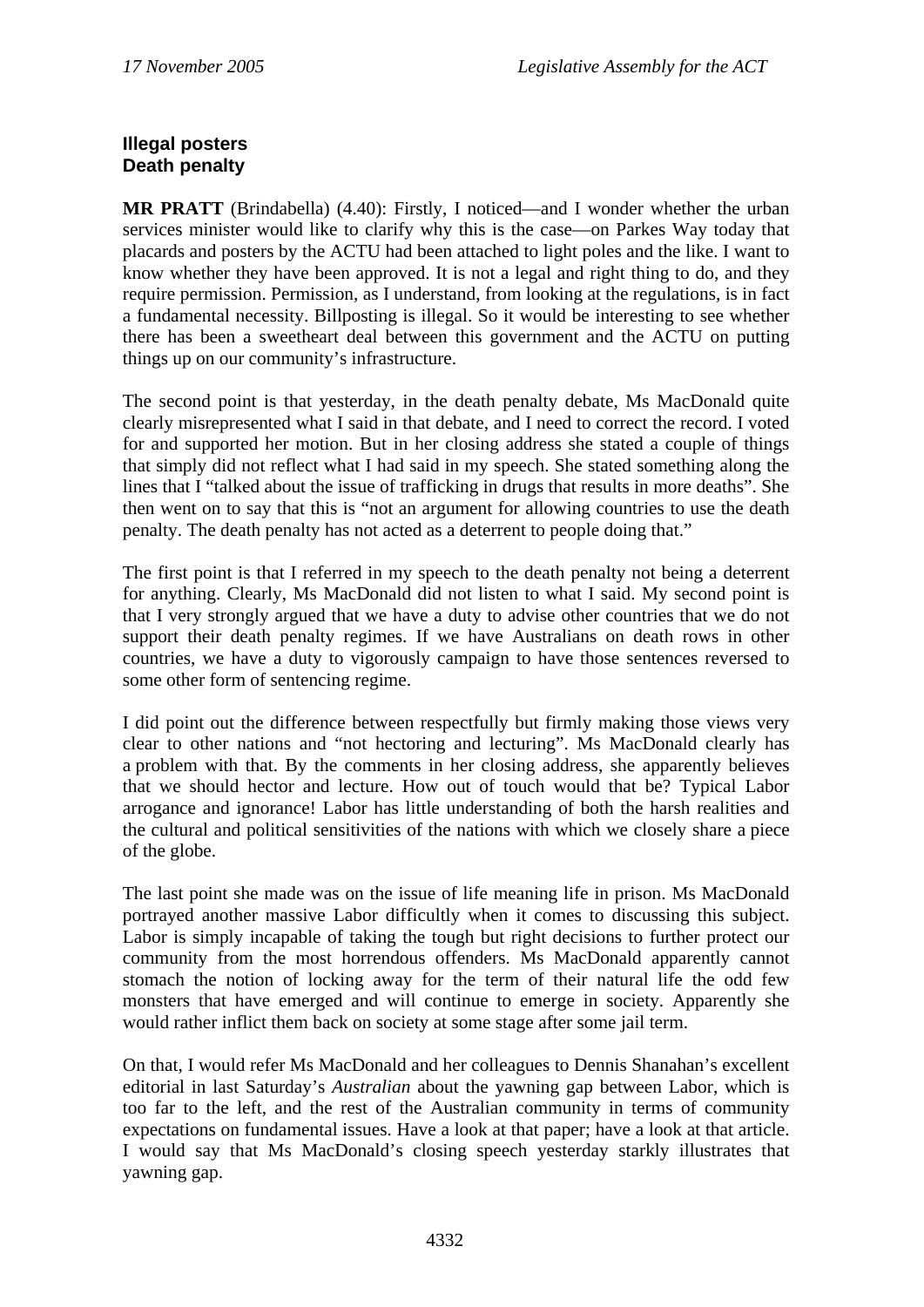**Illegal posters**
**Death penalty**

**MR PRATT** (Brindabella) (4.40): Firstly, I noticed—and I wonder whether the urban services minister would like to clarify why this is the case—on Parkes Way today that placards and posters by the ACTU had been attached to light poles and the like. I want to know whether they have been approved. It is not a legal and right thing to do, and they require permission. Permission, as I understand, from looking at the regulations, is in fact a fundamental necessity. Billposting is illegal. So it would be interesting to see whether there has been a sweetheart deal between this government and the ACTU on putting things up on our community's infrastructure.

The second point is that yesterday, in the death penalty debate, Ms MacDonald quite clearly misrepresented what I said in that debate, and I need to correct the record. I voted for and supported her motion. But in her closing address she stated a couple of things that simply did not reflect what I had said in my speech. She stated something along the lines that I "talked about the issue of trafficking in drugs that results in more deaths". She then went on to say that this is "not an argument for allowing countries to use the death penalty. The death penalty has not acted as a deterrent to people doing that."

The first point is that I referred in my speech to the death penalty not being a deterrent for anything. Clearly, Ms MacDonald did not listen to what I said. My second point is that I very strongly argued that we have a duty to advise other countries that we do not support their death penalty regimes. If we have Australians on death rows in other countries, we have a duty to vigorously campaign to have those sentences reversed to some other form of sentencing regime.

I did point out the difference between respectfully but firmly making those views very clear to other nations and "not hectoring and lecturing". Ms MacDonald clearly has a problem with that. By the comments in her closing address, she apparently believes that we should hector and lecture. How out of touch would that be? Typical Labor arrogance and ignorance! Labor has little understanding of both the harsh realities and the cultural and political sensitivities of the nations with which we closely share a piece of the globe.

The last point she made was on the issue of life meaning life in prison. Ms MacDonald portrayed another massive Labor difficultly when it comes to discussing this subject. Labor is simply incapable of taking the tough but right decisions to further protect our community from the most horrendous offenders. Ms MacDonald apparently cannot stomach the notion of locking away for the term of their natural life the odd few monsters that have emerged and will continue to emerge in society. Apparently she would rather inflict them back on society at some stage after some jail term.

On that, I would refer Ms MacDonald and her colleagues to Dennis Shanahan's excellent editorial in last Saturday's *Australian* about the yawning gap between Labor, which is too far to the left, and the rest of the Australian community in terms of community expectations on fundamental issues. Have a look at that paper; have a look at that article. I would say that Ms MacDonald's closing speech yesterday starkly illustrates that yawning gap.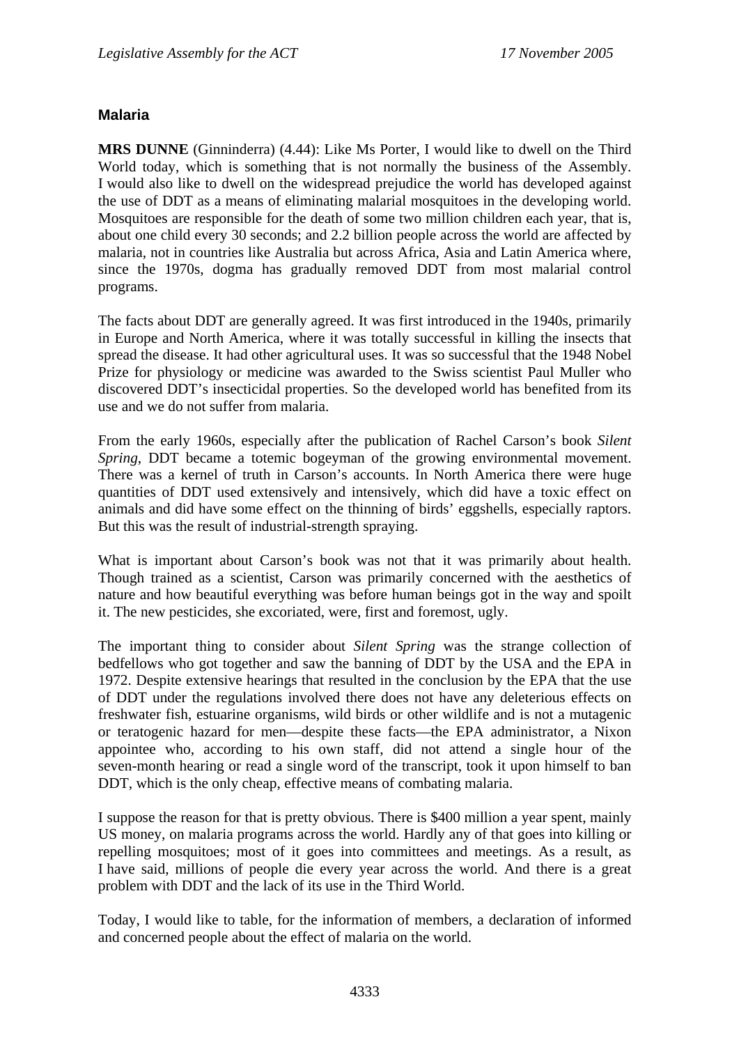### Malaria

**MRS DUNNE** (Ginninderra) (4.44): Like Ms Porter, I would like to dwell on the Third World today, which is something that is not normally the business of the Assembly. I would also like to dwell on the widespread prejudice the world has developed against the use of DDT as a means of eliminating malarial mosquitoes in the developing world. Mosquitoes are responsible for the death of some two million children each year, that is, about one child every 30 seconds; and 2.2 billion people across the world are affected by malaria, not in countries like Australia but across Africa, Asia and Latin America where, since the 1970s, dogma has gradually removed DDT from most malarial control programs.

The facts about DDT are generally agreed. It was first introduced in the 1940s, primarily in Europe and North America, where it was totally successful in killing the insects that spread the disease. It had other agricultural uses. It was so successful that the 1948 Nobel Prize for physiology or medicine was awarded to the Swiss scientist Paul Muller who discovered DDT's insecticidal properties. So the developed world has benefited from its use and we do not suffer from malaria.

From the early 1960s, especially after the publication of Rachel Carson's book *Silent Spring*, DDT became a totemic bogeyman of the growing environmental movement. There was a kernel of truth in Carson's accounts. In North America there were huge quantities of DDT used extensively and intensively, which did have a toxic effect on animals and did have some effect on the thinning of birds' eggshells, especially raptors. But this was the result of industrial-strength spraying.

What is important about Carson's book was not that it was primarily about health. Though trained as a scientist, Carson was primarily concerned with the aesthetics of nature and how beautiful everything was before human beings got in the way and spoilt it. The new pesticides, she excoriated, were, first and foremost, ugly.

The important thing to consider about *Silent Spring* was the strange collection of bedfellows who got together and saw the banning of DDT by the USA and the EPA in 1972. Despite extensive hearings that resulted in the conclusion by the EPA that the use of DDT under the regulations involved there does not have any deleterious effects on freshwater fish, estuarine organisms, wild birds or other wildlife and is not a mutagenic or teratogenic hazard for men—despite these facts—the EPA administrator, a Nixon appointee who, according to his own staff, did not attend a single hour of the seven-month hearing or read a single word of the transcript, took it upon himself to ban DDT, which is the only cheap, effective means of combating malaria.

I suppose the reason for that is pretty obvious. There is $400 million a year spent, mainly US money, on malaria programs across the world. Hardly any of that goes into killing or repelling mosquitoes; most of it goes into committees and meetings. As a result, as I have said, millions of people die every year across the world. And there is a great problem with DDT and the lack of its use in the Third World.

Today, I would like to table, for the information of members, a declaration of informed and concerned people about the effect of malaria on the world.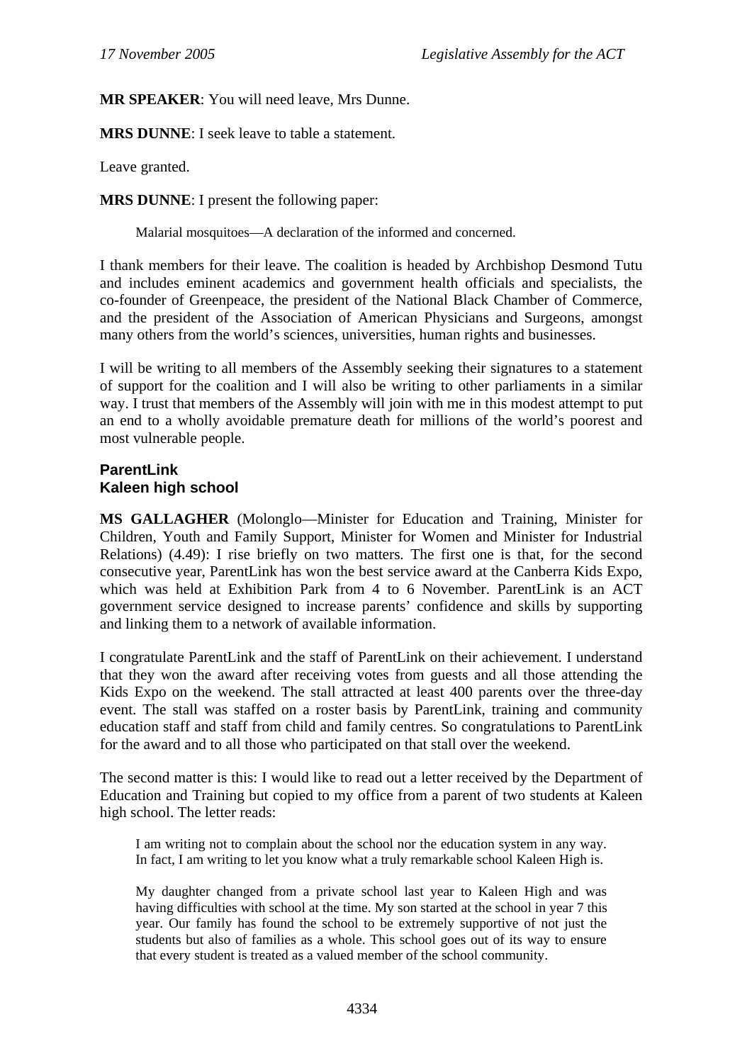**MR SPEAKER**: You will need leave, Mrs Dunne.

**MRS DUNNE**: I seek leave to table a statement.

Leave granted.

**MRS DUNNE**: I present the following paper:

> Malarial mosquitoes—A declaration of the informed and concerned.

I thank members for their leave. The coalition is headed by Archbishop Desmond Tutu and includes eminent academics and government health officials and specialists, the co-founder of Greenpeace, the president of the National Black Chamber of Commerce, and the president of the Association of American Physicians and Surgeons, amongst many others from the world's sciences, universities, human rights and businesses.

I will be writing to all members of the Assembly seeking their signatures to a statement of support for the coalition and I will also be writing to other parliaments in a similar way. I trust that members of the Assembly will join with me in this modest attempt to put an end to a wholly avoidable premature death for millions of the world's poorest and most vulnerable people.

### ParentLink
### Kaleen high school

**MS GALLAGHER** (Molonglo—Minister for Education and Training, Minister for Children, Youth and Family Support, Minister for Women and Minister for Industrial Relations) (4.49): I rise briefly on two matters. The first one is that, for the second consecutive year, ParentLink has won the best service award at the Canberra Kids Expo, which was held at Exhibition Park from 4 to 6 November. ParentLink is an ACT government service designed to increase parents' confidence and skills by supporting and linking them to a network of available information.

I congratulate ParentLink and the staff of ParentLink on their achievement. I understand that they won the award after receiving votes from guests and all those attending the Kids Expo on the weekend. The stall attracted at least 400 parents over the three-day event. The stall was staffed on a roster basis by ParentLink, training and community education staff and staff from child and family centres. So congratulations to ParentLink for the award and to all those who participated on that stall over the weekend.

The second matter is this: I would like to read out a letter received by the Department of Education and Training but copied to my office from a parent of two students at Kaleen high school. The letter reads:

> I am writing not to complain about the school nor the education system in any way. In fact, I am writing to let you know what a truly remarkable school Kaleen High is.
>
> My daughter changed from a private school last year to Kaleen High and was having difficulties with school at the time. My son started at the school in year 7 this year. Our family has found the school to be extremely supportive of not just the students but also of families as a whole. This school goes out of its way to ensure that every student is treated as a valued member of the school community.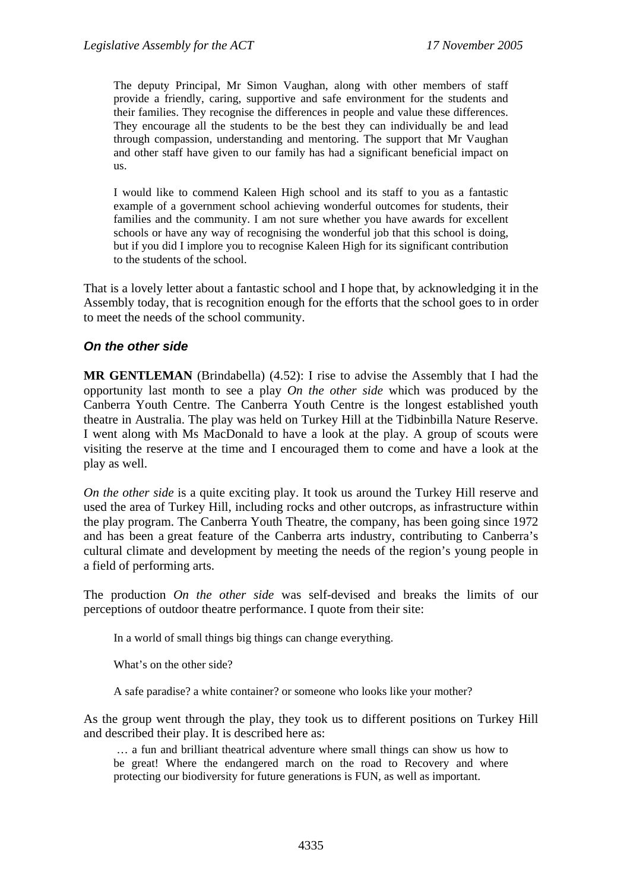> The deputy Principal, Mr Simon Vaughan, along with other members of staff provide a friendly, caring, supportive and safe environment for the students and their families. They recognise the differences in people and value these differences. They encourage all the students to be the best they can individually be and lead through compassion, understanding and mentoring. The support that Mr Vaughan and other staff have given to our family has had a significant beneficial impact on us.
>
> I would like to commend Kaleen High school and its staff to you as a fantastic example of a government school achieving wonderful outcomes for students, their families and the community. I am not sure whether you have awards for excellent schools or have any way of recognising the wonderful job that this school is doing, but if you did I implore you to recognise Kaleen High for its significant contribution to the students of the school.

That is a lovely letter about a fantastic school and I hope that, by acknowledging it in the Assembly today, that is recognition enough for the efforts that the school goes to in order to meet the needs of the school community.

### *On the other side*

**MR GENTLEMAN** (Brindabella) (4.52): I rise to advise the Assembly that I had the opportunity last month to see a play *On the other side* which was produced by the Canberra Youth Centre. The Canberra Youth Centre is the longest established youth theatre in Australia. The play was held on Turkey Hill at the Tidbinbilla Nature Reserve. I went along with Ms MacDonald to have a look at the play. A group of scouts were visiting the reserve at the time and I encouraged them to come and have a look at the play as well.

*On the other side* is a quite exciting play. It took us around the Turkey Hill reserve and used the area of Turkey Hill, including rocks and other outcrops, as infrastructure within the play program. The Canberra Youth Theatre, the company, has been going since 1972 and has been a great feature of the Canberra arts industry, contributing to Canberra's cultural climate and development by meeting the needs of the region's young people in a field of performing arts.

The production *On the other side* was self-devised and breaks the limits of our perceptions of outdoor theatre performance. I quote from their site:

> In a world of small things big things can change everything.
>
> What's on the other side?
>
> A safe paradise? a white container? or someone who looks like your mother?

As the group went through the play, they took us to different positions on Turkey Hill and described their play. It is described here as:

> … a fun and brilliant theatrical adventure where small things can show us how to be great! Where the endangered march on the road to Recovery and where protecting our biodiversity for future generations is FUN, as well as important.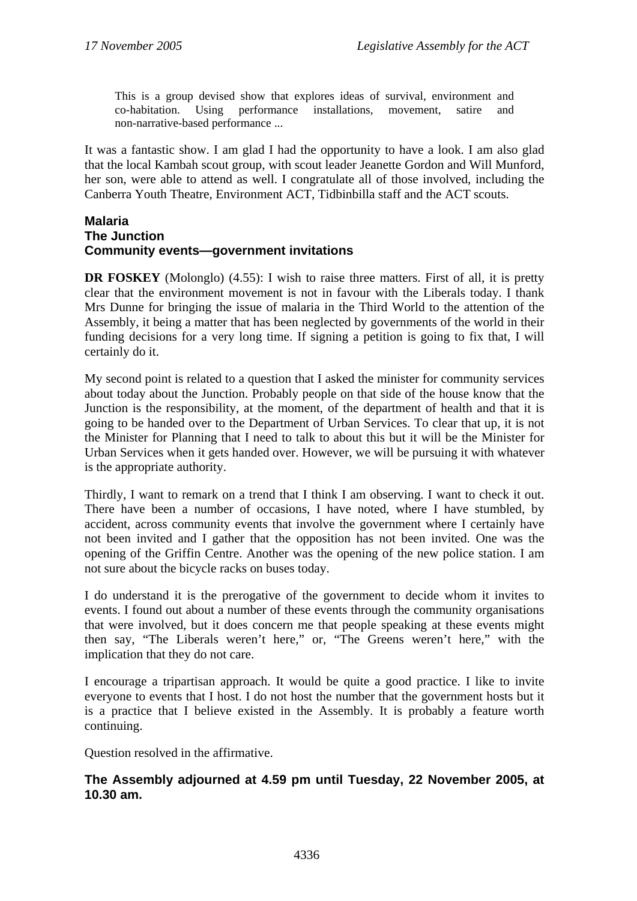> This is a group devised show that explores ideas of survival, environment and co-habitation. Using performance installations, movement, satire and non-narrative-based performance ...

It was a fantastic show. I am glad I had the opportunity to have a look. I am also glad that the local Kambah scout group, with scout leader Jeanette Gordon and Will Munford, her son, were able to attend as well. I congratulate all of those involved, including the Canberra Youth Theatre, Environment ACT, Tidbinbilla staff and the ACT scouts.

### Malaria
### The Junction
### Community events—government invitations

**DR FOSKEY** (Molonglo) (4.55): I wish to raise three matters. First of all, it is pretty clear that the environment movement is not in favour with the Liberals today. I thank Mrs Dunne for bringing the issue of malaria in the Third World to the attention of the Assembly, it being a matter that has been neglected by governments of the world in their funding decisions for a very long time. If signing a petition is going to fix that, I will certainly do it.

My second point is related to a question that I asked the minister for community services about today about the Junction. Probably people on that side of the house know that the Junction is the responsibility, at the moment, of the department of health and that it is going to be handed over to the Department of Urban Services. To clear that up, it is not the Minister for Planning that I need to talk to about this but it will be the Minister for Urban Services when it gets handed over. However, we will be pursuing it with whatever is the appropriate authority.

Thirdly, I want to remark on a trend that I think I am observing. I want to check it out. There have been a number of occasions, I have noted, where I have stumbled, by accident, across community events that involve the government where I certainly have not been invited and I gather that the opposition has not been invited. One was the opening of the Griffin Centre. Another was the opening of the new police station. I am not sure about the bicycle racks on buses today.

I do understand it is the prerogative of the government to decide whom it invites to events. I found out about a number of these events through the community organisations that were involved, but it does concern me that people speaking at these events might then say, "The Liberals weren't here," or, "The Greens weren't here," with the implication that they do not care.

I encourage a tripartisan approach. It would be quite a good practice. I like to invite everyone to events that I host. I do not host the number that the government hosts but it is a practice that I believe existed in the Assembly. It is probably a feature worth continuing.

Question resolved in the affirmative.

**The Assembly adjourned at 4.59 pm until Tuesday, 22 November 2005, at 10.30 am.**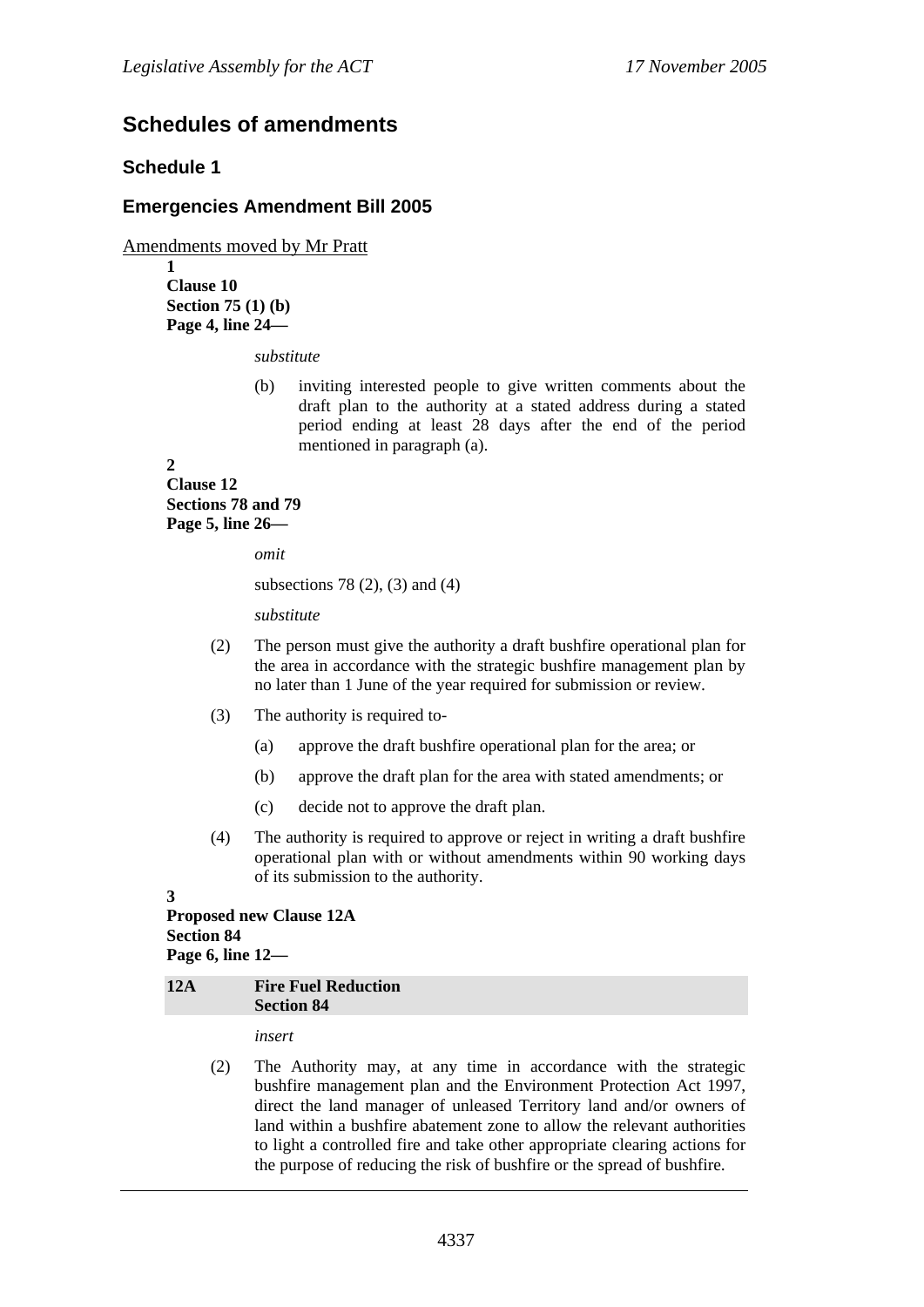# Schedules of amendments

## Schedule 1

## Emergencies Amendment Bill 2005

Amendments moved by Mr Pratt

**1**
**Clause 10**
**Section 75 (1) (b)**
**Page 4, line 24—**

*substitute*

(b) inviting interested people to give written comments about the draft plan to the authority at a stated address during a stated period ending at least 28 days after the end of the period mentioned in paragraph (a).

**2**
**Clause 12**
**Sections 78 and 79**
**Page 5, line 26—**

*omit*

subsections 78 (2), (3) and (4)

*substitute*

(2) The person must give the authority a draft bushfire operational plan for the area in accordance with the strategic bushfire management plan by no later than 1 June of the year required for submission or review.

(3) The authority is required to-

(a) approve the draft bushfire operational plan for the area; or

(b) approve the draft plan for the area with stated amendments; or

(c) decide not to approve the draft plan.

(4) The authority is required to approve or reject in writing a draft bushfire operational plan with or without amendments within 90 working days of its submission to the authority.

**3**
**Proposed new Clause 12A**
**Section 84**
**Page 6, line 12—**

| **12A** | **Fire Fuel Reduction Section 84** |
|---|---|

*insert*

(2) The Authority may, at any time in accordance with the strategic bushfire management plan and the Environment Protection Act 1997, direct the land manager of unleased Territory land and/or owners of land within a bushfire abatement zone to allow the relevant authorities to light a controlled fire and take other appropriate clearing actions for the purpose of reducing the risk of bushfire or the spread of bushfire.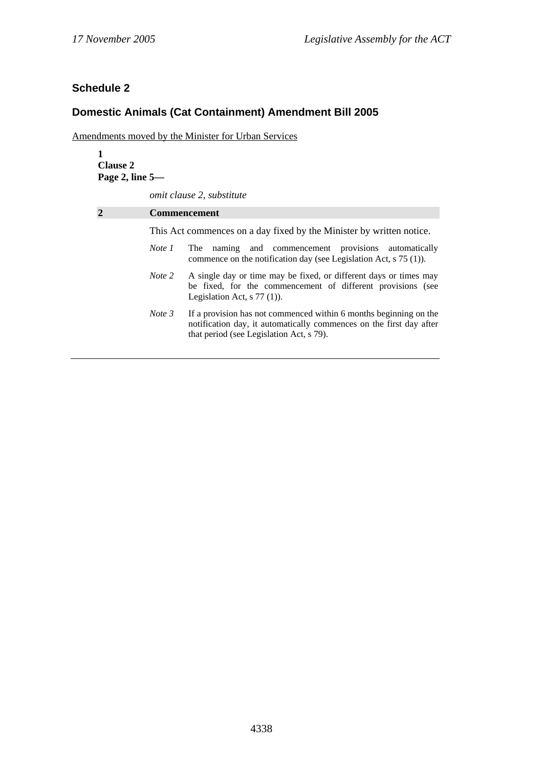## Schedule 2

## Domestic Animals (Cat Containment) Amendment Bill 2005

Amendments moved by the Minister for Urban Services

**1**
**Clause 2**
**Page 2, line 5—**

*omit clause 2, substitute*

**2 Commencement**

This Act commences on a day fixed by the Minister by written notice.

*Note 1* The naming and commencement provisions automatically commence on the notification day (see Legislation Act, s 75 (1)).

*Note 2* A single day or time may be fixed, or different days or times may be fixed, for the commencement of different provisions (see Legislation Act, s 77 (1)).

*Note 3* If a provision has not commenced within 6 months beginning on the notification day, it automatically commences on the first day after that period (see Legislation Act, s 79).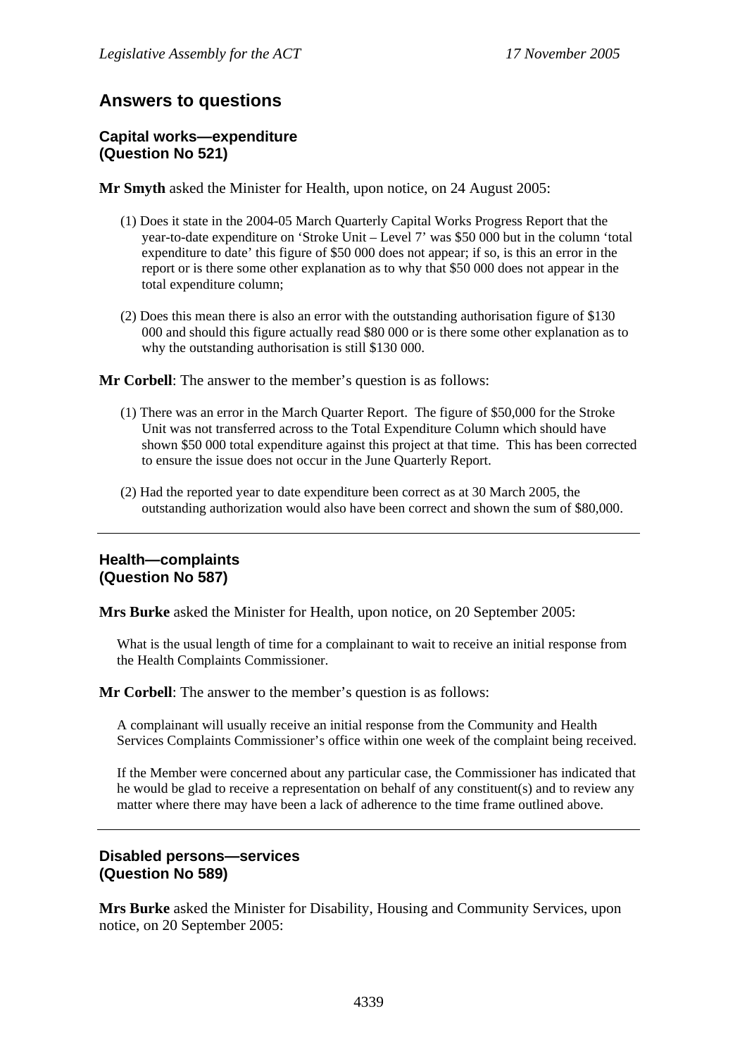## Answers to questions

### Capital works—expenditure (Question No 521)

**Mr Smyth** asked the Minister for Health, upon notice, on 24 August 2005:

(1) Does it state in the 2004-05 March Quarterly Capital Works Progress Report that the year-to-date expenditure on 'Stroke Unit – Level 7' was $50 000 but in the column 'total expenditure to date' this figure of $50 000 does not appear; if so, is this an error in the report or is there some other explanation as to why that $50 000 does not appear in the total expenditure column;

(2) Does this mean there is also an error with the outstanding authorisation figure of $130 000 and should this figure actually read $80 000 or is there some other explanation as to why the outstanding authorisation is still $130 000.

**Mr Corbell**: The answer to the member's question is as follows:

(1) There was an error in the March Quarter Report. The figure of $50,000 for the Stroke Unit was not transferred across to the Total Expenditure Column which should have shown $50 000 total expenditure against this project at that time. This has been corrected to ensure the issue does not occur in the June Quarterly Report.

(2) Had the reported year to date expenditure been correct as at 30 March 2005, the outstanding authorization would also have been correct and shown the sum of $80,000.

---

### Health—complaints (Question No 587)

**Mrs Burke** asked the Minister for Health, upon notice, on 20 September 2005:

What is the usual length of time for a complainant to wait to receive an initial response from the Health Complaints Commissioner.

**Mr Corbell**: The answer to the member's question is as follows:

A complainant will usually receive an initial response from the Community and Health Services Complaints Commissioner's office within one week of the complaint being received.

If the Member were concerned about any particular case, the Commissioner has indicated that he would be glad to receive a representation on behalf of any constituent(s) and to review any matter where there may have been a lack of adherence to the time frame outlined above.

---

### Disabled persons—services (Question No 589)

**Mrs Burke** asked the Minister for Disability, Housing and Community Services, upon notice, on 20 September 2005: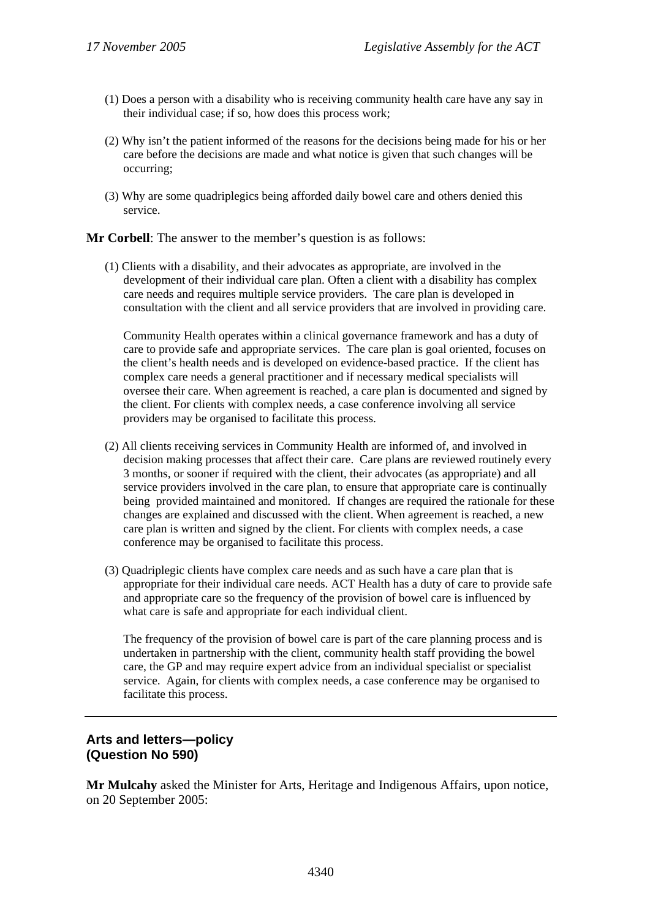(1) Does a person with a disability who is receiving community health care have any say in their individual case; if so, how does this process work;

(2) Why isn't the patient informed of the reasons for the decisions being made for his or her care before the decisions are made and what notice is given that such changes will be occurring;

(3) Why are some quadriplegics being afforded daily bowel care and others denied this service.

**Mr Corbell**: The answer to the member's question is as follows:

(1) Clients with a disability, and their advocates as appropriate, are involved in the development of their individual care plan. Often a client with a disability has complex care needs and requires multiple service providers. The care plan is developed in consultation with the client and all service providers that are involved in providing care.

Community Health operates within a clinical governance framework and has a duty of care to provide safe and appropriate services. The care plan is goal oriented, focuses on the client's health needs and is developed on evidence-based practice. If the client has complex care needs a general practitioner and if necessary medical specialists will oversee their care. When agreement is reached, a care plan is documented and signed by the client. For clients with complex needs, a case conference involving all service providers may be organised to facilitate this process.

(2) All clients receiving services in Community Health are informed of, and involved in decision making processes that affect their care. Care plans are reviewed routinely every 3 months, or sooner if required with the client, their advocates (as appropriate) and all service providers involved in the care plan, to ensure that appropriate care is continually being provided maintained and monitored. If changes are required the rationale for these changes are explained and discussed with the client. When agreement is reached, a new care plan is written and signed by the client. For clients with complex needs, a case conference may be organised to facilitate this process.

(3) Quadriplegic clients have complex care needs and as such have a care plan that is appropriate for their individual care needs. ACT Health has a duty of care to provide safe and appropriate care so the frequency of the provision of bowel care is influenced by what care is safe and appropriate for each individual client.

The frequency of the provision of bowel care is part of the care planning process and is undertaken in partnership with the client, community health staff providing the bowel care, the GP and may require expert advice from an individual specialist or specialist service. Again, for clients with complex needs, a case conference may be organised to facilitate this process.

---

## Arts and letters—policy (Question No 590)

**Mr Mulcahy** asked the Minister for Arts, Heritage and Indigenous Affairs, upon notice, on 20 September 2005: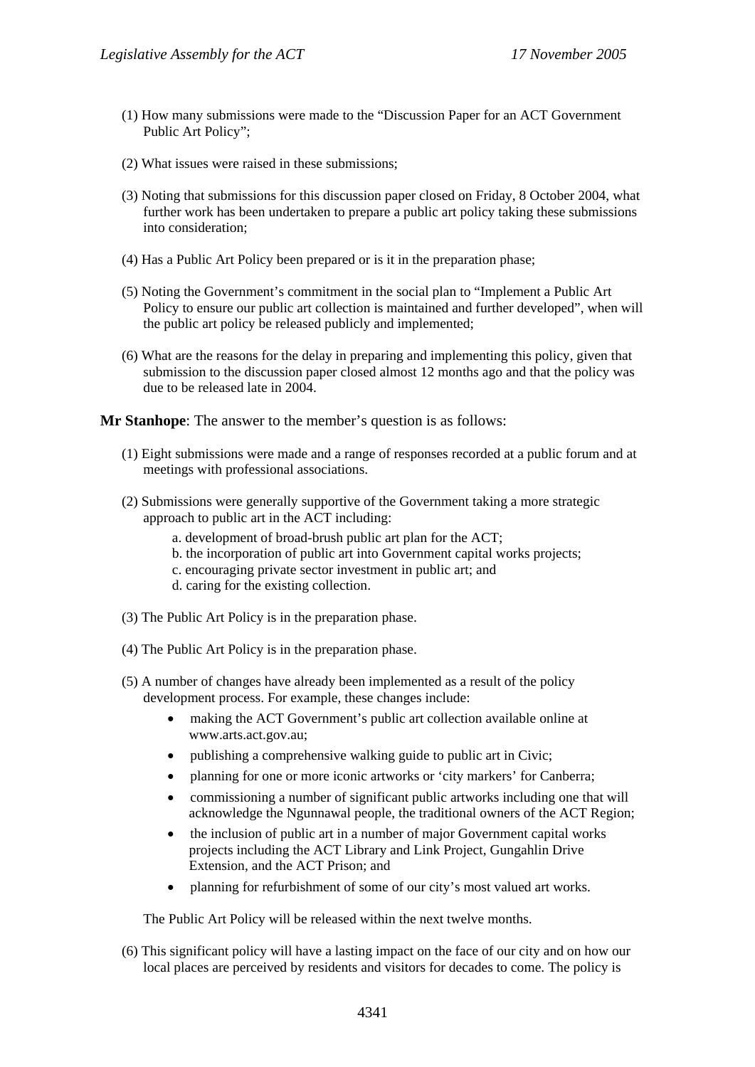(1) How many submissions were made to the "Discussion Paper for an ACT Government Public Art Policy";

(2) What issues were raised in these submissions;

(3) Noting that submissions for this discussion paper closed on Friday, 8 October 2004, what further work has been undertaken to prepare a public art policy taking these submissions into consideration;

(4) Has a Public Art Policy been prepared or is it in the preparation phase;

(5) Noting the Government's commitment in the social plan to "Implement a Public Art Policy to ensure our public art collection is maintained and further developed", when will the public art policy be released publicly and implemented;

(6) What are the reasons for the delay in preparing and implementing this policy, given that submission to the discussion paper closed almost 12 months ago and that the policy was due to be released late in 2004.

**Mr Stanhope**: The answer to the member's question is as follows:

(1) Eight submissions were made and a range of responses recorded at a public forum and at meetings with professional associations.

(2) Submissions were generally supportive of the Government taking a more strategic approach to public art in the ACT including:

   a. development of broad-brush public art plan for the ACT;
   b. the incorporation of public art into Government capital works projects;
   c. encouraging private sector investment in public art; and
   d. caring for the existing collection.

(3) The Public Art Policy is in the preparation phase.

(4) The Public Art Policy is in the preparation phase.

(5) A number of changes have already been implemented as a result of the policy development process. For example, these changes include:

- making the ACT Government's public art collection available online at www.arts.act.gov.au;
- publishing a comprehensive walking guide to public art in Civic;
- planning for one or more iconic artworks or 'city markers' for Canberra;
- commissioning a number of significant public artworks including one that will acknowledge the Ngunnawal people, the traditional owners of the ACT Region;
- the inclusion of public art in a number of major Government capital works projects including the ACT Library and Link Project, Gungahlin Drive Extension, and the ACT Prison; and
- planning for refurbishment of some of our city's most valued art works.

The Public Art Policy will be released within the next twelve months.

(6) This significant policy will have a lasting impact on the face of our city and on how our local places are perceived by residents and visitors for decades to come. The policy is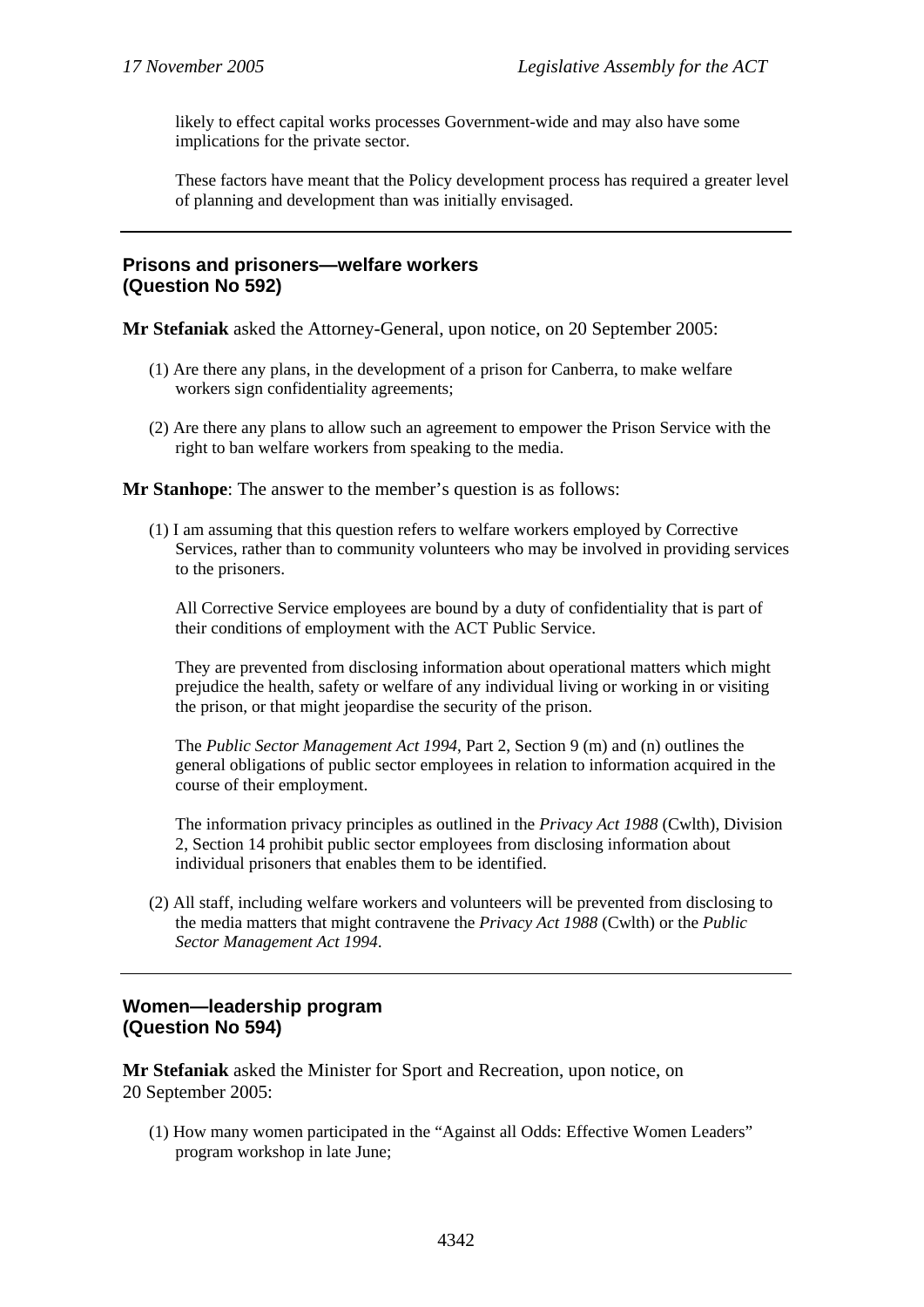likely to effect capital works processes Government-wide and may also have some implications for the private sector.

These factors have meant that the Policy development process has required a greater level of planning and development than was initially envisaged.

---

## Prisons and prisoners—welfare workers (Question No 592)

**Mr Stefaniak** asked the Attorney-General, upon notice, on 20 September 2005:

(1) Are there any plans, in the development of a prison for Canberra, to make welfare workers sign confidentiality agreements;

(2) Are there any plans to allow such an agreement to empower the Prison Service with the right to ban welfare workers from speaking to the media.

**Mr Stanhope**: The answer to the member's question is as follows:

(1) I am assuming that this question refers to welfare workers employed by Corrective Services, rather than to community volunteers who may be involved in providing services to the prisoners.

All Corrective Service employees are bound by a duty of confidentiality that is part of their conditions of employment with the ACT Public Service.

They are prevented from disclosing information about operational matters which might prejudice the health, safety or welfare of any individual living or working in or visiting the prison, or that might jeopardise the security of the prison.

The *Public Sector Management Act 1994*, Part 2, Section 9 (m) and (n) outlines the general obligations of public sector employees in relation to information acquired in the course of their employment.

The information privacy principles as outlined in the *Privacy Act 1988* (Cwlth), Division 2, Section 14 prohibit public sector employees from disclosing information about individual prisoners that enables them to be identified.

(2) All staff, including welfare workers and volunteers will be prevented from disclosing to the media matters that might contravene the *Privacy Act 1988* (Cwlth) or the *Public Sector Management Act 1994*.

---

## Women—leadership program (Question No 594)

**Mr Stefaniak** asked the Minister for Sport and Recreation, upon notice, on 20 September 2005:

(1) How many women participated in the "Against all Odds: Effective Women Leaders" program workshop in late June;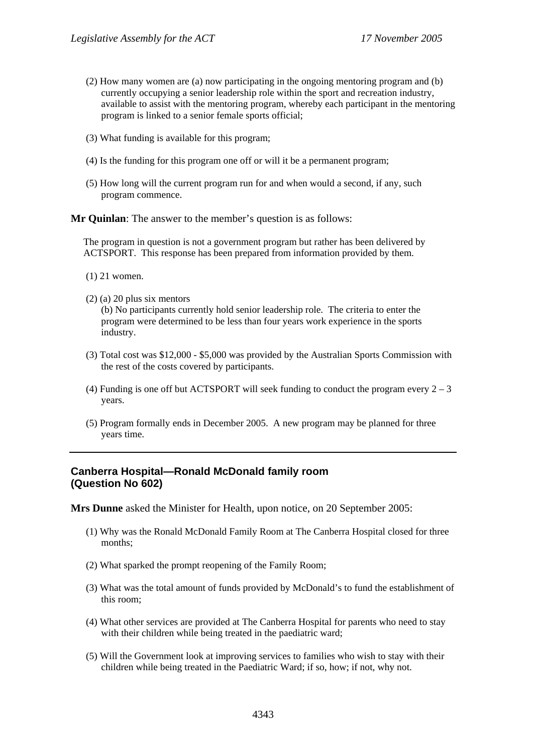(2) How many women are (a) now participating in the ongoing mentoring program and (b) currently occupying a senior leadership role within the sport and recreation industry, available to assist with the mentoring program, whereby each participant in the mentoring program is linked to a senior female sports official;

(3) What funding is available for this program;

(4) Is the funding for this program one off or will it be a permanent program;

(5) How long will the current program run for and when would a second, if any, such program commence.

**Mr Quinlan**: The answer to the member's question is as follows:

The program in question is not a government program but rather has been delivered by ACTSPORT. This response has been prepared from information provided by them.

(1) 21 women.

(2) (a) 20 plus six mentors
(b) No participants currently hold senior leadership role. The criteria to enter the program were determined to be less than four years work experience in the sports industry.

(3) Total cost was $12,000 - $5,000 was provided by the Australian Sports Commission with the rest of the costs covered by participants.

(4) Funding is one off but ACTSPORT will seek funding to conduct the program every 2 – 3 years.

(5) Program formally ends in December 2005. A new program may be planned for three years time.

---

## Canberra Hospital—Ronald McDonald family room (Question No 602)

**Mrs Dunne** asked the Minister for Health, upon notice, on 20 September 2005:

(1) Why was the Ronald McDonald Family Room at The Canberra Hospital closed for three months;

(2) What sparked the prompt reopening of the Family Room;

(3) What was the total amount of funds provided by McDonald's to fund the establishment of this room;

(4) What other services are provided at The Canberra Hospital for parents who need to stay with their children while being treated in the paediatric ward;

(5) Will the Government look at improving services to families who wish to stay with their children while being treated in the Paediatric Ward; if so, how; if not, why not.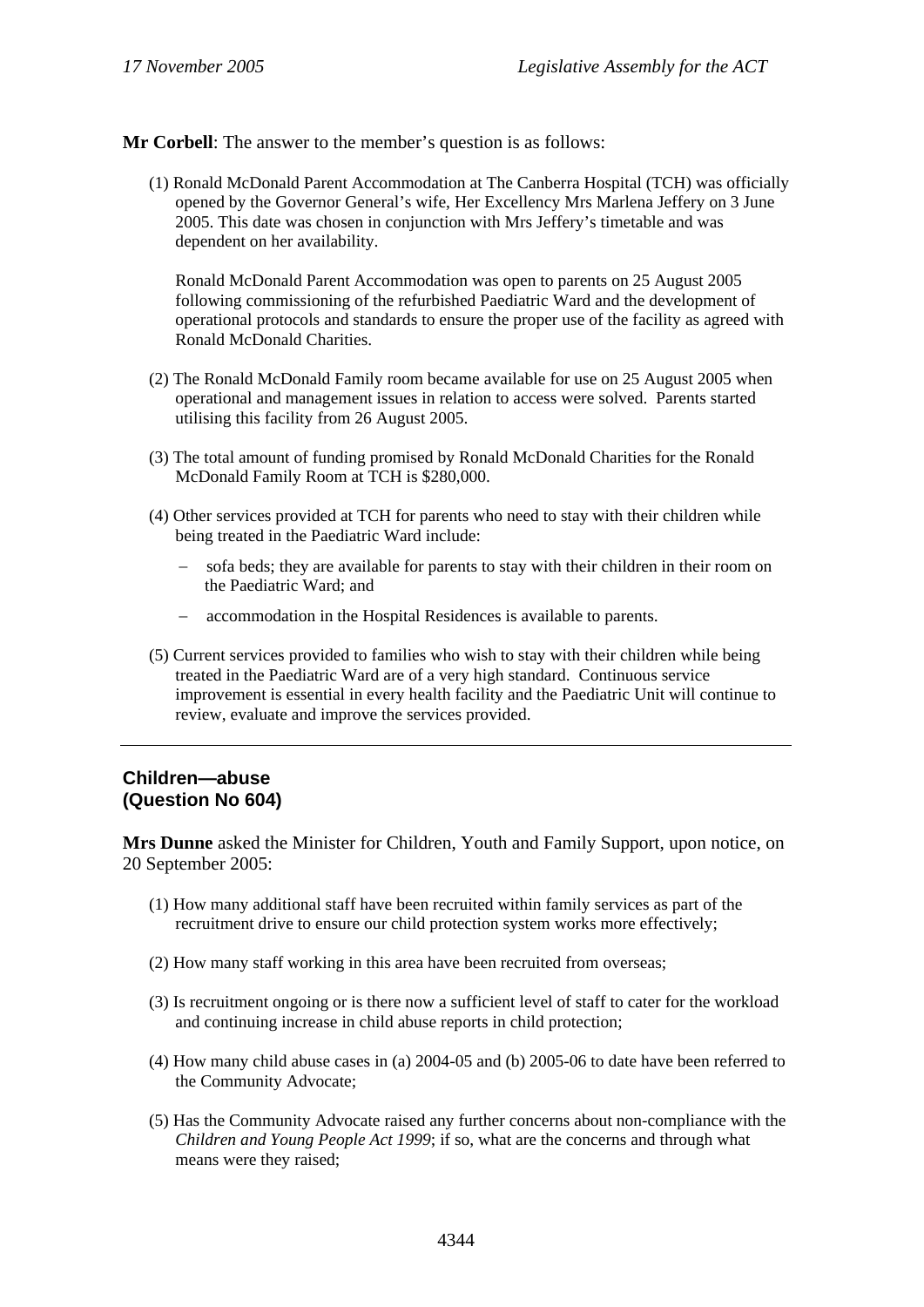**Mr Corbell**: The answer to the member's question is as follows:

(1) Ronald McDonald Parent Accommodation at The Canberra Hospital (TCH) was officially opened by the Governor General's wife, Her Excellency Mrs Marlena Jeffery on 3 June 2005. This date was chosen in conjunction with Mrs Jeffery's timetable and was dependent on her availability.

Ronald McDonald Parent Accommodation was open to parents on 25 August 2005 following commissioning of the refurbished Paediatric Ward and the development of operational protocols and standards to ensure the proper use of the facility as agreed with Ronald McDonald Charities.

(2) The Ronald McDonald Family room became available for use on 25 August 2005 when operational and management issues in relation to access were solved. Parents started utilising this facility from 26 August 2005.

(3) The total amount of funding promised by Ronald McDonald Charities for the Ronald McDonald Family Room at TCH is $280,000.

(4) Other services provided at TCH for parents who need to stay with their children while being treated in the Paediatric Ward include:

- sofa beds; they are available for parents to stay with their children in their room on the Paediatric Ward; and
- accommodation in the Hospital Residences is available to parents.

(5) Current services provided to families who wish to stay with their children while being treated in the Paediatric Ward are of a very high standard. Continuous service improvement is essential in every health facility and the Paediatric Unit will continue to review, evaluate and improve the services provided.

---

## Children—abuse
## (Question No 604)

**Mrs Dunne** asked the Minister for Children, Youth and Family Support, upon notice, on 20 September 2005:

(1) How many additional staff have been recruited within family services as part of the recruitment drive to ensure our child protection system works more effectively;

(2) How many staff working in this area have been recruited from overseas;

(3) Is recruitment ongoing or is there now a sufficient level of staff to cater for the workload and continuing increase in child abuse reports in child protection;

(4) How many child abuse cases in (a) 2004-05 and (b) 2005-06 to date have been referred to the Community Advocate;

(5) Has the Community Advocate raised any further concerns about non-compliance with the *Children and Young People Act 1999*; if so, what are the concerns and through what means were they raised;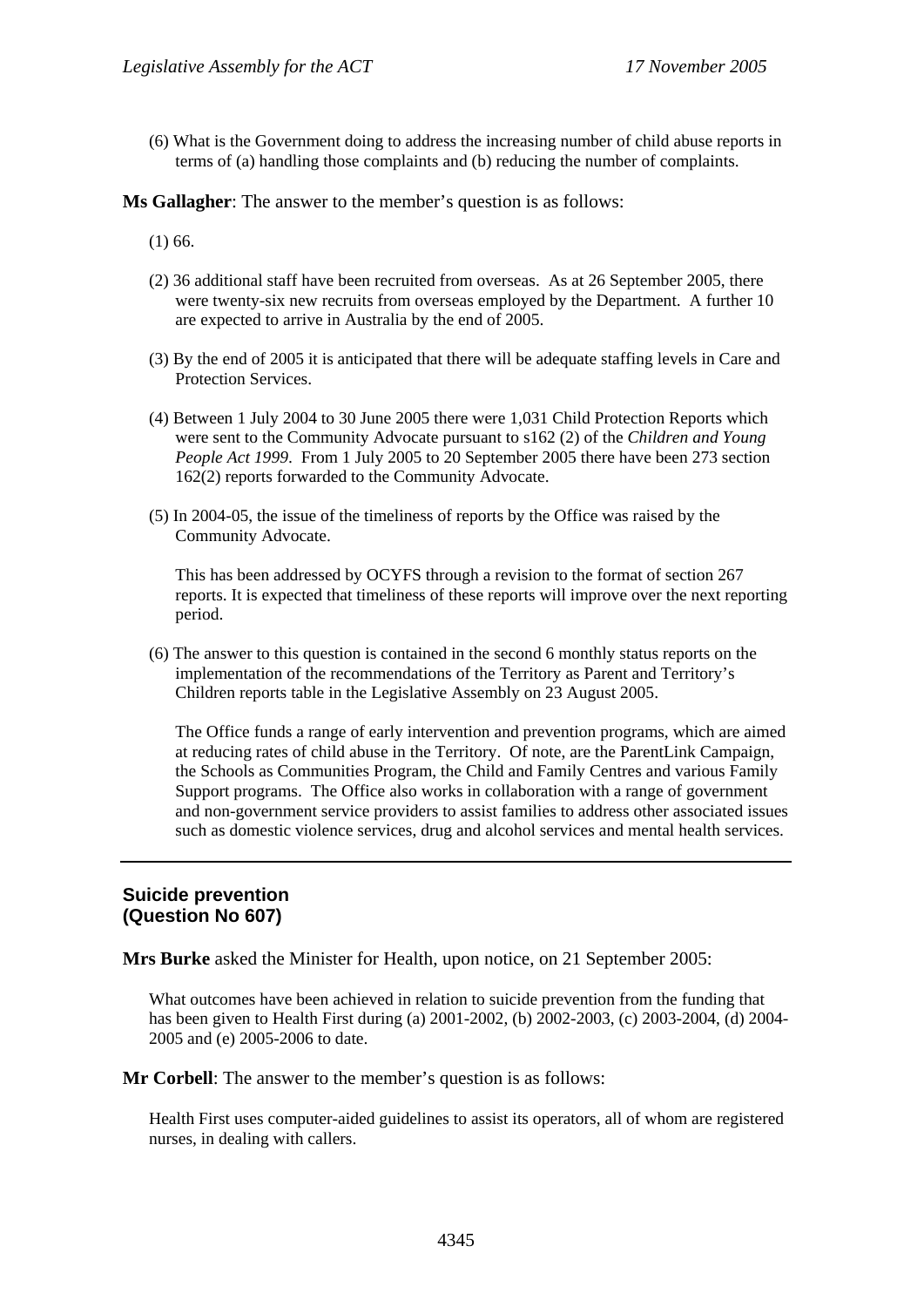(6) What is the Government doing to address the increasing number of child abuse reports in terms of (a) handling those complaints and (b) reducing the number of complaints.

**Ms Gallagher**: The answer to the member's question is as follows:

(1) 66.

(2) 36 additional staff have been recruited from overseas. As at 26 September 2005, there were twenty-six new recruits from overseas employed by the Department. A further 10 are expected to arrive in Australia by the end of 2005.

(3) By the end of 2005 it is anticipated that there will be adequate staffing levels in Care and Protection Services.

(4) Between 1 July 2004 to 30 June 2005 there were 1,031 Child Protection Reports which were sent to the Community Advocate pursuant to s162 (2) of the *Children and Young People Act 1999*. From 1 July 2005 to 20 September 2005 there have been 273 section 162(2) reports forwarded to the Community Advocate.

(5) In 2004-05, the issue of the timeliness of reports by the Office was raised by the Community Advocate.

This has been addressed by OCYFS through a revision to the format of section 267 reports. It is expected that timeliness of these reports will improve over the next reporting period.

(6) The answer to this question is contained in the second 6 monthly status reports on the implementation of the recommendations of the Territory as Parent and Territory's Children reports table in the Legislative Assembly on 23 August 2005.

The Office funds a range of early intervention and prevention programs, which are aimed at reducing rates of child abuse in the Territory. Of note, are the ParentLink Campaign, the Schools as Communities Program, the Child and Family Centres and various Family Support programs. The Office also works in collaboration with a range of government and non-government service providers to assist families to address other associated issues such as domestic violence services, drug and alcohol services and mental health services.

---

## Suicide prevention
## (Question No 607)

**Mrs Burke** asked the Minister for Health, upon notice, on 21 September 2005:

What outcomes have been achieved in relation to suicide prevention from the funding that has been given to Health First during (a) 2001-2002, (b) 2002-2003, (c) 2003-2004, (d) 2004-2005 and (e) 2005-2006 to date.

**Mr Corbell**: The answer to the member's question is as follows:

Health First uses computer-aided guidelines to assist its operators, all of whom are registered nurses, in dealing with callers.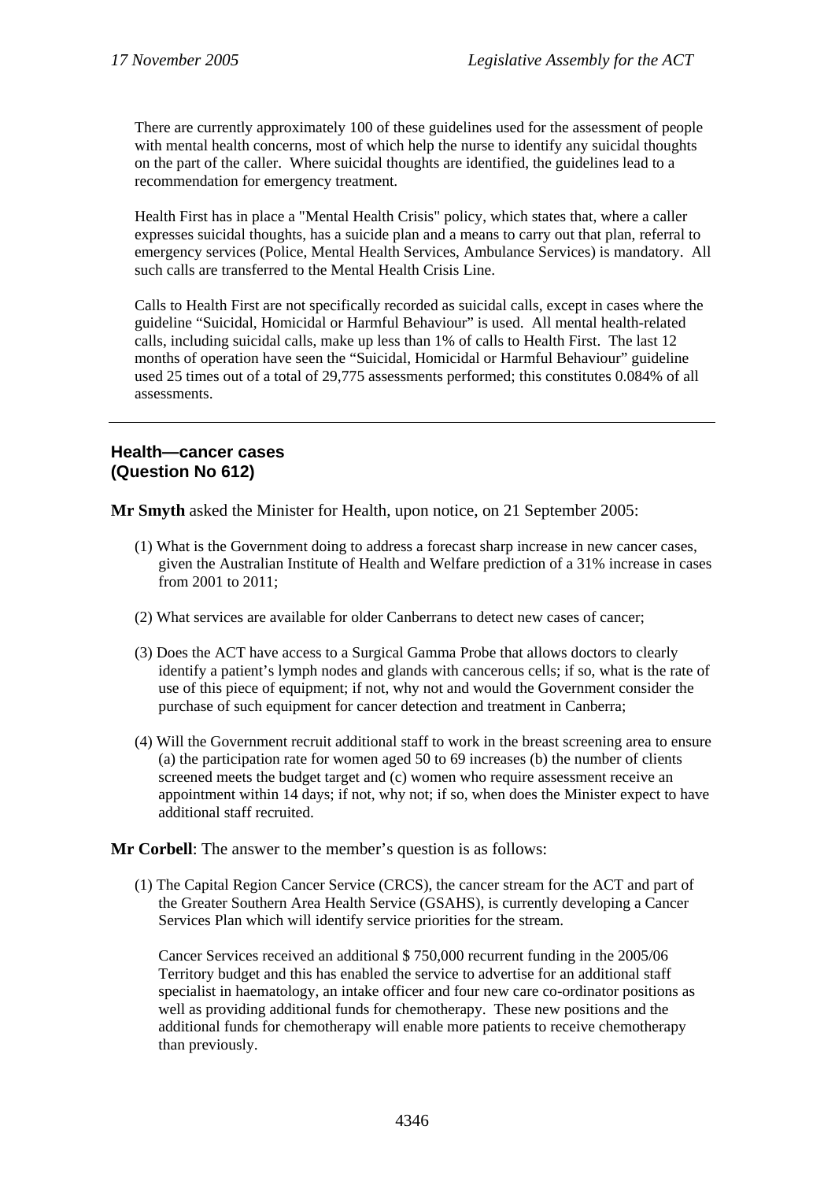There are currently approximately 100 of these guidelines used for the assessment of people with mental health concerns, most of which help the nurse to identify any suicidal thoughts on the part of the caller. Where suicidal thoughts are identified, the guidelines lead to a recommendation for emergency treatment.

Health First has in place a "Mental Health Crisis" policy, which states that, where a caller expresses suicidal thoughts, has a suicide plan and a means to carry out that plan, referral to emergency services (Police, Mental Health Services, Ambulance Services) is mandatory. All such calls are transferred to the Mental Health Crisis Line.

Calls to Health First are not specifically recorded as suicidal calls, except in cases where the guideline "Suicidal, Homicidal or Harmful Behaviour" is used. All mental health-related calls, including suicidal calls, make up less than 1% of calls to Health First. The last 12 months of operation have seen the "Suicidal, Homicidal or Harmful Behaviour" guideline used 25 times out of a total of 29,775 assessments performed; this constitutes 0.084% of all assessments.

---

### Health—cancer cases
### (Question No 612)

**Mr Smyth** asked the Minister for Health, upon notice, on 21 September 2005:

(1) What is the Government doing to address a forecast sharp increase in new cancer cases, given the Australian Institute of Health and Welfare prediction of a 31% increase in cases from 2001 to 2011;

(2) What services are available for older Canberrans to detect new cases of cancer;

(3) Does the ACT have access to a Surgical Gamma Probe that allows doctors to clearly identify a patient's lymph nodes and glands with cancerous cells; if so, what is the rate of use of this piece of equipment; if not, why not and would the Government consider the purchase of such equipment for cancer detection and treatment in Canberra;

(4) Will the Government recruit additional staff to work in the breast screening area to ensure (a) the participation rate for women aged 50 to 69 increases (b) the number of clients screened meets the budget target and (c) women who require assessment receive an appointment within 14 days; if not, why not; if so, when does the Minister expect to have additional staff recruited.

**Mr Corbell**: The answer to the member's question is as follows:

(1) The Capital Region Cancer Service (CRCS), the cancer stream for the ACT and part of the Greater Southern Area Health Service (GSAHS), is currently developing a Cancer Services Plan which will identify service priorities for the stream.

Cancer Services received an additional $ 750,000 recurrent funding in the 2005/06 Territory budget and this has enabled the service to advertise for an additional staff specialist in haematology, an intake officer and four new care co-ordinator positions as well as providing additional funds for chemotherapy. These new positions and the additional funds for chemotherapy will enable more patients to receive chemotherapy than previously.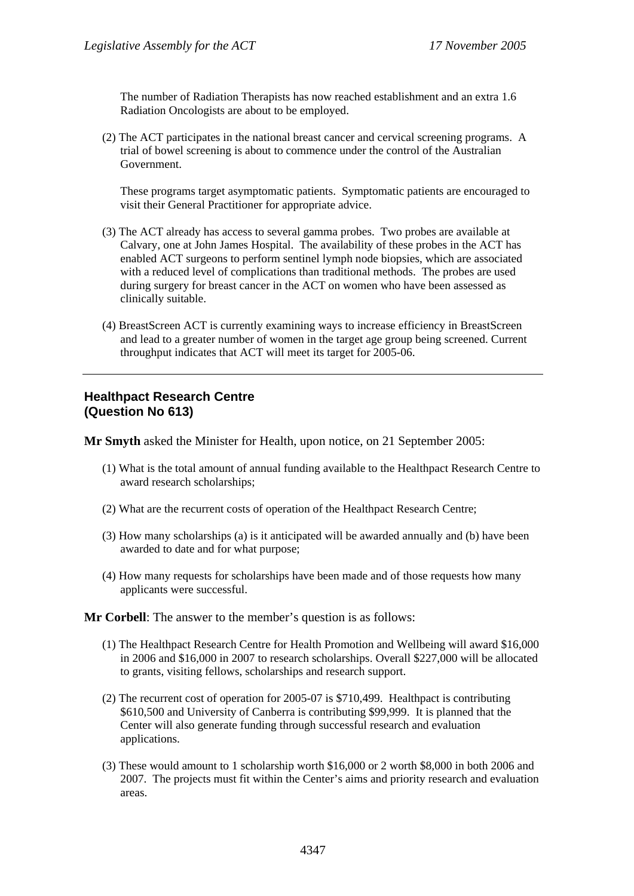The number of Radiation Therapists has now reached establishment and an extra 1.6 Radiation Oncologists are about to be employed.

(2) The ACT participates in the national breast cancer and cervical screening programs. A trial of bowel screening is about to commence under the control of the Australian Government.

These programs target asymptomatic patients. Symptomatic patients are encouraged to visit their General Practitioner for appropriate advice.

(3) The ACT already has access to several gamma probes. Two probes are available at Calvary, one at John James Hospital. The availability of these probes in the ACT has enabled ACT surgeons to perform sentinel lymph node biopsies, which are associated with a reduced level of complications than traditional methods. The probes are used during surgery for breast cancer in the ACT on women who have been assessed as clinically suitable.

(4) BreastScreen ACT is currently examining ways to increase efficiency in BreastScreen and lead to a greater number of women in the target age group being screened. Current throughput indicates that ACT will meet its target for 2005-06.

---

## Healthpact Research Centre
## (Question No 613)

**Mr Smyth** asked the Minister for Health, upon notice, on 21 September 2005:

(1) What is the total amount of annual funding available to the Healthpact Research Centre to award research scholarships;

(2) What are the recurrent costs of operation of the Healthpact Research Centre;

(3) How many scholarships (a) is it anticipated will be awarded annually and (b) have been awarded to date and for what purpose;

(4) How many requests for scholarships have been made and of those requests how many applicants were successful.

**Mr Corbell**: The answer to the member's question is as follows:

(1) The Healthpact Research Centre for Health Promotion and Wellbeing will award $16,000 in 2006 and $16,000 in 2007 to research scholarships. Overall $227,000 will be allocated to grants, visiting fellows, scholarships and research support.

(2) The recurrent cost of operation for 2005-07 is $710,499. Healthpact is contributing $610,500 and University of Canberra is contributing $99,999. It is planned that the Center will also generate funding through successful research and evaluation applications.

(3) These would amount to 1 scholarship worth $16,000 or 2 worth $8,000 in both 2006 and 2007. The projects must fit within the Center's aims and priority research and evaluation areas.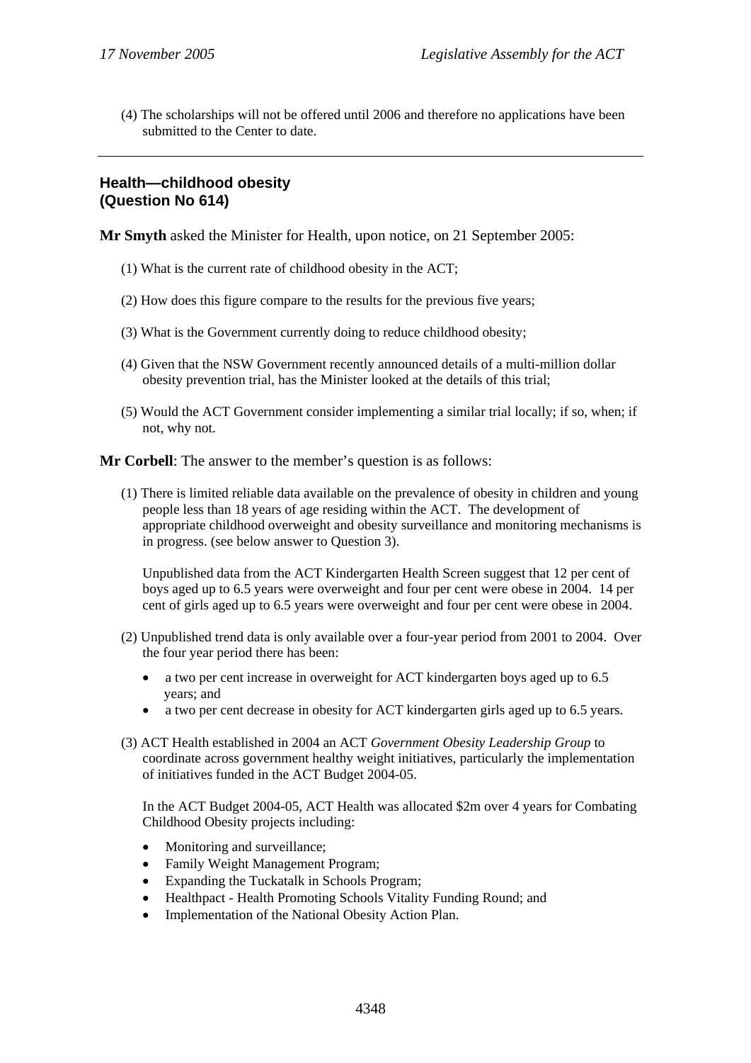(4) The scholarships will not be offered until 2006 and therefore no applications have been submitted to the Center to date.

---

## Health—childhood obesity (Question No 614)

**Mr Smyth** asked the Minister for Health, upon notice, on 21 September 2005:

(1) What is the current rate of childhood obesity in the ACT;

(2) How does this figure compare to the results for the previous five years;

(3) What is the Government currently doing to reduce childhood obesity;

(4) Given that the NSW Government recently announced details of a multi-million dollar obesity prevention trial, has the Minister looked at the details of this trial;

(5) Would the ACT Government consider implementing a similar trial locally; if so, when; if not, why not.

**Mr Corbell**: The answer to the member's question is as follows:

(1) There is limited reliable data available on the prevalence of obesity in children and young people less than 18 years of age residing within the ACT. The development of appropriate childhood overweight and obesity surveillance and monitoring mechanisms is in progress. (see below answer to Question 3).

Unpublished data from the ACT Kindergarten Health Screen suggest that 12 per cent of boys aged up to 6.5 years were overweight and four per cent were obese in 2004. 14 per cent of girls aged up to 6.5 years were overweight and four per cent were obese in 2004.

(2) Unpublished trend data is only available over a four-year period from 2001 to 2004. Over the four year period there has been:

- a two per cent increase in overweight for ACT kindergarten boys aged up to 6.5 years; and
- a two per cent decrease in obesity for ACT kindergarten girls aged up to 6.5 years.

(3) ACT Health established in 2004 an ACT *Government Obesity Leadership Group* to coordinate across government healthy weight initiatives, particularly the implementation of initiatives funded in the ACT Budget 2004-05.

In the ACT Budget 2004-05, ACT Health was allocated $2m over 4 years for Combating Childhood Obesity projects including:

- Monitoring and surveillance;
- Family Weight Management Program;
- Expanding the Tuckatalk in Schools Program;
- Healthpact - Health Promoting Schools Vitality Funding Round; and
- Implementation of the National Obesity Action Plan.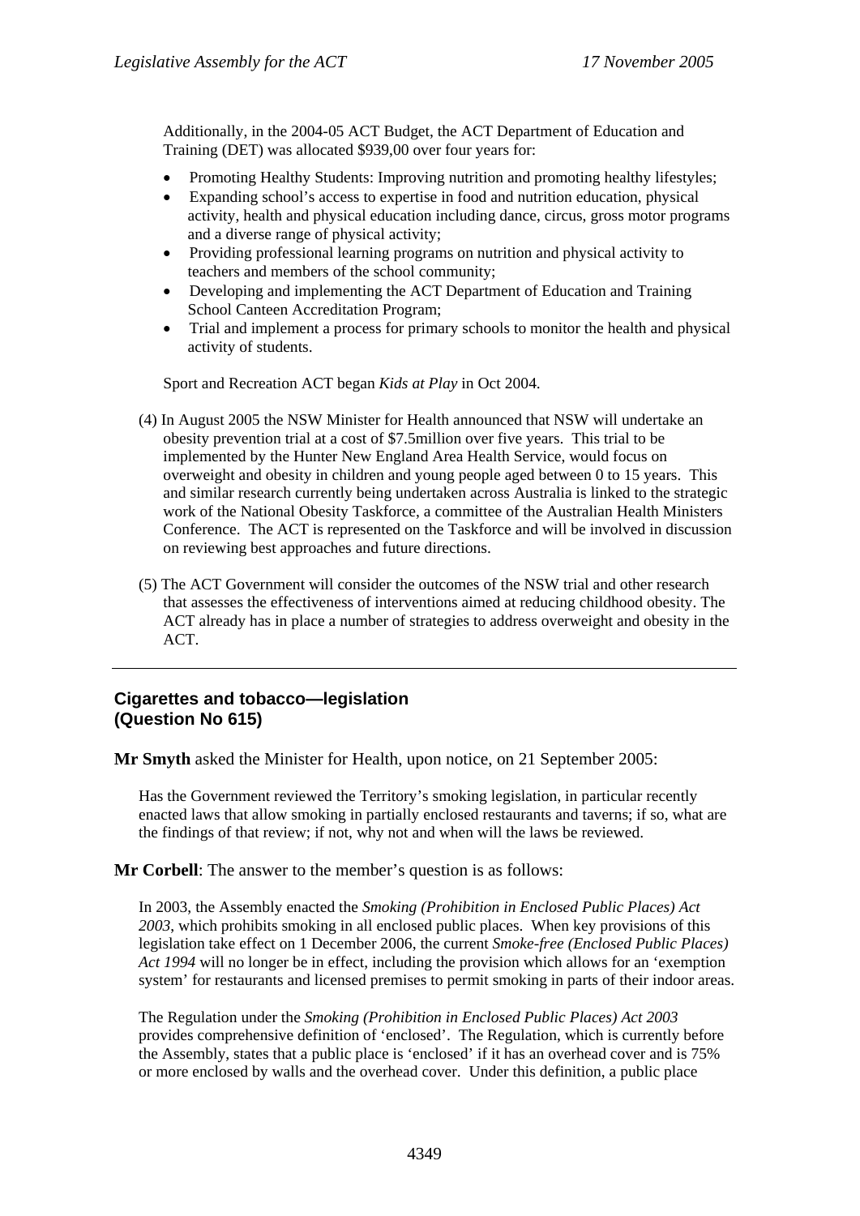Additionally, in the 2004-05 ACT Budget, the ACT Department of Education and Training (DET) was allocated $939,00 over four years for:

- Promoting Healthy Students: Improving nutrition and promoting healthy lifestyles;
- Expanding school's access to expertise in food and nutrition education, physical activity, health and physical education including dance, circus, gross motor programs and a diverse range of physical activity;
- Providing professional learning programs on nutrition and physical activity to teachers and members of the school community;
- Developing and implementing the ACT Department of Education and Training School Canteen Accreditation Program;
- Trial and implement a process for primary schools to monitor the health and physical activity of students.

Sport and Recreation ACT began *Kids at Play* in Oct 2004.

(4) In August 2005 the NSW Minister for Health announced that NSW will undertake an obesity prevention trial at a cost of $7.5million over five years. This trial to be implemented by the Hunter New England Area Health Service, would focus on overweight and obesity in children and young people aged between 0 to 15 years. This and similar research currently being undertaken across Australia is linked to the strategic work of the National Obesity Taskforce, a committee of the Australian Health Ministers Conference. The ACT is represented on the Taskforce and will be involved in discussion on reviewing best approaches and future directions.

(5) The ACT Government will consider the outcomes of the NSW trial and other research that assesses the effectiveness of interventions aimed at reducing childhood obesity. The ACT already has in place a number of strategies to address overweight and obesity in the ACT.

---

## Cigarettes and tobacco—legislation (Question No 615)

**Mr Smyth** asked the Minister for Health, upon notice, on 21 September 2005:

Has the Government reviewed the Territory's smoking legislation, in particular recently enacted laws that allow smoking in partially enclosed restaurants and taverns; if so, what are the findings of that review; if not, why not and when will the laws be reviewed.

**Mr Corbell**: The answer to the member's question is as follows:

In 2003, the Assembly enacted the *Smoking (Prohibition in Enclosed Public Places) Act 2003*, which prohibits smoking in all enclosed public places. When key provisions of this legislation take effect on 1 December 2006, the current *Smoke-free (Enclosed Public Places) Act 1994* will no longer be in effect, including the provision which allows for an 'exemption system' for restaurants and licensed premises to permit smoking in parts of their indoor areas.

The Regulation under the *Smoking (Prohibition in Enclosed Public Places) Act 2003* provides comprehensive definition of 'enclosed'. The Regulation, which is currently before the Assembly, states that a public place is 'enclosed' if it has an overhead cover and is 75% or more enclosed by walls and the overhead cover. Under this definition, a public place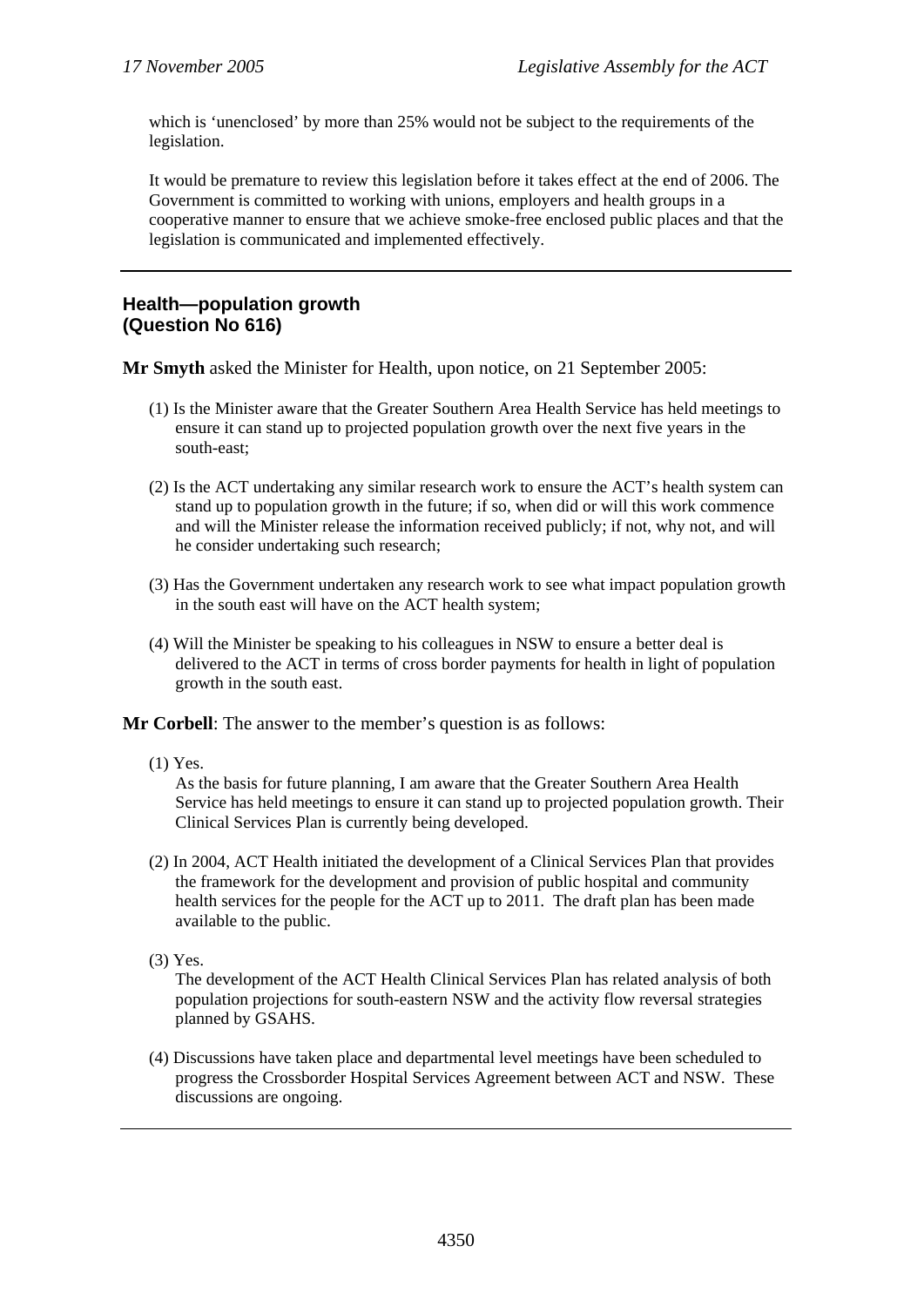which is 'unenclosed' by more than 25% would not be subject to the requirements of the legislation.

It would be premature to review this legislation before it takes effect at the end of 2006. The Government is committed to working with unions, employers and health groups in a cooperative manner to ensure that we achieve smoke-free enclosed public places and that the legislation is communicated and implemented effectively.

---

### Health—population growth (Question No 616)

**Mr Smyth** asked the Minister for Health, upon notice, on 21 September 2005:

(1) Is the Minister aware that the Greater Southern Area Health Service has held meetings to ensure it can stand up to projected population growth over the next five years in the south-east;

(2) Is the ACT undertaking any similar research work to ensure the ACT's health system can stand up to population growth in the future; if so, when did or will this work commence and will the Minister release the information received publicly; if not, why not, and will he consider undertaking such research;

(3) Has the Government undertaken any research work to see what impact population growth in the south east will have on the ACT health system;

(4) Will the Minister be speaking to his colleagues in NSW to ensure a better deal is delivered to the ACT in terms of cross border payments for health in light of population growth in the south east.

**Mr Corbell**: The answer to the member's question is as follows:

(1) Yes.
As the basis for future planning, I am aware that the Greater Southern Area Health Service has held meetings to ensure it can stand up to projected population growth. Their Clinical Services Plan is currently being developed.

(2) In 2004, ACT Health initiated the development of a Clinical Services Plan that provides the framework for the development and provision of public hospital and community health services for the people for the ACT up to 2011. The draft plan has been made available to the public.

(3) Yes.
The development of the ACT Health Clinical Services Plan has related analysis of both population projections for south-eastern NSW and the activity flow reversal strategies planned by GSAHS.

(4) Discussions have taken place and departmental level meetings have been scheduled to progress the Crossborder Hospital Services Agreement between ACT and NSW. These discussions are ongoing.

---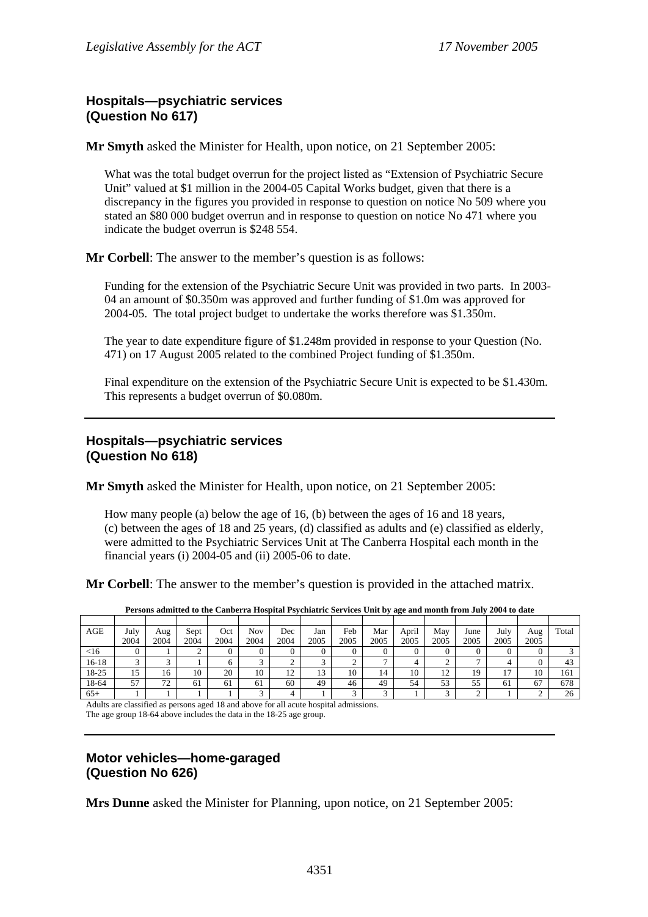## Hospitals—psychiatric services (Question No 617)

**Mr Smyth** asked the Minister for Health, upon notice, on 21 September 2005:

What was the total budget overrun for the project listed as "Extension of Psychiatric Secure Unit" valued at $1 million in the 2004-05 Capital Works budget, given that there is a discrepancy in the figures you provided in response to question on notice No 509 where you stated an $80 000 budget overrun and in response to question on notice No 471 where you indicate the budget overrun is $248 554.

**Mr Corbell**: The answer to the member's question is as follows:

Funding for the extension of the Psychiatric Secure Unit was provided in two parts. In 2003-04 an amount of $0.350m was approved and further funding of $1.0m was approved for 2004-05. The total project budget to undertake the works therefore was $1.350m.

The year to date expenditure figure of $1.248m provided in response to your Question (No. 471) on 17 August 2005 related to the combined Project funding of $1.350m.

Final expenditure on the extension of the Psychiatric Secure Unit is expected to be $1.430m. This represents a budget overrun of $0.080m.

---

## Hospitals—psychiatric services (Question No 618)

**Mr Smyth** asked the Minister for Health, upon notice, on 21 September 2005:

How many people (a) below the age of 16, (b) between the ages of 16 and 18 years, (c) between the ages of 18 and 25 years, (d) classified as adults and (e) classified as elderly, were admitted to the Psychiatric Services Unit at The Canberra Hospital each month in the financial years (i) 2004-05 and (ii) 2005-06 to date.

**Mr Corbell**: The answer to the member's question is provided in the attached matrix.

**Persons admitted to the Canberra Hospital Psychiatric Services Unit by age and month from July 2004 to date**

| AGE | July 2004 | Aug 2004 | Sept 2004 | Oct 2004 | Nov 2004 | Dec 2004 | Jan 2005 | Feb 2005 | Mar 2005 | April 2005 | May 2005 | June 2005 | July 2005 | Aug 2005 | Total |
|---|---|---|---|---|---|---|---|---|---|---|---|---|---|---|---|
| <16 | 0 | 1 | 2 | 0 | 0 | 0 | 0 | 0 | 0 | 0 | 0 | 0 | 0 | 0 | 3 |
| 16-18 | 3 | 3 | 1 | 6 | 3 | 2 | 3 | 2 | 7 | 4 | 2 | 7 | 4 | 0 | 43 |
| 18-25 | 15 | 16 | 10 | 20 | 10 | 12 | 13 | 10 | 14 | 10 | 12 | 19 | 17 | 10 | 161 |
| 18-64 | 57 | 72 | 61 | 61 | 61 | 60 | 49 | 46 | 49 | 54 | 53 | 55 | 61 | 67 | 678 |
| 65+ | 1 | 1 | 1 | 1 | 3 | 4 | 1 | 3 | 3 | 1 | 3 | 2 | 1 | 2 | 26 |

Adults are classified as persons aged 18 and above for all acute hospital admissions.
The age group 18-64 above includes the data in the 18-25 age group.

---

## Motor vehicles—home-garaged (Question No 626)

**Mrs Dunne** asked the Minister for Planning, upon notice, on 21 September 2005: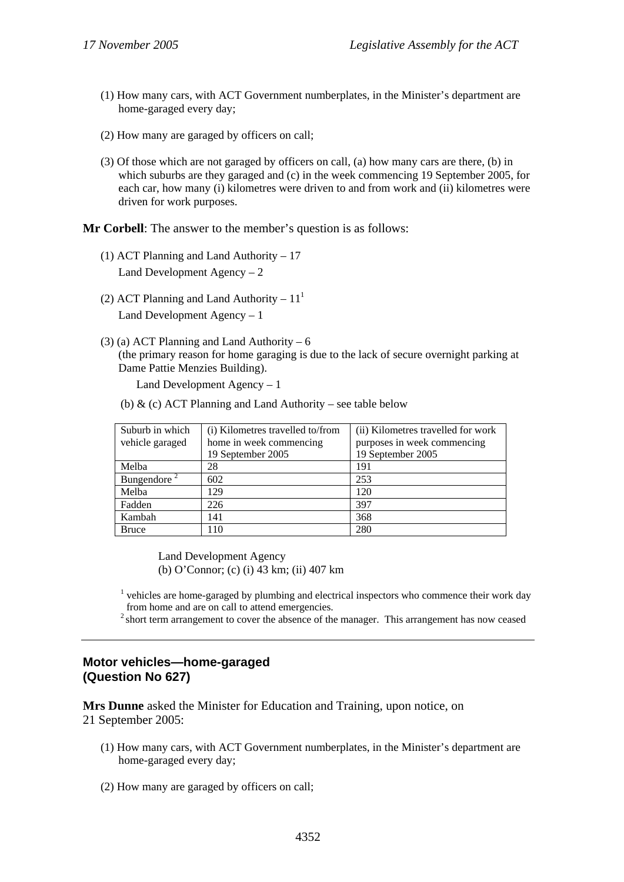(1) How many cars, with ACT Government numberplates, in the Minister's department are home-garaged every day;

(2) How many are garaged by officers on call;

(3) Of those which are not garaged by officers on call, (a) how many cars are there, (b) in which suburbs are they garaged and (c) in the week commencing 19 September 2005, for each car, how many (i) kilometres were driven to and from work and (ii) kilometres were driven for work purposes.

**Mr Corbell**: The answer to the member's question is as follows:

(1) ACT Planning and Land Authority – 17
Land Development Agency – 2

(2) ACT Planning and Land Authority – 11[1]
Land Development Agency – 1

(3) (a) ACT Planning and Land Authority – 6
(the primary reason for home garaging is due to the lack of secure overnight parking at Dame Pattie Menzies Building).

Land Development Agency – 1

(b) & (c) ACT Planning and Land Authority – see table below

| Suburb in which vehicle garaged | (i) Kilometres travelled to/from home in week commencing 19 September 2005 | (ii) Kilometres travelled for work purposes in week commencing 19 September 2005 |
|---|---|---|
| Melba | 28 | 191 |
| Bungendore [2] | 602 | 253 |
| Melba | 129 | 120 |
| Fadden | 226 | 397 |
| Kambah | 141 | 368 |
| Bruce | 110 | 280 |

Land Development Agency
(b) O'Connor; (c) (i) 43 km; (ii) 407 km

[1] vehicles are home-garaged by plumbing and electrical inspectors who commence their work day from home and are on call to attend emergencies.
[2] short term arrangement to cover the absence of the manager. This arrangement has now ceased

---

## Motor vehicles—home-garaged (Question No 627)

**Mrs Dunne** asked the Minister for Education and Training, upon notice, on 21 September 2005:

(1) How many cars, with ACT Government numberplates, in the Minister's department are home-garaged every day;

(2) How many are garaged by officers on call;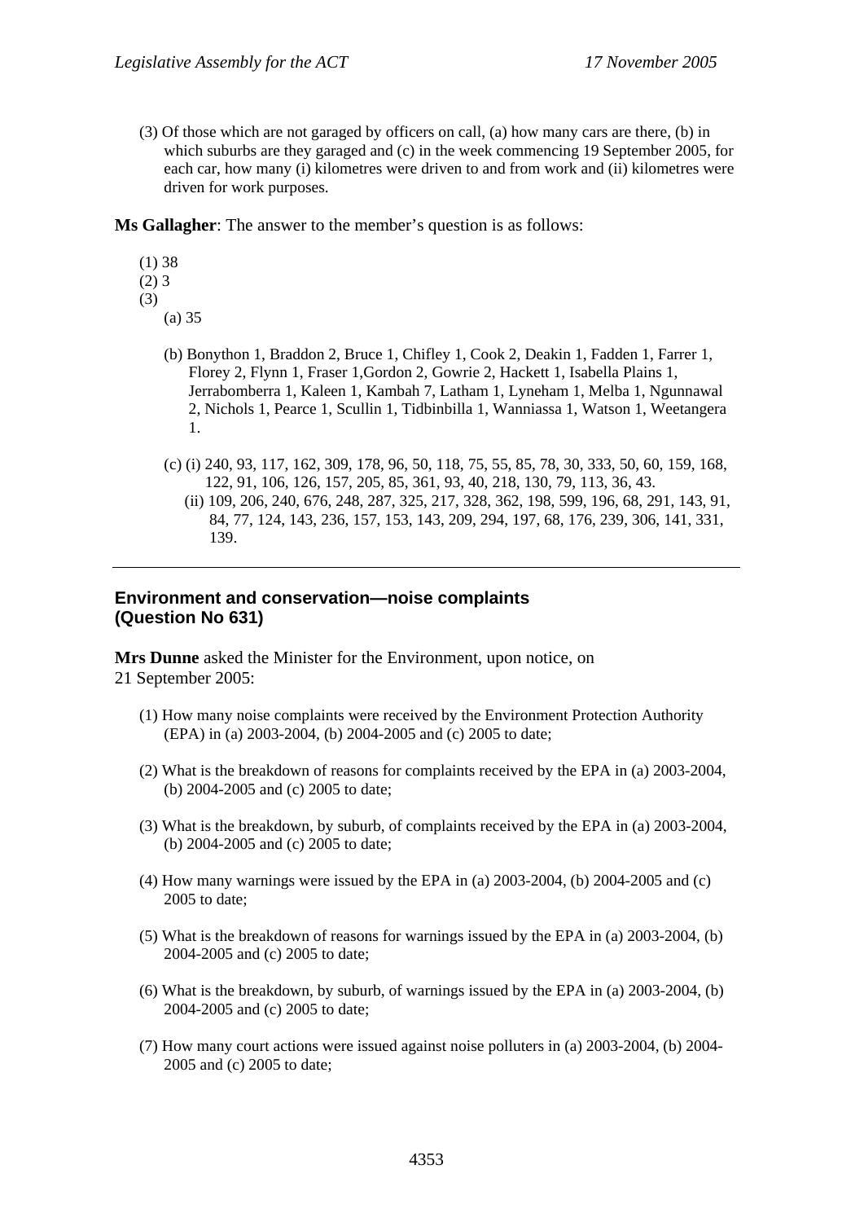(3) Of those which are not garaged by officers on call, (a) how many cars are there, (b) in which suburbs are they garaged and (c) in the week commencing 19 September 2005, for each car, how many (i) kilometres were driven to and from work and (ii) kilometres were driven for work purposes.

**Ms Gallagher**: The answer to the member's question is as follows:

(1) 38
(2) 3
(3)
(a) 35

(b) Bonython 1, Braddon 2, Bruce 1, Chifley 1, Cook 2, Deakin 1, Fadden 1, Farrer 1, Florey 2, Flynn 1, Fraser 1,Gordon 2, Gowrie 2, Hackett 1, Isabella Plains 1, Jerrabomberra 1, Kaleen 1, Kambah 7, Latham 1, Lyneham 1, Melba 1, Ngunnawal 2, Nichols 1, Pearce 1, Scullin 1, Tidbinbilla 1, Wanniassa 1, Watson 1, Weetangera 1.

(c) (i) 240, 93, 117, 162, 309, 178, 96, 50, 118, 75, 55, 85, 78, 30, 333, 50, 60, 159, 168, 122, 91, 106, 126, 157, 205, 85, 361, 93, 40, 218, 130, 79, 113, 36, 43.
(ii) 109, 206, 240, 676, 248, 287, 325, 217, 328, 362, 198, 599, 196, 68, 291, 143, 91, 84, 77, 124, 143, 236, 157, 153, 143, 209, 294, 197, 68, 176, 239, 306, 141, 331, 139.

---

## Environment and conservation—noise complaints (Question No 631)

**Mrs Dunne** asked the Minister for the Environment, upon notice, on 21 September 2005:

(1) How many noise complaints were received by the Environment Protection Authority (EPA) in (a) 2003-2004, (b) 2004-2005 and (c) 2005 to date;

(2) What is the breakdown of reasons for complaints received by the EPA in (a) 2003-2004, (b) 2004-2005 and (c) 2005 to date;

(3) What is the breakdown, by suburb, of complaints received by the EPA in (a) 2003-2004, (b) 2004-2005 and (c) 2005 to date;

(4) How many warnings were issued by the EPA in (a) 2003-2004, (b) 2004-2005 and (c) 2005 to date;

(5) What is the breakdown of reasons for warnings issued by the EPA in (a) 2003-2004, (b) 2004-2005 and (c) 2005 to date;

(6) What is the breakdown, by suburb, of warnings issued by the EPA in (a) 2003-2004, (b) 2004-2005 and (c) 2005 to date;

(7) How many court actions were issued against noise polluters in (a) 2003-2004, (b) 2004-2005 and (c) 2005 to date;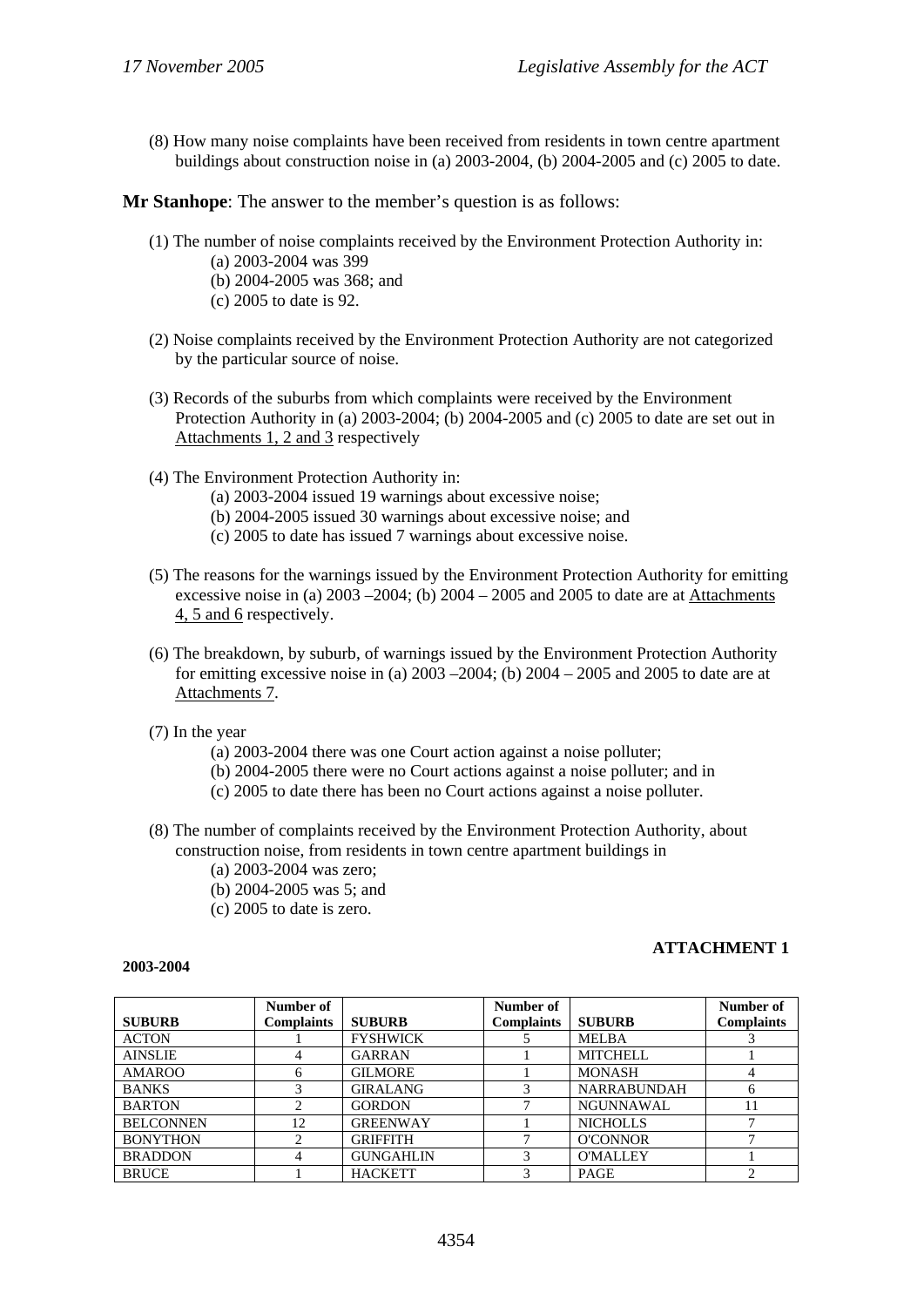(8) How many noise complaints have been received from residents in town centre apartment buildings about construction noise in (a) 2003-2004, (b) 2004-2005 and (c) 2005 to date.

**Mr Stanhope**: The answer to the member's question is as follows:

(1) The number of noise complaints received by the Environment Protection Authority in:
- (a) 2003-2004 was 399
- (b) 2004-2005 was 368; and
- (c) 2005 to date is 92.

(2) Noise complaints received by the Environment Protection Authority are not categorized by the particular source of noise.

(3) Records of the suburbs from which complaints were received by the Environment Protection Authority in (a) 2003-2004; (b) 2004-2005 and (c) 2005 to date are set out in Attachments 1, 2 and 3 respectively

(4) The Environment Protection Authority in:
- (a) 2003-2004 issued 19 warnings about excessive noise;
- (b) 2004-2005 issued 30 warnings about excessive noise; and
- (c) 2005 to date has issued 7 warnings about excessive noise.

(5) The reasons for the warnings issued by the Environment Protection Authority for emitting excessive noise in (a) 2003 –2004; (b) 2004 – 2005 and 2005 to date are at Attachments 4, 5 and 6 respectively.

(6) The breakdown, by suburb, of warnings issued by the Environment Protection Authority for emitting excessive noise in (a) 2003 –2004; (b) 2004 – 2005 and 2005 to date are at Attachments 7.

(7) In the year
- (a) 2003-2004 there was one Court action against a noise polluter;
- (b) 2004-2005 there were no Court actions against a noise polluter; and in
- (c) 2005 to date there has been no Court actions against a noise polluter.

(8) The number of complaints received by the Environment Protection Authority, about construction noise, from residents in town centre apartment buildings in
- (a) 2003-2004 was zero;
- (b) 2004-2005 was 5; and
- (c) 2005 to date is zero.

**ATTACHMENT 1**

**2003-2004**

| SUBURB | Number of Complaints | SUBURB | Number of Complaints | SUBURB | Number of Complaints |
|---|---|---|---|---|---|
| ACTON | 1 | FYSHWICK | 5 | MELBA | 3 |
| AINSLIE | 4 | GARRAN | 1 | MITCHELL | 1 |
| AMAROO | 6 | GILMORE | 1 | MONASH | 4 |
| BANKS | 3 | GIRALANG | 3 | NARRABUNDAH | 6 |
| BARTON | 2 | GORDON | 7 | NGUNNAWAL | 11 |
| BELCONNEN | 12 | GREENWAY | 1 | NICHOLLS | 7 |
| BONYTHON | 2 | GRIFFITH | 7 | O'CONNOR | 7 |
| BRADDON | 4 | GUNGAHLIN | 3 | O'MALLEY | 1 |
| BRUCE | 1 | HACKETT | 3 | PAGE | 2 |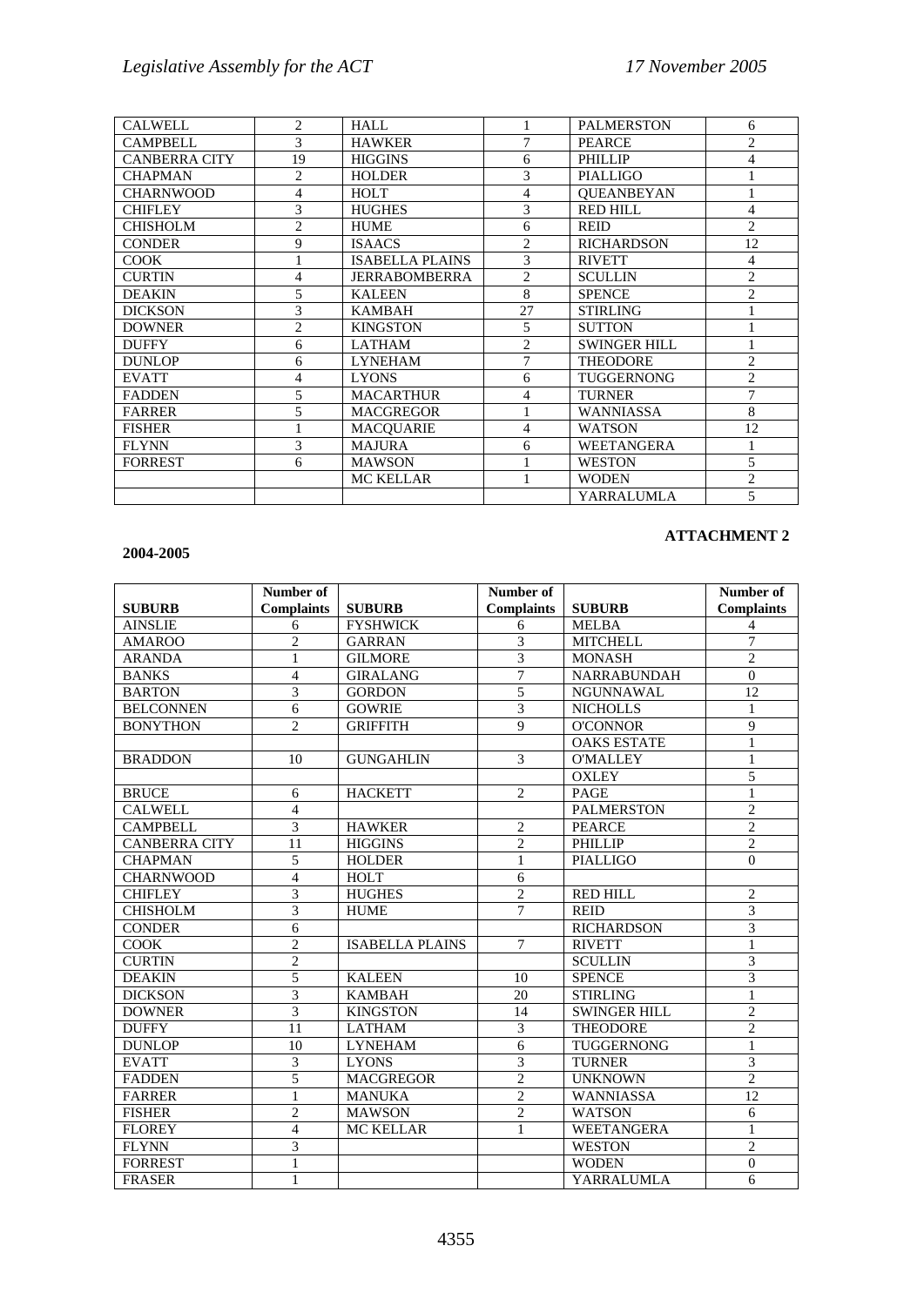| CALWELL | 2 | HALL | 1 | PALMERSTON | 6 |
|---|---|---|---|---|---|
| CAMPBELL | 3 | HAWKER | 7 | PEARCE | 2 |
| CANBERRA CITY | 19 | HIGGINS | 6 | PHILLIP | 4 |
| CHAPMAN | 2 | HOLDER | 3 | PIALLIGO | 1 |
| CHARNWOOD | 4 | HOLT | 4 | QUEANBEYAN | 1 |
| CHIFLEY | 3 | HUGHES | 3 | RED HILL | 4 |
| CHISHOLM | 2 | HUME | 6 | REID | 2 |
| CONDER | 9 | ISAACS | 2 | RICHARDSON | 12 |
| COOK | 1 | ISABELLA PLAINS | 3 | RIVETT | 4 |
| CURTIN | 4 | JERRABOMBERRA | 2 | SCULLIN | 2 |
| DEAKIN | 5 | KALEEN | 8 | SPENCE | 2 |
| DICKSON | 3 | KAMBAH | 27 | STIRLING | 1 |
| DOWNER | 2 | KINGSTON | 5 | SUTTON | 1 |
| DUFFY | 6 | LATHAM | 2 | SWINGER HILL | 1 |
| DUNLOP | 6 | LYNEHAM | 7 | THEODORE | 2 |
| EVATT | 4 | LYONS | 6 | TUGGERNONG | 2 |
| FADDEN | 5 | MACARTHUR | 4 | TURNER | 7 |
| FARRER | 5 | MACGREGOR | 1 | WANNIASSA | 8 |
| FISHER | 1 | MACQUARIE | 4 | WATSON | 12 |
| FLYNN | 3 | MAJURA | 6 | WEETANGERA | 1 |
| FORREST | 6 | MAWSON | 1 | WESTON | 5 |
| | | MC KELLAR | 1 | WODEN | 2 |
| | | | | YARRALUMLA | 5 |

**ATTACHMENT 2**

**2004-2005**

| SUBURB | Number of Complaints | SUBURB | Number of Complaints | SUBURB | Number of Complaints |
|---|---|---|---|---|---|
| AINSLIE | 6 | FYSHWICK | 6 | MELBA | 4 |
| AMAROO | 2 | GARRAN | 3 | MITCHELL | 7 |
| ARANDA | 1 | GILMORE | 3 | MONASH | 2 |
| BANKS | 4 | GIRALANG | 7 | NARRABUNDAH | 0 |
| BARTON | 3 | GORDON | 5 | NGUNNAWAL | 12 |
| BELCONNEN | 6 | GOWRIE | 3 | NICHOLLS | 1 |
| BONYTHON | 2 | GRIFFITH | 9 | O'CONNOR | 9 |
| | | | | OAKS ESTATE | 1 |
| BRADDON | 10 | GUNGAHLIN | 3 | O'MALLEY | 1 |
| | | | | OXLEY | 5 |
| BRUCE | 6 | HACKETT | 2 | PAGE | 1 |
| CALWELL | 4 | | | PALMERSTON | 2 |
| CAMPBELL | 3 | HAWKER | 2 | PEARCE | 2 |
| CANBERRA CITY | 11 | HIGGINS | 2 | PHILLIP | 2 |
| CHAPMAN | 5 | HOLDER | 1 | PIALLIGO | 0 |
| CHARNWOOD | 4 | HOLT | 6 | | |
| CHIFLEY | 3 | HUGHES | 2 | RED HILL | 2 |
| CHISHOLM | 3 | HUME | 7 | REID | 3 |
| CONDER | 6 | | | RICHARDSON | 3 |
| COOK | 2 | ISABELLA PLAINS | 7 | RIVETT | 1 |
| CURTIN | 2 | | | SCULLIN | 3 |
| DEAKIN | 5 | KALEEN | 10 | SPENCE | 3 |
| DICKSON | 3 | KAMBAH | 20 | STIRLING | 1 |
| DOWNER | 3 | KINGSTON | 14 | SWINGER HILL | 2 |
| DUFFY | 11 | LATHAM | 3 | THEODORE | 2 |
| DUNLOP | 10 | LYNEHAM | 6 | TUGGERNONG | 1 |
| EVATT | 3 | LYONS | 3 | TURNER | 3 |
| FADDEN | 5 | MACGREGOR | 2 | UNKNOWN | 2 |
| FARRER | 1 | MANUKA | 2 | WANNIASSA | 12 |
| FISHER | 2 | MAWSON | 2 | WATSON | 6 |
| FLOREY | 4 | MC KELLAR | 1 | WEETANGERA | 1 |
| FLYNN | 3 | | | WESTON | 2 |
| FORREST | 1 | | | WODEN | 0 |
| FRASER | 1 | | | YARRALUMLA | 6 |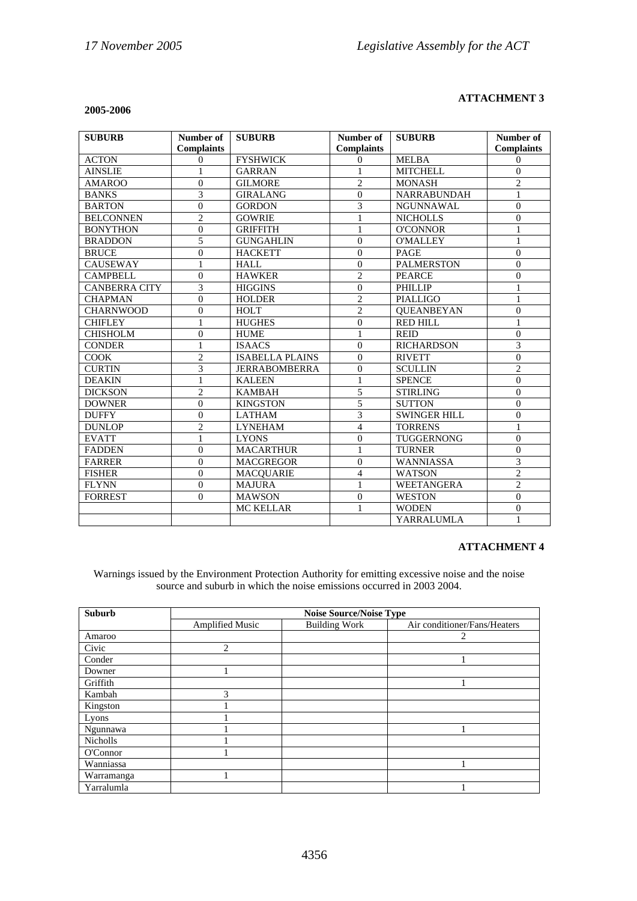**ATTACHMENT 3**

**2005-2006**

| SUBURB | Number of Complaints | SUBURB | Number of Complaints | SUBURB | Number of Complaints |
|---|---|---|---|---|---|
| ACTON | 0 | FYSHWICK | 0 | MELBA | 0 |
| AINSLIE | 1 | GARRAN | 1 | MITCHELL | 0 |
| AMAROO | 0 | GILMORE | 2 | MONASH | 2 |
| BANKS | 3 | GIRALANG | 0 | NARRABUNDAH | 1 |
| BARTON | 0 | GORDON | 3 | NGUNNAWAL | 0 |
| BELCONNEN | 2 | GOWRIE | 1 | NICHOLLS | 0 |
| BONYTHON | 0 | GRIFFITH | 1 | O'CONNOR | 1 |
| BRADDON | 5 | GUNGAHLIN | 0 | O'MALLEY | 1 |
| BRUCE | 0 | HACKETT | 0 | PAGE | 0 |
| CAUSEWAY | 1 | HALL | 0 | PALMERSTON | 0 |
| CAMPBELL | 0 | HAWKER | 2 | PEARCE | 0 |
| CANBERRA CITY | 3 | HIGGINS | 0 | PHILLIP | 1 |
| CHAPMAN | 0 | HOLDER | 2 | PIALLIGO | 1 |
| CHARNWOOD | 0 | HOLT | 2 | QUEANBEYAN | 0 |
| CHIFLEY | 1 | HUGHES | 0 | RED HILL | 1 |
| CHISHOLM | 0 | HUME | 1 | REID | 0 |
| CONDER | 1 | ISAACS | 0 | RICHARDSON | 3 |
| COOK | 2 | ISABELLA PLAINS | 0 | RIVETT | 0 |
| CURTIN | 3 | JERRABOMBERRA | 0 | SCULLIN | 2 |
| DEAKIN | 1 | KALEEN | 1 | SPENCE | 0 |
| DICKSON | 2 | KAMBAH | 5 | STIRLING | 0 |
| DOWNER | 0 | KINGSTON | 5 | SUTTON | 0 |
| DUFFY | 0 | LATHAM | 3 | SWINGER HILL | 0 |
| DUNLOP | 2 | LYNEHAM | 4 | TORRENS | 1 |
| EVATT | 1 | LYONS | 0 | TUGGERNONG | 0 |
| FADDEN | 0 | MACARTHUR | 1 | TURNER | 0 |
| FARRER | 0 | MACGREGOR | 0 | WANNIASSA | 3 |
| FISHER | 0 | MACQUARIE | 4 | WATSON | 2 |
| FLYNN | 0 | MAJURA | 1 | WEETANGERA | 2 |
| FORREST | 0 | MAWSON | 0 | WESTON | 0 |
| | | MC KELLAR | 1 | WODEN | 0 |
| | | | | YARRALUMLA | 1 |

**ATTACHMENT 4**

Warnings issued by the Environment Protection Authority for emitting excessive noise and the noise source and suburb in which the noise emissions occurred in 2003 2004.

| Suburb | Noise Source/Noise Type | | |
|---|---|---|---|
| | Amplified Music | Building Work | Air conditioner/Fans/Heaters |
| Amaroo | | | 2 |
| Civic | 2 | | |
| Conder | | | 1 |
| Downer | 1 | | |
| Griffith | | | 1 |
| Kambah | 3 | | |
| Kingston | 1 | | |
| Lyons | 1 | | |
| Ngunnawa | 1 | | 1 |
| Nicholls | 1 | | |
| O'Connor | 1 | | |
| Wanniassa | | | 1 |
| Warramanga | 1 | | |
| Yarralumla | | | 1 |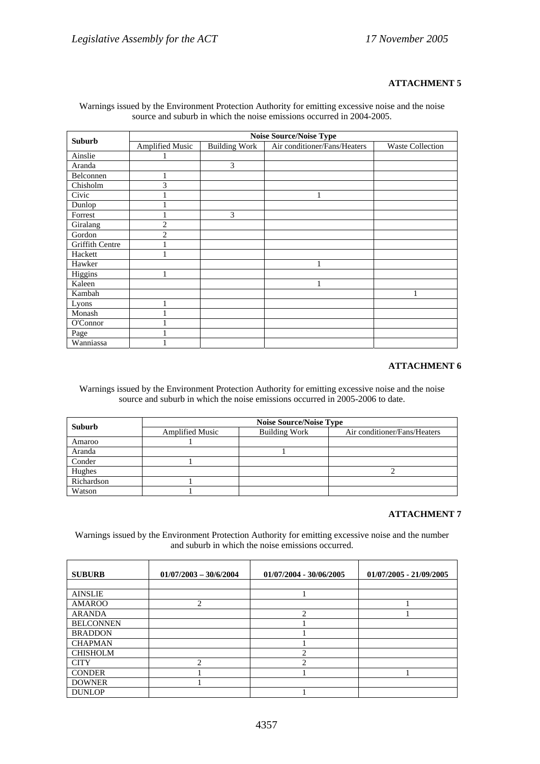**ATTACHMENT 5**

Warnings issued by the Environment Protection Authority for emitting excessive noise and the noise source and suburb in which the noise emissions occurred in 2004-2005.

| Suburb | Noise Source/Noise Type | | | |
|---|---|---|---|---|
| | Amplified Music | Building Work | Air conditioner/Fans/Heaters | Waste Collection |
| Ainslie | 1 | | | |
| Aranda | | 3 | | |
| Belconnen | 1 | | | |
| Chisholm | 3 | | | |
| Civic | 1 | | 1 | |
| Dunlop | 1 | | | |
| Forrest | 1 | 3 | | |
| Giralang | 2 | | | |
| Gordon | 2 | | | |
| Griffith Centre | 1 | | | |
| Hackett | 1 | | | |
| Hawker | | | 1 | |
| Higgins | 1 | | | |
| Kaleen | | | 1 | |
| Kambah | | | | 1 |
| Lyons | 1 | | | |
| Monash | 1 | | | |
| O'Connor | 1 | | | |
| Page | 1 | | | |
| Wanniassa | 1 | | | |

**ATTACHMENT 6**

Warnings issued by the Environment Protection Authority for emitting excessive noise and the noise source and suburb in which the noise emissions occurred in 2005-2006 to date.

| Suburb | Noise Source/Noise Type | | |
|---|---|---|---|
| | Amplified Music | Building Work | Air conditioner/Fans/Heaters |
| Amaroo | 1 | | |
| Aranda | | 1 | |
| Conder | 1 | | |
| Hughes | | | 2 |
| Richardson | 1 | | |
| Watson | 1 | | |

**ATTACHMENT 7**

Warnings issued by the Environment Protection Authority for emitting excessive noise and the number and suburb in which the noise emissions occurred.

| SUBURB | 01/07/2003 – 30/6/2004 | 01/07/2004 - 30/06/2005 | 01/07/2005 - 21/09/2005 |
|---|---|---|---|
| | | | |
| AINSLIE | | 1 | |
| AMAROO | 2 | | 1 |
| ARANDA | | 2 | 1 |
| BELCONNEN | | 1 | |
| BRADDON | | 1 | |
| CHAPMAN | | 1 | |
| CHISHOLM | | 2 | |
| CITY | 2 | 2 | |
| CONDER | 1 | 1 | 1 |
| DOWNER | 1 | | |
| DUNLOP | | 1 | |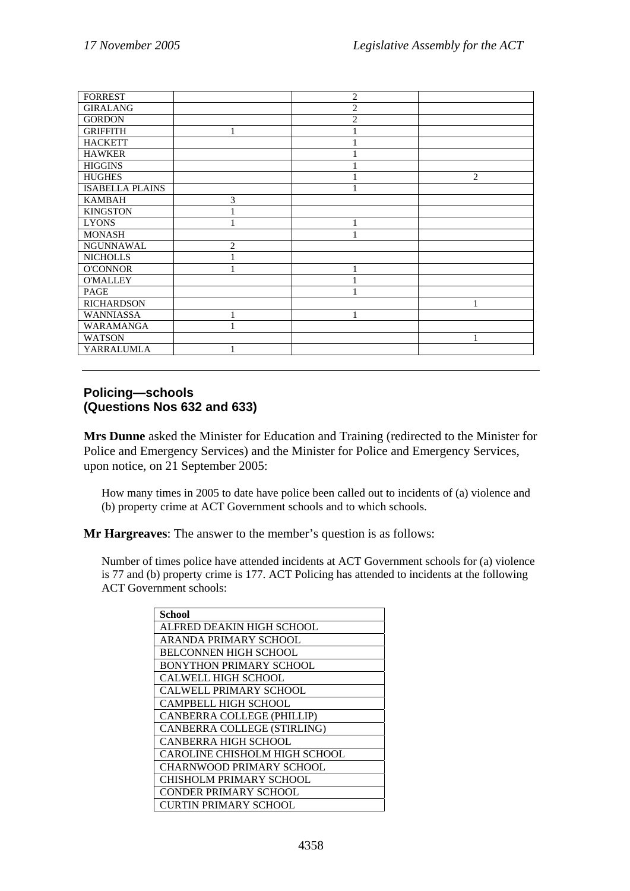| | | | |
|---|---|---|---|
| FORREST | | 2 | |
| GIRALANG | | 2 | |
| GORDON | | 2 | |
| GRIFFITH | 1 | 1 | |
| HACKETT | | 1 | |
| HAWKER | | 1 | |
| HIGGINS | | 1 | |
| HUGHES | | 1 | 2 |
| ISABELLA PLAINS | | 1 | |
| KAMBAH | 3 | | |
| KINGSTON | 1 | | |
| LYONS | 1 | 1 | |
| MONASH | | 1 | |
| NGUNNAWAL | 2 | | |
| NICHOLLS | 1 | | |
| O'CONNOR | 1 | 1 | |
| O'MALLEY | | 1 | |
| PAGE | | 1 | |
| RICHARDSON | | | 1 |
| WANNIASSA | 1 | 1 | |
| WARAMANGA | 1 | | |
| WATSON | | | 1 |
| YARRALUMLA | 1 | | |

## Policing—schools
## (Questions Nos 632 and 633)

**Mrs Dunne** asked the Minister for Education and Training (redirected to the Minister for Police and Emergency Services) and the Minister for Police and Emergency Services, upon notice, on 21 September 2005:

How many times in 2005 to date have police been called out to incidents of (a) violence and (b) property crime at ACT Government schools and to which schools.

**Mr Hargreaves**: The answer to the member's question is as follows:

Number of times police have attended incidents at ACT Government schools for (a) violence is 77 and (b) property crime is 177. ACT Policing has attended to incidents at the following ACT Government schools:

| School |
|---|
| ALFRED DEAKIN HIGH SCHOOL |
| ARANDA PRIMARY SCHOOL |
| BELCONNEN HIGH SCHOOL |
| BONYTHON PRIMARY SCHOOL |
| CALWELL HIGH SCHOOL |
| CALWELL PRIMARY SCHOOL |
| CAMPBELL HIGH SCHOOL |
| CANBERRA COLLEGE (PHILLIP) |
| CANBERRA COLLEGE (STIRLING) |
| CANBERRA HIGH SCHOOL |
| CAROLINE CHISHOLM HIGH SCHOOL |
| CHARNWOOD PRIMARY SCHOOL |
| CHISHOLM PRIMARY SCHOOL |
| CONDER PRIMARY SCHOOL |
| CURTIN PRIMARY SCHOOL |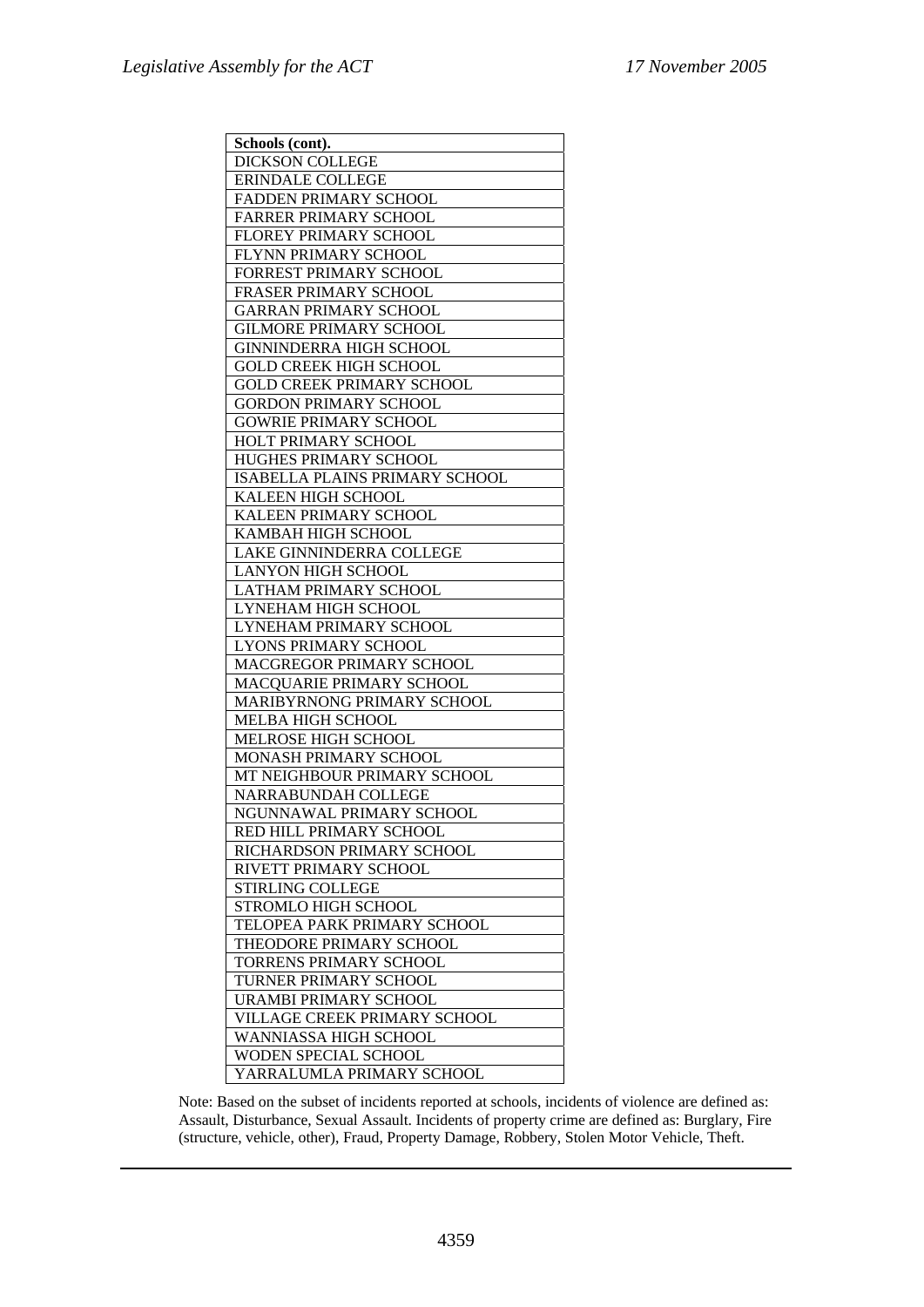| Schools (cont). |
| --- |
| DICKSON COLLEGE |
| ERINDALE COLLEGE |
| FADDEN PRIMARY SCHOOL |
| FARRER PRIMARY SCHOOL |
| FLOREY PRIMARY SCHOOL |
| FLYNN PRIMARY SCHOOL |
| FORREST PRIMARY SCHOOL |
| FRASER PRIMARY SCHOOL |
| GARRAN PRIMARY SCHOOL |
| GILMORE PRIMARY SCHOOL |
| GINNINDERRA HIGH SCHOOL |
| GOLD CREEK HIGH SCHOOL |
| GOLD CREEK PRIMARY SCHOOL |
| GORDON PRIMARY SCHOOL |
| GOWRIE PRIMARY SCHOOL |
| HOLT PRIMARY SCHOOL |
| HUGHES PRIMARY SCHOOL |
| ISABELLA PLAINS PRIMARY SCHOOL |
| KALEEN HIGH SCHOOL |
| KALEEN PRIMARY SCHOOL |
| KAMBAH HIGH SCHOOL |
| LAKE GINNINDERRA COLLEGE |
| LANYON HIGH SCHOOL |
| LATHAM PRIMARY SCHOOL |
| LYNEHAM HIGH SCHOOL |
| LYNEHAM PRIMARY SCHOOL |
| LYONS PRIMARY SCHOOL |
| MACGREGOR PRIMARY SCHOOL |
| MACQUARIE PRIMARY SCHOOL |
| MARIBYRNONG PRIMARY SCHOOL |
| MELBA HIGH SCHOOL |
| MELROSE HIGH SCHOOL |
| MONASH PRIMARY SCHOOL |
| MT NEIGHBOUR PRIMARY SCHOOL |
| NARRABUNDAH COLLEGE |
| NGUNNAWAL PRIMARY SCHOOL |
| RED HILL PRIMARY SCHOOL |
| RICHARDSON PRIMARY SCHOOL |
| RIVETT PRIMARY SCHOOL |
| STIRLING COLLEGE |
| STROMLO HIGH SCHOOL |
| TELOPEA PARK PRIMARY SCHOOL |
| THEODORE PRIMARY SCHOOL |
| TORRENS PRIMARY SCHOOL |
| TURNER PRIMARY SCHOOL |
| URAMBI PRIMARY SCHOOL |
| VILLAGE CREEK PRIMARY SCHOOL |
| WANNIASSA HIGH SCHOOL |
| WODEN SPECIAL SCHOOL |
| YARRALUMLA PRIMARY SCHOOL |

Note: Based on the subset of incidents reported at schools, incidents of violence are defined as: Assault, Disturbance, Sexual Assault. Incidents of property crime are defined as: Burglary, Fire (structure, vehicle, other), Fraud, Property Damage, Robbery, Stolen Motor Vehicle, Theft.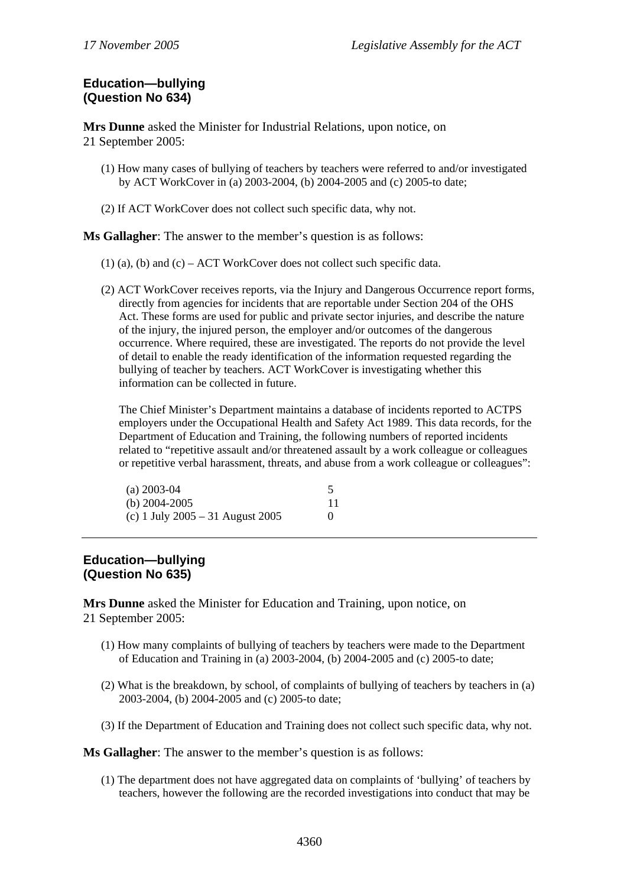## Education—bullying
## (Question No 634)

**Mrs Dunne** asked the Minister for Industrial Relations, upon notice, on 21 September 2005:

(1) How many cases of bullying of teachers by teachers were referred to and/or investigated by ACT WorkCover in (a) 2003-2004, (b) 2004-2005 and (c) 2005-to date;

(2) If ACT WorkCover does not collect such specific data, why not.

**Ms Gallagher**: The answer to the member's question is as follows:

(1) (a), (b) and (c) – ACT WorkCover does not collect such specific data.

(2) ACT WorkCover receives reports, via the Injury and Dangerous Occurrence report forms, directly from agencies for incidents that are reportable under Section 204 of the OHS Act. These forms are used for public and private sector injuries, and describe the nature of the injury, the injured person, the employer and/or outcomes of the dangerous occurrence. Where required, these are investigated. The reports do not provide the level of detail to enable the ready identification of the information requested regarding the bullying of teacher by teachers. ACT WorkCover is investigating whether this information can be collected in future.

The Chief Minister's Department maintains a database of incidents reported to ACTPS employers under the Occupational Health and Safety Act 1989. This data records, for the Department of Education and Training, the following numbers of reported incidents related to "repetitive assault and/or threatened assault by a work colleague or colleagues or repetitive verbal harassment, threats, and abuse from a work colleague or colleagues":

| | |
|---|---|
| (a) 2003-04 | 5 |
| (b) 2004-2005 | 11 |
| (c) 1 July 2005 – 31 August 2005 | 0 |

---

## Education—bullying
## (Question No 635)

**Mrs Dunne** asked the Minister for Education and Training, upon notice, on 21 September 2005:

(1) How many complaints of bullying of teachers by teachers were made to the Department of Education and Training in (a) 2003-2004, (b) 2004-2005 and (c) 2005-to date;

(2) What is the breakdown, by school, of complaints of bullying of teachers by teachers in (a) 2003-2004, (b) 2004-2005 and (c) 2005-to date;

(3) If the Department of Education and Training does not collect such specific data, why not.

**Ms Gallagher**: The answer to the member's question is as follows:

(1) The department does not have aggregated data on complaints of 'bullying' of teachers by teachers, however the following are the recorded investigations into conduct that may be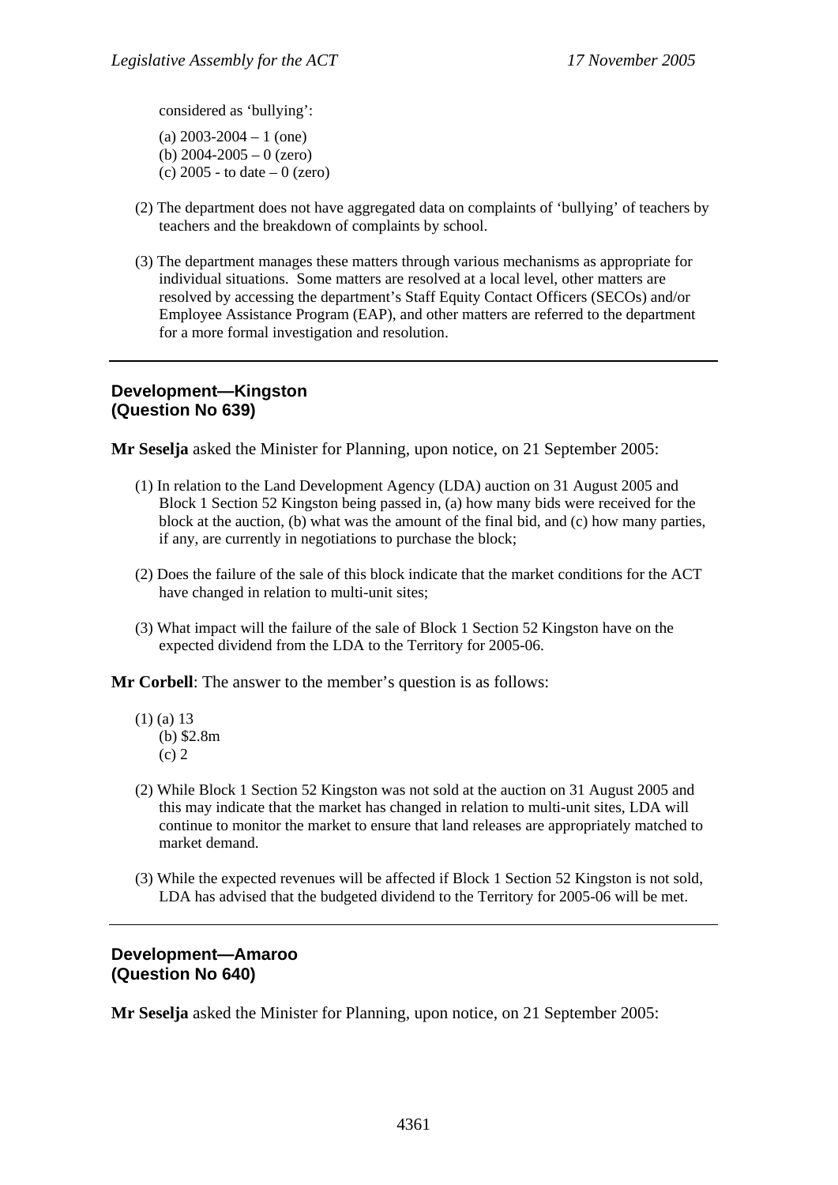considered as 'bullying':

(a) 2003-2004 – 1 (one)
(b) 2004-2005 – 0 (zero)
(c) 2005 - to date – 0 (zero)

(2) The department does not have aggregated data on complaints of 'bullying' of teachers by teachers and the breakdown of complaints by school.

(3) The department manages these matters through various mechanisms as appropriate for individual situations. Some matters are resolved at a local level, other matters are resolved by accessing the department's Staff Equity Contact Officers (SECOs) and/or Employee Assistance Program (EAP), and other matters are referred to the department for a more formal investigation and resolution.

---

### Development—Kingston (Question No 639)

**Mr Seselja** asked the Minister for Planning, upon notice, on 21 September 2005:

(1) In relation to the Land Development Agency (LDA) auction on 31 August 2005 and Block 1 Section 52 Kingston being passed in, (a) how many bids were received for the block at the auction, (b) what was the amount of the final bid, and (c) how many parties, if any, are currently in negotiations to purchase the block;

(2) Does the failure of the sale of this block indicate that the market conditions for the ACT have changed in relation to multi-unit sites;

(3) What impact will the failure of the sale of Block 1 Section 52 Kingston have on the expected dividend from the LDA to the Territory for 2005-06.

**Mr Corbell**: The answer to the member's question is as follows:

(1) (a) 13
(b) $2.8m
(c) 2

(2) While Block 1 Section 52 Kingston was not sold at the auction on 31 August 2005 and this may indicate that the market has changed in relation to multi-unit sites, LDA will continue to monitor the market to ensure that land releases are appropriately matched to market demand.

(3) While the expected revenues will be affected if Block 1 Section 52 Kingston is not sold, LDA has advised that the budgeted dividend to the Territory for 2005-06 will be met.

---

### Development—Amaroo (Question No 640)

**Mr Seselja** asked the Minister for Planning, upon notice, on 21 September 2005: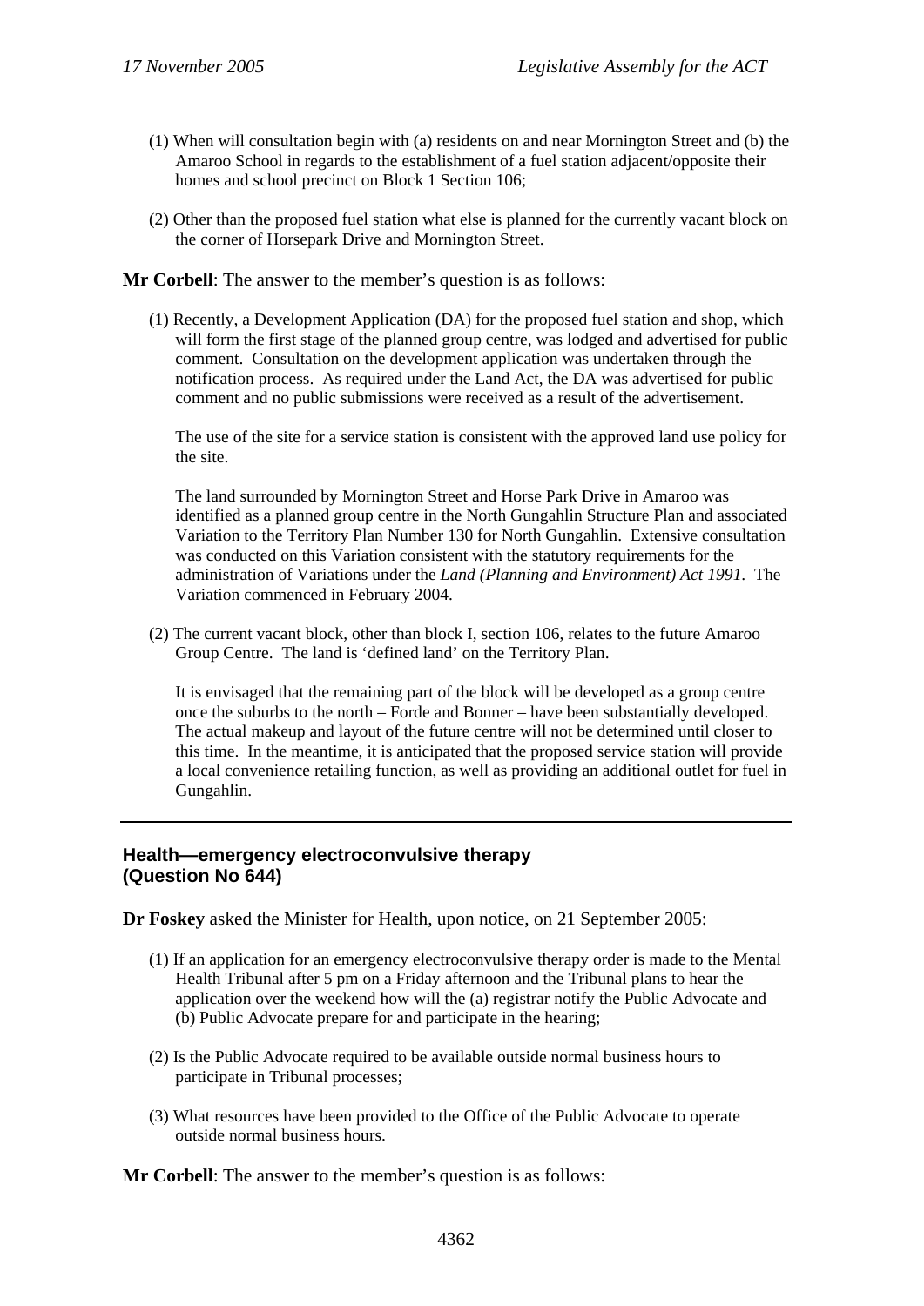(1) When will consultation begin with (a) residents on and near Mornington Street and (b) the Amaroo School in regards to the establishment of a fuel station adjacent/opposite their homes and school precinct on Block 1 Section 106;

(2) Other than the proposed fuel station what else is planned for the currently vacant block on the corner of Horsepark Drive and Mornington Street.

**Mr Corbell**: The answer to the member's question is as follows:

(1) Recently, a Development Application (DA) for the proposed fuel station and shop, which will form the first stage of the planned group centre, was lodged and advertised for public comment. Consultation on the development application was undertaken through the notification process. As required under the Land Act, the DA was advertised for public comment and no public submissions were received as a result of the advertisement.

The use of the site for a service station is consistent with the approved land use policy for the site.

The land surrounded by Mornington Street and Horse Park Drive in Amaroo was identified as a planned group centre in the North Gungahlin Structure Plan and associated Variation to the Territory Plan Number 130 for North Gungahlin. Extensive consultation was conducted on this Variation consistent with the statutory requirements for the administration of Variations under the *Land (Planning and Environment) Act 1991*. The Variation commenced in February 2004.

(2) The current vacant block, other than block I, section 106, relates to the future Amaroo Group Centre. The land is 'defined land' on the Territory Plan.

It is envisaged that the remaining part of the block will be developed as a group centre once the suburbs to the north – Forde and Bonner – have been substantially developed. The actual makeup and layout of the future centre will not be determined until closer to this time. In the meantime, it is anticipated that the proposed service station will provide a local convenience retailing function, as well as providing an additional outlet for fuel in Gungahlin.

---

## Health—emergency electroconvulsive therapy (Question No 644)

**Dr Foskey** asked the Minister for Health, upon notice, on 21 September 2005:

(1) If an application for an emergency electroconvulsive therapy order is made to the Mental Health Tribunal after 5 pm on a Friday afternoon and the Tribunal plans to hear the application over the weekend how will the (a) registrar notify the Public Advocate and (b) Public Advocate prepare for and participate in the hearing;

(2) Is the Public Advocate required to be available outside normal business hours to participate in Tribunal processes;

(3) What resources have been provided to the Office of the Public Advocate to operate outside normal business hours.

**Mr Corbell**: The answer to the member's question is as follows: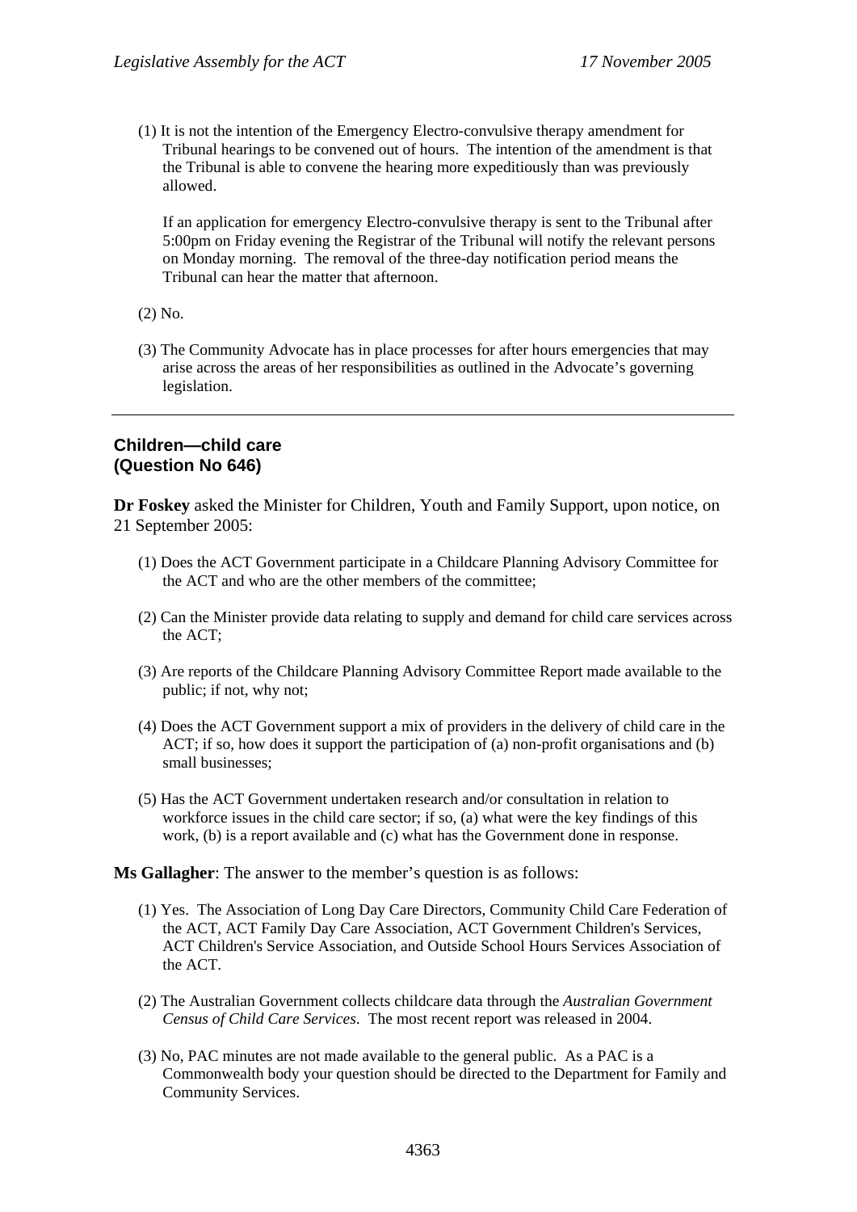(1) It is not the intention of the Emergency Electro-convulsive therapy amendment for Tribunal hearings to be convened out of hours. The intention of the amendment is that the Tribunal is able to convene the hearing more expeditiously than was previously allowed.

    If an application for emergency Electro-convulsive therapy is sent to the Tribunal after 5:00pm on Friday evening the Registrar of the Tribunal will notify the relevant persons on Monday morning. The removal of the three-day notification period means the Tribunal can hear the matter that afternoon.

(2) No.

(3) The Community Advocate has in place processes for after hours emergencies that may arise across the areas of her responsibilities as outlined in the Advocate's governing legislation.

---

## Children—child care
## (Question No 646)

**Dr Foskey** asked the Minister for Children, Youth and Family Support, upon notice, on 21 September 2005:

(1) Does the ACT Government participate in a Childcare Planning Advisory Committee for the ACT and who are the other members of the committee;

(2) Can the Minister provide data relating to supply and demand for child care services across the ACT;

(3) Are reports of the Childcare Planning Advisory Committee Report made available to the public; if not, why not;

(4) Does the ACT Government support a mix of providers in the delivery of child care in the ACT; if so, how does it support the participation of (a) non-profit organisations and (b) small businesses;

(5) Has the ACT Government undertaken research and/or consultation in relation to workforce issues in the child care sector; if so, (a) what were the key findings of this work, (b) is a report available and (c) what has the Government done in response.

**Ms Gallagher**: The answer to the member's question is as follows:

(1) Yes. The Association of Long Day Care Directors, Community Child Care Federation of the ACT, ACT Family Day Care Association, ACT Government Children's Services, ACT Children's Service Association, and Outside School Hours Services Association of the ACT.

(2) The Australian Government collects childcare data through the *Australian Government Census of Child Care Services*. The most recent report was released in 2004.

(3) No, PAC minutes are not made available to the general public. As a PAC is a Commonwealth body your question should be directed to the Department for Family and Community Services.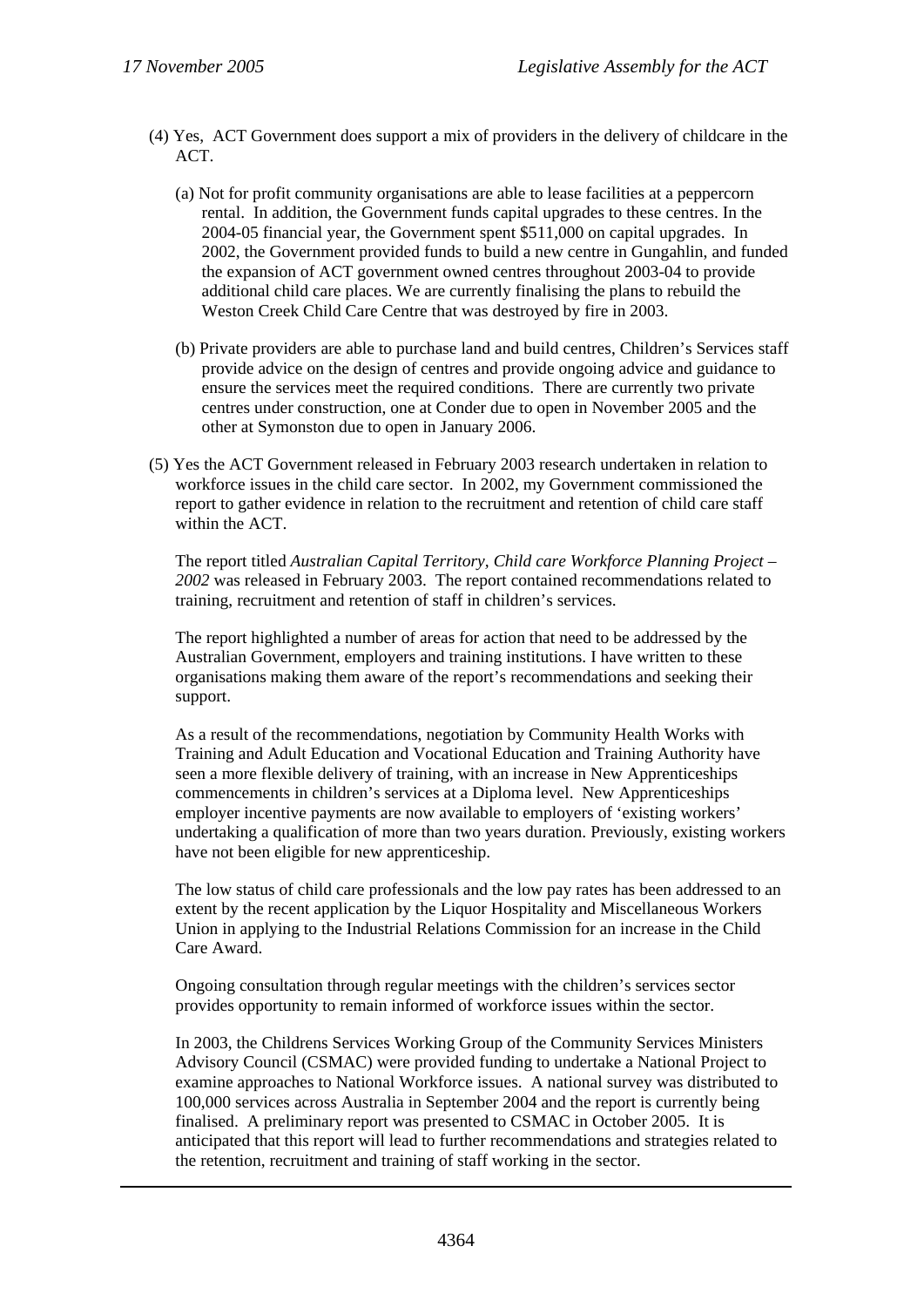(4) Yes, ACT Government does support a mix of providers in the delivery of childcare in the ACT.

(a) Not for profit community organisations are able to lease facilities at a peppercorn rental. In addition, the Government funds capital upgrades to these centres. In the 2004-05 financial year, the Government spent $511,000 on capital upgrades. In 2002, the Government provided funds to build a new centre in Gungahlin, and funded the expansion of ACT government owned centres throughout 2003-04 to provide additional child care places. We are currently finalising the plans to rebuild the Weston Creek Child Care Centre that was destroyed by fire in 2003.

(b) Private providers are able to purchase land and build centres, Children's Services staff provide advice on the design of centres and provide ongoing advice and guidance to ensure the services meet the required conditions. There are currently two private centres under construction, one at Conder due to open in November 2005 and the other at Symonston due to open in January 2006.

(5) Yes the ACT Government released in February 2003 research undertaken in relation to workforce issues in the child care sector. In 2002, my Government commissioned the report to gather evidence in relation to the recruitment and retention of child care staff within the ACT.

The report titled *Australian Capital Territory, Child care Workforce Planning Project – 2002* was released in February 2003. The report contained recommendations related to training, recruitment and retention of staff in children's services.

The report highlighted a number of areas for action that need to be addressed by the Australian Government, employers and training institutions. I have written to these organisations making them aware of the report's recommendations and seeking their support.

As a result of the recommendations, negotiation by Community Health Works with Training and Adult Education and Vocational Education and Training Authority have seen a more flexible delivery of training, with an increase in New Apprenticeships commencements in children's services at a Diploma level. New Apprenticeships employer incentive payments are now available to employers of 'existing workers' undertaking a qualification of more than two years duration. Previously, existing workers have not been eligible for new apprenticeship.

The low status of child care professionals and the low pay rates has been addressed to an extent by the recent application by the Liquor Hospitality and Miscellaneous Workers Union in applying to the Industrial Relations Commission for an increase in the Child Care Award.

Ongoing consultation through regular meetings with the children's services sector provides opportunity to remain informed of workforce issues within the sector.

In 2003, the Childrens Services Working Group of the Community Services Ministers Advisory Council (CSMAC) were provided funding to undertake a National Project to examine approaches to National Workforce issues. A national survey was distributed to 100,000 services across Australia in September 2004 and the report is currently being finalised. A preliminary report was presented to CSMAC in October 2005. It is anticipated that this report will lead to further recommendations and strategies related to the retention, recruitment and training of staff working in the sector.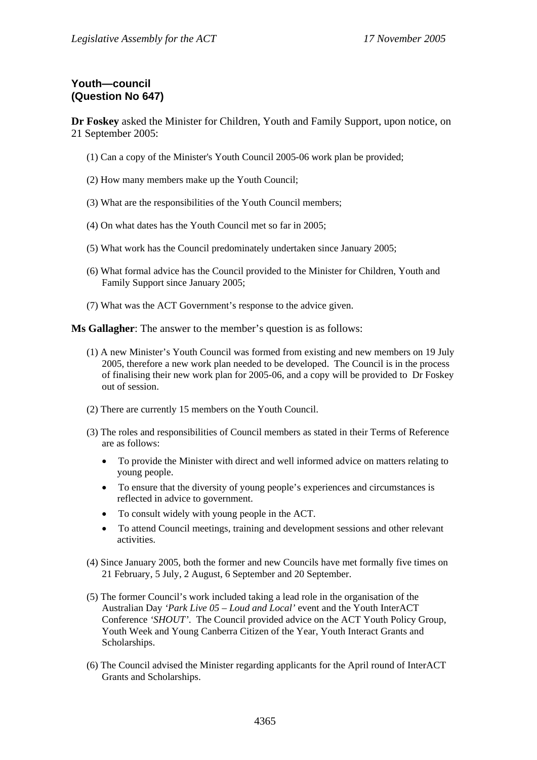### Youth—council
### (Question No 647)

**Dr Foskey** asked the Minister for Children, Youth and Family Support, upon notice, on 21 September 2005:

(1) Can a copy of the Minister's Youth Council 2005-06 work plan be provided;

(2) How many members make up the Youth Council;

(3) What are the responsibilities of the Youth Council members;

(4) On what dates has the Youth Council met so far in 2005;

(5) What work has the Council predominately undertaken since January 2005;

(6) What formal advice has the Council provided to the Minister for Children, Youth and Family Support since January 2005;

(7) What was the ACT Government's response to the advice given.

**Ms Gallagher**: The answer to the member's question is as follows:

(1) A new Minister's Youth Council was formed from existing and new members on 19 July 2005, therefore a new work plan needed to be developed. The Council is in the process of finalising their new work plan for 2005-06, and a copy will be provided to Dr Foskey out of session.

(2) There are currently 15 members on the Youth Council.

(3) The roles and responsibilities of Council members as stated in their Terms of Reference are as follows:

- To provide the Minister with direct and well informed advice on matters relating to young people.
- To ensure that the diversity of young people's experiences and circumstances is reflected in advice to government.
- To consult widely with young people in the ACT.
- To attend Council meetings, training and development sessions and other relevant activities.

(4) Since January 2005, both the former and new Councils have met formally five times on 21 February, 5 July, 2 August, 6 September and 20 September.

(5) The former Council's work included taking a lead role in the organisation of the Australian Day *'Park Live 05 – Loud and Local'* event and the Youth InterACT Conference *'SHOUT'*. The Council provided advice on the ACT Youth Policy Group, Youth Week and Young Canberra Citizen of the Year, Youth Interact Grants and Scholarships.

(6) The Council advised the Minister regarding applicants for the April round of InterACT Grants and Scholarships.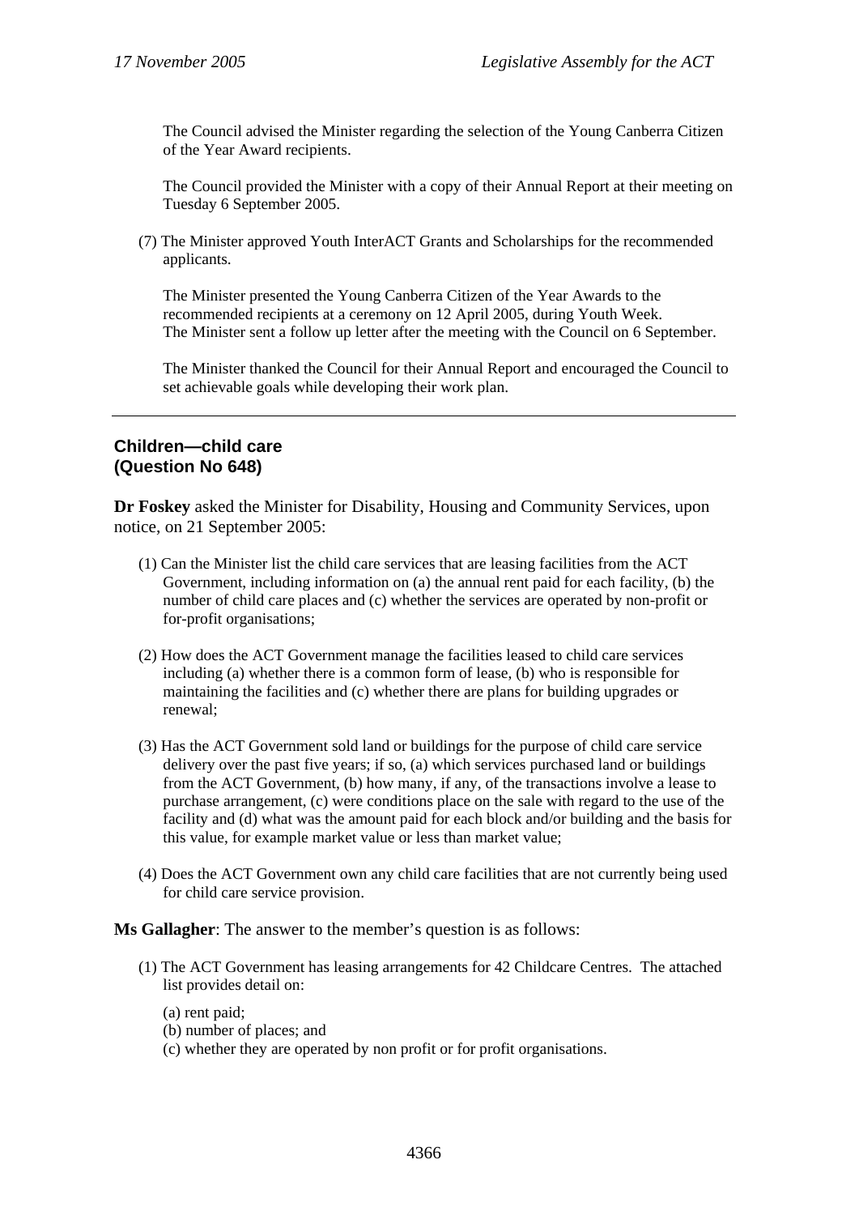The Council advised the Minister regarding the selection of the Young Canberra Citizen of the Year Award recipients.

The Council provided the Minister with a copy of their Annual Report at their meeting on Tuesday 6 September 2005.

(7) The Minister approved Youth InterACT Grants and Scholarships for the recommended applicants.

The Minister presented the Young Canberra Citizen of the Year Awards to the recommended recipients at a ceremony on 12 April 2005, during Youth Week. The Minister sent a follow up letter after the meeting with the Council on 6 September.

The Minister thanked the Council for their Annual Report and encouraged the Council to set achievable goals while developing their work plan.

---

## Children—child care (Question No 648)

**Dr Foskey** asked the Minister for Disability, Housing and Community Services, upon notice, on 21 September 2005:

(1) Can the Minister list the child care services that are leasing facilities from the ACT Government, including information on (a) the annual rent paid for each facility, (b) the number of child care places and (c) whether the services are operated by non-profit or for-profit organisations;

(2) How does the ACT Government manage the facilities leased to child care services including (a) whether there is a common form of lease, (b) who is responsible for maintaining the facilities and (c) whether there are plans for building upgrades or renewal;

(3) Has the ACT Government sold land or buildings for the purpose of child care service delivery over the past five years; if so, (a) which services purchased land or buildings from the ACT Government, (b) how many, if any, of the transactions involve a lease to purchase arrangement, (c) were conditions place on the sale with regard to the use of the facility and (d) what was the amount paid for each block and/or building and the basis for this value, for example market value or less than market value;

(4) Does the ACT Government own any child care facilities that are not currently being used for child care service provision.

**Ms Gallagher**: The answer to the member's question is as follows:

(1) The ACT Government has leasing arrangements for 42 Childcare Centres. The attached list provides detail on:

(a) rent paid;
(b) number of places; and
(c) whether they are operated by non profit or for profit organisations.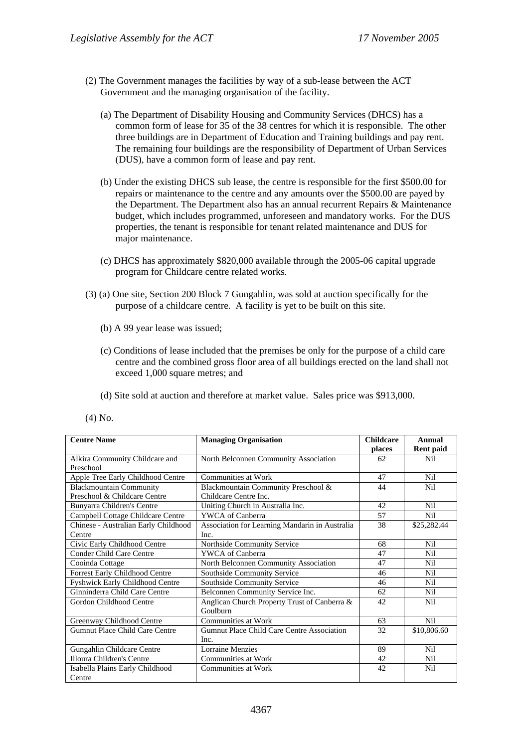(2) The Government manages the facilities by way of a sub-lease between the ACT Government and the managing organisation of the facility.

(a) The Department of Disability Housing and Community Services (DHCS) has a common form of lease for 35 of the 38 centres for which it is responsible. The other three buildings are in Department of Education and Training buildings and pay rent. The remaining four buildings are the responsibility of Department of Urban Services (DUS), have a common form of lease and pay rent.

(b) Under the existing DHCS sub lease, the centre is responsible for the first $500.00 for repairs or maintenance to the centre and any amounts over the $500.00 are payed by the Department. The Department also has an annual recurrent Repairs & Maintenance budget, which includes programmed, unforeseen and mandatory works. For the DUS properties, the tenant is responsible for tenant related maintenance and DUS for major maintenance.

(c) DHCS has approximately $820,000 available through the 2005-06 capital upgrade program for Childcare centre related works.

(3) (a) One site, Section 200 Block 7 Gungahlin, was sold at auction specifically for the purpose of a childcare centre. A facility is yet to be built on this site.

(b) A 99 year lease was issued;

(c) Conditions of lease included that the premises be only for the purpose of a child care centre and the combined gross floor area of all buildings erected on the land shall not exceed 1,000 square metres; and

(d) Site sold at auction and therefore at market value. Sales price was $913,000.

(4) No.

| Centre Name | Managing Organisation | Childcare places | Annual Rent paid |
|---|---|---|---|
| Alkira Community Childcare and Preschool | North Belconnen Community Association | 62 | Nil |
| Apple Tree Early Childhood Centre | Communities at Work | 47 | Nil |
| Blackmountain Community Preschool & Childcare Centre | Blackmountain Community Preschool & Childcare Centre Inc. | 44 | Nil |
| Bunyarra Children's Centre | Uniting Church in Australia Inc. | 42 | Nil |
| Campbell Cottage Childcare Centre | YWCA of Canberra | 57 | Nil |
| Chinese - Australian Early Childhood Centre | Association for Learning Mandarin in Australia Inc. | 38 | $25,282.44 |
| Civic Early Childhood Centre | Northside Community Service | 68 | Nil |
| Conder Child Care Centre | YWCA of Canberra | 47 | Nil |
| Cooinda Cottage | North Belconnen Community Association | 47 | Nil |
| Forrest Early Childhood Centre | Southside Community Service | 46 | Nil |
| Fyshwick Early Childhood Centre | Southside Community Service | 46 | Nil |
| Ginninderra Child Care Centre | Belconnen Community Service Inc. | 62 | Nil |
| Gordon Childhood Centre | Anglican Church Property Trust of Canberra & Goulburn | 42 | Nil |
| Greenway Childhood Centre | Communities at Work | 63 | Nil |
| Gumnut Place Child Care Centre | Gumnut Place Child Care Centre Association Inc. | 32 | $10,806.60 |
| Gungahlin Childcare Centre | Lorraine Menzies | 89 | Nil |
| Illoura Children's Centre | Communities at Work | 42 | Nil |
| Isabella Plains Early Childhood Centre | Communities at Work | 42 | Nil |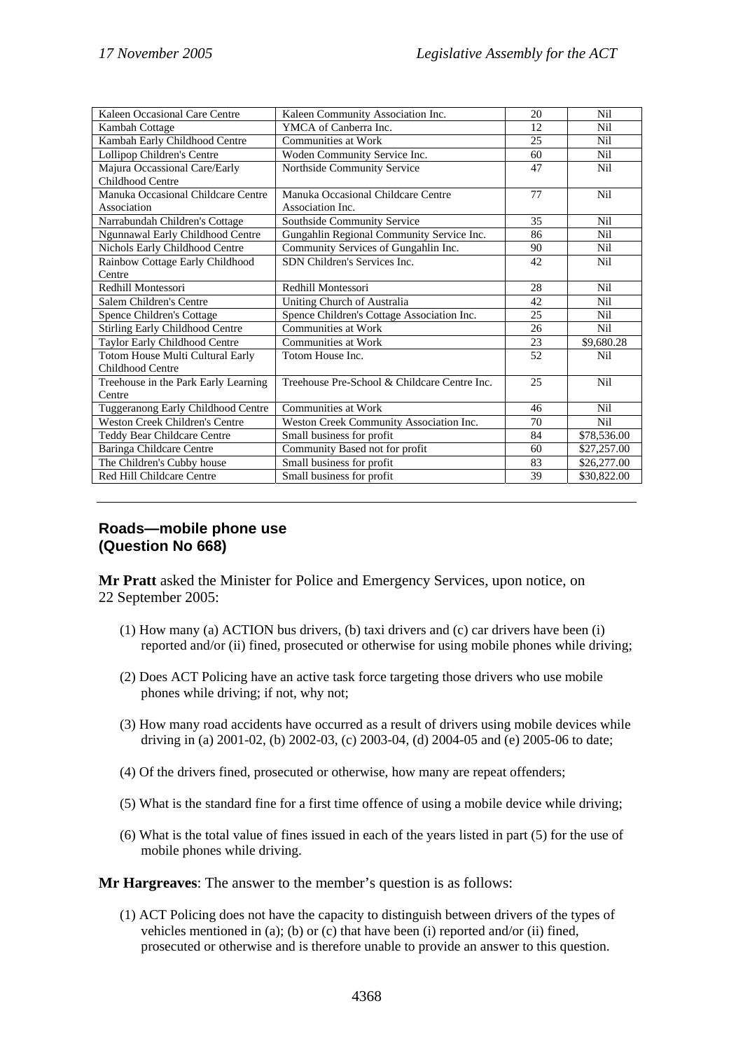| Kaleen Occasional Care Centre | Kaleen Community Association Inc. | 20 | Nil |
|---|---|---|---|
| Kambah Cottage | YMCA of Canberra Inc. | 12 | Nil |
| Kambah Early Childhood Centre | Communities at Work | 25 | Nil |
| Lollipop Children's Centre | Woden Community Service Inc. | 60 | Nil |
| Majura Occassional Care/Early Childhood Centre | Northside Community Service | 47 | Nil |
| Manuka Occasional Childcare Centre Association | Manuka Occasional Childcare Centre Association Inc. | 77 | Nil |
| Narrabundah Children's Cottage | Southside Community Service | 35 | Nil |
| Ngunnawal Early Childhood Centre | Gungahlin Regional Community Service Inc. | 86 | Nil |
| Nichols Early Childhood Centre | Community Services of Gungahlin Inc. | 90 | Nil |
| Rainbow Cottage Early Childhood Centre | SDN Children's Services Inc. | 42 | Nil |
| Redhill Montessori | Redhill Montessori | 28 | Nil |
| Salem Children's Centre | Uniting Church of Australia | 42 | Nil |
| Spence Children's Cottage | Spence Children's Cottage Association Inc. | 25 | Nil |
| Stirling Early Childhood Centre | Communities at Work | 26 | Nil |
| Taylor Early Childhood Centre | Communities at Work | 23 | $9,680.28 |
| Totom House Multi Cultural Early Childhood Centre | Totom House Inc. | 52 | Nil |
| Treehouse in the Park Early Learning Centre | Treehouse Pre-School & Childcare Centre Inc. | 25 | Nil |
| Tuggeranong Early Childhood Centre | Communities at Work | 46 | Nil |
| Weston Creek Children's Centre | Weston Creek Community Association Inc. | 70 | Nil |
| Teddy Bear Childcare Centre | Small business for profit | 84 | $78,536.00 |
| Baringa Childcare Centre | Community Based not for profit | 60 | $27,257.00 |
| The Children's Cubby house | Small business for profit | 83 | $26,277.00 |
| Red Hill Childcare Centre | Small business for profit | 39 | $30,822.00 |

---

## Roads—mobile phone use (Question No 668)

**Mr Pratt** asked the Minister for Police and Emergency Services, upon notice, on 22 September 2005:

(1) How many (a) ACTION bus drivers, (b) taxi drivers and (c) car drivers have been (i) reported and/or (ii) fined, prosecuted or otherwise for using mobile phones while driving;

(2) Does ACT Policing have an active task force targeting those drivers who use mobile phones while driving; if not, why not;

(3) How many road accidents have occurred as a result of drivers using mobile devices while driving in (a) 2001-02, (b) 2002-03, (c) 2003-04, (d) 2004-05 and (e) 2005-06 to date;

(4) Of the drivers fined, prosecuted or otherwise, how many are repeat offenders;

(5) What is the standard fine for a first time offence of using a mobile device while driving;

(6) What is the total value of fines issued in each of the years listed in part (5) for the use of mobile phones while driving.

**Mr Hargreaves**: The answer to the member's question is as follows:

(1) ACT Policing does not have the capacity to distinguish between drivers of the types of vehicles mentioned in (a); (b) or (c) that have been (i) reported and/or (ii) fined, prosecuted or otherwise and is therefore unable to provide an answer to this question.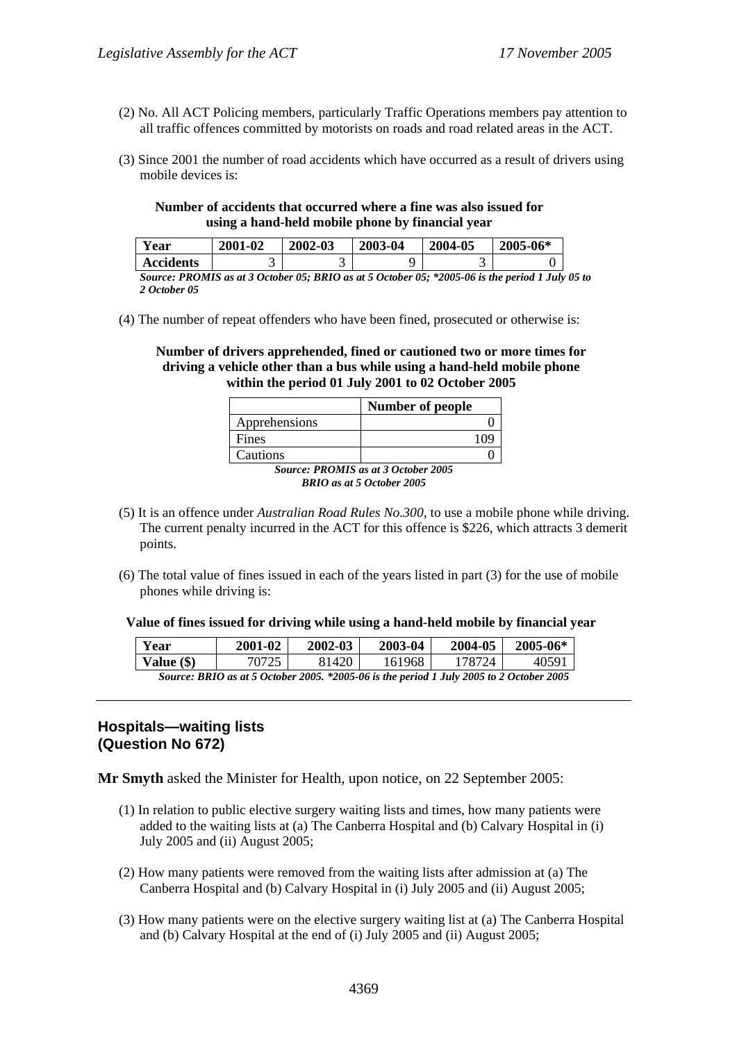(2) No. All ACT Policing members, particularly Traffic Operations members pay attention to all traffic offences committed by motorists on roads and road related areas in the ACT.

(3) Since 2001 the number of road accidents which have occurred as a result of drivers using mobile devices is:

**Number of accidents that occurred where a fine was also issued for using a hand-held mobile phone by financial year**

| Year | 2001-02 | 2002-03 | 2003-04 | 2004-05 | 2005-06* |
|---|---|---|---|---|---|
| Accidents | 3 | 3 | 9 | 3 | 0 |

*Source: PROMIS as at 3 October 05; BRIO as at 5 October 05; *2005-06 is the period 1 July 05 to 2 October 05*

(4) The number of repeat offenders who have been fined, prosecuted or otherwise is:

**Number of drivers apprehended, fined or cautioned two or more times for driving a vehicle other than a bus while using a hand-held mobile phone within the period 01 July 2001 to 02 October 2005**

| | Number of people |
|---|---|
| Apprehensions | 0 |
| Fines | 109 |
| Cautions | 0 |

*Source: PROMIS as at 3 October 2005*
*BRIO as at 5 October 2005*

(5) It is an offence under *Australian Road Rules No.300*, to use a mobile phone while driving. The current penalty incurred in the ACT for this offence is $226, which attracts 3 demerit points.

(6) The total value of fines issued in each of the years listed in part (3) for the use of mobile phones while driving is:

**Value of fines issued for driving while using a hand-held mobile by financial year**

| Year | 2001-02 | 2002-03 | 2003-04 | 2004-05 | 2005-06* |
|---|---|---|---|---|---|
| Value ($) | 70725 | 81420 | 161968 | 178724 | 40591 |

*Source: BRIO as at 5 October 2005. *2005-06 is the period 1 July 2005 to 2 October 2005*

## Hospitals—waiting lists (Question No 672)

**Mr Smyth** asked the Minister for Health, upon notice, on 22 September 2005:

(1) In relation to public elective surgery waiting lists and times, how many patients were added to the waiting lists at (a) The Canberra Hospital and (b) Calvary Hospital in (i) July 2005 and (ii) August 2005;

(2) How many patients were removed from the waiting lists after admission at (a) The Canberra Hospital and (b) Calvary Hospital in (i) July 2005 and (ii) August 2005;

(3) How many patients were on the elective surgery waiting list at (a) The Canberra Hospital and (b) Calvary Hospital at the end of (i) July 2005 and (ii) August 2005;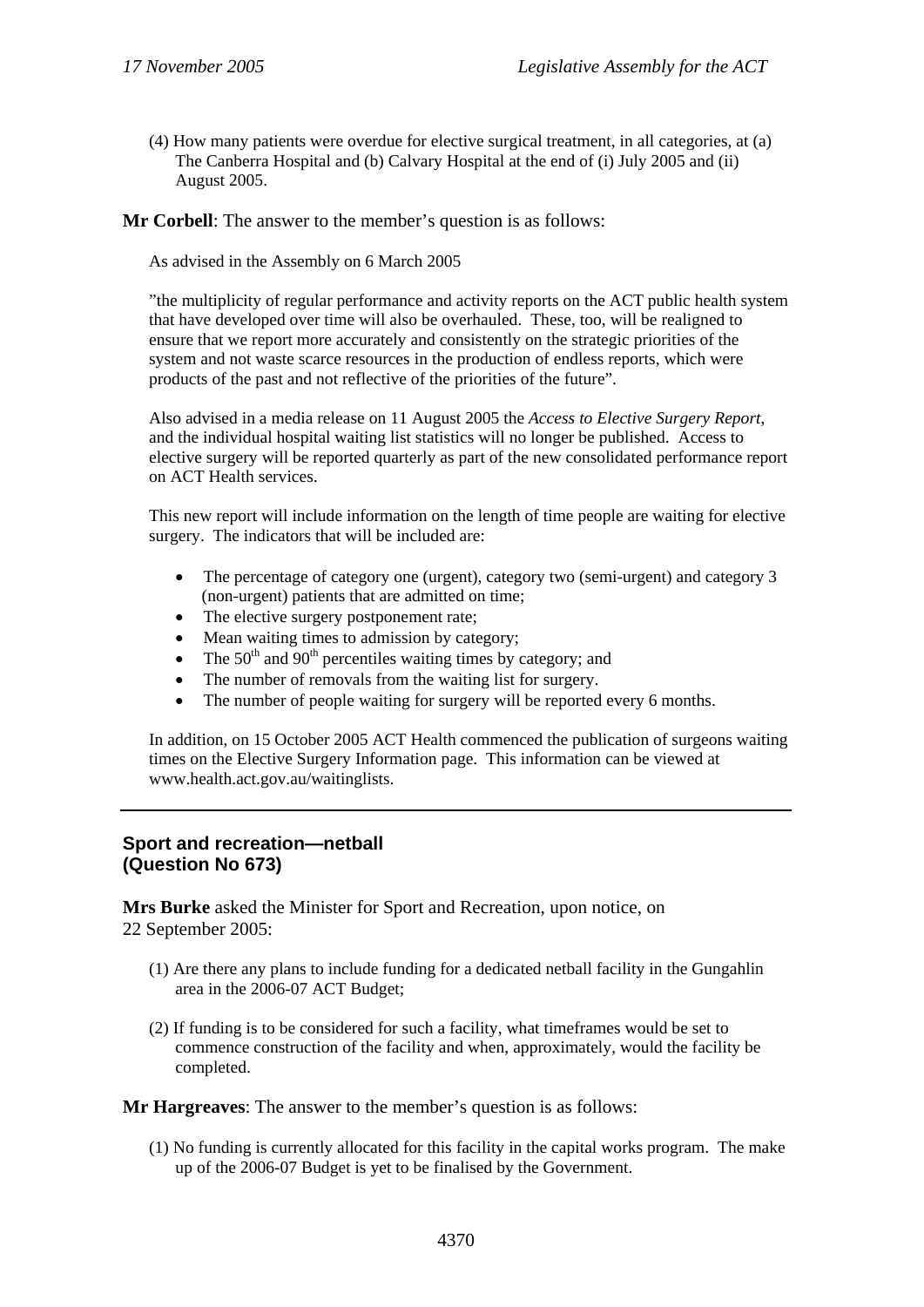(4) How many patients were overdue for elective surgical treatment, in all categories, at (a) The Canberra Hospital and (b) Calvary Hospital at the end of (i) July 2005 and (ii) August 2005.

**Mr Corbell**: The answer to the member's question is as follows:

As advised in the Assembly on 6 March 2005

"the multiplicity of regular performance and activity reports on the ACT public health system that have developed over time will also be overhauled. These, too, will be realigned to ensure that we report more accurately and consistently on the strategic priorities of the system and not waste scarce resources in the production of endless reports, which were products of the past and not reflective of the priorities of the future".

Also advised in a media release on 11 August 2005 the *Access to Elective Surgery Report*, and the individual hospital waiting list statistics will no longer be published. Access to elective surgery will be reported quarterly as part of the new consolidated performance report on ACT Health services.

This new report will include information on the length of time people are waiting for elective surgery. The indicators that will be included are:

- The percentage of category one (urgent), category two (semi-urgent) and category 3 (non-urgent) patients that are admitted on time;
- The elective surgery postponement rate;
- Mean waiting times to admission by category;
- The 50th and 90th percentiles waiting times by category; and
- The number of removals from the waiting list for surgery.
- The number of people waiting for surgery will be reported every 6 months.

In addition, on 15 October 2005 ACT Health commenced the publication of surgeons waiting times on the Elective Surgery Information page. This information can be viewed at www.health.act.gov.au/waitinglists.

---

### Sport and recreation—netball (Question No 673)

**Mrs Burke** asked the Minister for Sport and Recreation, upon notice, on 22 September 2005:

(1) Are there any plans to include funding for a dedicated netball facility in the Gungahlin area in the 2006-07 ACT Budget;

(2) If funding is to be considered for such a facility, what timeframes would be set to commence construction of the facility and when, approximately, would the facility be completed.

**Mr Hargreaves**: The answer to the member's question is as follows:

(1) No funding is currently allocated for this facility in the capital works program. The make up of the 2006-07 Budget is yet to be finalised by the Government.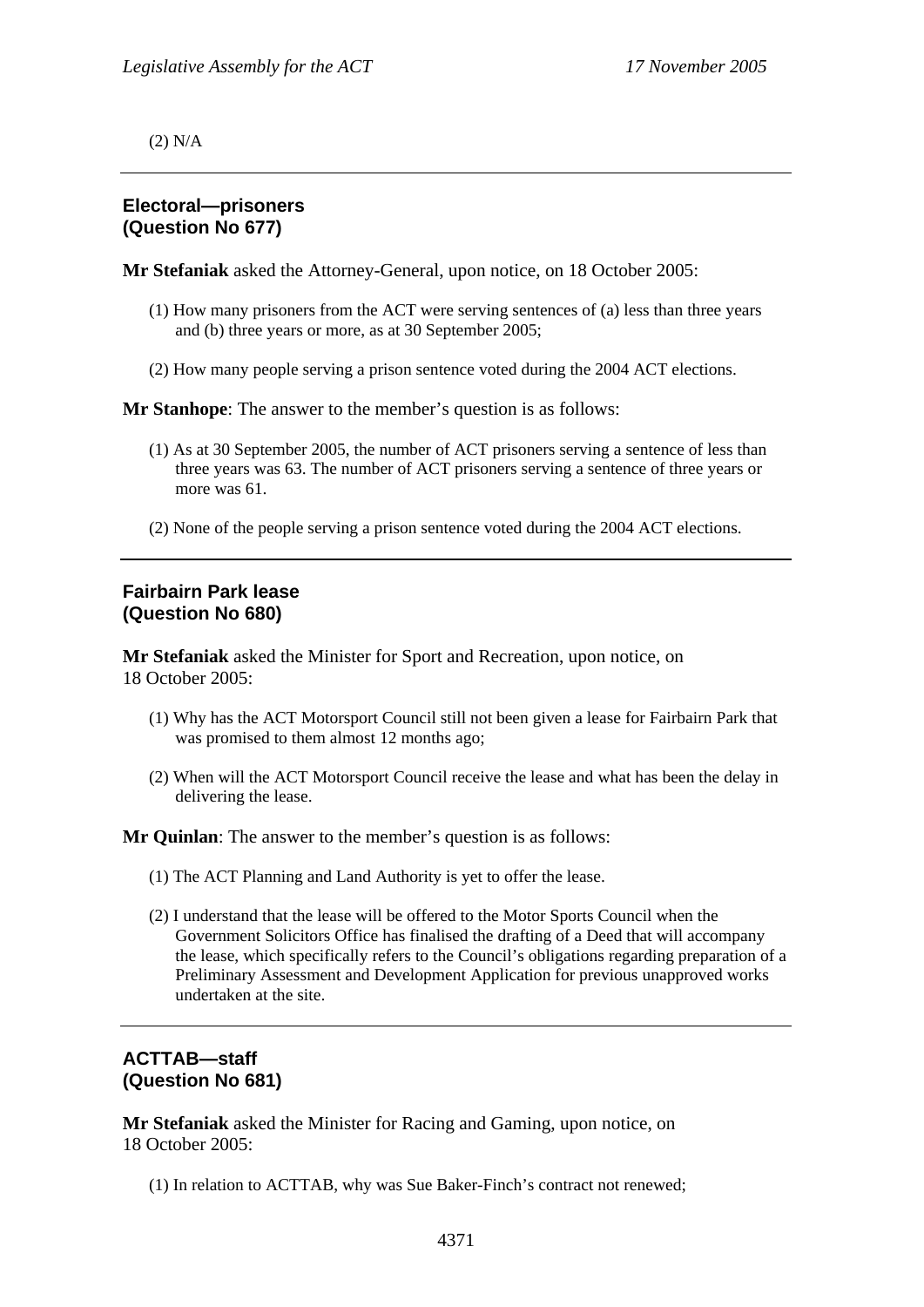(2) N/A

## Electoral—prisoners
## (Question No 677)

**Mr Stefaniak** asked the Attorney-General, upon notice, on 18 October 2005:

(1) How many prisoners from the ACT were serving sentences of (a) less than three years and (b) three years or more, as at 30 September 2005;

(2) How many people serving a prison sentence voted during the 2004 ACT elections.

**Mr Stanhope**: The answer to the member's question is as follows:

(1) As at 30 September 2005, the number of ACT prisoners serving a sentence of less than three years was 63. The number of ACT prisoners serving a sentence of three years or more was 61.

(2) None of the people serving a prison sentence voted during the 2004 ACT elections.

## Fairbairn Park lease
## (Question No 680)

**Mr Stefaniak** asked the Minister for Sport and Recreation, upon notice, on 18 October 2005:

(1) Why has the ACT Motorsport Council still not been given a lease for Fairbairn Park that was promised to them almost 12 months ago;

(2) When will the ACT Motorsport Council receive the lease and what has been the delay in delivering the lease.

**Mr Quinlan**: The answer to the member's question is as follows:

(1) The ACT Planning and Land Authority is yet to offer the lease.

(2) I understand that the lease will be offered to the Motor Sports Council when the Government Solicitors Office has finalised the drafting of a Deed that will accompany the lease, which specifically refers to the Council's obligations regarding preparation of a Preliminary Assessment and Development Application for previous unapproved works undertaken at the site.

## ACTTAB—staff
## (Question No 681)

**Mr Stefaniak** asked the Minister for Racing and Gaming, upon notice, on 18 October 2005:

(1) In relation to ACTTAB, why was Sue Baker-Finch's contract not renewed;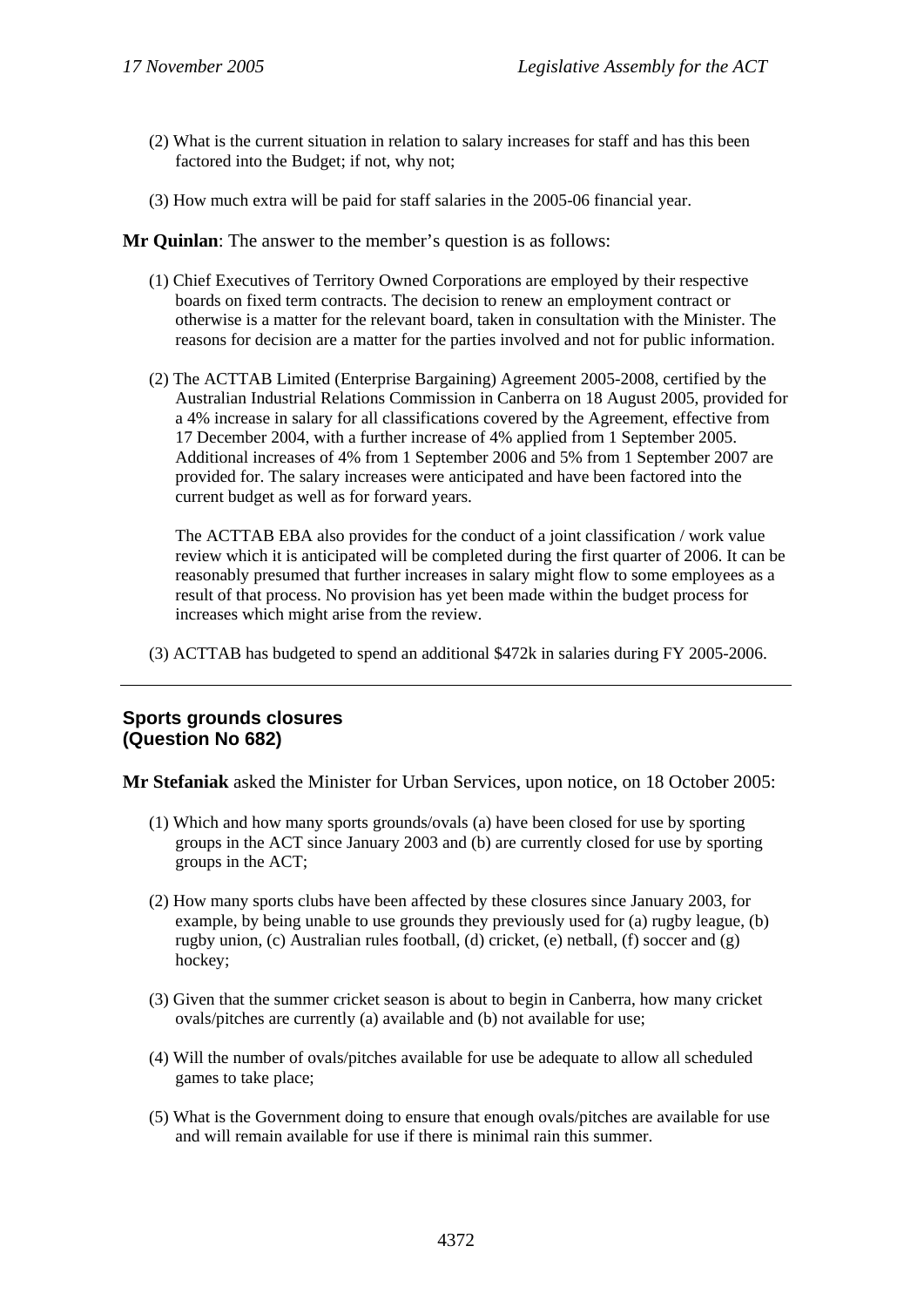(2) What is the current situation in relation to salary increases for staff and has this been factored into the Budget; if not, why not;

(3) How much extra will be paid for staff salaries in the 2005-06 financial year.

**Mr Quinlan**: The answer to the member's question is as follows:

(1) Chief Executives of Territory Owned Corporations are employed by their respective boards on fixed term contracts. The decision to renew an employment contract or otherwise is a matter for the relevant board, taken in consultation with the Minister. The reasons for decision are a matter for the parties involved and not for public information.

(2) The ACTTAB Limited (Enterprise Bargaining) Agreement 2005-2008, certified by the Australian Industrial Relations Commission in Canberra on 18 August 2005, provided for a 4% increase in salary for all classifications covered by the Agreement, effective from 17 December 2004, with a further increase of 4% applied from 1 September 2005. Additional increases of 4% from 1 September 2006 and 5% from 1 September 2007 are provided for. The salary increases were anticipated and have been factored into the current budget as well as for forward years.

The ACTTAB EBA also provides for the conduct of a joint classification / work value review which it is anticipated will be completed during the first quarter of 2006. It can be reasonably presumed that further increases in salary might flow to some employees as a result of that process. No provision has yet been made within the budget process for increases which might arise from the review.

(3) ACTTAB has budgeted to spend an additional $472k in salaries during FY 2005-2006.

---

## Sports grounds closures
## (Question No 682)

**Mr Stefaniak** asked the Minister for Urban Services, upon notice, on 18 October 2005:

(1) Which and how many sports grounds/ovals (a) have been closed for use by sporting groups in the ACT since January 2003 and (b) are currently closed for use by sporting groups in the ACT;

(2) How many sports clubs have been affected by these closures since January 2003, for example, by being unable to use grounds they previously used for (a) rugby league, (b) rugby union, (c) Australian rules football, (d) cricket, (e) netball, (f) soccer and (g) hockey;

(3) Given that the summer cricket season is about to begin in Canberra, how many cricket ovals/pitches are currently (a) available and (b) not available for use;

(4) Will the number of ovals/pitches available for use be adequate to allow all scheduled games to take place;

(5) What is the Government doing to ensure that enough ovals/pitches are available for use and will remain available for use if there is minimal rain this summer.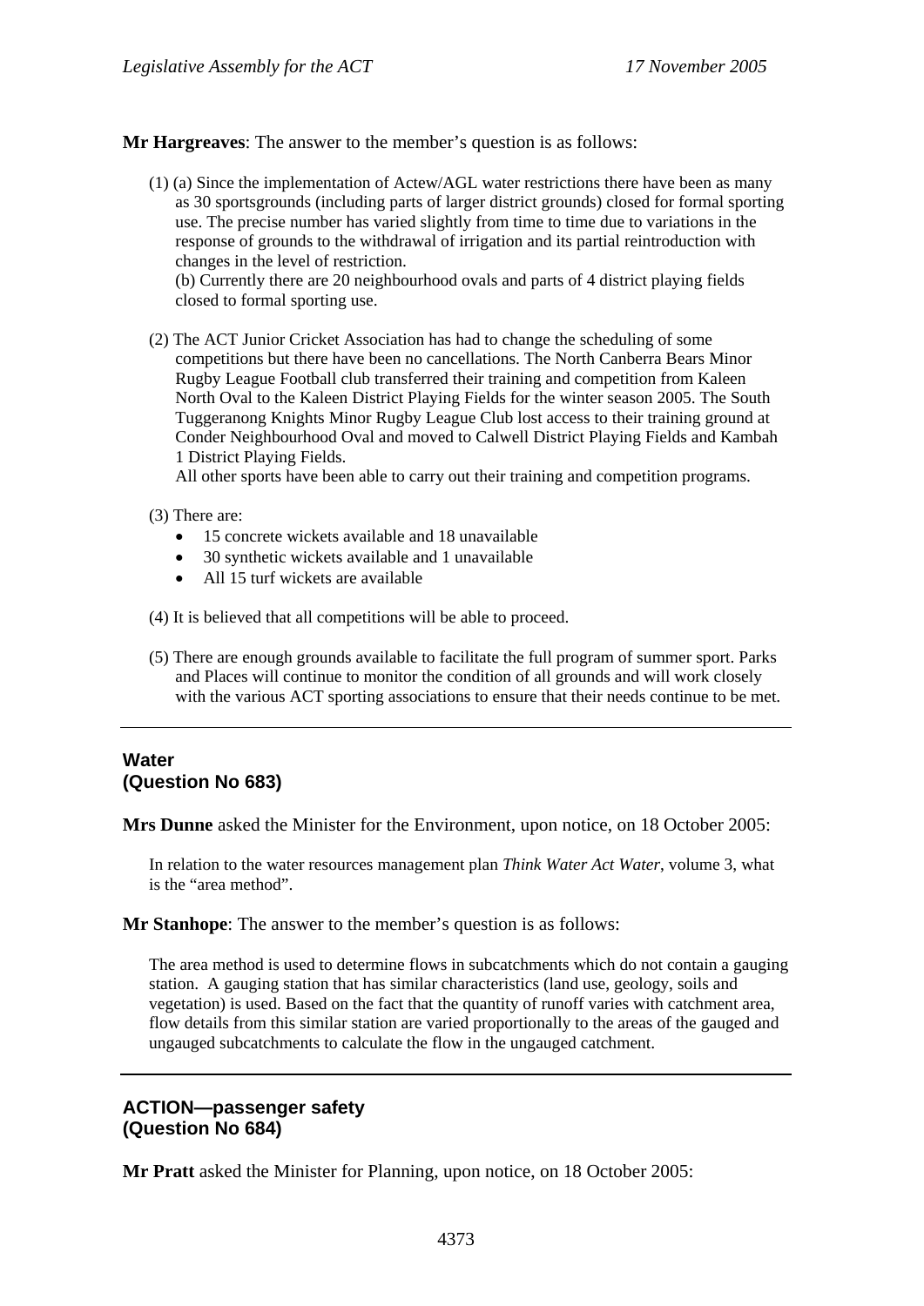**Mr Hargreaves**: The answer to the member's question is as follows:

(1) (a) Since the implementation of Actew/AGL water restrictions there have been as many as 30 sportsgrounds (including parts of larger district grounds) closed for formal sporting use. The precise number has varied slightly from time to time due to variations in the response of grounds to the withdrawal of irrigation and its partial reintroduction with changes in the level of restriction.
(b) Currently there are 20 neighbourhood ovals and parts of 4 district playing fields closed to formal sporting use.

(2) The ACT Junior Cricket Association has had to change the scheduling of some competitions but there have been no cancellations. The North Canberra Bears Minor Rugby League Football club transferred their training and competition from Kaleen North Oval to the Kaleen District Playing Fields for the winter season 2005. The South Tuggeranong Knights Minor Rugby League Club lost access to their training ground at Conder Neighbourhood Oval and moved to Calwell District Playing Fields and Kambah 1 District Playing Fields.
All other sports have been able to carry out their training and competition programs.

(3) There are:

- 15 concrete wickets available and 18 unavailable
- 30 synthetic wickets available and 1 unavailable
- All 15 turf wickets are available

(4) It is believed that all competitions will be able to proceed.

(5) There are enough grounds available to facilitate the full program of summer sport. Parks and Places will continue to monitor the condition of all grounds and will work closely with the various ACT sporting associations to ensure that their needs continue to be met.

---

## Water
## (Question No 683)

**Mrs Dunne** asked the Minister for the Environment, upon notice, on 18 October 2005:

In relation to the water resources management plan *Think Water Act Water*, volume 3, what is the "area method".

**Mr Stanhope**: The answer to the member's question is as follows:

The area method is used to determine flows in subcatchments which do not contain a gauging station. A gauging station that has similar characteristics (land use, geology, soils and vegetation) is used. Based on the fact that the quantity of runoff varies with catchment area, flow details from this similar station are varied proportionally to the areas of the gauged and ungauged subcatchments to calculate the flow in the ungauged catchment.

---

## ACTION—passenger safety
## (Question No 684)

**Mr Pratt** asked the Minister for Planning, upon notice, on 18 October 2005: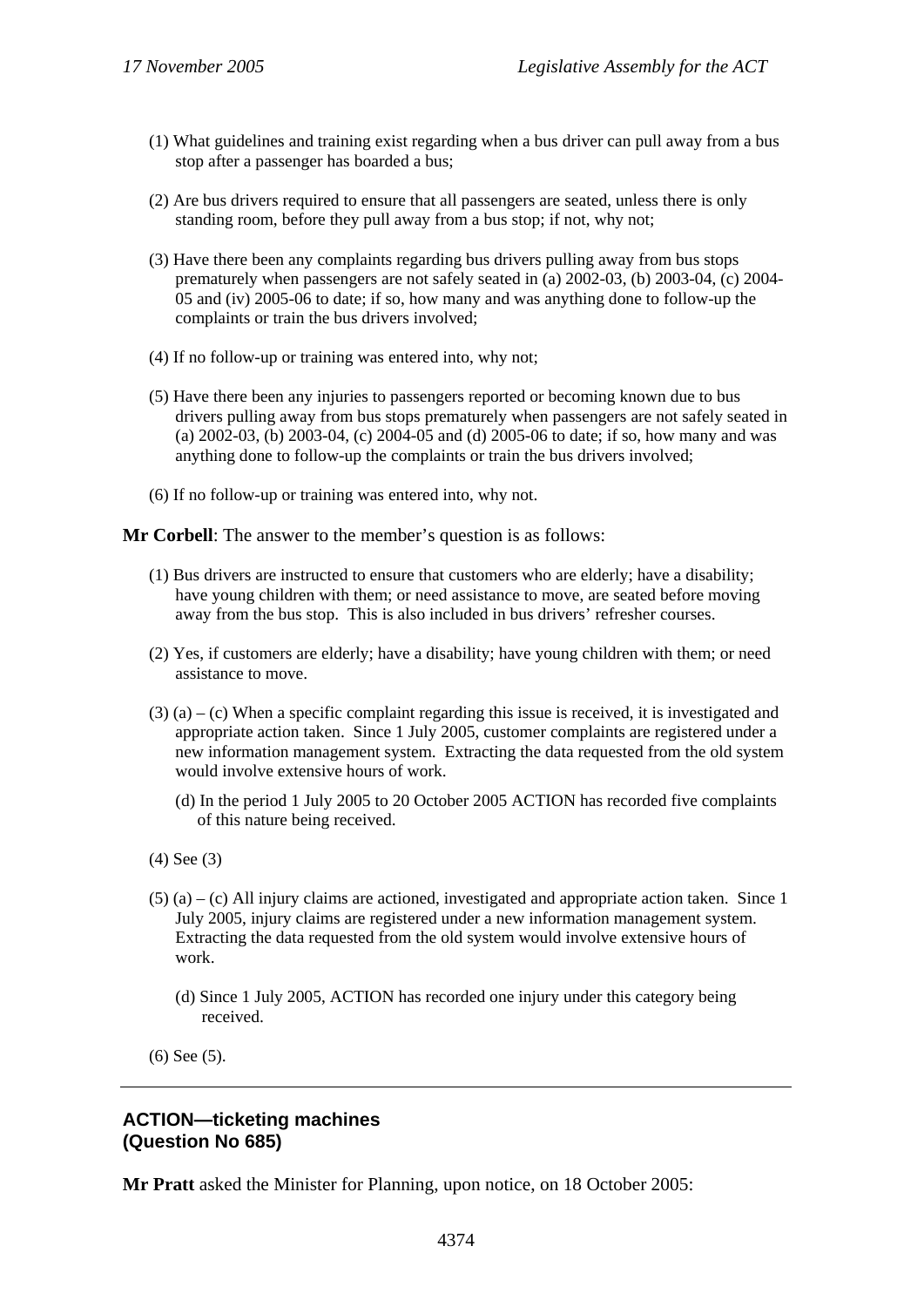(1) What guidelines and training exist regarding when a bus driver can pull away from a bus stop after a passenger has boarded a bus;

(2) Are bus drivers required to ensure that all passengers are seated, unless there is only standing room, before they pull away from a bus stop; if not, why not;

(3) Have there been any complaints regarding bus drivers pulling away from bus stops prematurely when passengers are not safely seated in (a) 2002-03, (b) 2003-04, (c) 2004-05 and (iv) 2005-06 to date; if so, how many and was anything done to follow-up the complaints or train the bus drivers involved;

(4) If no follow-up or training was entered into, why not;

(5) Have there been any injuries to passengers reported or becoming known due to bus drivers pulling away from bus stops prematurely when passengers are not safely seated in (a) 2002-03, (b) 2003-04, (c) 2004-05 and (d) 2005-06 to date; if so, how many and was anything done to follow-up the complaints or train the bus drivers involved;

(6) If no follow-up or training was entered into, why not.

**Mr Corbell**: The answer to the member's question is as follows:

(1) Bus drivers are instructed to ensure that customers who are elderly; have a disability; have young children with them; or need assistance to move, are seated before moving away from the bus stop. This is also included in bus drivers' refresher courses.

(2) Yes, if customers are elderly; have a disability; have young children with them; or need assistance to move.

(3) (a) – (c) When a specific complaint regarding this issue is received, it is investigated and appropriate action taken. Since 1 July 2005, customer complaints are registered under a new information management system. Extracting the data requested from the old system would involve extensive hours of work.

   (d) In the period 1 July 2005 to 20 October 2005 ACTION has recorded five complaints of this nature being received.

(4) See (3)

(5) (a) – (c) All injury claims are actioned, investigated and appropriate action taken. Since 1 July 2005, injury claims are registered under a new information management system. Extracting the data requested from the old system would involve extensive hours of work.

   (d) Since 1 July 2005, ACTION has recorded one injury under this category being received.

(6) See (5).

---

## ACTION—ticketing machines (Question No 685)

**Mr Pratt** asked the Minister for Planning, upon notice, on 18 October 2005: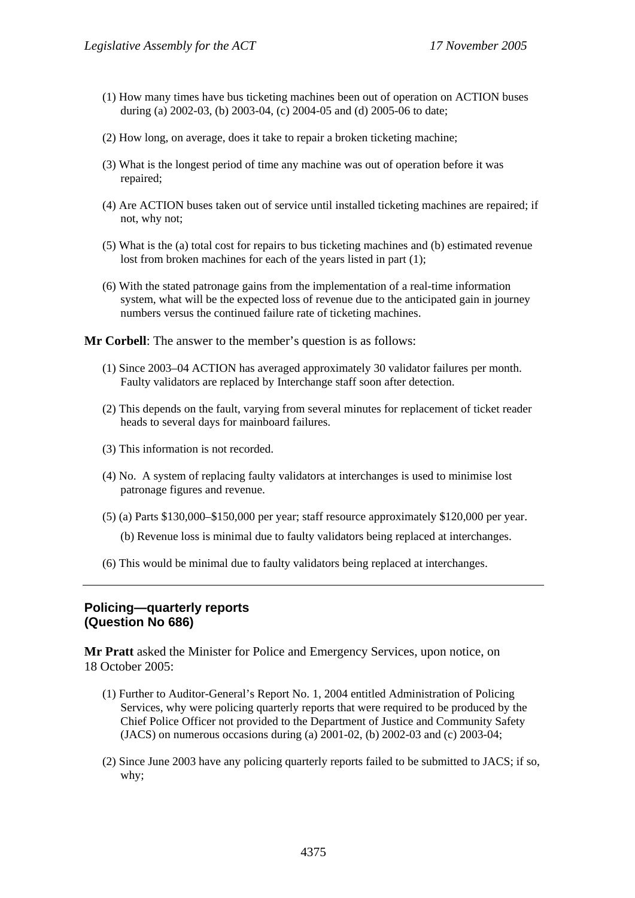(1) How many times have bus ticketing machines been out of operation on ACTION buses during (a) 2002-03, (b) 2003-04, (c) 2004-05 and (d) 2005-06 to date;

(2) How long, on average, does it take to repair a broken ticketing machine;

(3) What is the longest period of time any machine was out of operation before it was repaired;

(4) Are ACTION buses taken out of service until installed ticketing machines are repaired; if not, why not;

(5) What is the (a) total cost for repairs to bus ticketing machines and (b) estimated revenue lost from broken machines for each of the years listed in part (1);

(6) With the stated patronage gains from the implementation of a real-time information system, what will be the expected loss of revenue due to the anticipated gain in journey numbers versus the continued failure rate of ticketing machines.

**Mr Corbell**: The answer to the member's question is as follows:

(1) Since 2003–04 ACTION has averaged approximately 30 validator failures per month. Faulty validators are replaced by Interchange staff soon after detection.

(2) This depends on the fault, varying from several minutes for replacement of ticket reader heads to several days for mainboard failures.

(3) This information is not recorded.

(4) No. A system of replacing faulty validators at interchanges is used to minimise lost patronage figures and revenue.

(5) (a) Parts $130,000–$150,000 per year; staff resource approximately $120,000 per year.

(b) Revenue loss is minimal due to faulty validators being replaced at interchanges.

(6) This would be minimal due to faulty validators being replaced at interchanges.

---

## Policing—quarterly reports (Question No 686)

**Mr Pratt** asked the Minister for Police and Emergency Services, upon notice, on 18 October 2005:

(1) Further to Auditor-General's Report No. 1, 2004 entitled Administration of Policing Services, why were policing quarterly reports that were required to be produced by the Chief Police Officer not provided to the Department of Justice and Community Safety (JACS) on numerous occasions during (a) 2001-02, (b) 2002-03 and (c) 2003-04;

(2) Since June 2003 have any policing quarterly reports failed to be submitted to JACS; if so, why;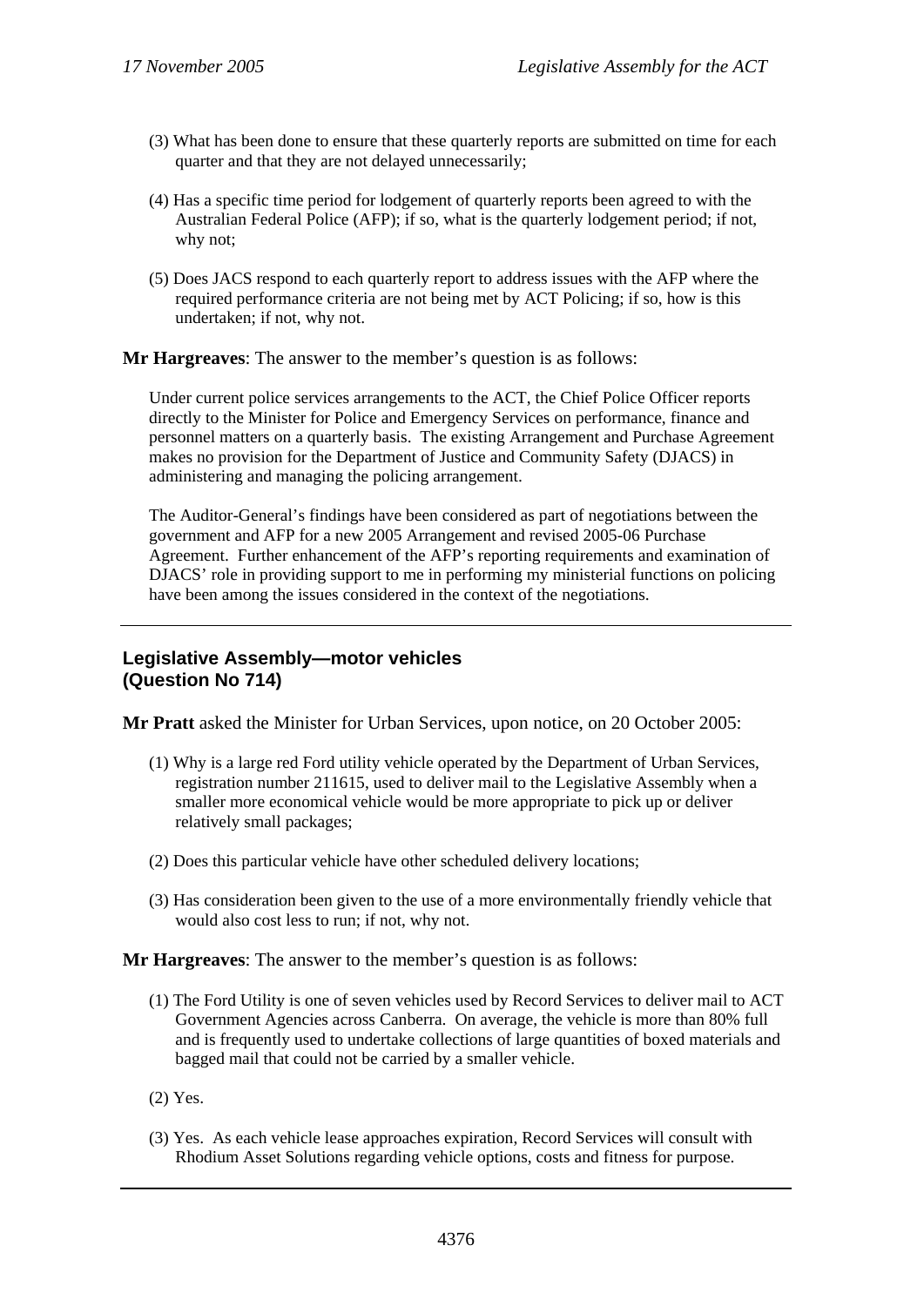(3) What has been done to ensure that these quarterly reports are submitted on time for each quarter and that they are not delayed unnecessarily;

(4) Has a specific time period for lodgement of quarterly reports been agreed to with the Australian Federal Police (AFP); if so, what is the quarterly lodgement period; if not, why not;

(5) Does JACS respond to each quarterly report to address issues with the AFP where the required performance criteria are not being met by ACT Policing; if so, how is this undertaken; if not, why not.

**Mr Hargreaves**: The answer to the member's question is as follows:

Under current police services arrangements to the ACT, the Chief Police Officer reports directly to the Minister for Police and Emergency Services on performance, finance and personnel matters on a quarterly basis. The existing Arrangement and Purchase Agreement makes no provision for the Department of Justice and Community Safety (DJACS) in administering and managing the policing arrangement.

The Auditor-General's findings have been considered as part of negotiations between the government and AFP for a new 2005 Arrangement and revised 2005-06 Purchase Agreement. Further enhancement of the AFP's reporting requirements and examination of DJACS' role in providing support to me in performing my ministerial functions on policing have been among the issues considered in the context of the negotiations.

---

## Legislative Assembly—motor vehicles (Question No 714)

**Mr Pratt** asked the Minister for Urban Services, upon notice, on 20 October 2005:

(1) Why is a large red Ford utility vehicle operated by the Department of Urban Services, registration number 211615, used to deliver mail to the Legislative Assembly when a smaller more economical vehicle would be more appropriate to pick up or deliver relatively small packages;

(2) Does this particular vehicle have other scheduled delivery locations;

(3) Has consideration been given to the use of a more environmentally friendly vehicle that would also cost less to run; if not, why not.

**Mr Hargreaves**: The answer to the member's question is as follows:

(1) The Ford Utility is one of seven vehicles used by Record Services to deliver mail to ACT Government Agencies across Canberra. On average, the vehicle is more than 80% full and is frequently used to undertake collections of large quantities of boxed materials and bagged mail that could not be carried by a smaller vehicle.

(2) Yes.

(3) Yes. As each vehicle lease approaches expiration, Record Services will consult with Rhodium Asset Solutions regarding vehicle options, costs and fitness for purpose.

---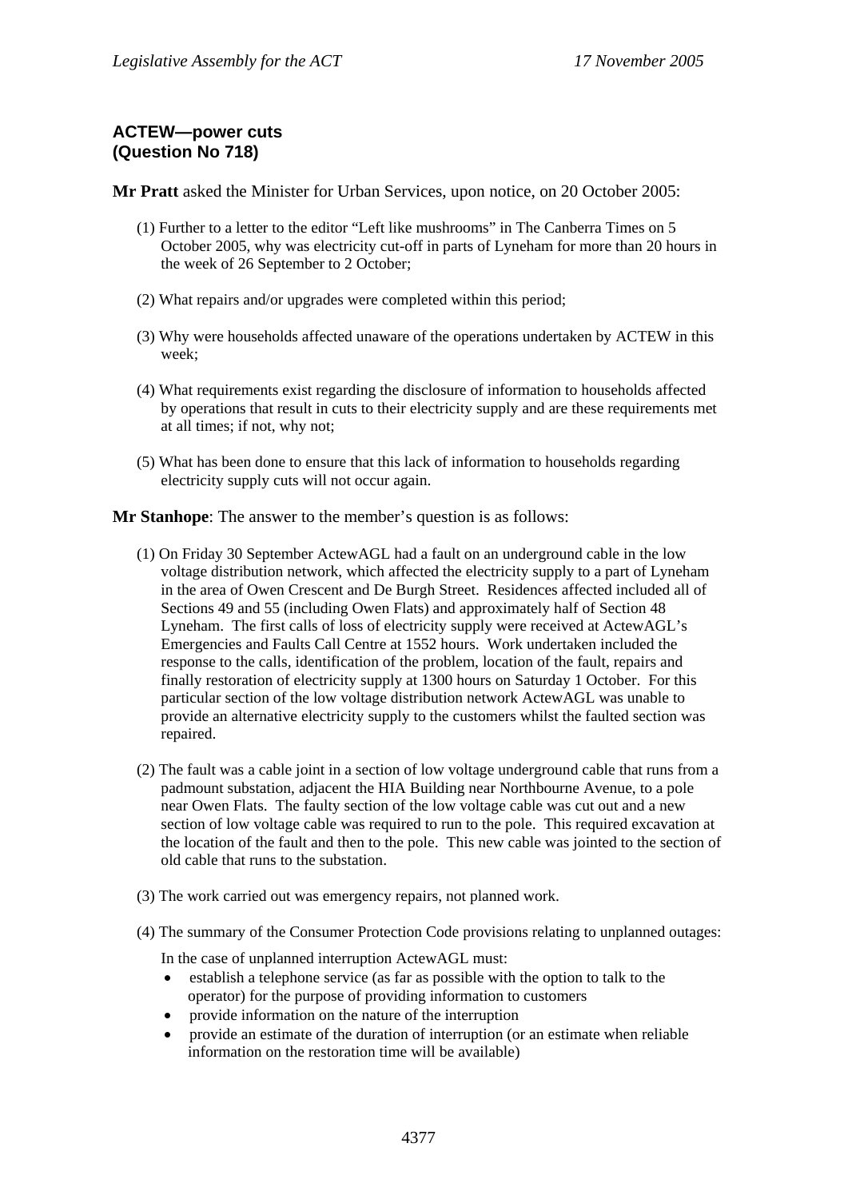## ACTEW—power cuts
## (Question No 718)

**Mr Pratt** asked the Minister for Urban Services, upon notice, on 20 October 2005:

(1) Further to a letter to the editor "Left like mushrooms" in The Canberra Times on 5 October 2005, why was electricity cut-off in parts of Lyneham for more than 20 hours in the week of 26 September to 2 October;

(2) What repairs and/or upgrades were completed within this period;

(3) Why were households affected unaware of the operations undertaken by ACTEW in this week;

(4) What requirements exist regarding the disclosure of information to households affected by operations that result in cuts to their electricity supply and are these requirements met at all times; if not, why not;

(5) What has been done to ensure that this lack of information to households regarding electricity supply cuts will not occur again.

**Mr Stanhope**: The answer to the member's question is as follows:

(1) On Friday 30 September ActewAGL had a fault on an underground cable in the low voltage distribution network, which affected the electricity supply to a part of Lyneham in the area of Owen Crescent and De Burgh Street. Residences affected included all of Sections 49 and 55 (including Owen Flats) and approximately half of Section 48 Lyneham. The first calls of loss of electricity supply were received at ActewAGL's Emergencies and Faults Call Centre at 1552 hours. Work undertaken included the response to the calls, identification of the problem, location of the fault, repairs and finally restoration of electricity supply at 1300 hours on Saturday 1 October. For this particular section of the low voltage distribution network ActewAGL was unable to provide an alternative electricity supply to the customers whilst the faulted section was repaired.

(2) The fault was a cable joint in a section of low voltage underground cable that runs from a padmount substation, adjacent the HIA Building near Northbourne Avenue, to a pole near Owen Flats. The faulty section of the low voltage cable was cut out and a new section of low voltage cable was required to run to the pole. This required excavation at the location of the fault and then to the pole. This new cable was jointed to the section of old cable that runs to the substation.

(3) The work carried out was emergency repairs, not planned work.

(4) The summary of the Consumer Protection Code provisions relating to unplanned outages:

In the case of unplanned interruption ActewAGL must:

- establish a telephone service (as far as possible with the option to talk to the operator) for the purpose of providing information to customers
- provide information on the nature of the interruption
- provide an estimate of the duration of interruption (or an estimate when reliable information on the restoration time will be available)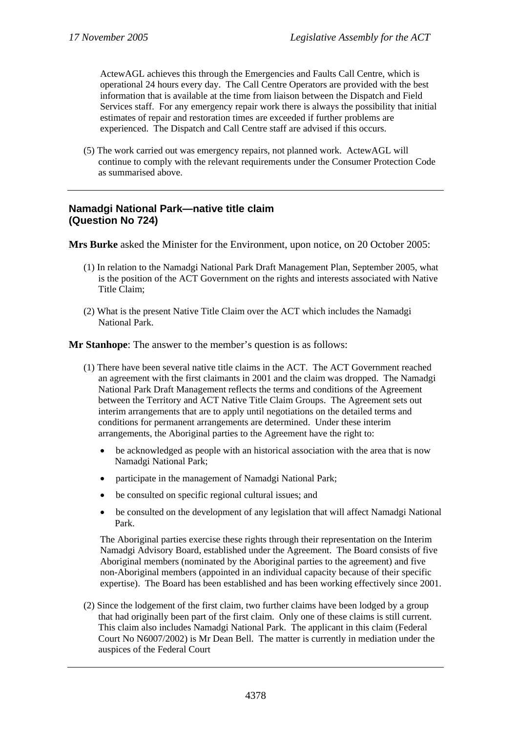ActewAGL achieves this through the Emergencies and Faults Call Centre, which is operational 24 hours every day. The Call Centre Operators are provided with the best information that is available at the time from liaison between the Dispatch and Field Services staff. For any emergency repair work there is always the possibility that initial estimates of repair and restoration times are exceeded if further problems are experienced. The Dispatch and Call Centre staff are advised if this occurs.

(5) The work carried out was emergency repairs, not planned work. ActewAGL will continue to comply with the relevant requirements under the Consumer Protection Code as summarised above.

---

## Namadgi National Park—native title claim
## (Question No 724)

**Mrs Burke** asked the Minister for the Environment, upon notice, on 20 October 2005:

(1) In relation to the Namadgi National Park Draft Management Plan, September 2005, what is the position of the ACT Government on the rights and interests associated with Native Title Claim;

(2) What is the present Native Title Claim over the ACT which includes the Namadgi National Park.

**Mr Stanhope**: The answer to the member's question is as follows:

(1) There have been several native title claims in the ACT. The ACT Government reached an agreement with the first claimants in 2001 and the claim was dropped. The Namadgi National Park Draft Management reflects the terms and conditions of the Agreement between the Territory and ACT Native Title Claim Groups. The Agreement sets out interim arrangements that are to apply until negotiations on the detailed terms and conditions for permanent arrangements are determined. Under these interim arrangements, the Aboriginal parties to the Agreement have the right to:

- be acknowledged as people with an historical association with the area that is now Namadgi National Park;
- participate in the management of Namadgi National Park;
- be consulted on specific regional cultural issues; and
- be consulted on the development of any legislation that will affect Namadgi National Park.

The Aboriginal parties exercise these rights through their representation on the Interim Namadgi Advisory Board, established under the Agreement. The Board consists of five Aboriginal members (nominated by the Aboriginal parties to the agreement) and five non-Aboriginal members (appointed in an individual capacity because of their specific expertise). The Board has been established and has been working effectively since 2001.

(2) Since the lodgement of the first claim, two further claims have been lodged by a group that had originally been part of the first claim. Only one of these claims is still current. This claim also includes Namadgi National Park. The applicant in this claim (Federal Court No N6007/2002) is Mr Dean Bell. The matter is currently in mediation under the auspices of the Federal Court

---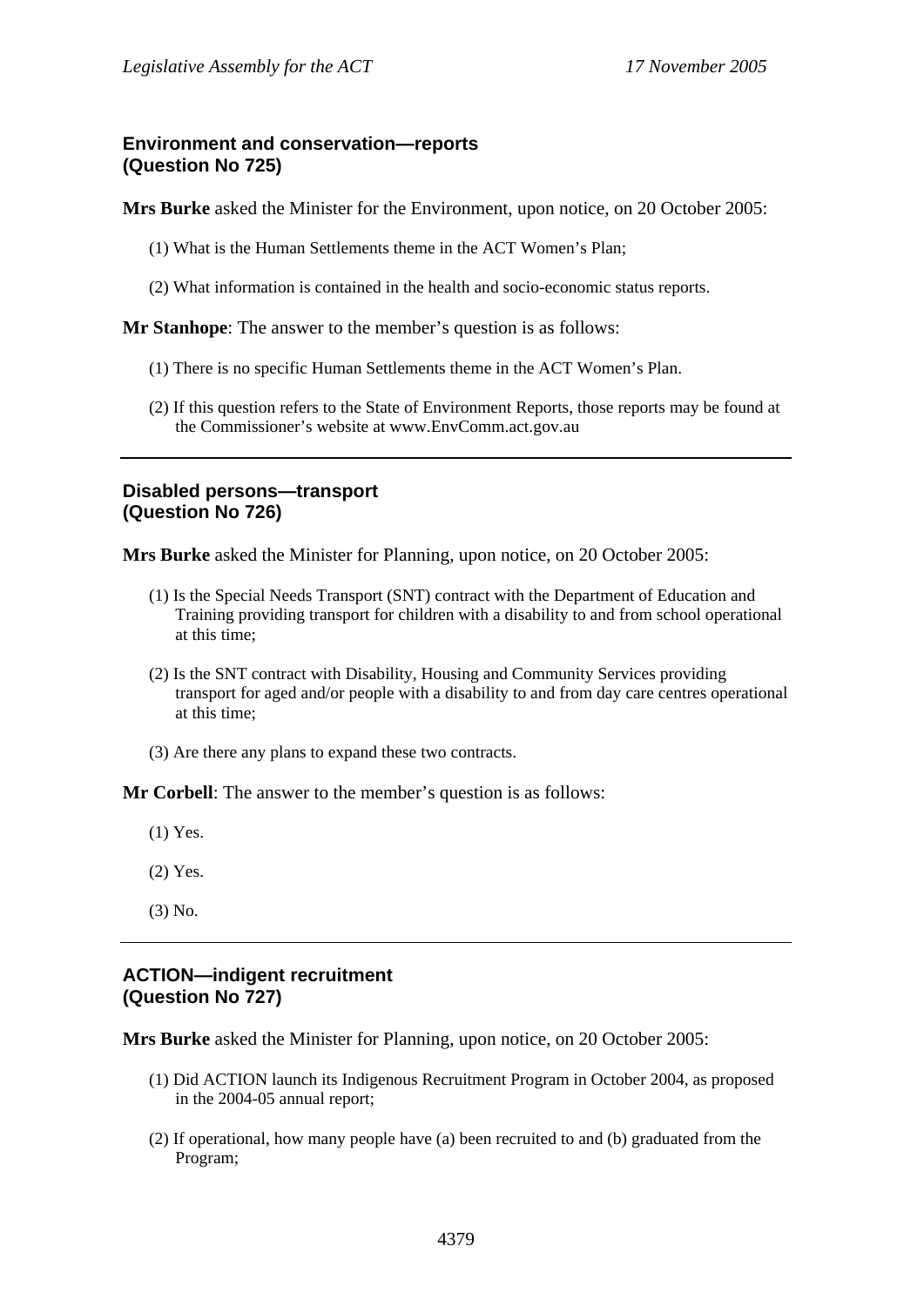### Environment and conservation—reports (Question No 725)

**Mrs Burke** asked the Minister for the Environment, upon notice, on 20 October 2005:

(1) What is the Human Settlements theme in the ACT Women's Plan;

(2) What information is contained in the health and socio-economic status reports.

**Mr Stanhope**: The answer to the member's question is as follows:

(1) There is no specific Human Settlements theme in the ACT Women's Plan.

(2) If this question refers to the State of Environment Reports, those reports may be found at the Commissioner's website at www.EnvComm.act.gov.au

---

### Disabled persons—transport (Question No 726)

**Mrs Burke** asked the Minister for Planning, upon notice, on 20 October 2005:

(1) Is the Special Needs Transport (SNT) contract with the Department of Education and Training providing transport for children with a disability to and from school operational at this time;

(2) Is the SNT contract with Disability, Housing and Community Services providing transport for aged and/or people with a disability to and from day care centres operational at this time;

(3) Are there any plans to expand these two contracts.

**Mr Corbell**: The answer to the member's question is as follows:

(1) Yes.

(2) Yes.

(3) No.

---

### ACTION—indigent recruitment (Question No 727)

**Mrs Burke** asked the Minister for Planning, upon notice, on 20 October 2005:

(1) Did ACTION launch its Indigenous Recruitment Program in October 2004, as proposed in the 2004-05 annual report;

(2) If operational, how many people have (a) been recruited to and (b) graduated from the Program;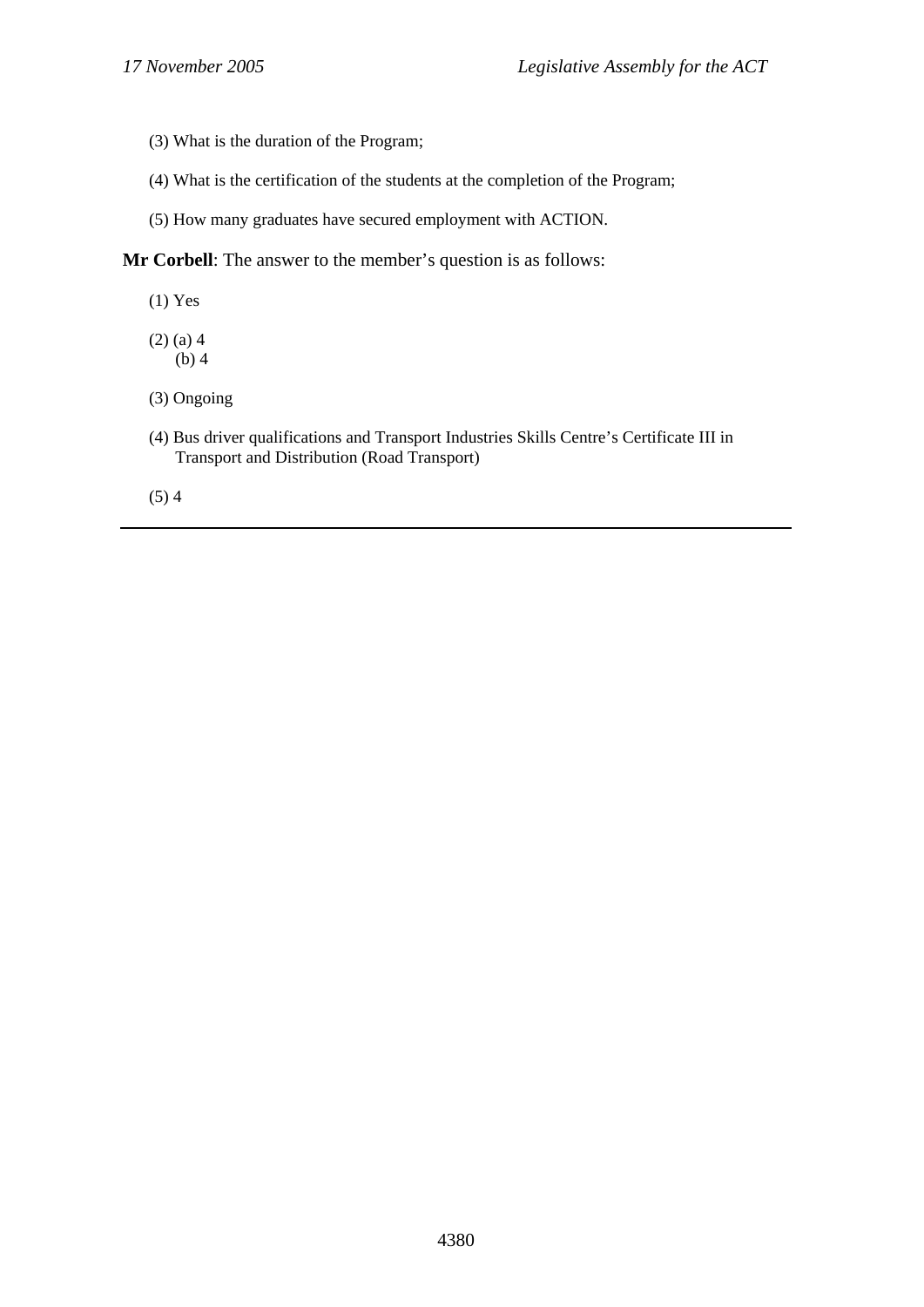(3) What is the duration of the Program;

(4) What is the certification of the students at the completion of the Program;

(5) How many graduates have secured employment with ACTION.

**Mr Corbell**: The answer to the member's question is as follows:

(1) Yes

(2) (a) 4
(b) 4

(3) Ongoing

(4) Bus driver qualifications and Transport Industries Skills Centre's Certificate III in Transport and Distribution (Road Transport)

(5) 4